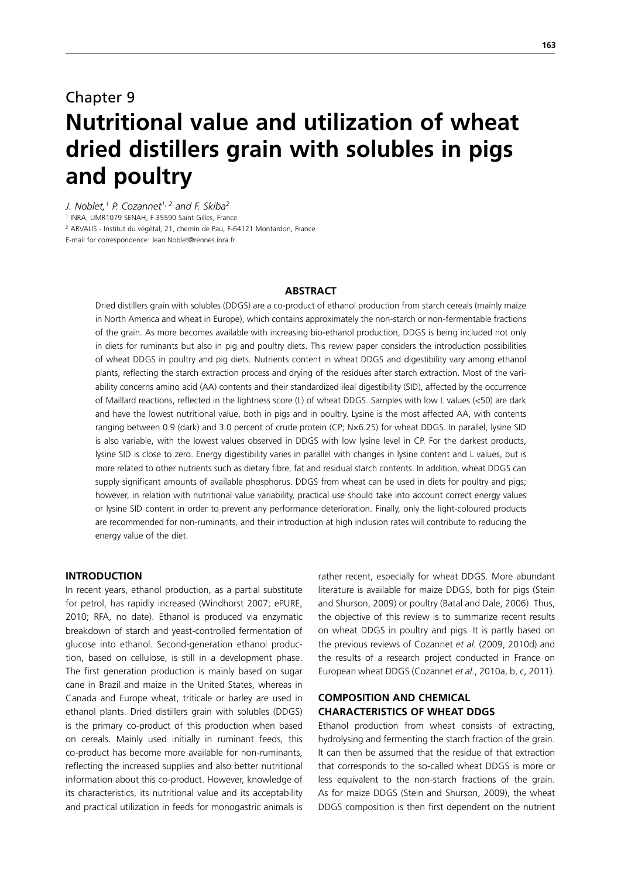# Chapter 9

# Nutritional value and utilization of wheat dried distillers grain with solubles in pigs and poultry

*J. Noblet,[1] P. Cozannet[1, 2] and F. Skiba[2]*

[1] INRA, UMR1079 SENAH, F-35590 Saint Gilles, France

[2] ARVALIS - Institut du végétal, 21, chemin de Pau, F-64121 Montardon, France

E-mail for correspondence: Jean.Noblet@rennes.inra.fr

## ABSTRACT

Dried distillers grain with solubles (DDGS) are a co-product of ethanol production from starch cereals (mainly maize in North America and wheat in Europe), which contains approximately the non-starch or non-fermentable fractions of the grain. As more becomes available with increasing bio-ethanol production, DDGS is being included not only in diets for ruminants but also in pig and poultry diets. This review paper considers the introduction possibilities of wheat DDGS in poultry and pig diets. Nutrients content in wheat DDGS and digestibility vary among ethanol plants, reflecting the starch extraction process and drying of the residues after starch extraction. Most of the variability concerns amino acid (AA) contents and their standardized ileal digestibility (SID), affected by the occurrence of Maillard reactions, reflected in the lightness score (L) of wheat DDGS. Samples with low L values (<50) are dark and have the lowest nutritional value, both in pigs and in poultry. Lysine is the most affected AA, with contents ranging between 0.9 (dark) and 3.0 percent of crude protein (CP; N×6.25) for wheat DDGS. In parallel, lysine SID is also variable, with the lowest values observed in DDGS with low lysine level in CP. For the darkest products, lysine SID is close to zero. Energy digestibility varies in parallel with changes in lysine content and L values, but is more related to other nutrients such as dietary fibre, fat and residual starch contents. In addition, wheat DDGS can supply significant amounts of available phosphorus. DDGS from wheat can be used in diets for poultry and pigs; however, in relation with nutritional value variability, practical use should take into account correct energy values or lysine SID content in order to prevent any performance deterioration. Finally, only the light-coloured products are recommended for non-ruminants, and their introduction at high inclusion rates will contribute to reducing the energy value of the diet.

## INTRODUCTION

In recent years, ethanol production, as a partial substitute for petrol, has rapidly increased (Windhorst 2007; ePURE, 2010; RFA, no date). Ethanol is produced via enzymatic breakdown of starch and yeast-controlled fermentation of glucose into ethanol. Second-generation ethanol production, based on cellulose, is still in a development phase. The first generation production is mainly based on sugar cane in Brazil and maize in the United States, whereas in Canada and Europe wheat, triticale or barley are used in ethanol plants. Dried distillers grain with solubles (DDGS) is the primary co-product of this production when based on cereals. Mainly used initially in ruminant feeds, this co-product has become more available for non-ruminants, reflecting the increased supplies and also better nutritional information about this co-product. However, knowledge of its characteristics, its nutritional value and its acceptability and practical utilization in feeds for monogastric animals is rather recent, especially for wheat DDGS. More abundant literature is available for maize DDGS, both for pigs (Stein and Shurson, 2009) or poultry (Batal and Dale, 2006). Thus, the objective of this review is to summarize recent results on wheat DDGS in poultry and pigs. It is partly based on the previous reviews of Cozannet *et al.* (2009, 2010d) and the results of a research project conducted in France on European wheat DDGS (Cozannet *et al.*, 2010a, b, c, 2011).

## COMPOSITION AND CHEMICAL CHARACTERISTICS OF WHEAT DDGS

Ethanol production from wheat consists of extracting, hydrolysing and fermenting the starch fraction of the grain. It can then be assumed that the residue of that extraction that corresponds to the so-called wheat DDGS is more or less equivalent to the non-starch fractions of the grain. As for maize DDGS (Stein and Shurson, 2009), the wheat DDGS composition is then first dependent on the nutrient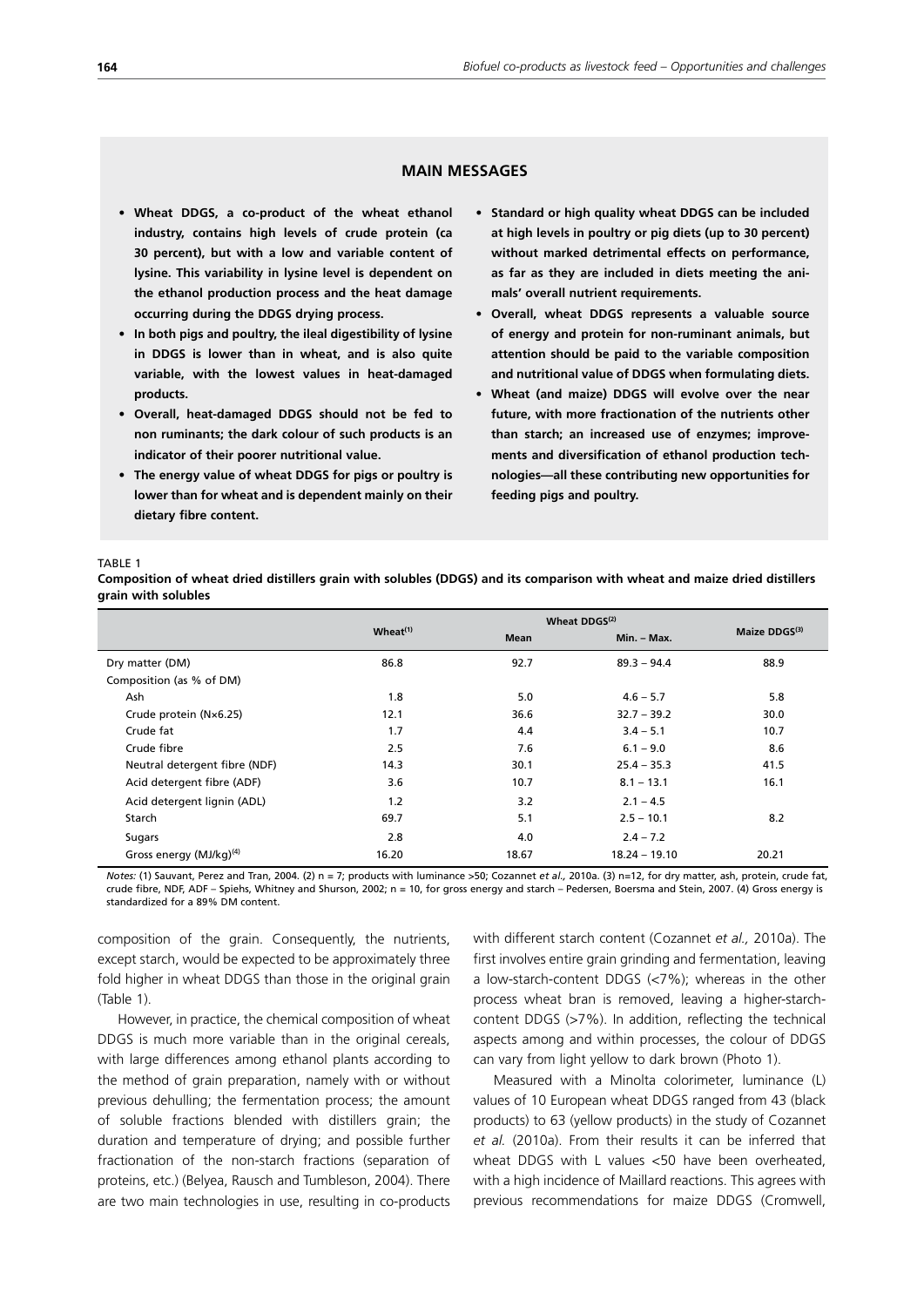## MAIN MESSAGES

- **Wheat DDGS, a co-product of the wheat ethanol industry, contains high levels of crude protein (ca 30 percent), but with a low and variable content of lysine. This variability in lysine level is dependent on the ethanol production process and the heat damage occurring during the DDGS drying process.**
- **In both pigs and poultry, the ileal digestibility of lysine in DDGS is lower than in wheat, and is also quite variable, with the lowest values in heat-damaged products.**
- **Overall, heat-damaged DDGS should not be fed to non ruminants; the dark colour of such products is an indicator of their poorer nutritional value.**
- **The energy value of wheat DDGS for pigs or poultry is lower than for wheat and is dependent mainly on their dietary fibre content.**
- **Standard or high quality wheat DDGS can be included at high levels in poultry or pig diets (up to 30 percent) without marked detrimental effects on performance, as far as they are included in diets meeting the animals' overall nutrient requirements.**
- **Overall, wheat DDGS represents a valuable source of energy and protein for non-ruminant animals, but attention should be paid to the variable composition and nutritional value of DDGS when formulating diets.**
- **Wheat (and maize) DDGS will evolve over the near future, with more fractionation of the nutrients other than starch; an increased use of enzymes; improvements and diversification of ethanol production technologies—all these contributing new opportunities for feeding pigs and poultry.**

TABLE 1

**Composition of wheat dried distillers grain with solubles (DDGS) and its comparison with wheat and maize dried distillers grain with solubles**

| | Wheat[(1)] | Wheat DDGS[(2)] | | Maize DDGS[(3)] |
|---|---|---|---|---|
| | | Mean | Min. – Max. | |
| Dry matter (DM) | 86.8 | 92.7 | 89.3 – 94.4 | 88.9 |
| Composition (as % of DM) | | | | |
| Ash | 1.8 | 5.0 | 4.6 – 5.7 | 5.8 |
| Crude protein (N×6.25) | 12.1 | 36.6 | 32.7 – 39.2 | 30.0 |
| Crude fat | 1.7 | 4.4 | 3.4 – 5.1 | 10.7 |
| Crude fibre | 2.5 | 7.6 | 6.1 – 9.0 | 8.6 |
| Neutral detergent fibre (NDF) | 14.3 | 30.1 | 25.4 – 35.3 | 41.5 |
| Acid detergent fibre (ADF) | 3.6 | 10.7 | 8.1 – 13.1 | 16.1 |
| Acid detergent lignin (ADL) | 1.2 | 3.2 | 2.1 – 4.5 | |
| Starch | 69.7 | 5.1 | 2.5 – 10.1 | 8.2 |
| Sugars | 2.8 | 4.0 | 2.4 – 7.2 | |
| Gross energy (MJ/kg)[(4)] | 16.20 | 18.67 | 18.24 – 19.10 | 20.21 |

*Notes:* (1) Sauvant, Perez and Tran, 2004. (2) n = 7; products with luminance >50; Cozannet *et al.,* 2010a. (3) n=12, for dry matter, ash, protein, crude fat, crude fibre, NDF, ADF – Spiehs, Whitney and Shurson, 2002; n = 10, for gross energy and starch – Pedersen, Boersma and Stein, 2007. (4) Gross energy is standardized for a 89% DM content.

composition of the grain. Consequently, the nutrients, except starch, would be expected to be approximately three fold higher in wheat DDGS than those in the original grain (Table 1).

However, in practice, the chemical composition of wheat DDGS is much more variable than in the original cereals, with large differences among ethanol plants according to the method of grain preparation, namely with or without previous dehulling; the fermentation process; the amount of soluble fractions blended with distillers grain; the duration and temperature of drying; and possible further fractionation of the non-starch fractions (separation of proteins, etc.) (Belyea, Rausch and Tumbleson, 2004). There are two main technologies in use, resulting in co-products with different starch content (Cozannet *et al.,* 2010a). The first involves entire grain grinding and fermentation, leaving a low-starch-content DDGS (<7%); whereas in the other process wheat bran is removed, leaving a higher-starch-content DDGS (>7%). In addition, reflecting the technical aspects among and within processes, the colour of DDGS can vary from light yellow to dark brown (Photo 1).

Measured with a Minolta colorimeter, luminance (L) values of 10 European wheat DDGS ranged from 43 (black products) to 63 (yellow products) in the study of Cozannet *et al.* (2010a). From their results it can be inferred that wheat DDGS with L values <50 have been overheated, with a high incidence of Maillard reactions. This agrees with previous recommendations for maize DDGS (Cromwell,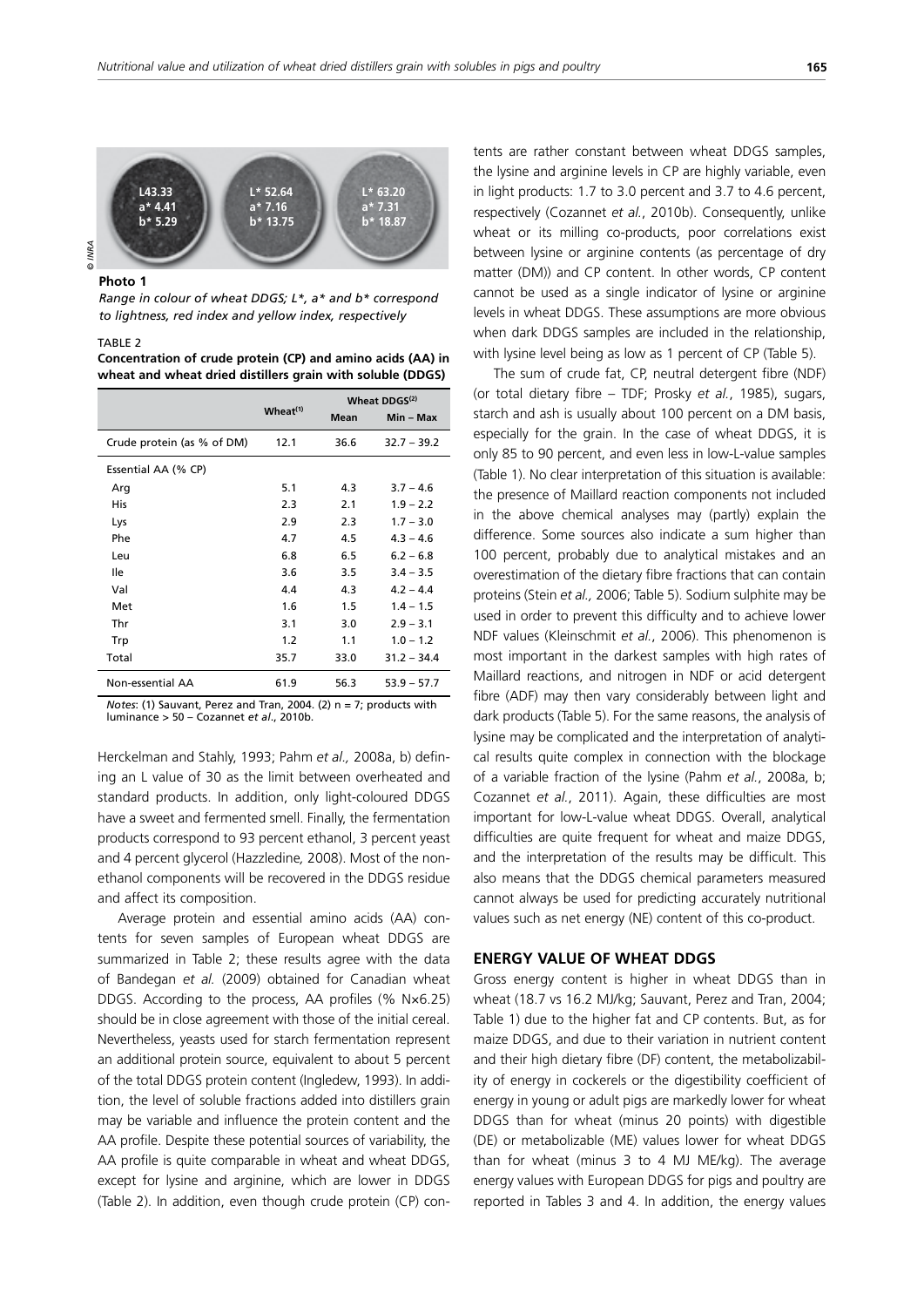L43.33 a* 4.41 b* 5.29 | L* 52.64 a* 7.16 b* 13.75 | L* 63.20 a* 7.31 b* 18.87

© INRA

**Photo 1**

*Range in colour of wheat DDGS; L*, a* and b* correspond to lightness, red index and yellow index, respectively*

TABLE 2

**Concentration of crude protein (CP) and amino acids (AA) in wheat and wheat dried distillers grain with soluble (DDGS)**

| | Wheat[(1)] | Wheat DDGS[(2)] | |
|---|---|---|---|
| | | Mean | Min – Max |
| Crude protein (as % of DM) | 12.1 | 36.6 | 32.7 – 39.2 |
| Essential AA (% CP) | | | |
| Arg | 5.1 | 4.3 | 3.7 – 4.6 |
| His | 2.3 | 2.1 | 1.9 – 2.2 |
| Lys | 2.9 | 2.3 | 1.7 – 3.0 |
| Phe | 4.7 | 4.5 | 4.3 – 4.6 |
| Leu | 6.8 | 6.5 | 6.2 – 6.8 |
| Ile | 3.6 | 3.5 | 3.4 – 3.5 |
| Val | 4.4 | 4.3 | 4.2 – 4.4 |
| Met | 1.6 | 1.5 | 1.4 – 1.5 |
| Thr | 3.1 | 3.0 | 2.9 – 3.1 |
| Trp | 1.2 | 1.1 | 1.0 – 1.2 |
| Total | 35.7 | 33.0 | 31.2 – 34.4 |
| Non-essential AA | 61.9 | 56.3 | 53.9 – 57.7 |

*Notes*: (1) Sauvant, Perez and Tran, 2004. (2) n = 7; products with luminance > 50 – Cozannet *et al*., 2010b.

Herckelman and Stahly, 1993; Pahm *et al.,* 2008a, b) defining an L value of 30 as the limit between overheated and standard products. In addition, only light-coloured DDGS have a sweet and fermented smell. Finally, the fermentation products correspond to 93 percent ethanol, 3 percent yeast and 4 percent glycerol (Hazzledine*,* 2008). Most of the non-ethanol components will be recovered in the DDGS residue and affect its composition.

Average protein and essential amino acids (AA) contents for seven samples of European wheat DDGS are summarized in Table 2; these results agree with the data of Bandegan *et al.* (2009) obtained for Canadian wheat DDGS. According to the process, AA profiles (% N×6.25) should be in close agreement with those of the initial cereal. Nevertheless, yeasts used for starch fermentation represent an additional protein source, equivalent to about 5 percent of the total DDGS protein content (Ingledew, 1993). In addition, the level of soluble fractions added into distillers grain may be variable and influence the protein content and the AA profile. Despite these potential sources of variability, the AA profile is quite comparable in wheat and wheat DDGS, except for lysine and arginine, which are lower in DDGS (Table 2). In addition, even though crude protein (CP) contents are rather constant between wheat DDGS samples, the lysine and arginine levels in CP are highly variable, even in light products: 1.7 to 3.0 percent and 3.7 to 4.6 percent, respectively (Cozannet *et al.*, 2010b). Consequently, unlike wheat or its milling co-products, poor correlations exist between lysine or arginine contents (as percentage of dry matter (DM)) and CP content. In other words, CP content cannot be used as a single indicator of lysine or arginine levels in wheat DDGS. These assumptions are more obvious when dark DDGS samples are included in the relationship, with lysine level being as low as 1 percent of CP (Table 5).

The sum of crude fat, CP, neutral detergent fibre (NDF) (or total dietary fibre – TDF; Prosky *et al.*, 1985), sugars, starch and ash is usually about 100 percent on a DM basis, especially for the grain. In the case of wheat DDGS, it is only 85 to 90 percent, and even less in low-L-value samples (Table 1). No clear interpretation of this situation is available: the presence of Maillard reaction components not included in the above chemical analyses may (partly) explain the difference. Some sources also indicate a sum higher than 100 percent, probably due to analytical mistakes and an overestimation of the dietary fibre fractions that can contain proteins (Stein *et al.,* 2006; Table 5). Sodium sulphite may be used in order to prevent this difficulty and to achieve lower NDF values (Kleinschmit *et al.*, 2006). This phenomenon is most important in the darkest samples with high rates of Maillard reactions, and nitrogen in NDF or acid detergent fibre (ADF) may then vary considerably between light and dark products (Table 5). For the same reasons, the analysis of lysine may be complicated and the interpretation of analytical results quite complex in connection with the blockage of a variable fraction of the lysine (Pahm *et al.*, 2008a, b; Cozannet *et al.*, 2011). Again, these difficulties are most important for low-L-value wheat DDGS. Overall, analytical difficulties are quite frequent for wheat and maize DDGS, and the interpretation of the results may be difficult. This also means that the DDGS chemical parameters measured cannot always be used for predicting accurately nutritional values such as net energy (NE) content of this co-product.

## ENERGY VALUE OF WHEAT DDGS

Gross energy content is higher in wheat DDGS than in wheat (18.7 vs 16.2 MJ/kg; Sauvant, Perez and Tran, 2004; Table 1) due to the higher fat and CP contents. But, as for maize DDGS, and due to their variation in nutrient content and their high dietary fibre (DF) content, the metabolizability of energy in cockerels or the digestibility coefficient of energy in young or adult pigs are markedly lower for wheat DDGS than for wheat (minus 20 points) with digestible (DE) or metabolizable (ME) values lower for wheat DDGS than for wheat (minus 3 to 4 MJ ME/kg). The average energy values with European DDGS for pigs and poultry are reported in Tables 3 and 4. In addition, the energy values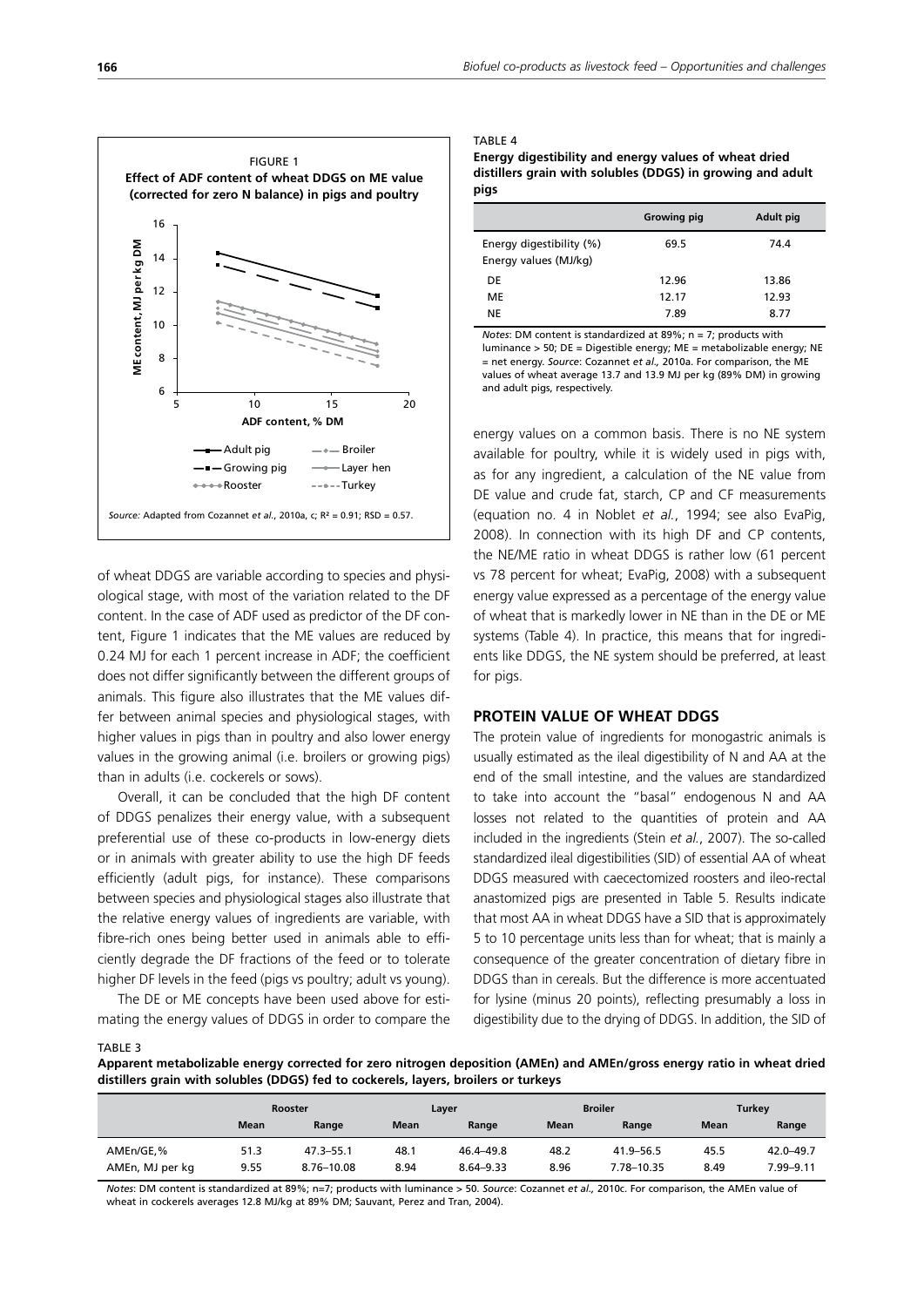FIGURE 1
**Effect of ADF content of wheat DDGS on ME value (corrected for zero N balance) in pigs and poultry**

*Source:* Adapted from Cozannet *et al.*, 2010a, c; $R^2$ = 0.91; RSD = 0.57.

of wheat DDGS are variable according to species and physiological stage, with most of the variation related to the DF content. In the case of ADF used as predictor of the DF content, Figure 1 indicates that the ME values are reduced by 0.24 MJ for each 1 percent increase in ADF; the coefficient does not differ significantly between the different groups of animals. This figure also illustrates that the ME values differ between animal species and physiological stages, with higher values in pigs than in poultry and also lower energy values in the growing animal (i.e. broilers or growing pigs) than in adults (i.e. cockerels or sows).

Overall, it can be concluded that the high DF content of DDGS penalizes their energy value, with a subsequent preferential use of these co-products in low-energy diets or in animals with greater ability to use the high DF feeds efficiently (adult pigs, for instance). These comparisons between species and physiological stages also illustrate that the relative energy values of ingredients are variable, with fibre-rich ones being better used in animals able to efficiently degrade the DF fractions of the feed or to tolerate higher DF levels in the feed (pigs vs poultry; adult vs young).

The DE or ME concepts have been used above for estimating the energy values of DDGS in order to compare the energy values on a common basis. There is no NE system available for poultry, while it is widely used in pigs with, as for any ingredient, a calculation of the NE value from DE value and crude fat, starch, CP and CF measurements (equation no. 4 in Noblet *et al.*, 1994; see also EvaPig, 2008). In connection with its high DF and CP contents, the NE/ME ratio in wheat DDGS is rather low (61 percent vs 78 percent for wheat; EvaPig, 2008) with a subsequent energy value expressed as a percentage of the energy value of wheat that is markedly lower in NE than in the DE or ME systems (Table 4). In practice, this means that for ingredients like DDGS, the NE system should be preferred, at least for pigs.

TABLE 4
**Energy digestibility and energy values of wheat dried distillers grain with solubles (DDGS) in growing and adult pigs**

| | Growing pig | Adult pig |
|---|---|---|
| Energy digestibility (%) | 69.5 | 74.4 |
| Energy values (MJ/kg) | | |
| DE | 12.96 | 13.86 |
| ME | 12.17 | 12.93 |
| NE | 7.89 | 8.77 |

*Notes*: DM content is standardized at 89%; n = 7; products with luminance > 50; DE = Digestible energy; ME = metabolizable energy; NE = net energy. *Source*: Cozannet *et al.*, 2010a. For comparison, the ME values of wheat average 13.7 and 13.9 MJ per kg (89% DM) in growing and adult pigs, respectively.

## PROTEIN VALUE OF WHEAT DDGS

The protein value of ingredients for monogastric animals is usually estimated as the ileal digestibility of N and AA at the end of the small intestine, and the values are standardized to take into account the "basal" endogenous N and AA losses not related to the quantities of protein and AA included in the ingredients (Stein *et al.*, 2007). The so-called standardized ileal digestibilities (SID) of essential AA of wheat DDGS measured with caecectomized roosters and ileo-rectal anastomized pigs are presented in Table 5. Results indicate that most AA in wheat DDGS have a SID that is approximately 5 to 10 percentage units less than for wheat; that is mainly a consequence of the greater concentration of dietary fibre in DDGS than in cereals. But the difference is more accentuated for lysine (minus 20 points), reflecting presumably a loss in digestibility due to the drying of DDGS. In addition, the SID of

TABLE 3
**Apparent metabolizable energy corrected for zero nitrogen deposition (AMEn) and AMEn/gross energy ratio in wheat dried distillers grain with solubles (DDGS) fed to cockerels, layers, broilers or turkeys**

| | Rooster | | Layer | | Broiler | | Turkey | |
|---|---|---|---|---|---|---|---|---|
| | Mean | Range | Mean | Range | Mean | Range | Mean | Range |
| AMEn/GE,% | 51.3 | 47.3–55.1 | 48.1 | 46.4–49.8 | 48.2 | 41.9–56.5 | 45.5 | 42.0–49.7 |
| AMEn, MJ per kg | 9.55 | 8.76–10.08 | 8.94 | 8.64–9.33 | 8.96 | 7.78–10.35 | 8.49 | 7.99–9.11 |

*Notes*: DM content is standardized at 89%; n=7; products with luminance > 50. *Source*: Cozannet *et al.*, 2010c. For comparison, the AMEn value of wheat in cockerels averages 12.8 MJ/kg at 89% DM; Sauvant, Perez and Tran, 2004).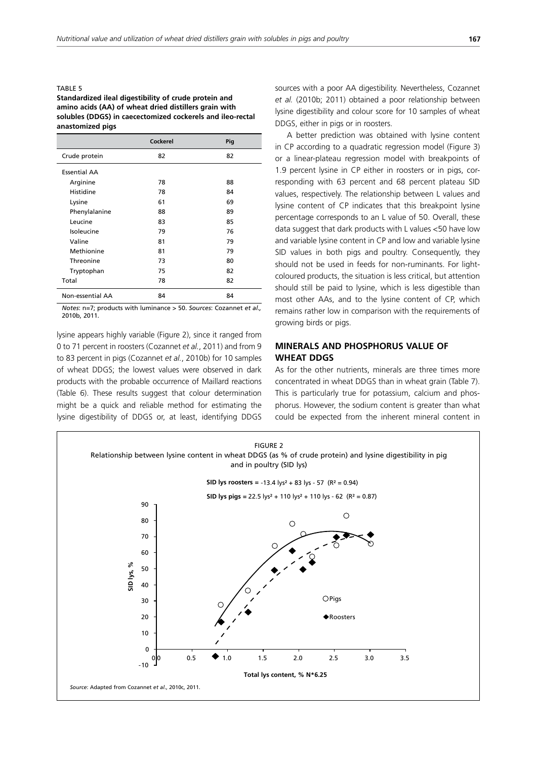TABLE 5
**Standardized ileal digestibility of crude protein and amino acids (AA) of wheat dried distillers grain with solubles (DDGS) in caecectomized cockerels and ileo-rectal anastomized pigs**

| | Cockerel | Pig |
|---|---|---|
| Crude protein | 82 | 82 |
| Essential AA | | |
| Arginine | 78 | 88 |
| Histidine | 78 | 84 |
| Lysine | 61 | 69 |
| Phenylalanine | 88 | 89 |
| Leucine | 83 | 85 |
| Isoleucine | 79 | 76 |
| Valine | 81 | 79 |
| Methionine | 81 | 79 |
| Threonine | 73 | 80 |
| Tryptophan | 75 | 82 |
| Total | 78 | 82 |
| Non-essential AA | 84 | 84 |

*Notes*: n=7; products with luminance > 50. *Sources*: Cozannet *et al.*, 2010b, 2011.

lysine appears highly variable (Figure 2), since it ranged from 0 to 71 percent in roosters (Cozannet *et al.*, 2011) and from 9 to 83 percent in pigs (Cozannet *et al.*, 2010b) for 10 samples of wheat DDGS; the lowest values were observed in dark products with the probable occurrence of Maillard reactions (Table 6). These results suggest that colour determination might be a quick and reliable method for estimating the lysine digestibility of DDGS or, at least, identifying DDGS sources with a poor AA digestibility. Nevertheless, Cozannet *et al.* (2010b; 2011) obtained a poor relationship between lysine digestibility and colour score for 10 samples of wheat DDGS, either in pigs or in roosters.

A better prediction was obtained with lysine content in CP according to a quadratic regression model (Figure 3) or a linear-plateau regression model with breakpoints of 1.9 percent lysine in CP either in roosters or in pigs, corresponding with 63 percent and 68 percent plateau SID values, respectively. The relationship between L values and lysine content of CP indicates that this breakpoint lysine percentage corresponds to an L value of 50. Overall, these data suggest that dark products with L values <50 have low and variable lysine content in CP and low and variable lysine SID values in both pigs and poultry. Consequently, they should not be used in feeds for non-ruminants. For light-coloured products, the situation is less critical, but attention should still be paid to lysine, which is less digestible than most other AAs, and to the lysine content of CP, which remains rather low in comparison with the requirements of growing birds or pigs.

## MINERALS AND PHOSPHORUS VALUE OF WHEAT DDGS

As for the other nutrients, minerals are three times more concentrated in wheat DDGS than in wheat grain (Table 7). This is particularly true for potassium, calcium and phosphorus. However, the sodium content is greater than what could be expected from the inherent mineral content in

FIGURE 2
Relationship between lysine content in wheat DDGS (as % of crude protein) and lysine digestibility in pig and in poultry (SID lys)

**SID lys roosters** = $-13.4\ lys^2 + 83\ lys - 57$ ($R^2 = 0.94$)

**SID lys pigs** = $22.5\ lys^2 + 110\ lys^2 + 110\ lys - 62$ ($R^2 = 0.87$)

*Source*: Adapted from Cozannet *et al.*, 2010c, 2011.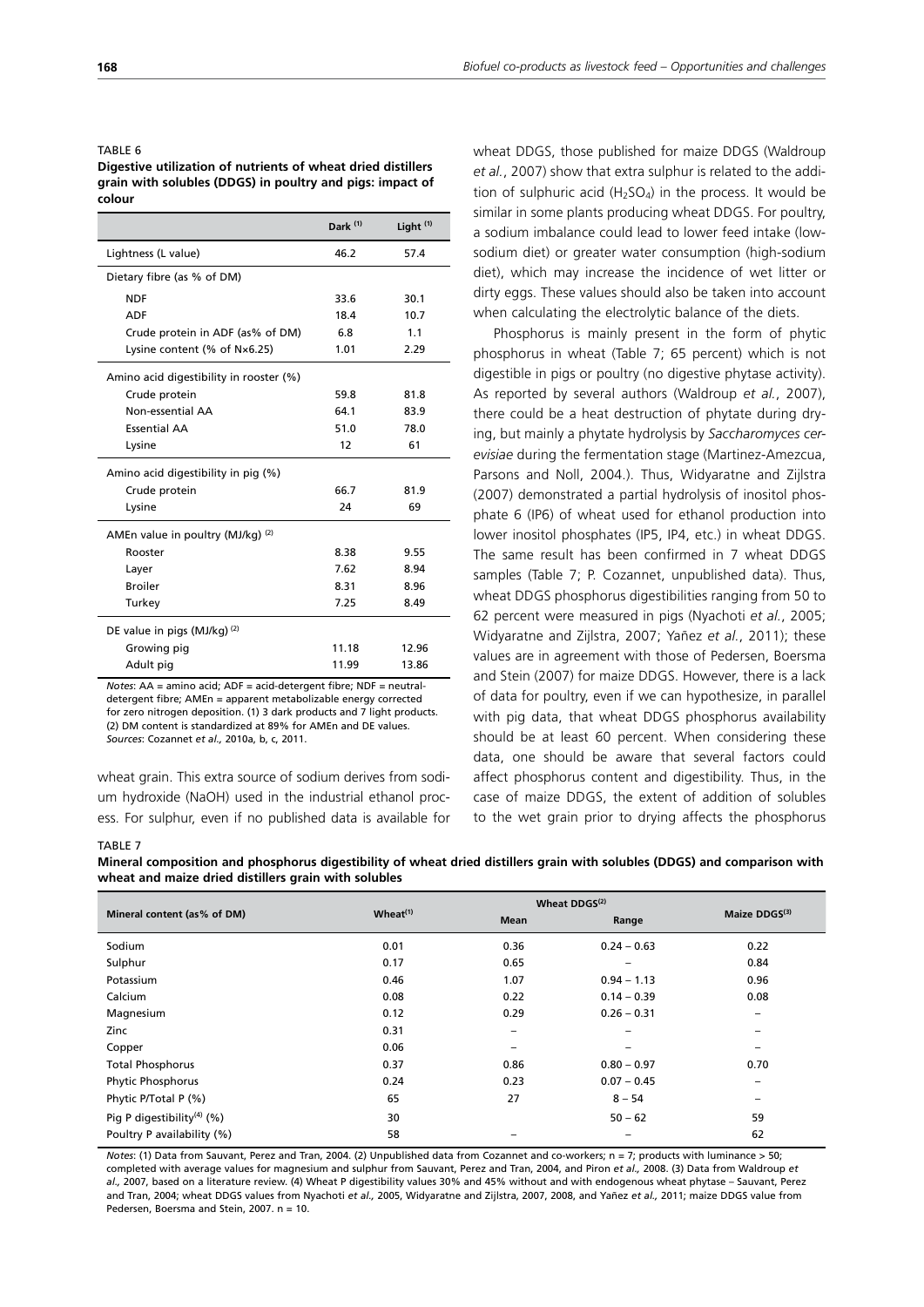TABLE 6

**Digestive utilization of nutrients of wheat dried distillers grain with solubles (DDGS) in poultry and pigs: impact of colour**

| | Dark [1] | Light [1] |
|---|---|---|
| Lightness (L value) | 46.2 | 57.4 |
| Dietary fibre (as % of DM) | | |
| NDF | 33.6 | 30.1 |
| ADF | 18.4 | 10.7 |
| Crude protein in ADF (as% of DM) | 6.8 | 1.1 |
| Lysine content (% of N×6.25) | 1.01 | 2.29 |
| Amino acid digestibility in rooster (%) | | |
| Crude protein | 59.8 | 81.8 |
| Non-essential AA | 64.1 | 83.9 |
| Essential AA | 51.0 | 78.0 |
| Lysine | 12 | 61 |
| Amino acid digestibility in pig (%) | | |
| Crude protein | 66.7 | 81.9 |
| Lysine | 24 | 69 |
| AMEn value in poultry (MJ/kg) [2] | | |
| Rooster | 8.38 | 9.55 |
| Layer | 7.62 | 8.94 |
| Broiler | 8.31 | 8.96 |
| Turkey | 7.25 | 8.49 |
| DE value in pigs (MJ/kg) [2] | | |
| Growing pig | 11.18 | 12.96 |
| Adult pig | 11.99 | 13.86 |

*Notes*: AA = amino acid; ADF = acid-detergent fibre; NDF = neutral-detergent fibre; AMEn = apparent metabolizable energy corrected for zero nitrogen deposition. (1) 3 dark products and 7 light products. (2) DM content is standardized at 89% for AMEn and DE values.
*Sources*: Cozannet *et al.,* 2010a, b, c, 2011.

wheat grain. This extra source of sodium derives from sodium hydroxide (NaOH) used in the industrial ethanol process. For sulphur, even if no published data is available for wheat DDGS, those published for maize DDGS (Waldroup *et al.*, 2007) show that extra sulphur is related to the addition of sulphuric acid ($H_2SO_4$) in the process. It would be similar in some plants producing wheat DDGS. For poultry, a sodium imbalance could lead to lower feed intake (low-sodium diet) or greater water consumption (high-sodium diet), which may increase the incidence of wet litter or dirty eggs. These values should also be taken into account when calculating the electrolytic balance of the diets.

Phosphorus is mainly present in the form of phytic phosphorus in wheat (Table 7; 65 percent) which is not digestible in pigs or poultry (no digestive phytase activity). As reported by several authors (Waldroup *et al.*, 2007), there could be a heat destruction of phytate during drying, but mainly a phytate hydrolysis by *Saccharomyces cerevisiae* during the fermentation stage (Martinez-Amezcua, Parsons and Noll, 2004.). Thus, Widyaratne and Zijlstra (2007) demonstrated a partial hydrolysis of inositol phosphate 6 (IP6) of wheat used for ethanol production into lower inositol phosphates (IP5, IP4, etc.) in wheat DDGS. The same result has been confirmed in 7 wheat DDGS samples (Table 7; P. Cozannet, unpublished data). Thus, wheat DDGS phosphorus digestibilities ranging from 50 to 62 percent were measured in pigs (Nyachoti *et al.*, 2005; Widyaratne and Zijlstra, 2007; Yañez *et al.*, 2011); these values are in agreement with those of Pedersen, Boersma and Stein (2007) for maize DDGS. However, there is a lack of data for poultry, even if we can hypothesize, in parallel with pig data, that wheat DDGS phosphorus availability should be at least 60 percent. When considering these data, one should be aware that several factors could affect phosphorus content and digestibility. Thus, in the case of maize DDGS, the extent of addition of solubles to the wet grain prior to drying affects the phosphorus

TABLE 7

**Mineral composition and phosphorus digestibility of wheat dried distillers grain with solubles (DDGS) and comparison with wheat and maize dried distillers grain with solubles**

| Mineral content (as% of DM) | Wheat[1] | Wheat DDGS[2] | | Maize DDGS[3] |
|---|---|---|---|---|
| | | Mean | Range | |
| Sodium | 0.01 | 0.36 | 0.24 – 0.63 | 0.22 |
| Sulphur | 0.17 | 0.65 | – | 0.84 |
| Potassium | 0.46 | 1.07 | 0.94 – 1.13 | 0.96 |
| Calcium | 0.08 | 0.22 | 0.14 – 0.39 | 0.08 |
| Magnesium | 0.12 | 0.29 | 0.26 – 0.31 | – |
| Zinc | 0.31 | – | – | – |
| Copper | 0.06 | – | – | – |
| Total Phosphorus | 0.37 | 0.86 | 0.80 – 0.97 | 0.70 |
| Phytic Phosphorus | 0.24 | 0.23 | 0.07 – 0.45 | – |
| Phytic P/Total P (%) | 65 | 27 | 8 – 54 | – |
| Pig P digestibility[4] (%) | 30 | | 50 – 62 | 59 |
| Poultry P availability (%) | 58 | – | – | 62 |

*Notes*: (1) Data from Sauvant, Perez and Tran, 2004. (2) Unpublished data from Cozannet and co-workers; n = 7; products with luminance > 50; completed with average values for magnesium and sulphur from Sauvant, Perez and Tran, 2004, and Piron *et al.,* 2008. (3) Data from Waldroup *et al.,* 2007, based on a literature review. (4) Wheat P digestibility values 30% and 45% without and with endogenous wheat phytase – Sauvant, Perez and Tran, 2004; wheat DDGS values from Nyachoti *et al.,* 2005, Widyaratne and Zijlstra, 2007, 2008, and Yañez *et al.,* 2011; maize DDGS value from Pedersen, Boersma and Stein, 2007. n = 10.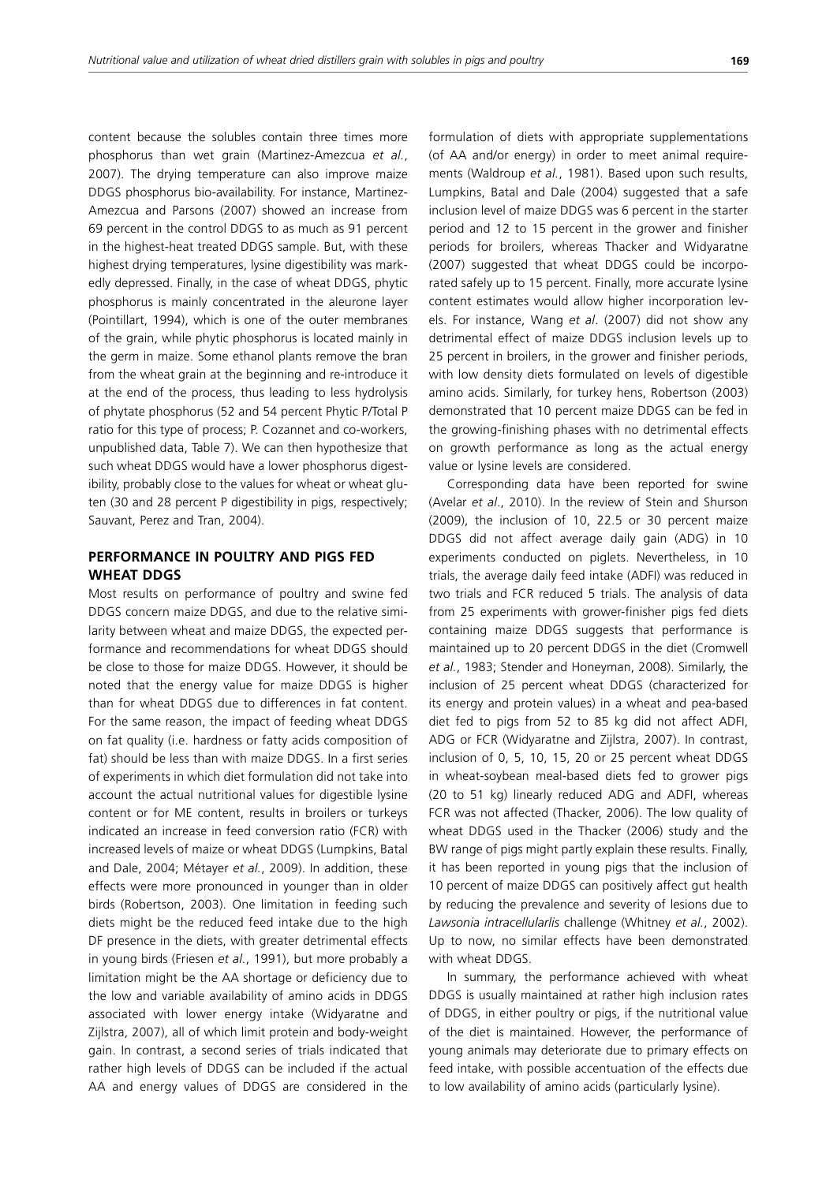content because the solubles contain three times more phosphorus than wet grain (Martinez-Amezcua *et al.*, 2007). The drying temperature can also improve maize DDGS phosphorus bio-availability. For instance, Martinez-Amezcua and Parsons (2007) showed an increase from 69 percent in the control DDGS to as much as 91 percent in the highest-heat treated DDGS sample. But, with these highest drying temperatures, lysine digestibility was markedly depressed. Finally, in the case of wheat DDGS, phytic phosphorus is mainly concentrated in the aleurone layer (Pointillart, 1994), which is one of the outer membranes of the grain, while phytic phosphorus is located mainly in the germ in maize. Some ethanol plants remove the bran from the wheat grain at the beginning and re-introduce it at the end of the process, thus leading to less hydrolysis of phytate phosphorus (52 and 54 percent Phytic P/Total P ratio for this type of process; P. Cozannet and co-workers, unpublished data, Table 7). We can then hypothesize that such wheat DDGS would have a lower phosphorus digestibility, probably close to the values for wheat or wheat gluten (30 and 28 percent P digestibility in pigs, respectively; Sauvant, Perez and Tran, 2004).

## PERFORMANCE IN POULTRY AND PIGS FED WHEAT DDGS

Most results on performance of poultry and swine fed DDGS concern maize DDGS, and due to the relative similarity between wheat and maize DDGS, the expected performance and recommendations for wheat DDGS should be close to those for maize DDGS. However, it should be noted that the energy value for maize DDGS is higher than for wheat DDGS due to differences in fat content. For the same reason, the impact of feeding wheat DDGS on fat quality (i.e. hardness or fatty acids composition of fat) should be less than with maize DDGS. In a first series of experiments in which diet formulation did not take into account the actual nutritional values for digestible lysine content or for ME content, results in broilers or turkeys indicated an increase in feed conversion ratio (FCR) with increased levels of maize or wheat DDGS (Lumpkins, Batal and Dale, 2004; Métayer *et al.*, 2009). In addition, these effects were more pronounced in younger than in older birds (Robertson, 2003). One limitation in feeding such diets might be the reduced feed intake due to the high DF presence in the diets, with greater detrimental effects in young birds (Friesen *et al.*, 1991), but more probably a limitation might be the AA shortage or deficiency due to the low and variable availability of amino acids in DDGS associated with lower energy intake (Widyaratne and Zijlstra, 2007), all of which limit protein and body-weight gain. In contrast, a second series of trials indicated that rather high levels of DDGS can be included if the actual AA and energy values of DDGS are considered in the formulation of diets with appropriate supplementations (of AA and/or energy) in order to meet animal requirements (Waldroup *et al.*, 1981). Based upon such results, Lumpkins, Batal and Dale (2004) suggested that a safe inclusion level of maize DDGS was 6 percent in the starter period and 12 to 15 percent in the grower and finisher periods for broilers, whereas Thacker and Widyaratne (2007) suggested that wheat DDGS could be incorporated safely up to 15 percent. Finally, more accurate lysine content estimates would allow higher incorporation levels. For instance, Wang *et al*. (2007) did not show any detrimental effect of maize DDGS inclusion levels up to 25 percent in broilers, in the grower and finisher periods, with low density diets formulated on levels of digestible amino acids. Similarly, for turkey hens, Robertson (2003) demonstrated that 10 percent maize DDGS can be fed in the growing-finishing phases with no detrimental effects on growth performance as long as the actual energy value or lysine levels are considered.

Corresponding data have been reported for swine (Avelar *et al*., 2010). In the review of Stein and Shurson (2009), the inclusion of 10, 22.5 or 30 percent maize DDGS did not affect average daily gain (ADG) in 10 experiments conducted on piglets. Nevertheless, in 10 trials, the average daily feed intake (ADFI) was reduced in two trials and FCR reduced 5 trials. The analysis of data from 25 experiments with grower-finisher pigs fed diets containing maize DDGS suggests that performance is maintained up to 20 percent DDGS in the diet (Cromwell *et al.*, 1983; Stender and Honeyman, 2008). Similarly, the inclusion of 25 percent wheat DDGS (characterized for its energy and protein values) in a wheat and pea-based diet fed to pigs from 52 to 85 kg did not affect ADFI, ADG or FCR (Widyaratne and Zijlstra, 2007). In contrast, inclusion of 0, 5, 10, 15, 20 or 25 percent wheat DDGS in wheat-soybean meal-based diets fed to grower pigs (20 to 51 kg) linearly reduced ADG and ADFI, whereas FCR was not affected (Thacker, 2006). The low quality of wheat DDGS used in the Thacker (2006) study and the BW range of pigs might partly explain these results. Finally, it has been reported in young pigs that the inclusion of 10 percent of maize DDGS can positively affect gut health by reducing the prevalence and severity of lesions due to *Lawsonia intracellularlis* challenge (Whitney *et al.*, 2002). Up to now, no similar effects have been demonstrated with wheat DDGS.

In summary, the performance achieved with wheat DDGS is usually maintained at rather high inclusion rates of DDGS, in either poultry or pigs, if the nutritional value of the diet is maintained. However, the performance of young animals may deteriorate due to primary effects on feed intake, with possible accentuation of the effects due to low availability of amino acids (particularly lysine).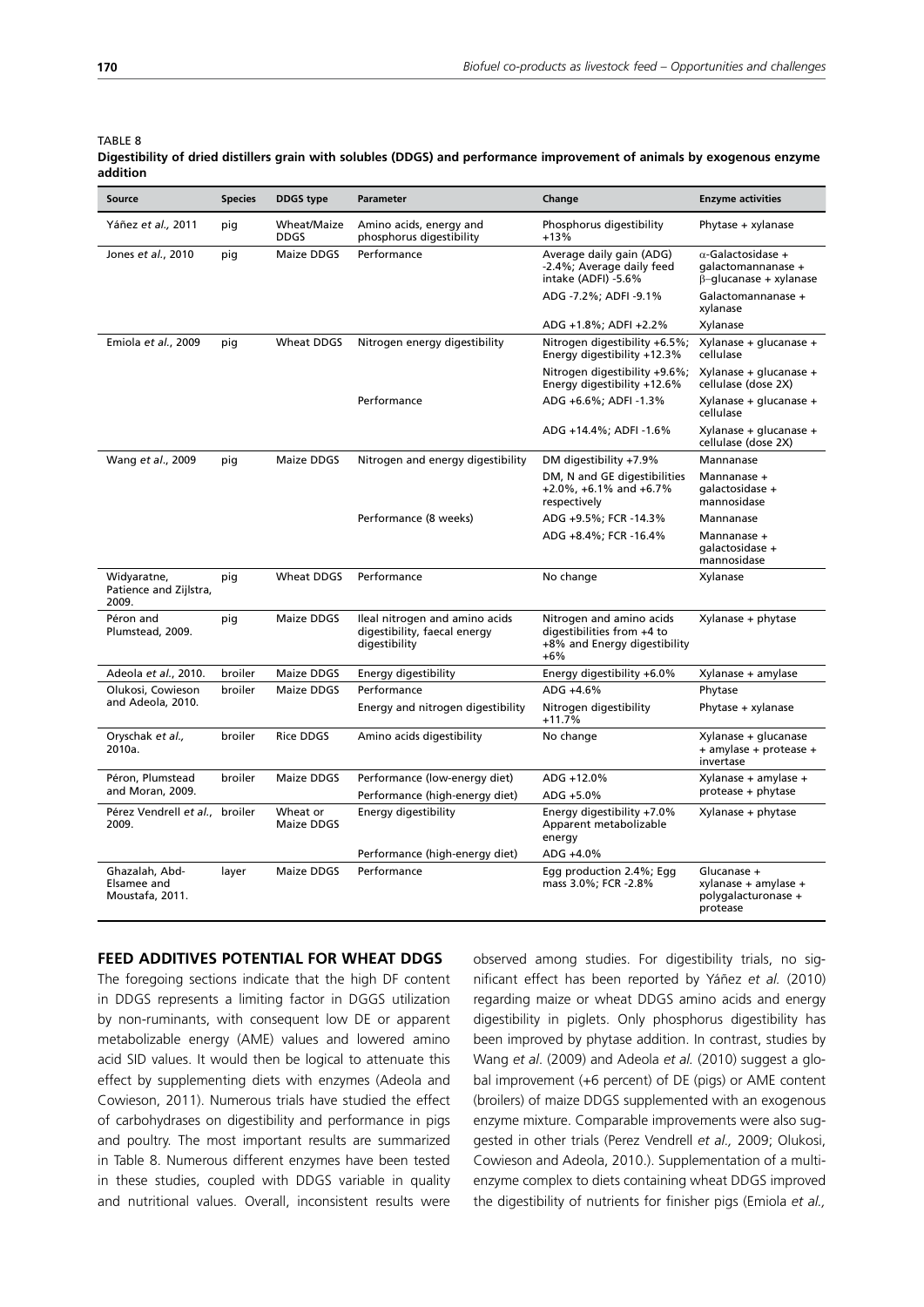TABLE 8

**Digestibility of dried distillers grain with solubles (DDGS) and performance improvement of animals by exogenous enzyme addition**

| Source | Species | DDGS type | Parameter | Change | Enzyme activities |
|---|---|---|---|---|---|
| Yáñez *et al.*, 2011 | pig | Wheat/Maize DDGS | Amino acids, energy and phosphorus digestibility | Phosphorus digestibility +13% | Phytase + xylanase |
| Jones *et al.*, 2010 | pig | Maize DDGS | Performance | Average daily gain (ADG) -2.4%; Average daily feed intake (ADFI) -5.6% | α-Galactosidase + galactomannanase + β–glucanase + xylanase |
| | | | | ADG -7.2%; ADFI -9.1% | Galactomannanase + xylanase |
| | | | | ADG +1.8%; ADFI +2.2% | Xylanase |
| Emiola *et al.*, 2009 | pig | Wheat DDGS | Nitrogen energy digestibility | Nitrogen digestibility +6.5%; Energy digestibility +12.3% | Xylanase + glucanase + cellulase |
| | | | | Nitrogen digestibility +9.6%; Energy digestibility +12.6% | Xylanase + glucanase + cellulase (dose 2X) |
| | | | Performance | ADG +6.6%; ADFI -1.3% | Xylanase + glucanase + cellulase |
| | | | | ADG +14.4%; ADFI -1.6% | Xylanase + glucanase + cellulase (dose 2X) |
| Wang *et al*., 2009 | pig | Maize DDGS | Nitrogen and energy digestibility | DM digestibility +7.9% | Mannanase |
| | | | | DM, N and GE digestibilities +2.0%, +6.1% and +6.7% respectively | Mannanase + galactosidase + mannosidase |
| | | | Performance (8 weeks) | ADG +9.5%; FCR -14.3% | Mannanase |
| | | | | ADG +8.4%; FCR -16.4% | Mannanase + galactosidase + mannosidase |
| Widyaratne, Patience and Zijlstra, 2009. | pig | Wheat DDGS | Performance | No change | Xylanase |
| Péron and Plumstead, 2009. | pig | Maize DDGS | Ileal nitrogen and amino acids digestibility, faecal energy digestibility | Nitrogen and amino acids digestibilities from +4 to +8% and Energy digestibility +6% | Xylanase + phytase |
| Adeola *et al*., 2010. | broiler | Maize DDGS | Energy digestibility | Energy digestibility +6.0% | Xylanase + amylase |
| Olukosi, Cowieson and Adeola, 2010. | broiler | Maize DDGS | Performance | ADG +4.6% | Phytase |
| | | | Energy and nitrogen digestibility | Nitrogen digestibility +11.7% | Phytase + xylanase |
| Oryschak *et al.,* 2010a. | broiler | Rice DDGS | Amino acids digestibility | No change | Xylanase + glucanase + amylase + protease + invertase |
| Péron, Plumstead and Moran, 2009. | broiler | Maize DDGS | Performance (low-energy diet) | ADG +12.0% | Xylanase + amylase + protease + phytase |
| | | | Performance (high-energy diet) | ADG +5.0% | |
| Pérez Vendrell *et al.*, 2009. | broiler | Wheat or Maize DDGS | Energy digestibility | Energy digestibility +7.0% Apparent metabolizable energy | Xylanase + phytase |
| | | | Performance (high-energy diet) | ADG +4.0% | |
| Ghazalah, Abd-Elsamee and Moustafa, 2011. | layer | Maize DDGS | Performance | Egg production 2.4%; Egg mass 3.0%; FCR -2.8% | Glucanase + xylanase + amylase + polygalacturonase + protease |

## FEED ADDITIVES POTENTIAL FOR WHEAT DDGS

The foregoing sections indicate that the high DF content in DDGS represents a limiting factor in DGGS utilization by non-ruminants, with consequent low DE or apparent metabolizable energy (AME) values and lowered amino acid SID values. It would then be logical to attenuate this effect by supplementing diets with enzymes (Adeola and Cowieson, 2011). Numerous trials have studied the effect of carbohydrases on digestibility and performance in pigs and poultry. The most important results are summarized in Table 8. Numerous different enzymes have been tested in these studies, coupled with DDGS variable in quality and nutritional values. Overall, inconsistent results were observed among studies. For digestibility trials, no significant effect has been reported by Yáñez *et al.* (2010) regarding maize or wheat DDGS amino acids and energy digestibility in piglets. Only phosphorus digestibility has been improved by phytase addition. In contrast, studies by Wang *et al*. (2009) and Adeola *et al.* (2010) suggest a global improvement (+6 percent) of DE (pigs) or AME content (broilers) of maize DDGS supplemented with an exogenous enzyme mixture. Comparable improvements were also suggested in other trials (Perez Vendrell *et al.,* 2009; Olukosi, Cowieson and Adeola, 2010.). Supplementation of a multi-enzyme complex to diets containing wheat DDGS improved the digestibility of nutrients for finisher pigs (Emiola *et al.,*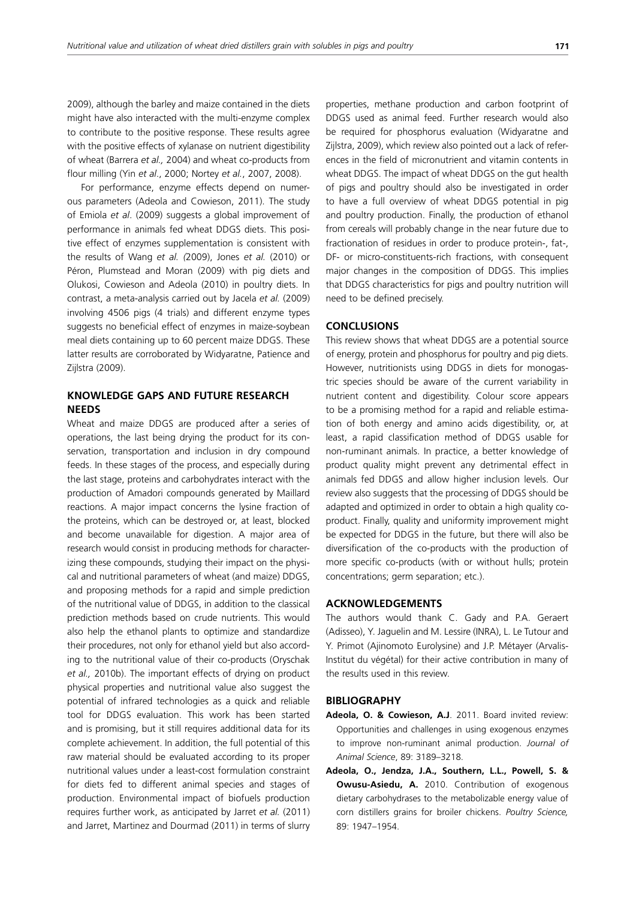2009), although the barley and maize contained in the diets might have also interacted with the multi-enzyme complex to contribute to the positive response. These results agree with the positive effects of xylanase on nutrient digestibility of wheat (Barrera *et al.,* 2004) and wheat co-products from flour milling (Yin *et al*., 2000; Nortey *et al.*, 2007, 2008).

For performance, enzyme effects depend on numerous parameters (Adeola and Cowieson, 2011). The study of Emiola *et al*. (2009) suggests a global improvement of performance in animals fed wheat DDGS diets. This positive effect of enzymes supplementation is consistent with the results of Wang *et al. (*2009), Jones *et al.* (2010) or Péron, Plumstead and Moran (2009) with pig diets and Olukosi, Cowieson and Adeola (2010) in poultry diets. In contrast, a meta-analysis carried out by Jacela *et al.* (2009) involving 4506 pigs (4 trials) and different enzyme types suggests no beneficial effect of enzymes in maize-soybean meal diets containing up to 60 percent maize DDGS. These latter results are corroborated by Widyaratne, Patience and Zijlstra (2009).

## KNOWLEDGE GAPS AND FUTURE RESEARCH NEEDS

Wheat and maize DDGS are produced after a series of operations, the last being drying the product for its conservation, transportation and inclusion in dry compound feeds. In these stages of the process, and especially during the last stage, proteins and carbohydrates interact with the production of Amadori compounds generated by Maillard reactions. A major impact concerns the lysine fraction of the proteins, which can be destroyed or, at least, blocked and become unavailable for digestion. A major area of research would consist in producing methods for characterizing these compounds, studying their impact on the physical and nutritional parameters of wheat (and maize) DDGS, and proposing methods for a rapid and simple prediction of the nutritional value of DDGS, in addition to the classical prediction methods based on crude nutrients. This would also help the ethanol plants to optimize and standardize their procedures, not only for ethanol yield but also according to the nutritional value of their co-products (Oryschak *et al.,* 2010b). The important effects of drying on product physical properties and nutritional value also suggest the potential of infrared technologies as a quick and reliable tool for DDGS evaluation. This work has been started and is promising, but it still requires additional data for its complete achievement. In addition, the full potential of this raw material should be evaluated according to its proper nutritional values under a least-cost formulation constraint for diets fed to different animal species and stages of production. Environmental impact of biofuels production requires further work, as anticipated by Jarret *et al.* (2011) and Jarret, Martinez and Dourmad (2011) in terms of slurry properties, methane production and carbon footprint of DDGS used as animal feed. Further research would also be required for phosphorus evaluation (Widyaratne and Zijlstra, 2009), which review also pointed out a lack of references in the field of micronutrient and vitamin contents in wheat DDGS. The impact of wheat DDGS on the gut health of pigs and poultry should also be investigated in order to have a full overview of wheat DDGS potential in pig and poultry production. Finally, the production of ethanol from cereals will probably change in the near future due to fractionation of residues in order to produce protein-, fat-, DF- or micro-constituents-rich fractions, with consequent major changes in the composition of DDGS. This implies that DDGS characteristics for pigs and poultry nutrition will need to be defined precisely.

## CONCLUSIONS

This review shows that wheat DDGS are a potential source of energy, protein and phosphorus for poultry and pig diets. However, nutritionists using DDGS in diets for monogastric species should be aware of the current variability in nutrient content and digestibility. Colour score appears to be a promising method for a rapid and reliable estimation of both energy and amino acids digestibility, or, at least, a rapid classification method of DDGS usable for non-ruminant animals. In practice, a better knowledge of product quality might prevent any detrimental effect in animals fed DDGS and allow higher inclusion levels. Our review also suggests that the processing of DDGS should be adapted and optimized in order to obtain a high quality co-product. Finally, quality and uniformity improvement might be expected for DDGS in the future, but there will also be diversification of the co-products with the production of more specific co-products (with or without hulls; protein concentrations; germ separation; etc.).

## ACKNOWLEDGEMENTS

The authors would thank C. Gady and P.A. Geraert (Adisseo), Y. Jaguelin and M. Lessire (INRA), L. Le Tutour and Y. Primot (Ajinomoto Eurolysine) and J.P. Métayer (Arvalis-Institut du végétal) for their active contribution in many of the results used in this review.

## BIBLIOGRAPHY

**Adeola, O. & Cowieson, A.J**. 2011. Board invited review: Opportunities and challenges in using exogenous enzymes to improve non-ruminant animal production. *Journal of Animal Science*, 89: 3189–3218.

**Adeola, O., Jendza, J.A., Southern, L.L., Powell, S. & Owusu-Asiedu, A.** 2010. Contribution of exogenous dietary carbohydrases to the metabolizable energy value of corn distillers grains for broiler chickens. *Poultry Science,* 89: 1947–1954.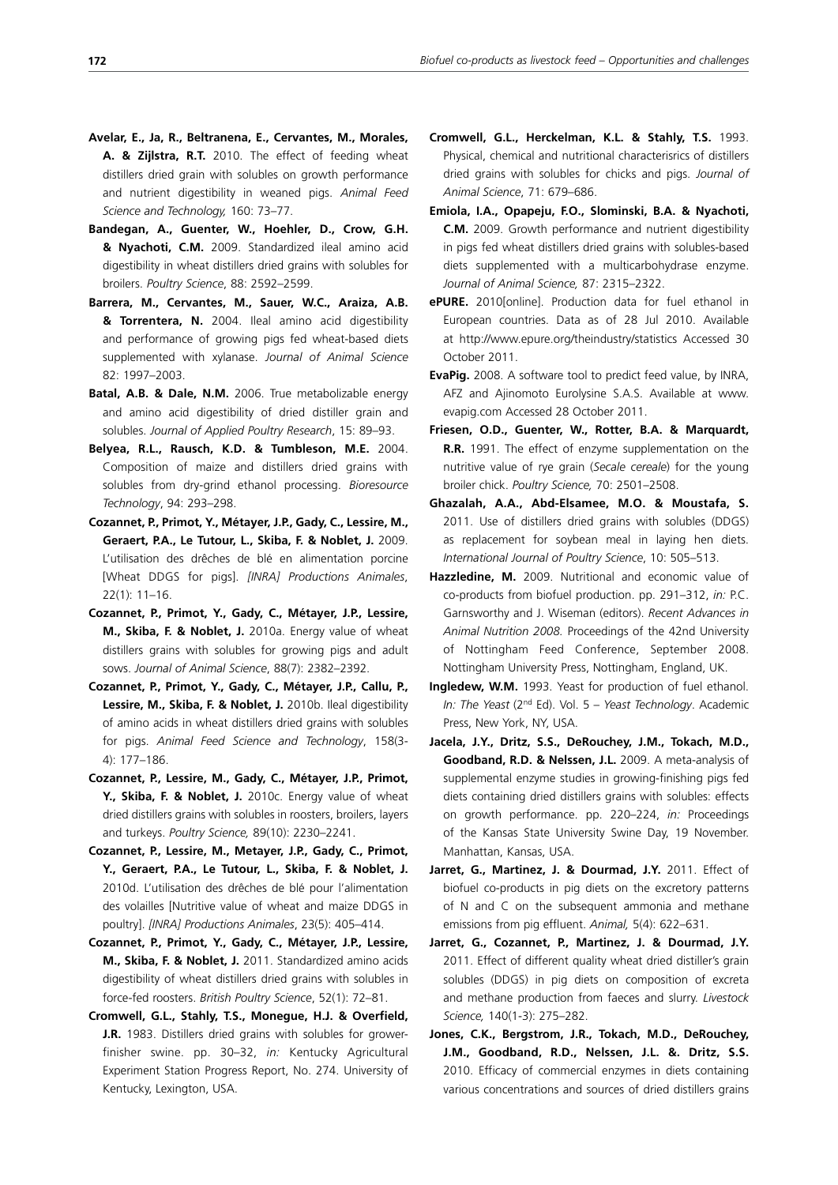**Avelar, E., Ja, R., Beltranena, E., Cervantes, M., Morales, A. & Zijlstra, R.T.** 2010. The effect of feeding wheat distillers dried grain with solubles on growth performance and nutrient digestibility in weaned pigs. *Animal Feed Science and Technology,* 160: 73–77.

**Bandegan, A., Guenter, W., Hoehler, D., Crow, G.H. & Nyachoti, C.M.** 2009. Standardized ileal amino acid digestibility in wheat distillers dried grains with solubles for broilers. *Poultry Science*, 88: 2592–2599.

**Barrera, M., Cervantes, M., Sauer, W.C., Araiza, A.B. & Torrentera, N.** 2004. Ileal amino acid digestibility and performance of growing pigs fed wheat-based diets supplemented with xylanase. *Journal of Animal Science* 82: 1997–2003.

**Batal, A.B. & Dale, N.M.** 2006. True metabolizable energy and amino acid digestibility of dried distiller grain and solubles. *Journal of Applied Poultry Research*, 15: 89–93.

**Belyea, R.L., Rausch, K.D. & Tumbleson, M.E.** 2004. Composition of maize and distillers dried grains with solubles from dry-grind ethanol processing. *Bioresource Technology*, 94: 293–298.

**Cozannet, P., Primot, Y., Métayer, J.P., Gady, C., Lessire, M., Geraert, P.A., Le Tutour, L., Skiba, F. & Noblet, J.** 2009. L'utilisation des drêches de blé en alimentation porcine [Wheat DDGS for pigs]. *[INRA] Productions Animales*, 22(1): 11–16.

**Cozannet, P., Primot, Y., Gady, C., Métayer, J.P., Lessire, M., Skiba, F. & Noblet, J.** 2010a. Energy value of wheat distillers grains with solubles for growing pigs and adult sows. *Journal of Animal Science*, 88(7): 2382–2392.

**Cozannet, P., Primot, Y., Gady, C., Métayer, J.P., Callu, P., Lessire, M., Skiba, F. & Noblet, J.** 2010b. Ileal digestibility of amino acids in wheat distillers dried grains with solubles for pigs. *Animal Feed Science and Technology*, 158(3-4): 177–186.

**Cozannet, P., Lessire, M., Gady, C., Métayer, J.P., Primot, Y., Skiba, F. & Noblet, J.** 2010c. Energy value of wheat dried distillers grains with solubles in roosters, broilers, layers and turkeys. *Poultry Science,* 89(10): 2230–2241.

**Cozannet, P., Lessire, M., Metayer, J.P., Gady, C., Primot, Y., Geraert, P.A., Le Tutour, L., Skiba, F. & Noblet, J.** 2010d. L'utilisation des drêches de blé pour l'alimentation des volailles [Nutritive value of wheat and maize DDGS in poultry]. *[INRA] Productions Animales*, 23(5): 405–414.

**Cozannet, P., Primot, Y., Gady, C., Métayer, J.P., Lessire, M., Skiba, F. & Noblet, J.** 2011. Standardized amino acids digestibility of wheat distillers dried grains with solubles in force-fed roosters. *British Poultry Science*, 52(1): 72–81.

**Cromwell, G.L., Stahly, T.S., Monegue, H.J. & Overfield, J.R.** 1983. Distillers dried grains with solubles for grower-finisher swine. pp. 30–32, *in:* Kentucky Agricultural Experiment Station Progress Report, No. 274. University of Kentucky, Lexington, USA.

**Cromwell, G.L., Herckelman, K.L. & Stahly, T.S.** 1993. Physical, chemical and nutritional characterisrics of distillers dried grains with solubles for chicks and pigs. *Journal of Animal Science*, 71: 679–686.

**Emiola, I.A., Opapeju, F.O., Slominski, B.A. & Nyachoti, C.M.** 2009. Growth performance and nutrient digestibility in pigs fed wheat distillers dried grains with solubles-based diets supplemented with a multicarbohydrase enzyme. *Journal of Animal Science,* 87: 2315–2322.

**ePURE.** 2010[online]. Production data for fuel ethanol in European countries. Data as of 28 Jul 2010. Available at http://www.epure.org/theindustry/statistics Accessed 30 October 2011.

**EvaPig.** 2008. A software tool to predict feed value, by INRA, AFZ and Ajinomoto Eurolysine S.A.S. Available at www.evapig.com Accessed 28 October 2011.

**Friesen, O.D., Guenter, W., Rotter, B.A. & Marquardt, R.R.** 1991. The effect of enzyme supplementation on the nutritive value of rye grain (*Secale cereale*) for the young broiler chick. *Poultry Science,* 70: 2501–2508.

**Ghazalah, A.A., Abd-Elsamee, M.O. & Moustafa, S.** 2011. Use of distillers dried grains with solubles (DDGS) as replacement for soybean meal in laying hen diets. *International Journal of Poultry Science*, 10: 505–513.

**Hazzledine, M.** 2009. Nutritional and economic value of co-products from biofuel production. pp. 291–312, *in:* P.C. Garnsworthy and J. Wiseman (editors). *Recent Advances in Animal Nutrition 2008.* Proceedings of the 42nd University of Nottingham Feed Conference, September 2008. Nottingham University Press, Nottingham, England, UK.

**Ingledew, W.M.** 1993. Yeast for production of fuel ethanol. *In: The Yeast* (2nd Ed). Vol. 5 – *Yeast Technology*. Academic Press, New York, NY, USA.

**Jacela, J.Y., Dritz, S.S., DeRouchey, J.M., Tokach, M.D., Goodband, R.D. & Nelssen, J.L.** 2009. A meta-analysis of supplemental enzyme studies in growing-finishing pigs fed diets containing dried distillers grains with solubles: effects on growth performance. pp. 220–224, *in:* Proceedings of the Kansas State University Swine Day, 19 November. Manhattan, Kansas, USA.

**Jarret, G., Martinez, J. & Dourmad, J.Y.** 2011. Effect of biofuel co-products in pig diets on the excretory patterns of N and C on the subsequent ammonia and methane emissions from pig effluent. *Animal,* 5(4): 622–631.

**Jarret, G., Cozannet, P., Martinez, J. & Dourmad, J.Y.** 2011. Effect of different quality wheat dried distiller's grain solubles (DDGS) in pig diets on composition of excreta and methane production from faeces and slurry. *Livestock Science,* 140(1-3): 275–282.

**Jones, C.K., Bergstrom, J.R., Tokach, M.D., DeRouchey, J.M., Goodband, R.D., Nelssen, J.L. &. Dritz, S.S.** 2010. Efficacy of commercial enzymes in diets containing various concentrations and sources of dried distillers grains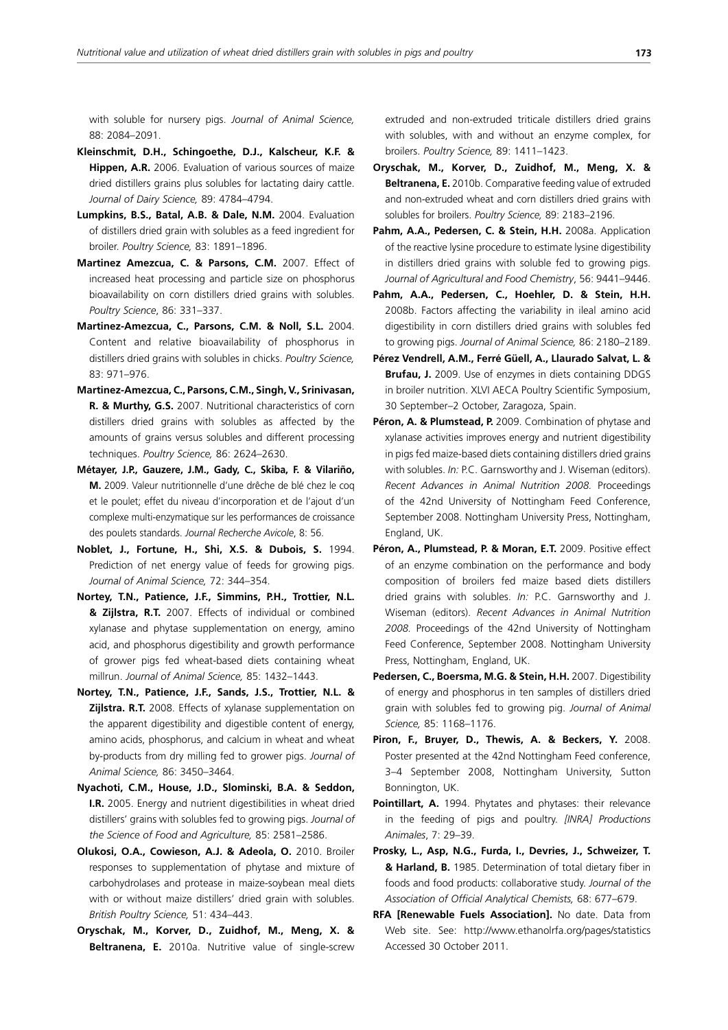with soluble for nursery pigs. *Journal of Animal Science,* 88: 2084–2091.

**Kleinschmit, D.H., Schingoethe, D.J., Kalscheur, K.F. & Hippen, A.R.** 2006. Evaluation of various sources of maize dried distillers grains plus solubles for lactating dairy cattle. *Journal of Dairy Science,* 89: 4784–4794.

**Lumpkins, B.S., Batal, A.B. & Dale, N.M.** 2004. Evaluation of distillers dried grain with solubles as a feed ingredient for broiler. *Poultry Science,* 83: 1891–1896.

**Martinez Amezcua, C. & Parsons, C.M.** 2007. Effect of increased heat processing and particle size on phosphorus bioavailability on corn distillers dried grains with solubles. *Poultry Science*, 86: 331–337.

**Martinez-Amezcua, C., Parsons, C.M. & Noll, S.L.** 2004. Content and relative bioavailability of phosphorus in distillers dried grains with solubles in chicks. *Poultry Science,* 83: 971–976.

**Martinez-Amezcua, C., Parsons, C.M., Singh, V., Srinivasan, R. & Murthy, G.S.** 2007. Nutritional characteristics of corn distillers dried grains with solubles as affected by the amounts of grains versus solubles and different processing techniques. *Poultry Science,* 86: 2624–2630.

**Métayer, J.P., Gauzere, J.M., Gady, C., Skiba, F. & Vilariño, M.** 2009. Valeur nutritionnelle d'une drêche de blé chez le coq et le poulet; effet du niveau d'incorporation et de l'ajout d'un complexe multi-enzymatique sur les performances de croissance des poulets standards. *Journal Recherche Avicole*, 8: 56.

**Noblet, J., Fortune, H., Shi, X.S. & Dubois, S.** 1994. Prediction of net energy value of feeds for growing pigs. *Journal of Animal Science,* 72: 344–354.

**Nortey, T.N., Patience, J.F., Simmins, P.H., Trottier, N.L. & Zijlstra, R.T.** 2007. Effects of individual or combined xylanase and phytase supplementation on energy, amino acid, and phosphorus digestibility and growth performance of grower pigs fed wheat-based diets containing wheat millrun. *Journal of Animal Science,* 85: 1432–1443.

**Nortey, T.N., Patience, J.F., Sands, J.S., Trottier, N.L. & Zijlstra. R.T.** 2008. Effects of xylanase supplementation on the apparent digestibility and digestible content of energy, amino acids, phosphorus, and calcium in wheat and wheat by-products from dry milling fed to grower pigs. *Journal of Animal Science,* 86: 3450–3464.

**Nyachoti, C.M., House, J.D., Slominski, B.A. & Seddon, I.R.** 2005. Energy and nutrient digestibilities in wheat dried distillers' grains with solubles fed to growing pigs. *Journal of the Science of Food and Agriculture,* 85: 2581–2586.

**Olukosi, O.A., Cowieson, A.J. & Adeola, O.** 2010. Broiler responses to supplementation of phytase and mixture of carbohydrolases and protease in maize-soybean meal diets with or without maize distillers' dried grain with solubles. *British Poultry Science,* 51: 434–443.

**Oryschak, M., Korver, D., Zuidhof, M., Meng, X. & Beltranena, E.** 2010a. Nutritive value of single-screw extruded and non-extruded triticale distillers dried grains with solubles, with and without an enzyme complex, for broilers. *Poultry Science,* 89: 1411–1423.

**Oryschak, M., Korver, D., Zuidhof, M., Meng, X. & Beltranena, E.** 2010b. Comparative feeding value of extruded and non-extruded wheat and corn distillers dried grains with solubles for broilers. *Poultry Science,* 89: 2183–2196.

**Pahm, A.A., Pedersen, C. & Stein, H.H.** 2008a. Application of the reactive lysine procedure to estimate lysine digestibility in distillers dried grains with soluble fed to growing pigs. *Journal of Agricultural and Food Chemistry*, 56: 9441–9446.

**Pahm, A.A., Pedersen, C., Hoehler, D. & Stein, H.H.** 2008b. Factors affecting the variability in ileal amino acid digestibility in corn distillers dried grains with solubles fed to growing pigs. *Journal of Animal Science,* 86: 2180–2189.

**Pérez Vendrell, A.M., Ferré Güell, A., Llaurado Salvat, L. & Brufau, J.** 2009. Use of enzymes in diets containing DDGS in broiler nutrition. XLVI AECA Poultry Scientific Symposium, 30 September–2 October, Zaragoza, Spain.

**Péron, A. & Plumstead, P.** 2009. Combination of phytase and xylanase activities improves energy and nutrient digestibility in pigs fed maize-based diets containing distillers dried grains with solubles. *In:* P.C. Garnsworthy and J. Wiseman (editors). *Recent Advances in Animal Nutrition 2008.* Proceedings of the 42nd University of Nottingham Feed Conference, September 2008. Nottingham University Press, Nottingham, England, UK.

**Péron, A., Plumstead, P. & Moran, E.T.** 2009. Positive effect of an enzyme combination on the performance and body composition of broilers fed maize based diets distillers dried grains with solubles. *In:* P.C. Garnsworthy and J. Wiseman (editors). *Recent Advances in Animal Nutrition 2008.* Proceedings of the 42nd University of Nottingham Feed Conference, September 2008. Nottingham University Press, Nottingham, England, UK.

**Pedersen, C., Boersma, M.G. & Stein, H.H.** 2007. Digestibility of energy and phosphorus in ten samples of distillers dried grain with solubles fed to growing pig. *Journal of Animal Science,* 85: 1168–1176.

**Piron, F., Bruyer, D., Thewis, A. & Beckers, Y.** 2008. Poster presented at the 42nd Nottingham Feed conference, 3–4 September 2008, Nottingham University, Sutton Bonnington, UK.

**Pointillart, A.** 1994. Phytates and phytases: their relevance in the feeding of pigs and poultry. *[INRA] Productions Animales*, 7: 29–39.

**Prosky, L., Asp, N.G., Furda, I., Devries, J., Schweizer, T. & Harland, B.** 1985. Determination of total dietary fiber in foods and food products: collaborative study. *Journal of the Association of Official Analytical Chemists,* 68: 677–679.

**RFA [Renewable Fuels Association].** No date. Data from Web site. See: http://www.ethanolrfa.org/pages/statistics Accessed 30 October 2011.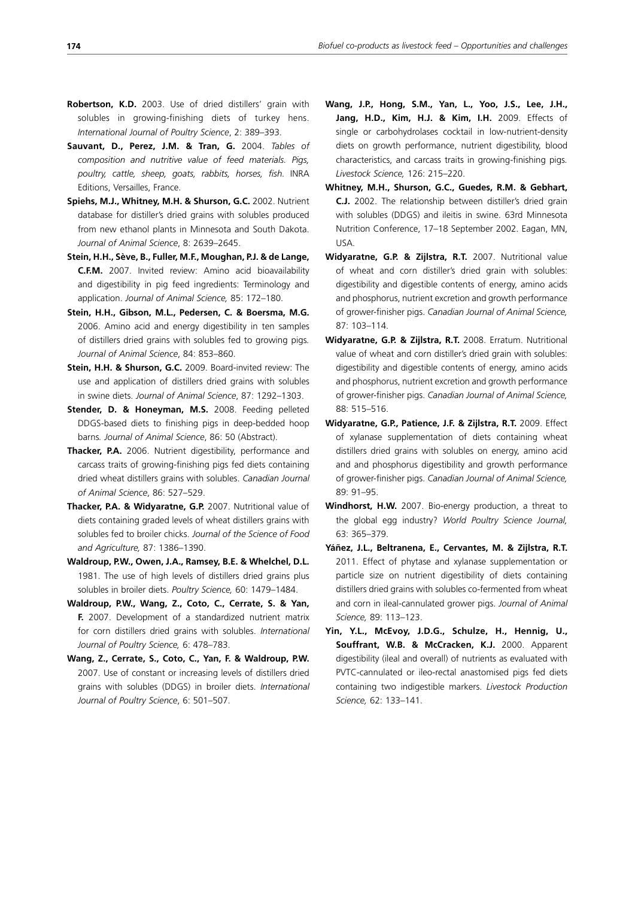**Robertson, K.D.** 2003. Use of dried distillers' grain with solubles in growing-finishing diets of turkey hens. *International Journal of Poultry Science*, 2: 389–393.

**Sauvant, D., Perez, J.M. & Tran, G.** 2004. *Tables of composition and nutritive value of feed materials. Pigs, poultry, cattle, sheep, goats, rabbits, horses, fish*. INRA Editions, Versailles, France.

**Spiehs, M.J., Whitney, M.H. & Shurson, G.C.** 2002. Nutrient database for distiller's dried grains with solubles produced from new ethanol plants in Minnesota and South Dakota. *Journal of Animal Science*, 8: 2639–2645.

**Stein, H.H., Sève, B., Fuller, M.F., Moughan, P.J. & de Lange, C.F.M.** 2007. Invited review: Amino acid bioavailability and digestibility in pig feed ingredients: Terminology and application. *Journal of Animal Science,* 85: 172–180.

**Stein, H.H., Gibson, M.L., Pedersen, C. & Boersma, M.G.** 2006. Amino acid and energy digestibility in ten samples of distillers dried grains with solubles fed to growing pigs. *Journal of Animal Science*, 84: 853–860.

**Stein, H.H. & Shurson, G.C.** 2009. Board-invited review: The use and application of distillers dried grains with solubles in swine diets. *Journal of Animal Science*, 87: 1292–1303.

**Stender, D. & Honeyman, M.S.** 2008. Feeding pelleted DDGS-based diets to finishing pigs in deep-bedded hoop barns. *Journal of Animal Science*, 86: 50 (Abstract).

**Thacker, P.A.** 2006. Nutrient digestibility, performance and carcass traits of growing-finishing pigs fed diets containing dried wheat distillers grains with solubles. *Canadian Journal of Animal Science*, 86: 527–529.

**Thacker, P.A. & Widyaratne, G.P.** 2007. Nutritional value of diets containing graded levels of wheat distillers grains with solubles fed to broiler chicks. *Journal of the Science of Food and Agriculture,* 87: 1386–1390.

**Waldroup, P.W., Owen, J.A., Ramsey, B.E. & Whelchel, D.L.** 1981. The use of high levels of distillers dried grains plus solubles in broiler diets. *Poultry Science,* 60: 1479–1484.

**Waldroup, P.W., Wang, Z., Coto, C., Cerrate, S. & Yan, F.** 2007. Development of a standardized nutrient matrix for corn distillers dried grains with solubles. *International Journal of Poultry Science,* 6: 478–783.

**Wang, Z., Cerrate, S., Coto, C., Yan, F. & Waldroup, P.W.** 2007. Use of constant or increasing levels of distillers dried grains with solubles (DDGS) in broiler diets. *International Journal of Poultry Science*, 6: 501–507.

**Wang, J.P., Hong, S.M., Yan, L., Yoo, J.S., Lee, J.H., Jang, H.D., Kim, H.J. & Kim, I.H.** 2009. Effects of single or carbohydrolases cocktail in low-nutrient-density diets on growth performance, nutrient digestibility, blood characteristics, and carcass traits in growing-finishing pigs. *Livestock Science,* 126: 215–220.

**Whitney, M.H., Shurson, G.C., Guedes, R.M. & Gebhart, C.J.** 2002. The relationship between distiller's dried grain with solubles (DDGS) and ileitis in swine. 63rd Minnesota Nutrition Conference, 17–18 September 2002. Eagan, MN, USA.

**Widyaratne, G.P. & Zijlstra, R.T.** 2007. Nutritional value of wheat and corn distiller's dried grain with solubles: digestibility and digestible contents of energy, amino acids and phosphorus, nutrient excretion and growth performance of grower-finisher pigs. *Canadian Journal of Animal Science,* 87: 103–114.

**Widyaratne, G.P. & Zijlstra, R.T.** 2008. Erratum. Nutritional value of wheat and corn distiller's dried grain with solubles: digestibility and digestible contents of energy, amino acids and phosphorus, nutrient excretion and growth performance of grower-finisher pigs. *Canadian Journal of Animal Science,* 88: 515–516.

**Widyaratne, G.P., Patience, J.F. & Zijlstra, R.T.** 2009. Effect of xylanase supplementation of diets containing wheat distillers dried grains with solubles on energy, amino acid and and phosphorus digestibility and growth performance of grower-finisher pigs. *Canadian Journal of Animal Science,* 89: 91–95.

**Windhorst, H.W.** 2007. Bio-energy production, a threat to the global egg industry? *World Poultry Science Journal,* 63: 365–379.

**Yáñez, J.L., Beltranena, E., Cervantes, M. & Zijlstra, R.T.** 2011. Effect of phytase and xylanase supplementation or particle size on nutrient digestibility of diets containing distillers dried grains with solubles co-fermented from wheat and corn in ileal-cannulated grower pigs. *Journal of Animal Science,* 89: 113–123.

**Yin, Y.L., McEvoy, J.D.G., Schulze, H., Hennig, U., Souffrant, W.B. & McCracken, K.J.** 2000. Apparent digestibility (ileal and overall) of nutrients as evaluated with PVTC-cannulated or ileo-rectal anastomised pigs fed diets containing two indigestible markers. *Livestock Production Science,* 62: 133–141.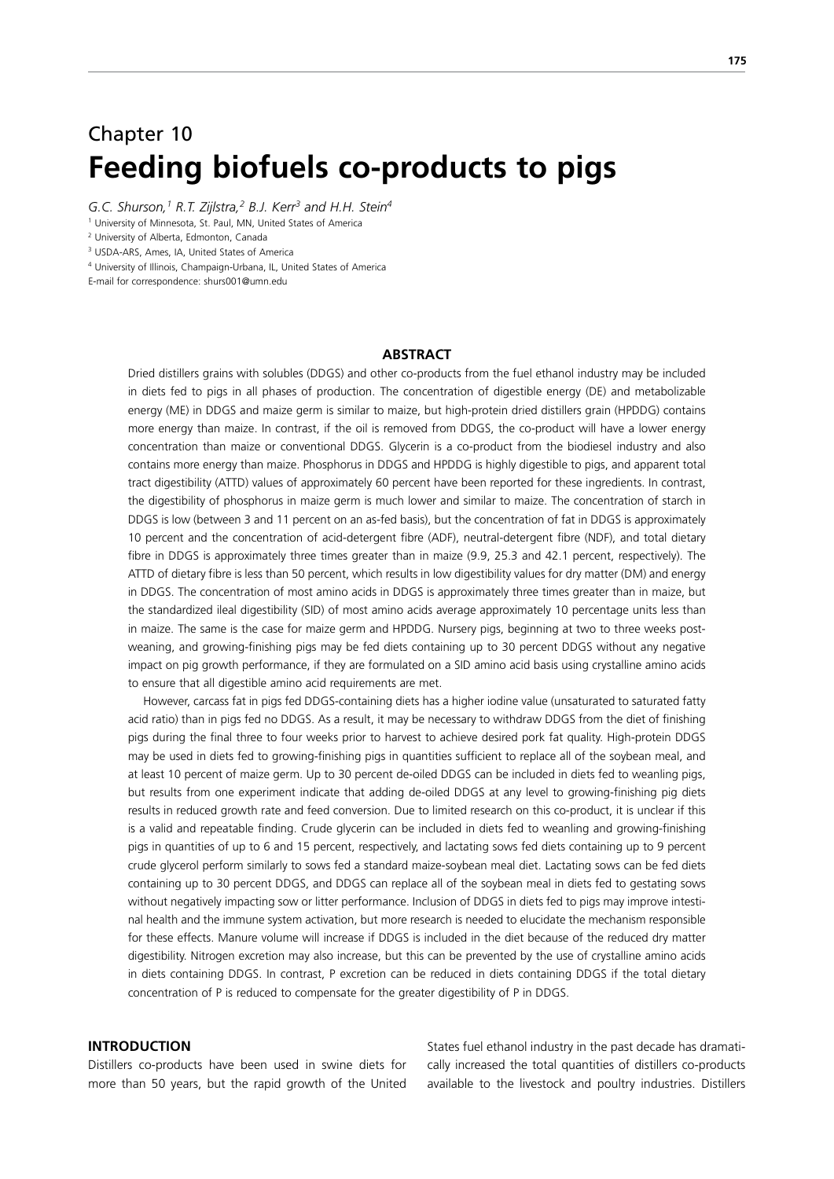# Chapter 10
# Feeding biofuels co-products to pigs

*G.C. Shurson,[1] R.T. Zijlstra,[2] B.J. Kerr[3] and H.H. Stein[4]*

[1] University of Minnesota, St. Paul, MN, United States of America
[2] University of Alberta, Edmonton, Canada
[3] USDA-ARS, Ames, IA, United States of America
[4] University of Illinois, Champaign-Urbana, IL, United States of America
E-mail for correspondence: shurs001@umn.edu

## ABSTRACT

Dried distillers grains with solubles (DDGS) and other co-products from the fuel ethanol industry may be included in diets fed to pigs in all phases of production. The concentration of digestible energy (DE) and metabolizable energy (ME) in DDGS and maize germ is similar to maize, but high-protein dried distillers grain (HPDDG) contains more energy than maize. In contrast, if the oil is removed from DDGS, the co-product will have a lower energy concentration than maize or conventional DDGS. Glycerin is a co-product from the biodiesel industry and also contains more energy than maize. Phosphorus in DDGS and HPDDG is highly digestible to pigs, and apparent total tract digestibility (ATTD) values of approximately 60 percent have been reported for these ingredients. In contrast, the digestibility of phosphorus in maize germ is much lower and similar to maize. The concentration of starch in DDGS is low (between 3 and 11 percent on an as-fed basis), but the concentration of fat in DDGS is approximately 10 percent and the concentration of acid-detergent fibre (ADF), neutral-detergent fibre (NDF), and total dietary fibre in DDGS is approximately three times greater than in maize (9.9, 25.3 and 42.1 percent, respectively). The ATTD of dietary fibre is less than 50 percent, which results in low digestibility values for dry matter (DM) and energy in DDGS. The concentration of most amino acids in DDGS is approximately three times greater than in maize, but the standardized ileal digestibility (SID) of most amino acids average approximately 10 percentage units less than in maize. The same is the case for maize germ and HPDDG. Nursery pigs, beginning at two to three weeks post-weaning, and growing-finishing pigs may be fed diets containing up to 30 percent DDGS without any negative impact on pig growth performance, if they are formulated on a SID amino acid basis using crystalline amino acids to ensure that all digestible amino acid requirements are met.

However, carcass fat in pigs fed DDGS-containing diets has a higher iodine value (unsaturated to saturated fatty acid ratio) than in pigs fed no DDGS. As a result, it may be necessary to withdraw DDGS from the diet of finishing pigs during the final three to four weeks prior to harvest to achieve desired pork fat quality. High-protein DDGS may be used in diets fed to growing-finishing pigs in quantities sufficient to replace all of the soybean meal, and at least 10 percent of maize germ. Up to 30 percent de-oiled DDGS can be included in diets fed to weanling pigs, but results from one experiment indicate that adding de-oiled DDGS at any level to growing-finishing pig diets results in reduced growth rate and feed conversion. Due to limited research on this co-product, it is unclear if this is a valid and repeatable finding. Crude glycerin can be included in diets fed to weanling and growing-finishing pigs in quantities of up to 6 and 15 percent, respectively, and lactating sows fed diets containing up to 9 percent crude glycerol perform similarly to sows fed a standard maize-soybean meal diet. Lactating sows can be fed diets containing up to 30 percent DDGS, and DDGS can replace all of the soybean meal in diets fed to gestating sows without negatively impacting sow or litter performance. Inclusion of DDGS in diets fed to pigs may improve intestinal health and the immune system activation, but more research is needed to elucidate the mechanism responsible for these effects. Manure volume will increase if DDGS is included in the diet because of the reduced dry matter digestibility. Nitrogen excretion may also increase, but this can be prevented by the use of crystalline amino acids in diets containing DDGS. In contrast, P excretion can be reduced in diets containing DDGS if the total dietary concentration of P is reduced to compensate for the greater digestibility of P in DDGS.

## INTRODUCTION

Distillers co-products have been used in swine diets for more than 50 years, but the rapid growth of the United States fuel ethanol industry in the past decade has dramatically increased the total quantities of distillers co-products available to the livestock and poultry industries. Distillers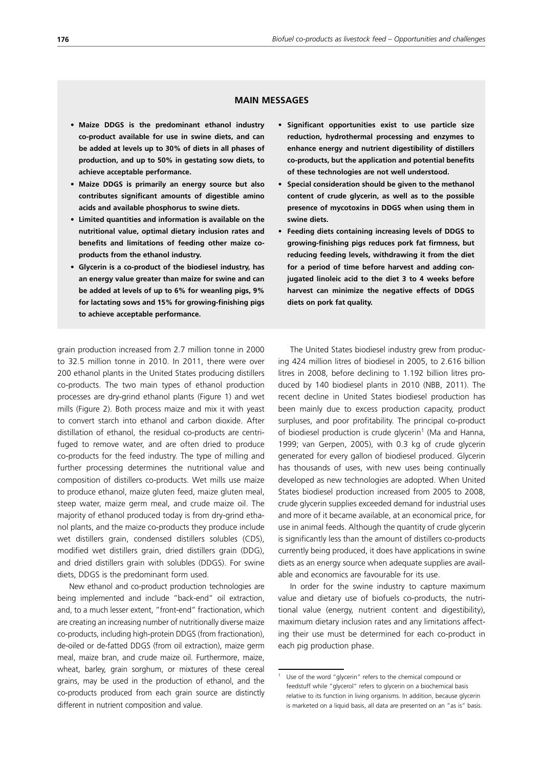## MAIN MESSAGES

- **Maize DDGS is the predominant ethanol industry co-product available for use in swine diets, and can be added at levels up to 30% of diets in all phases of production, and up to 50% in gestating sow diets, to achieve acceptable performance.**
- **Maize DDGS is primarily an energy source but also contributes significant amounts of digestible amino acids and available phosphorus to swine diets.**
- **Limited quantities and information is available on the nutritional value, optimal dietary inclusion rates and benefits and limitations of feeding other maize co-products from the ethanol industry.**
- **Glycerin is a co-product of the biodiesel industry, has an energy value greater than maize for swine and can be added at levels of up to 6% for weanling pigs, 9% for lactating sows and 15% for growing-finishing pigs to achieve acceptable performance.**
- **Significant opportunities exist to use particle size reduction, hydrothermal processing and enzymes to enhance energy and nutrient digestibility of distillers co-products, but the application and potential benefits of these technologies are not well understood.**
- **Special consideration should be given to the methanol content of crude glycerin, as well as to the possible presence of mycotoxins in DDGS when using them in swine diets.**
- **Feeding diets containing increasing levels of DDGS to growing-finishing pigs reduces pork fat firmness, but reducing feeding levels, withdrawing it from the diet for a period of time before harvest and adding conjugated linoleic acid to the diet 3 to 4 weeks before harvest can minimize the negative effects of DDGS diets on pork fat quality.**

grain production increased from 2.7 million tonne in 2000 to 32.5 million tonne in 2010. In 2011, there were over 200 ethanol plants in the United States producing distillers co-products. The two main types of ethanol production processes are dry-grind ethanol plants (Figure 1) and wet mills (Figure 2). Both process maize and mix it with yeast to convert starch into ethanol and carbon dioxide. After distillation of ethanol, the residual co-products are centrifuged to remove water, and are often dried to produce co-products for the feed industry. The type of milling and further processing determines the nutritional value and composition of distillers co-products. Wet mills use maize to produce ethanol, maize gluten feed, maize gluten meal, steep water, maize germ meal, and crude maize oil. The majority of ethanol produced today is from dry-grind ethanol plants, and the maize co-products they produce include wet distillers grain, condensed distillers solubles (CDS), modified wet distillers grain, dried distillers grain (DDG), and dried distillers grain with solubles (DDGS). For swine diets, DDGS is the predominant form used.

New ethanol and co-product production technologies are being implemented and include "back-end" oil extraction, and, to a much lesser extent, "front-end" fractionation, which are creating an increasing number of nutritionally diverse maize co-products, including high-protein DDGS (from fractionation), de-oiled or de-fatted DDGS (from oil extraction), maize germ meal, maize bran, and crude maize oil. Furthermore, maize, wheat, barley, grain sorghum, or mixtures of these cereal grains, may be used in the production of ethanol, and the co-products produced from each grain source are distinctly different in nutrient composition and value.

The United States biodiesel industry grew from producing 424 million litres of biodiesel in 2005, to 2.616 billion litres in 2008, before declining to 1.192 billion litres produced by 140 biodiesel plants in 2010 (NBB, 2011). The recent decline in United States biodiesel production has been mainly due to excess production capacity, product surpluses, and poor profitability. The principal co-product of biodiesel production is crude glycerin[1] (Ma and Hanna, 1999; van Gerpen, 2005), with 0.3 kg of crude glycerin generated for every gallon of biodiesel produced. Glycerin has thousands of uses, with new uses being continually developed as new technologies are adopted. When United States biodiesel production increased from 2005 to 2008, crude glycerin supplies exceeded demand for industrial uses and more of it became available, at an economical price, for use in animal feeds. Although the quantity of crude glycerin is significantly less than the amount of distillers co-products currently being produced, it does have applications in swine diets as an energy source when adequate supplies are available and economics are favourable for its use.

In order for the swine industry to capture maximum value and dietary use of biofuels co-products, the nutritional value (energy, nutrient content and digestibility), maximum dietary inclusion rates and any limitations affecting their use must be determined for each co-product in each pig production phase.

[1] Use of the word "glycerin" refers to the chemical compound or feedstuff while "glycerol" refers to glycerin on a biochemical basis relative to its function in living organisms. In addition, because glycerin is marketed on a liquid basis, all data are presented on an "as is" basis.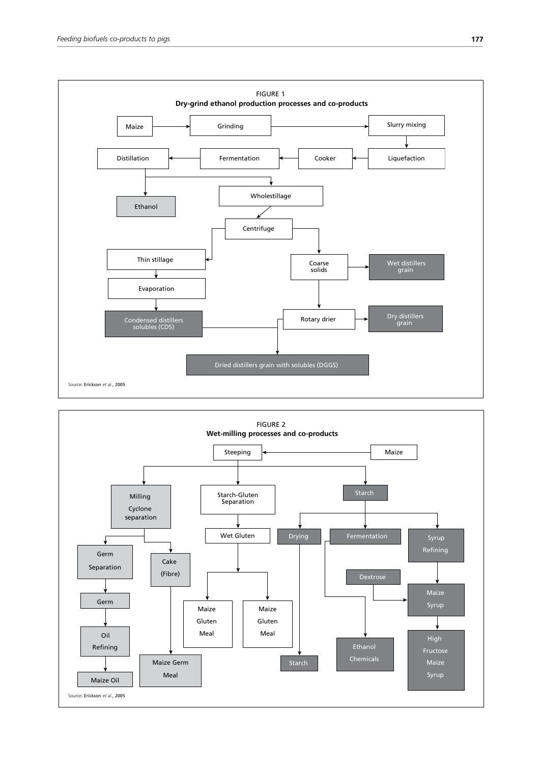FIGURE 1

**Dry-grind ethanol production processes and co-products**

- Maize → Grinding → Slurry mixing → Liquefaction → Cooker → Fermentation → Distillation
- Distillation → Ethanol
- Distillation → Wholestillage → Centrifuge
- Centrifuge → Thin stillage → Evaporation → Condensed distillers solubles (CDS)
- Centrifuge → Coarse solids → Wet distillers grain
- Coarse solids → Rotary drier → Dry distillers grain
- Condensed distillers solubles (CDS) + Rotary drier → Dried distillers grain with solubles (DGGS)

Source: Erickson *et al.*, 2005

FIGURE 2

**Wet-milling processes and co-products**

- Maize → Steeping
- Steeping → Milling Cyclone separation
  - → Germ Separation → Germ → Oil Refining → Maize Oil
  - → Cake (Fibre) → Maize Germ Meal
- Steeping → Starch-Gluten Separation → Wet Gluten → Maize Gluten Meal; Maize Gluten Meal
- Steeping → Starch
  - → Drying → Starch
  - → Fermentation → Ethanol Chemicals
  - → Syrup Refining → Maize Syrup → High Fructose Maize Syrup
  - Dextrose → Maize Syrup

Source: Erickson *et al.*, 2005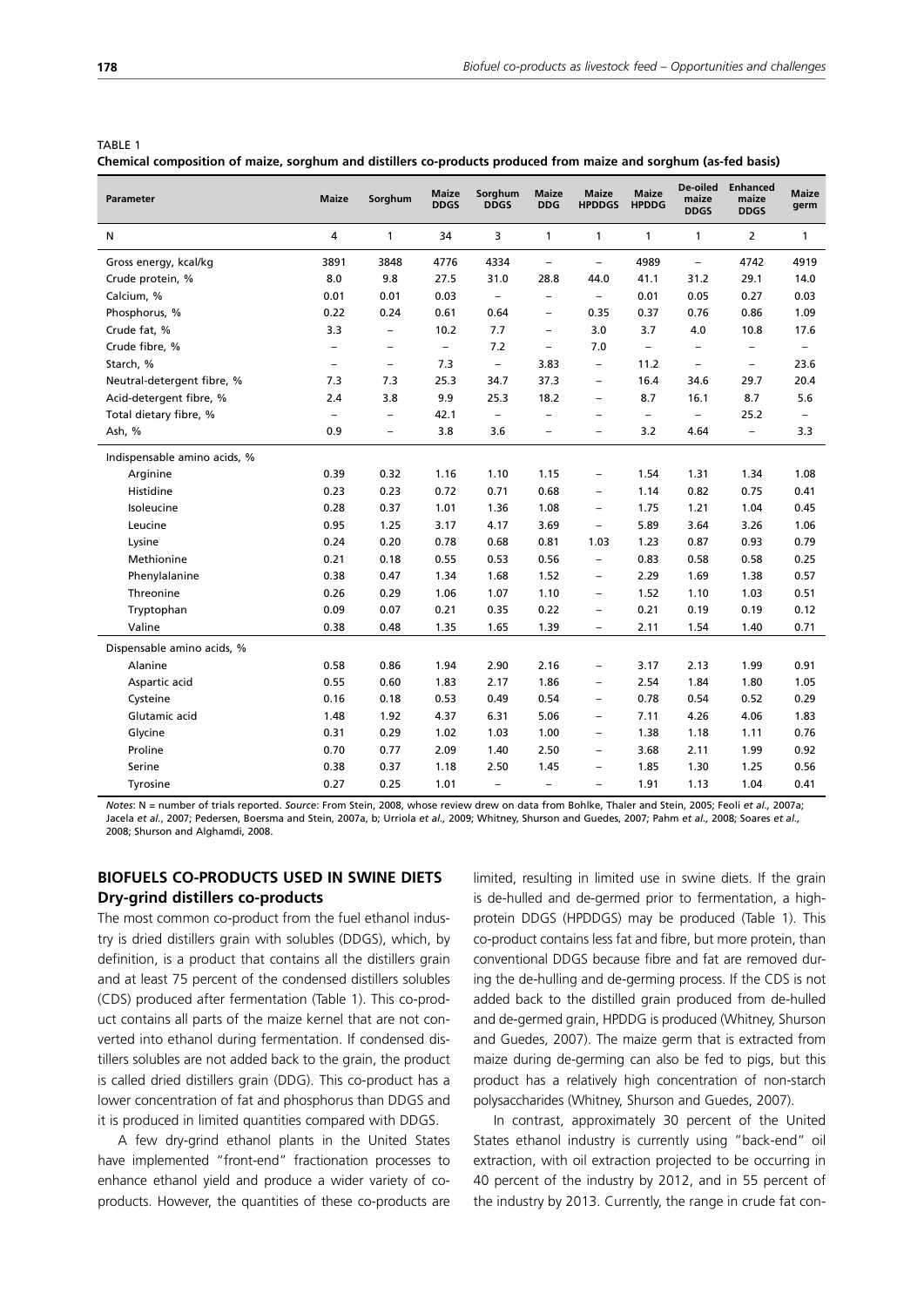TABLE 1

**Chemical composition of maize, sorghum and distillers co-products produced from maize and sorghum (as-fed basis)**

| Parameter | Maize | Sorghum | Maize DDGS | Sorghum DDGS | Maize DDG | Maize HPDDGS | Maize HPDDG | De-oiled maize DDGS | Enhanced maize DDGS | Maize germ |
|---|---|---|---|---|---|---|---|---|---|---|
| N | 4 | 1 | 34 | 3 | 1 | 1 | 1 | 1 | 2 | 1 |
| Gross energy, kcal/kg | 3891 | 3848 | 4776 | 4334 | – | – | 4989 | – | 4742 | 4919 |
| Crude protein, % | 8.0 | 9.8 | 27.5 | 31.0 | 28.8 | 44.0 | 41.1 | 31.2 | 29.1 | 14.0 |
| Calcium, % | 0.01 | 0.01 | 0.03 | – | – | – | 0.01 | 0.05 | 0.27 | 0.03 |
| Phosphorus, % | 0.22 | 0.24 | 0.61 | 0.64 | – | 0.35 | 0.37 | 0.76 | 0.86 | 1.09 |
| Crude fat, % | 3.3 | – | 10.2 | 7.7 | – | 3.0 | 3.7 | 4.0 | 10.8 | 17.6 |
| Crude fibre, % | – | – | – | 7.2 | – | 7.0 | – | – | – | – |
| Starch, % | – | – | 7.3 | – | 3.83 | – | 11.2 | – | – | 23.6 |
| Neutral-detergent fibre, % | 7.3 | 7.3 | 25.3 | 34.7 | 37.3 | – | 16.4 | 34.6 | 29.7 | 20.4 |
| Acid-detergent fibre, % | 2.4 | 3.8 | 9.9 | 25.3 | 18.2 | – | 8.7 | 16.1 | 8.7 | 5.6 |
| Total dietary fibre, % | – | – | 42.1 | – | – | – | – | – | 25.2 | – |
| Ash, % | 0.9 | – | 3.8 | 3.6 | – | – | 3.2 | 4.64 | – | 3.3 |
| Indispensable amino acids, % | | | | | | | | | | |
| Arginine | 0.39 | 0.32 | 1.16 | 1.10 | 1.15 | – | 1.54 | 1.31 | 1.34 | 1.08 |
| Histidine | 0.23 | 0.23 | 0.72 | 0.71 | 0.68 | – | 1.14 | 0.82 | 0.75 | 0.41 |
| Isoleucine | 0.28 | 0.37 | 1.01 | 1.36 | 1.08 | – | 1.75 | 1.21 | 1.04 | 0.45 |
| Leucine | 0.95 | 1.25 | 3.17 | 4.17 | 3.69 | – | 5.89 | 3.64 | 3.26 | 1.06 |
| Lysine | 0.24 | 0.20 | 0.78 | 0.68 | 0.81 | 1.03 | 1.23 | 0.87 | 0.93 | 0.79 |
| Methionine | 0.21 | 0.18 | 0.55 | 0.53 | 0.56 | – | 0.83 | 0.58 | 0.58 | 0.25 |
| Phenylalanine | 0.38 | 0.47 | 1.34 | 1.68 | 1.52 | – | 2.29 | 1.69 | 1.38 | 0.57 |
| Threonine | 0.26 | 0.29 | 1.06 | 1.07 | 1.10 | – | 1.52 | 1.10 | 1.03 | 0.51 |
| Tryptophan | 0.09 | 0.07 | 0.21 | 0.35 | 0.22 | – | 0.21 | 0.19 | 0.19 | 0.12 |
| Valine | 0.38 | 0.48 | 1.35 | 1.65 | 1.39 | – | 2.11 | 1.54 | 1.40 | 0.71 |
| Dispensable amino acids, % | | | | | | | | | | |
| Alanine | 0.58 | 0.86 | 1.94 | 2.90 | 2.16 | – | 3.17 | 2.13 | 1.99 | 0.91 |
| Aspartic acid | 0.55 | 0.60 | 1.83 | 2.17 | 1.86 | – | 2.54 | 1.84 | 1.80 | 1.05 |
| Cysteine | 0.16 | 0.18 | 0.53 | 0.49 | 0.54 | – | 0.78 | 0.54 | 0.52 | 0.29 |
| Glutamic acid | 1.48 | 1.92 | 4.37 | 6.31 | 5.06 | – | 7.11 | 4.26 | 4.06 | 1.83 |
| Glycine | 0.31 | 0.29 | 1.02 | 1.03 | 1.00 | – | 1.38 | 1.18 | 1.11 | 0.76 |
| Proline | 0.70 | 0.77 | 2.09 | 1.40 | 2.50 | – | 3.68 | 2.11 | 1.99 | 0.92 |
| Serine | 0.38 | 0.37 | 1.18 | 2.50 | 1.45 | – | 1.85 | 1.30 | 1.25 | 0.56 |
| Tyrosine | 0.27 | 0.25 | 1.01 | – | – | – | 1.91 | 1.13 | 1.04 | 0.41 |

*Notes*: N = number of trials reported. *Source*: From Stein, 2008, whose review drew on data from Bohlke, Thaler and Stein, 2005; Feoli *et al.*, 2007a; Jacela *et al.*, 2007; Pedersen, Boersma and Stein, 2007a, b; Urriola *et al.*, 2009; Whitney, Shurson and Guedes, 2007; Pahm *et al.*, 2008; Soares *et al.*, 2008; Shurson and Alghamdi, 2008.

## BIOFUELS CO-PRODUCTS USED IN SWINE DIETS

### Dry-grind distillers co-products

The most common co-product from the fuel ethanol industry is dried distillers grain with solubles (DDGS), which, by definition, is a product that contains all the distillers grain and at least 75 percent of the condensed distillers solubles (CDS) produced after fermentation (Table 1). This co-product contains all parts of the maize kernel that are not converted into ethanol during fermentation. If condensed distillers solubles are not added back to the grain, the product is called dried distillers grain (DDG). This co-product has a lower concentration of fat and phosphorus than DDGS and it is produced in limited quantities compared with DDGS.

A few dry-grind ethanol plants in the United States have implemented "front-end" fractionation processes to enhance ethanol yield and produce a wider variety of co-products. However, the quantities of these co-products are limited, resulting in limited use in swine diets. If the grain is de-hulled and de-germed prior to fermentation, a high-protein DDGS (HPDDGS) may be produced (Table 1). This co-product contains less fat and fibre, but more protein, than conventional DDGS because fibre and fat are removed during the de-hulling and de-germing process. If the CDS is not added back to the distilled grain produced from de-hulled and de-germed grain, HPDDG is produced (Whitney, Shurson and Guedes, 2007). The maize germ that is extracted from maize during de-germing can also be fed to pigs, but this product has a relatively high concentration of non-starch polysaccharides (Whitney, Shurson and Guedes, 2007).

In contrast, approximately 30 percent of the United States ethanol industry is currently using "back-end" oil extraction, with oil extraction projected to be occurring in 40 percent of the industry by 2012, and in 55 percent of the industry by 2013. Currently, the range in crude fat con-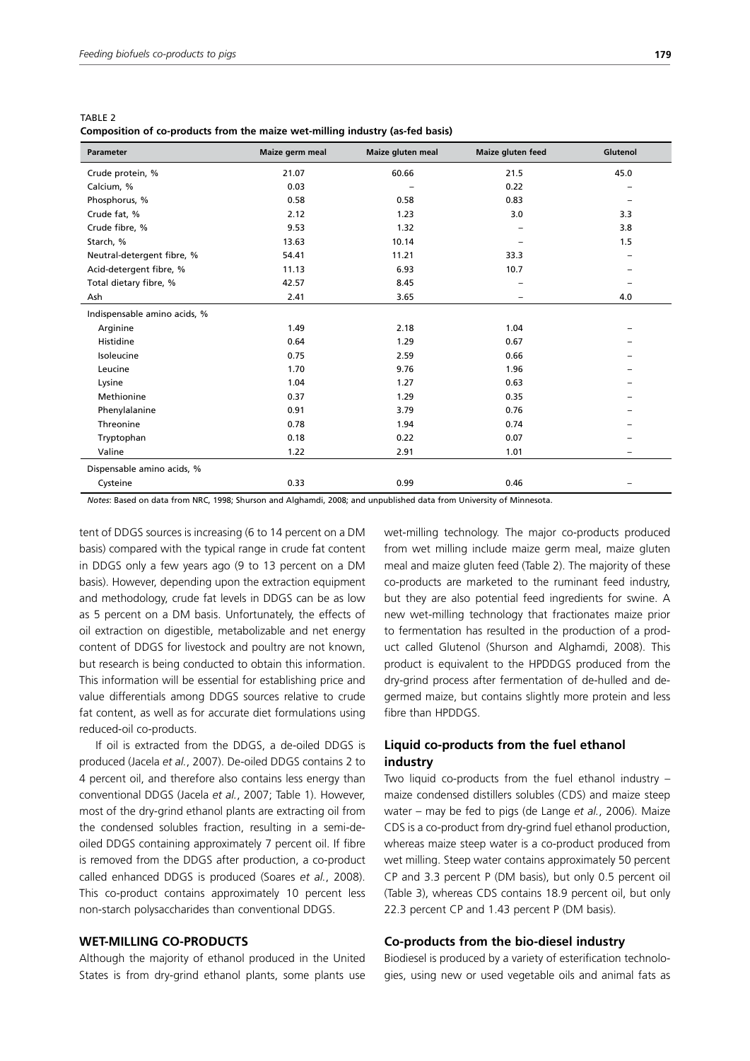TABLE 2

**Composition of co-products from the maize wet-milling industry (as-fed basis)**

| Parameter | Maize germ meal | Maize gluten meal | Maize gluten feed | Glutenol |
|---|---|---|---|---|
| Crude protein, % | 21.07 | 60.66 | 21.5 | 45.0 |
| Calcium, % | 0.03 | – | 0.22 | – |
| Phosphorus, % | 0.58 | 0.58 | 0.83 | – |
| Crude fat, % | 2.12 | 1.23 | 3.0 | 3.3 |
| Crude fibre, % | 9.53 | 1.32 | – | 3.8 |
| Starch, % | 13.63 | 10.14 | – | 1.5 |
| Neutral-detergent fibre, % | 54.41 | 11.21 | 33.3 | – |
| Acid-detergent fibre, % | 11.13 | 6.93 | 10.7 | – |
| Total dietary fibre, % | 42.57 | 8.45 | – | – |
| Ash | 2.41 | 3.65 | – | 4.0 |
| Indispensable amino acids, % | | | | |
| Arginine | 1.49 | 2.18 | 1.04 | – |
| Histidine | 0.64 | 1.29 | 0.67 | – |
| Isoleucine | 0.75 | 2.59 | 0.66 | – |
| Leucine | 1.70 | 9.76 | 1.96 | – |
| Lysine | 1.04 | 1.27 | 0.63 | – |
| Methionine | 0.37 | 1.29 | 0.35 | – |
| Phenylalanine | 0.91 | 3.79 | 0.76 | – |
| Threonine | 0.78 | 1.94 | 0.74 | – |
| Tryptophan | 0.18 | 0.22 | 0.07 | – |
| Valine | 1.22 | 2.91 | 1.01 | – |
| Dispensable amino acids, % | | | | |
| Cysteine | 0.33 | 0.99 | 0.46 | – |

*Notes*: Based on data from NRC, 1998; Shurson and Alghamdi, 2008; and unpublished data from University of Minnesota.

tent of DDGS sources is increasing (6 to 14 percent on a DM basis) compared with the typical range in crude fat content in DDGS only a few years ago (9 to 13 percent on a DM basis). However, depending upon the extraction equipment and methodology, crude fat levels in DDGS can be as low as 5 percent on a DM basis. Unfortunately, the effects of oil extraction on digestible, metabolizable and net energy content of DDGS for livestock and poultry are not known, but research is being conducted to obtain this information. This information will be essential for establishing price and value differentials among DDGS sources relative to crude fat content, as well as for accurate diet formulations using reduced-oil co-products.

If oil is extracted from the DDGS, a de-oiled DDGS is produced (Jacela *et al.*, 2007). De-oiled DDGS contains 2 to 4 percent oil, and therefore also contains less energy than conventional DDGS (Jacela *et al.*, 2007; Table 1). However, most of the dry-grind ethanol plants are extracting oil from the condensed solubles fraction, resulting in a semi-de-oiled DDGS containing approximately 7 percent oil. If fibre is removed from the DDGS after production, a co-product called enhanced DDGS is produced (Soares *et al.*, 2008). This co-product contains approximately 10 percent less non-starch polysaccharides than conventional DDGS.

## WET-MILLING CO-PRODUCTS

Although the majority of ethanol produced in the United States is from dry-grind ethanol plants, some plants use wet-milling technology. The major co-products produced from wet milling include maize germ meal, maize gluten meal and maize gluten feed (Table 2). The majority of these co-products are marketed to the ruminant feed industry, but they are also potential feed ingredients for swine. A new wet-milling technology that fractionates maize prior to fermentation has resulted in the production of a product called Glutenol (Shurson and Alghamdi, 2008). This product is equivalent to the HPDDGS produced from the dry-grind process after fermentation of de-hulled and de-germed maize, but contains slightly more protein and less fibre than HPDDGS.

### Liquid co-products from the fuel ethanol industry

Two liquid co-products from the fuel ethanol industry – maize condensed distillers solubles (CDS) and maize steep water – may be fed to pigs (de Lange *et al.*, 2006). Maize CDS is a co-product from dry-grind fuel ethanol production, whereas maize steep water is a co-product produced from wet milling. Steep water contains approximately 50 percent CP and 3.3 percent P (DM basis), but only 0.5 percent oil (Table 3), whereas CDS contains 18.9 percent oil, but only 22.3 percent CP and 1.43 percent P (DM basis).

### Co-products from the bio-diesel industry

Biodiesel is produced by a variety of esterification technologies, using new or used vegetable oils and animal fats as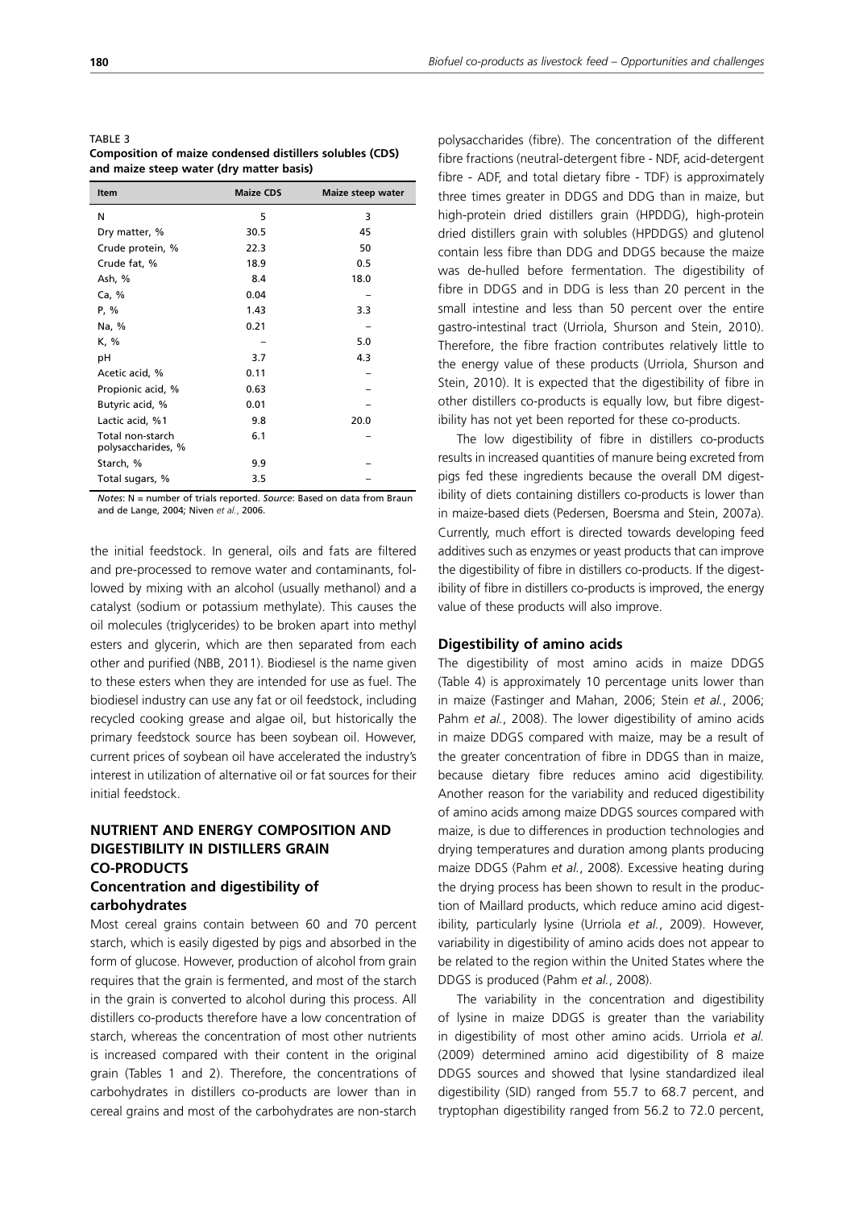TABLE 3
**Composition of maize condensed distillers solubles (CDS) and maize steep water (dry matter basis)**

| Item | Maize CDS | Maize steep water |
|---|---|---|
| N | 5 | 3 |
| Dry matter, % | 30.5 | 45 |
| Crude protein, % | 22.3 | 50 |
| Crude fat, % | 18.9 | 0.5 |
| Ash, % | 8.4 | 18.0 |
| Ca, % | 0.04 | – |
| P, % | 1.43 | 3.3 |
| Na, % | 0.21 | – |
| K, % | – | 5.0 |
| pH | 3.7 | 4.3 |
| Acetic acid, % | 0.11 | – |
| Propionic acid, % | 0.63 | – |
| Butyric acid, % | 0.01 | – |
| Lactic acid, %1 | 9.8 | 20.0 |
| Total non-starch polysaccharides, % | 6.1 | – |
| Starch, % | 9.9 | – |
| Total sugars, % | 3.5 | – |

*Notes*: N = number of trials reported. *Source*: Based on data from Braun and de Lange, 2004; Niven *et al.*, 2006.

the initial feedstock. In general, oils and fats are filtered and pre-processed to remove water and contaminants, followed by mixing with an alcohol (usually methanol) and a catalyst (sodium or potassium methylate). This causes the oil molecules (triglycerides) to be broken apart into methyl esters and glycerin, which are then separated from each other and purified (NBB, 2011). Biodiesel is the name given to these esters when they are intended for use as fuel. The biodiesel industry can use any fat or oil feedstock, including recycled cooking grease and algae oil, but historically the primary feedstock source has been soybean oil. However, current prices of soybean oil have accelerated the industry's interest in utilization of alternative oil or fat sources for their initial feedstock.

## NUTRIENT AND ENERGY COMPOSITION AND DIGESTIBILITY IN DISTILLERS GRAIN CO-PRODUCTS

### Concentration and digestibility of carbohydrates

Most cereal grains contain between 60 and 70 percent starch, which is easily digested by pigs and absorbed in the form of glucose. However, production of alcohol from grain requires that the grain is fermented, and most of the starch in the grain is converted to alcohol during this process. All distillers co-products therefore have a low concentration of starch, whereas the concentration of most other nutrients is increased compared with their content in the original grain (Tables 1 and 2). Therefore, the concentrations of carbohydrates in distillers co-products are lower than in cereal grains and most of the carbohydrates are non-starch polysaccharides (fibre). The concentration of the different fibre fractions (neutral-detergent fibre - NDF, acid-detergent fibre - ADF, and total dietary fibre - TDF) is approximately three times greater in DDGS and DDG than in maize, but high-protein dried distillers grain (HPDDG), high-protein dried distillers grain with solubles (HPDDGS) and glutenol contain less fibre than DDG and DDGS because the maize was de-hulled before fermentation. The digestibility of fibre in DDGS and in DDG is less than 20 percent in the small intestine and less than 50 percent over the entire gastro-intestinal tract (Urriola, Shurson and Stein, 2010). Therefore, the fibre fraction contributes relatively little to the energy value of these products (Urriola, Shurson and Stein, 2010). It is expected that the digestibility of fibre in other distillers co-products is equally low, but fibre digestibility has not yet been reported for these co-products.

The low digestibility of fibre in distillers co-products results in increased quantities of manure being excreted from pigs fed these ingredients because the overall DM digestibility of diets containing distillers co-products is lower than in maize-based diets (Pedersen, Boersma and Stein, 2007a). Currently, much effort is directed towards developing feed additives such as enzymes or yeast products that can improve the digestibility of fibre in distillers co-products. If the digestibility of fibre in distillers co-products is improved, the energy value of these products will also improve.

### Digestibility of amino acids

The digestibility of most amino acids in maize DDGS (Table 4) is approximately 10 percentage units lower than in maize (Fastinger and Mahan, 2006; Stein *et al.*, 2006; Pahm *et al.*, 2008). The lower digestibility of amino acids in maize DDGS compared with maize, may be a result of the greater concentration of fibre in DDGS than in maize, because dietary fibre reduces amino acid digestibility. Another reason for the variability and reduced digestibility of amino acids among maize DDGS sources compared with maize, is due to differences in production technologies and drying temperatures and duration among plants producing maize DDGS (Pahm *et al.*, 2008). Excessive heating during the drying process has been shown to result in the production of Maillard products, which reduce amino acid digestibility, particularly lysine (Urriola *et al.*, 2009). However, variability in digestibility of amino acids does not appear to be related to the region within the United States where the DDGS is produced (Pahm *et al.*, 2008).

The variability in the concentration and digestibility of lysine in maize DDGS is greater than the variability in digestibility of most other amino acids. Urriola *et al.* (2009) determined amino acid digestibility of 8 maize DDGS sources and showed that lysine standardized ileal digestibility (SID) ranged from 55.7 to 68.7 percent, and tryptophan digestibility ranged from 56.2 to 72.0 percent,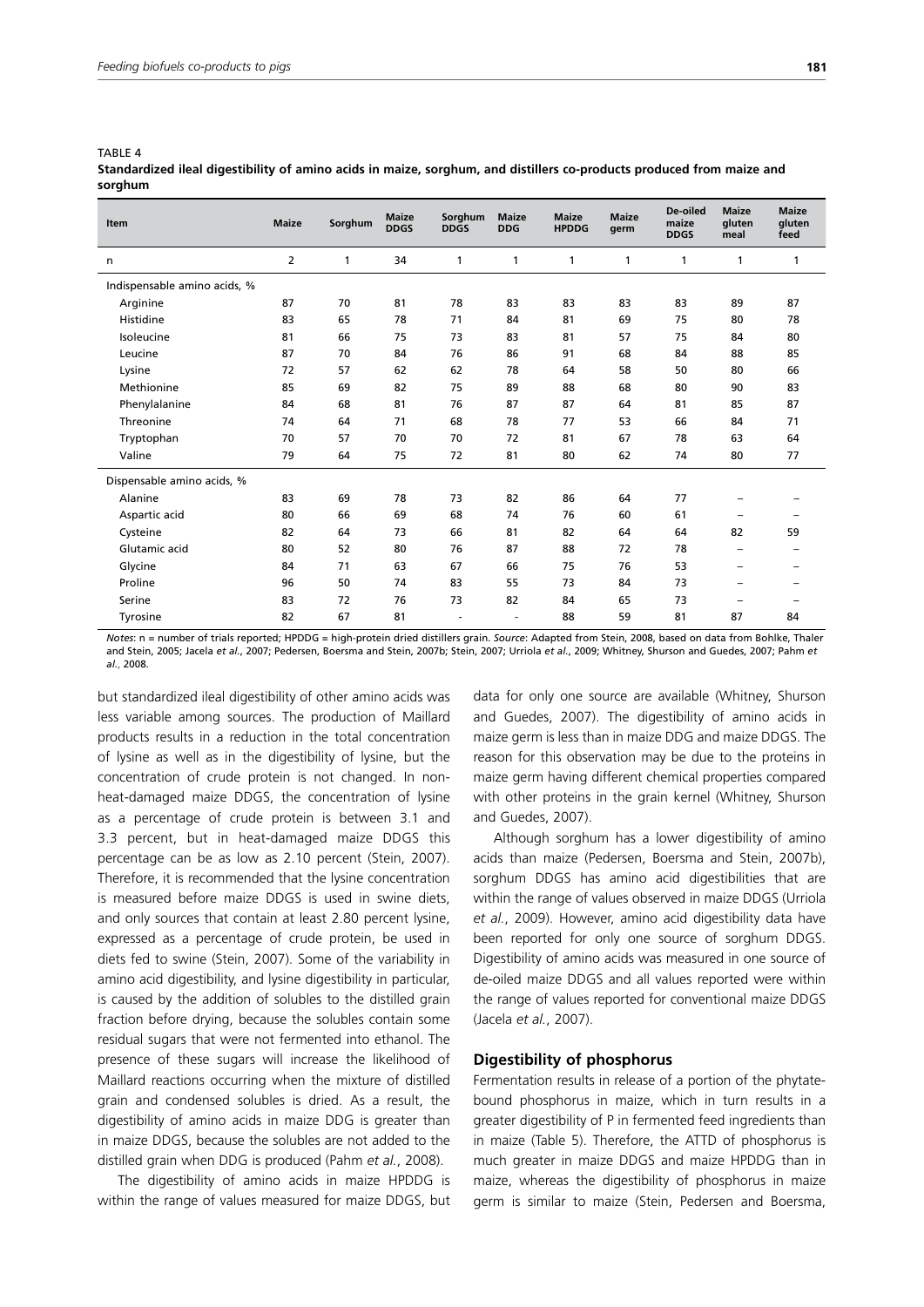TABLE 4
**Standardized ileal digestibility of amino acids in maize, sorghum, and distillers co-products produced from maize and sorghum**

| Item | Maize | Sorghum | Maize DDGS | Sorghum DDGS | Maize DDG | Maize HPDDG | Maize germ | De-oiled maize DDGS | Maize gluten meal | Maize gluten feed |
|---|---|---|---|---|---|---|---|---|---|---|
| n | 2 | 1 | 34 | 1 | 1 | 1 | 1 | 1 | 1 | 1 |
| Indispensable amino acids, % | | | | | | | | | | |
| Arginine | 87 | 70 | 81 | 78 | 83 | 83 | 83 | 83 | 89 | 87 |
| Histidine | 83 | 65 | 78 | 71 | 84 | 81 | 69 | 75 | 80 | 78 |
| Isoleucine | 81 | 66 | 75 | 73 | 83 | 81 | 57 | 75 | 84 | 80 |
| Leucine | 87 | 70 | 84 | 76 | 86 | 91 | 68 | 84 | 88 | 85 |
| Lysine | 72 | 57 | 62 | 62 | 78 | 64 | 58 | 50 | 80 | 66 |
| Methionine | 85 | 69 | 82 | 75 | 89 | 88 | 68 | 80 | 90 | 83 |
| Phenylalanine | 84 | 68 | 81 | 76 | 87 | 87 | 64 | 81 | 85 | 87 |
| Threonine | 74 | 64 | 71 | 68 | 78 | 77 | 53 | 66 | 84 | 71 |
| Tryptophan | 70 | 57 | 70 | 70 | 72 | 81 | 67 | 78 | 63 | 64 |
| Valine | 79 | 64 | 75 | 72 | 81 | 80 | 62 | 74 | 80 | 77 |
| Dispensable amino acids, % | | | | | | | | | | |
| Alanine | 83 | 69 | 78 | 73 | 82 | 86 | 64 | 77 | – | – |
| Aspartic acid | 80 | 66 | 69 | 68 | 74 | 76 | 60 | 61 | – | – |
| Cysteine | 82 | 64 | 73 | 66 | 81 | 82 | 64 | 64 | 82 | 59 |
| Glutamic acid | 80 | 52 | 80 | 76 | 87 | 88 | 72 | 78 | – | – |
| Glycine | 84 | 71 | 63 | 67 | 66 | 75 | 76 | 53 | – | – |
| Proline | 96 | 50 | 74 | 83 | 55 | 73 | 84 | 73 | – | – |
| Serine | 83 | 72 | 76 | 73 | 82 | 84 | 65 | 73 | – | – |
| Tyrosine | 82 | 67 | 81 | - | - | 88 | 59 | 81 | 87 | 84 |

*Notes*: n = number of trials reported; HPDDG = high-protein dried distillers grain. *Source*: Adapted from Stein, 2008, based on data from Bohlke, Thaler and Stein, 2005; Jacela *et al.*, 2007; Pedersen, Boersma and Stein, 2007b; Stein, 2007; Urriola *et al.*, 2009; Whitney, Shurson and Guedes, 2007; Pahm *et al.*, 2008.

but standardized ileal digestibility of other amino acids was less variable among sources. The production of Maillard products results in a reduction in the total concentration of lysine as well as in the digestibility of lysine, but the concentration of crude protein is not changed. In non-heat-damaged maize DDGS, the concentration of lysine as a percentage of crude protein is between 3.1 and 3.3 percent, but in heat-damaged maize DDGS this percentage can be as low as 2.10 percent (Stein, 2007). Therefore, it is recommended that the lysine concentration is measured before maize DDGS is used in swine diets, and only sources that contain at least 2.80 percent lysine, expressed as a percentage of crude protein, be used in diets fed to swine (Stein, 2007). Some of the variability in amino acid digestibility, and lysine digestibility in particular, is caused by the addition of solubles to the distilled grain fraction before drying, because the solubles contain some residual sugars that were not fermented into ethanol. The presence of these sugars will increase the likelihood of Maillard reactions occurring when the mixture of distilled grain and condensed solubles is dried. As a result, the digestibility of amino acids in maize DDG is greater than in maize DDGS, because the solubles are not added to the distilled grain when DDG is produced (Pahm *et al.*, 2008).

The digestibility of amino acids in maize HPDDG is within the range of values measured for maize DDGS, but data for only one source are available (Whitney, Shurson and Guedes, 2007). The digestibility of amino acids in maize germ is less than in maize DDG and maize DDGS. The reason for this observation may be due to the proteins in maize germ having different chemical properties compared with other proteins in the grain kernel (Whitney, Shurson and Guedes, 2007).

Although sorghum has a lower digestibility of amino acids than maize (Pedersen, Boersma and Stein, 2007b), sorghum DDGS has amino acid digestibilities that are within the range of values observed in maize DDGS (Urriola *et al.*, 2009). However, amino acid digestibility data have been reported for only one source of sorghum DDGS. Digestibility of amino acids was measured in one source of de-oiled maize DDGS and all values reported were within the range of values reported for conventional maize DDGS (Jacela *et al.*, 2007).

### Digestibility of phosphorus

Fermentation results in release of a portion of the phytate-bound phosphorus in maize, which in turn results in a greater digestibility of P in fermented feed ingredients than in maize (Table 5). Therefore, the ATTD of phosphorus is much greater in maize DDGS and maize HPDDG than in maize, whereas the digestibility of phosphorus in maize germ is similar to maize (Stein, Pedersen and Boersma,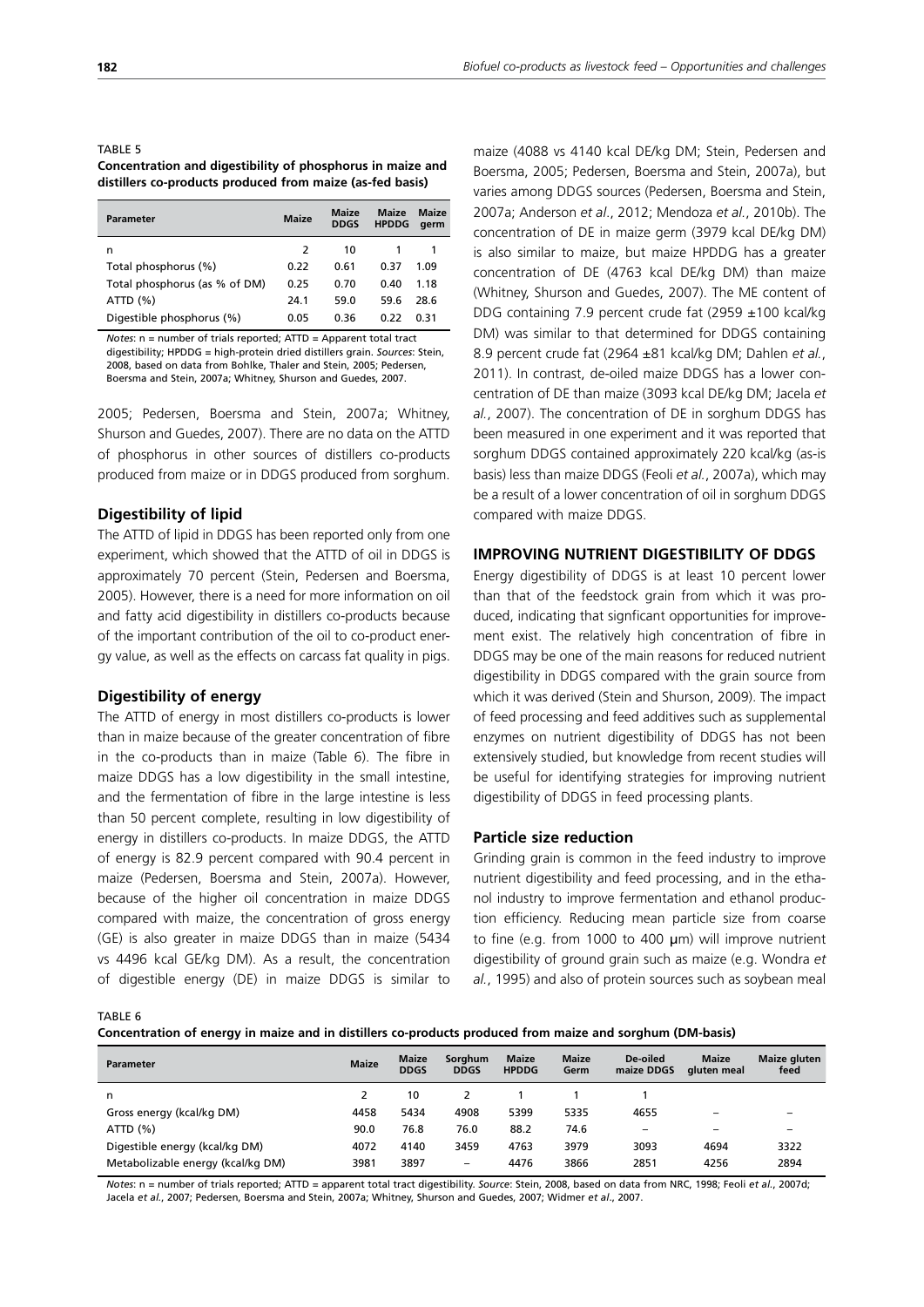TABLE 5

**Concentration and digestibility of phosphorus in maize and distillers co-products produced from maize (as-fed basis)**

| Parameter | Maize | Maize DDGS | Maize HPDDG | Maize germ |
|---|---|---|---|---|
| n | 2 | 10 | 1 | 1 |
| Total phosphorus (%) | 0.22 | 0.61 | 0.37 | 1.09 |
| Total phosphorus (as % of DM) | 0.25 | 0.70 | 0.40 | 1.18 |
| ATTD (%) | 24.1 | 59.0 | 59.6 | 28.6 |
| Digestible phosphorus (%) | 0.05 | 0.36 | 0.22 | 0.31 |

*Notes*: n = number of trials reported; ATTD = Apparent total tract digestibility; HPDDG = high-protein dried distillers grain. *Sources*: Stein, 2008, based on data from Bohlke, Thaler and Stein, 2005; Pedersen, Boersma and Stein, 2007a; Whitney, Shurson and Guedes, 2007.

2005; Pedersen, Boersma and Stein, 2007a; Whitney, Shurson and Guedes, 2007). There are no data on the ATTD of phosphorus in other sources of distillers co-products produced from maize or in DDGS produced from sorghum.

### Digestibility of lipid

The ATTD of lipid in DDGS has been reported only from one experiment, which showed that the ATTD of oil in DDGS is approximately 70 percent (Stein, Pedersen and Boersma, 2005). However, there is a need for more information on oil and fatty acid digestibility in distillers co-products because of the important contribution of the oil to co-product energy value, as well as the effects on carcass fat quality in pigs.

### Digestibility of energy

The ATTD of energy in most distillers co-products is lower than in maize because of the greater concentration of fibre in the co-products than in maize (Table 6). The fibre in maize DDGS has a low digestibility in the small intestine, and the fermentation of fibre in the large intestine is less than 50 percent complete, resulting in low digestibility of energy in distillers co-products. In maize DDGS, the ATTD of energy is 82.9 percent compared with 90.4 percent in maize (Pedersen, Boersma and Stein, 2007a). However, because of the higher oil concentration in maize DDGS compared with maize, the concentration of gross energy (GE) is also greater in maize DDGS than in maize (5434 vs 4496 kcal GE/kg DM). As a result, the concentration of digestible energy (DE) in maize DDGS is similar to maize (4088 vs 4140 kcal DE/kg DM; Stein, Pedersen and Boersma, 2005; Pedersen, Boersma and Stein, 2007a), but varies among DDGS sources (Pedersen, Boersma and Stein, 2007a; Anderson *et al*., 2012; Mendoza *et al.*, 2010b). The concentration of DE in maize germ (3979 kcal DE/kg DM) is also similar to maize, but maize HPDDG has a greater concentration of DE (4763 kcal DE/kg DM) than maize (Whitney, Shurson and Guedes, 2007). The ME content of DDG containing 7.9 percent crude fat (2959 ±100 kcal/kg DM) was similar to that determined for DDGS containing 8.9 percent crude fat (2964 ±81 kcal/kg DM; Dahlen *et al.*, 2011). In contrast, de-oiled maize DDGS has a lower concentration of DE than maize (3093 kcal DE/kg DM; Jacela *et al.*, 2007). The concentration of DE in sorghum DDGS has been measured in one experiment and it was reported that sorghum DDGS contained approximately 220 kcal/kg (as-is basis) less than maize DDGS (Feoli *et al.*, 2007a), which may be a result of a lower concentration of oil in sorghum DDGS compared with maize DDGS.

## IMPROVING NUTRIENT DIGESTIBILITY OF DDGS

Energy digestibility of DDGS is at least 10 percent lower than that of the feedstock grain from which it was produced, indicating that signficant opportunities for improvement exist. The relatively high concentration of fibre in DDGS may be one of the main reasons for reduced nutrient digestibility in DDGS compared with the grain source from which it was derived (Stein and Shurson, 2009). The impact of feed processing and feed additives such as supplemental enzymes on nutrient digestibility of DDGS has not been extensively studied, but knowledge from recent studies will be useful for identifying strategies for improving nutrient digestibility of DDGS in feed processing plants.

### Particle size reduction

Grinding grain is common in the feed industry to improve nutrient digestibility and feed processing, and in the ethanol industry to improve fermentation and ethanol production efficiency. Reducing mean particle size from coarse to fine (e.g. from 1000 to 400 µm) will improve nutrient digestibility of ground grain such as maize (e.g. Wondra *et al.*, 1995) and also of protein sources such as soybean meal

TABLE 6

**Concentration of energy in maize and in distillers co-products produced from maize and sorghum (DM-basis)**

| Parameter | Maize | Maize DDGS | Sorghum DDGS | Maize HPDDG | Maize Germ | De-oiled maize DDGS | Maize gluten meal | Maize gluten feed |
|---|---|---|---|---|---|---|---|---|
| n | 2 | 10 | 2 | 1 | 1 | 1 | | |
| Gross energy (kcal/kg DM) | 4458 | 5434 | 4908 | 5399 | 5335 | 4655 | – | – |
| ATTD (%) | 90.0 | 76.8 | 76.0 | 88.2 | 74.6 | – | – | – |
| Digestible energy (kcal/kg DM) | 4072 | 4140 | 3459 | 4763 | 3979 | 3093 | 4694 | 3322 |
| Metabolizable energy (kcal/kg DM) | 3981 | 3897 | – | 4476 | 3866 | 2851 | 4256 | 2894 |

*Notes*: n = number of trials reported; ATTD = apparent total tract digestibility. *Source*: Stein, 2008, based on data from NRC, 1998; Feoli *et al.*, 2007d; Jacela *et al.*, 2007; Pedersen, Boersma and Stein, 2007a; Whitney, Shurson and Guedes, 2007; Widmer *et al.*, 2007.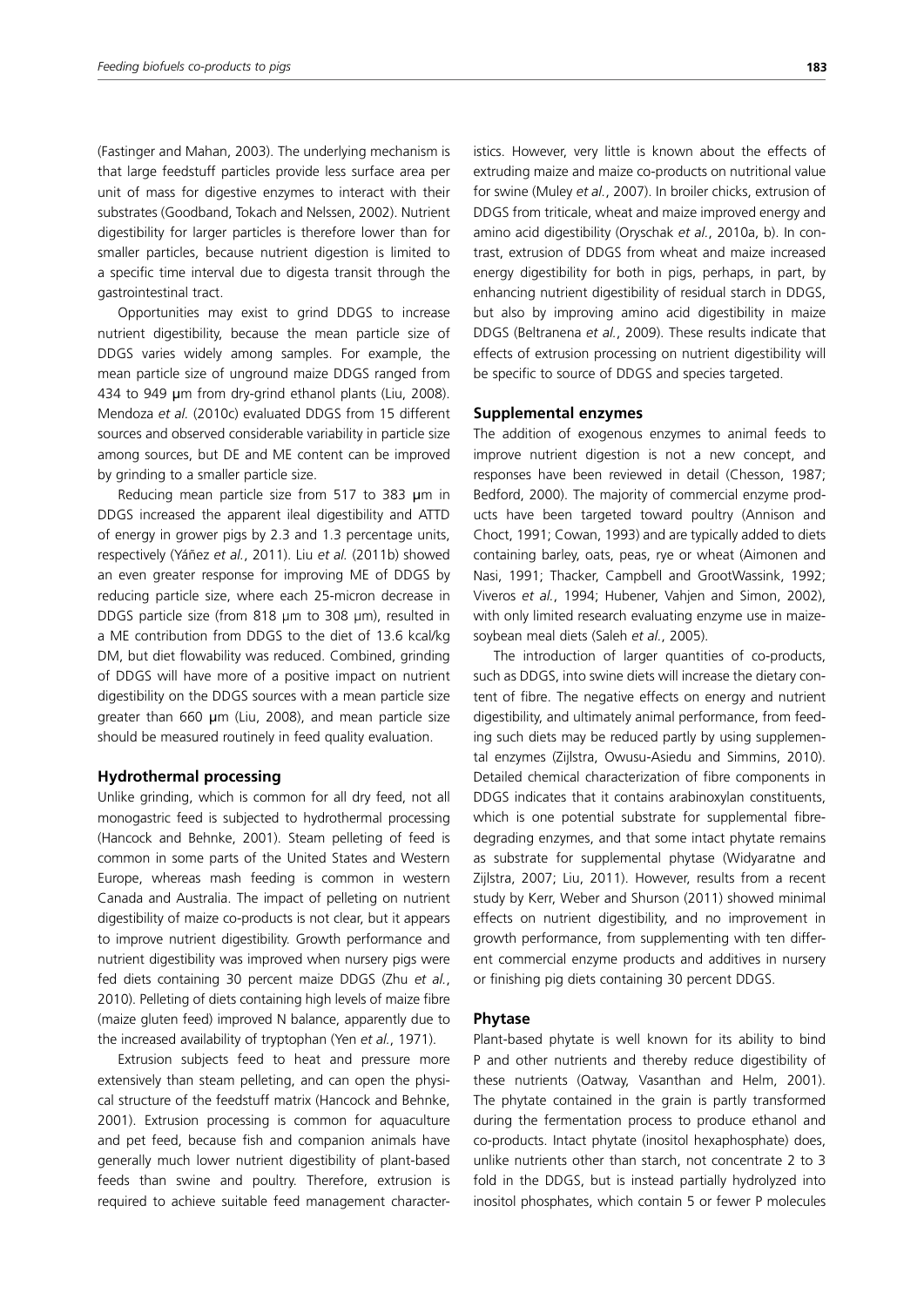(Fastinger and Mahan, 2003). The underlying mechanism is that large feedstuff particles provide less surface area per unit of mass for digestive enzymes to interact with their substrates (Goodband, Tokach and Nelssen, 2002). Nutrient digestibility for larger particles is therefore lower than for smaller particles, because nutrient digestion is limited to a specific time interval due to digesta transit through the gastrointestinal tract.

Opportunities may exist to grind DDGS to increase nutrient digestibility, because the mean particle size of DDGS varies widely among samples. For example, the mean particle size of unground maize DDGS ranged from 434 to 949 µm from dry-grind ethanol plants (Liu, 2008). Mendoza *et al.* (2010c) evaluated DDGS from 15 different sources and observed considerable variability in particle size among sources, but DE and ME content can be improved by grinding to a smaller particle size.

Reducing mean particle size from 517 to 383 µm in DDGS increased the apparent ileal digestibility and ATTD of energy in grower pigs by 2.3 and 1.3 percentage units, respectively (Yáñez *et al.*, 2011). Liu *et al.* (2011b) showed an even greater response for improving ME of DDGS by reducing particle size, where each 25-micron decrease in DDGS particle size (from 818 µm to 308 µm), resulted in a ME contribution from DDGS to the diet of 13.6 kcal/kg DM, but diet flowability was reduced. Combined, grinding of DDGS will have more of a positive impact on nutrient digestibility on the DDGS sources with a mean particle size greater than 660 µm (Liu, 2008), and mean particle size should be measured routinely in feed quality evaluation.

### Hydrothermal processing

Unlike grinding, which is common for all dry feed, not all monogastric feed is subjected to hydrothermal processing (Hancock and Behnke, 2001). Steam pelleting of feed is common in some parts of the United States and Western Europe, whereas mash feeding is common in western Canada and Australia. The impact of pelleting on nutrient digestibility of maize co-products is not clear, but it appears to improve nutrient digestibility. Growth performance and nutrient digestibility was improved when nursery pigs were fed diets containing 30 percent maize DDGS (Zhu *et al.*, 2010). Pelleting of diets containing high levels of maize fibre (maize gluten feed) improved N balance, apparently due to the increased availability of tryptophan (Yen *et al.*, 1971).

Extrusion subjects feed to heat and pressure more extensively than steam pelleting, and can open the physical structure of the feedstuff matrix (Hancock and Behnke, 2001). Extrusion processing is common for aquaculture and pet feed, because fish and companion animals have generally much lower nutrient digestibility of plant-based feeds than swine and poultry. Therefore, extrusion is required to achieve suitable feed management characteristics. However, very little is known about the effects of extruding maize and maize co-products on nutritional value for swine (Muley *et al.*, 2007). In broiler chicks, extrusion of DDGS from triticale, wheat and maize improved energy and amino acid digestibility (Oryschak *et al.*, 2010a, b). In contrast, extrusion of DDGS from wheat and maize increased energy digestibility for both in pigs, perhaps, in part, by enhancing nutrient digestibility of residual starch in DDGS, but also by improving amino acid digestibility in maize DDGS (Beltranena *et al.*, 2009). These results indicate that effects of extrusion processing on nutrient digestibility will be specific to source of DDGS and species targeted.

### Supplemental enzymes

The addition of exogenous enzymes to animal feeds to improve nutrient digestion is not a new concept, and responses have been reviewed in detail (Chesson, 1987; Bedford, 2000). The majority of commercial enzyme products have been targeted toward poultry (Annison and Choct, 1991; Cowan, 1993) and are typically added to diets containing barley, oats, peas, rye or wheat (Aimonen and Nasi, 1991; Thacker, Campbell and GrootWassink, 1992; Viveros *et al.*, 1994; Hubener, Vahjen and Simon, 2002), with only limited research evaluating enzyme use in maize-soybean meal diets (Saleh *et al.*, 2005).

The introduction of larger quantities of co-products, such as DDGS, into swine diets will increase the dietary content of fibre. The negative effects on energy and nutrient digestibility, and ultimately animal performance, from feeding such diets may be reduced partly by using supplemental enzymes (Zijlstra, Owusu-Asiedu and Simmins, 2010). Detailed chemical characterization of fibre components in DDGS indicates that it contains arabinoxylan constituents, which is one potential substrate for supplemental fibre-degrading enzymes, and that some intact phytate remains as substrate for supplemental phytase (Widyaratne and Zijlstra, 2007; Liu, 2011). However, results from a recent study by Kerr, Weber and Shurson (2011) showed minimal effects on nutrient digestibility, and no improvement in growth performance, from supplementing with ten different commercial enzyme products and additives in nursery or finishing pig diets containing 30 percent DDGS.

### Phytase

Plant-based phytate is well known for its ability to bind P and other nutrients and thereby reduce digestibility of these nutrients (Oatway, Vasanthan and Helm, 2001). The phytate contained in the grain is partly transformed during the fermentation process to produce ethanol and co-products. Intact phytate (inositol hexaphosphate) does, unlike nutrients other than starch, not concentrate 2 to 3 fold in the DDGS, but is instead partially hydrolyzed into inositol phosphates, which contain 5 or fewer P molecules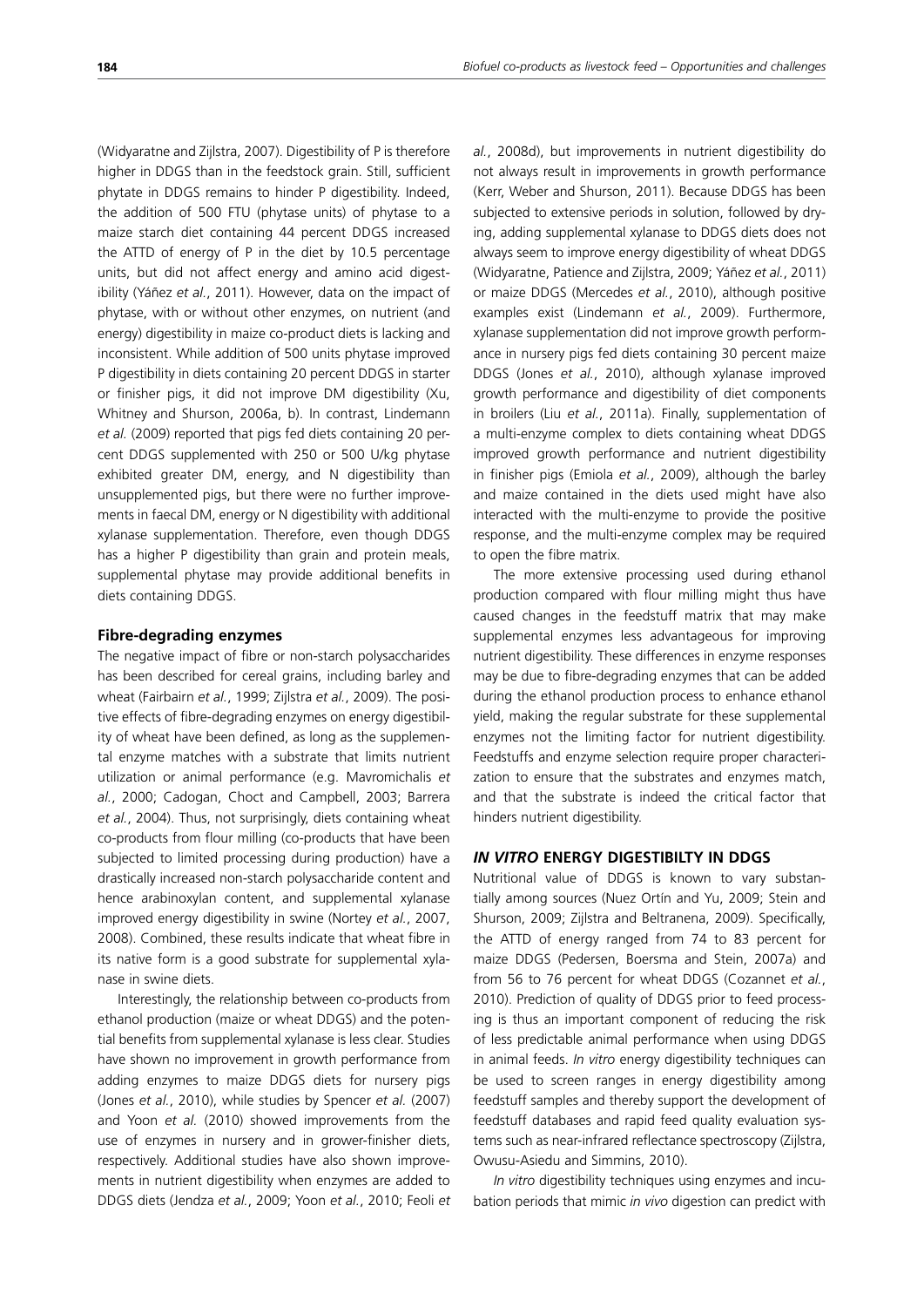(Widyaratne and Zijlstra, 2007). Digestibility of P is therefore higher in DDGS than in the feedstock grain. Still, sufficient phytate in DDGS remains to hinder P digestibility. Indeed, the addition of 500 FTU (phytase units) of phytase to a maize starch diet containing 44 percent DDGS increased the ATTD of energy of P in the diet by 10.5 percentage units, but did not affect energy and amino acid digestibility (Yáñez *et al.*, 2011). However, data on the impact of phytase, with or without other enzymes, on nutrient (and energy) digestibility in maize co-product diets is lacking and inconsistent. While addition of 500 units phytase improved P digestibility in diets containing 20 percent DDGS in starter or finisher pigs, it did not improve DM digestibility (Xu, Whitney and Shurson, 2006a, b). In contrast, Lindemann *et al.* (2009) reported that pigs fed diets containing 20 percent DDGS supplemented with 250 or 500 U/kg phytase exhibited greater DM, energy, and N digestibility than unsupplemented pigs, but there were no further improvements in faecal DM, energy or N digestibility with additional xylanase supplementation. Therefore, even though DDGS has a higher P digestibility than grain and protein meals, supplemental phytase may provide additional benefits in diets containing DDGS.

### Fibre-degrading enzymes

The negative impact of fibre or non-starch polysaccharides has been described for cereal grains, including barley and wheat (Fairbairn *et al.*, 1999; Zijlstra *et al.*, 2009). The positive effects of fibre-degrading enzymes on energy digestibility of wheat have been defined, as long as the supplemental enzyme matches with a substrate that limits nutrient utilization or animal performance (e.g. Mavromichalis *et al.*, 2000; Cadogan, Choct and Campbell, 2003; Barrera *et al.*, 2004). Thus, not surprisingly, diets containing wheat co-products from flour milling (co-products that have been subjected to limited processing during production) have a drastically increased non-starch polysaccharide content and hence arabinoxylan content, and supplemental xylanase improved energy digestibility in swine (Nortey *et al.*, 2007, 2008). Combined, these results indicate that wheat fibre in its native form is a good substrate for supplemental xylanase in swine diets.

Interestingly, the relationship between co-products from ethanol production (maize or wheat DDGS) and the potential benefits from supplemental xylanase is less clear. Studies have shown no improvement in growth performance from adding enzymes to maize DDGS diets for nursery pigs (Jones *et al.*, 2010), while studies by Spencer *et al.* (2007) and Yoon *et al.* (2010) showed improvements from the use of enzymes in nursery and in grower-finisher diets, respectively. Additional studies have also shown improvements in nutrient digestibility when enzymes are added to DDGS diets (Jendza *et al.*, 2009; Yoon *et al.*, 2010; Feoli *et al.*, 2008d), but improvements in nutrient digestibility do not always result in improvements in growth performance (Kerr, Weber and Shurson, 2011). Because DDGS has been subjected to extensive periods in solution, followed by drying, adding supplemental xylanase to DDGS diets does not always seem to improve energy digestibility of wheat DDGS (Widyaratne, Patience and Zijlstra, 2009; Yáñez *et al.*, 2011) or maize DDGS (Mercedes *et al.*, 2010), although positive examples exist (Lindemann *et al.*, 2009). Furthermore, xylanase supplementation did not improve growth performance in nursery pigs fed diets containing 30 percent maize DDGS (Jones *et al.*, 2010), although xylanase improved growth performance and digestibility of diet components in broilers (Liu *et al.*, 2011a). Finally, supplementation of a multi-enzyme complex to diets containing wheat DDGS improved growth performance and nutrient digestibility in finisher pigs (Emiola *et al.*, 2009), although the barley and maize contained in the diets used might have also interacted with the multi-enzyme to provide the positive response, and the multi-enzyme complex may be required to open the fibre matrix.

The more extensive processing used during ethanol production compared with flour milling might thus have caused changes in the feedstuff matrix that may make supplemental enzymes less advantageous for improving nutrient digestibility. These differences in enzyme responses may be due to fibre-degrading enzymes that can be added during the ethanol production process to enhance ethanol yield, making the regular substrate for these supplemental enzymes not the limiting factor for nutrient digestibility. Feedstuffs and enzyme selection require proper characterization to ensure that the substrates and enzymes match, and that the substrate is indeed the critical factor that hinders nutrient digestibility.

## *IN VITRO* ENERGY DIGESTIBILTY IN DDGS

Nutritional value of DDGS is known to vary substantially among sources (Nuez Ortín and Yu, 2009; Stein and Shurson, 2009; Zijlstra and Beltranena, 2009). Specifically, the ATTD of energy ranged from 74 to 83 percent for maize DDGS (Pedersen, Boersma and Stein, 2007a) and from 56 to 76 percent for wheat DDGS (Cozannet *et al.*, 2010). Prediction of quality of DDGS prior to feed processing is thus an important component of reducing the risk of less predictable animal performance when using DDGS in animal feeds. *In vitro* energy digestibility techniques can be used to screen ranges in energy digestibility among feedstuff samples and thereby support the development of feedstuff databases and rapid feed quality evaluation systems such as near-infrared reflectance spectroscopy (Zijlstra, Owusu-Asiedu and Simmins, 2010).

*In vitro* digestibility techniques using enzymes and incubation periods that mimic *in vivo* digestion can predict with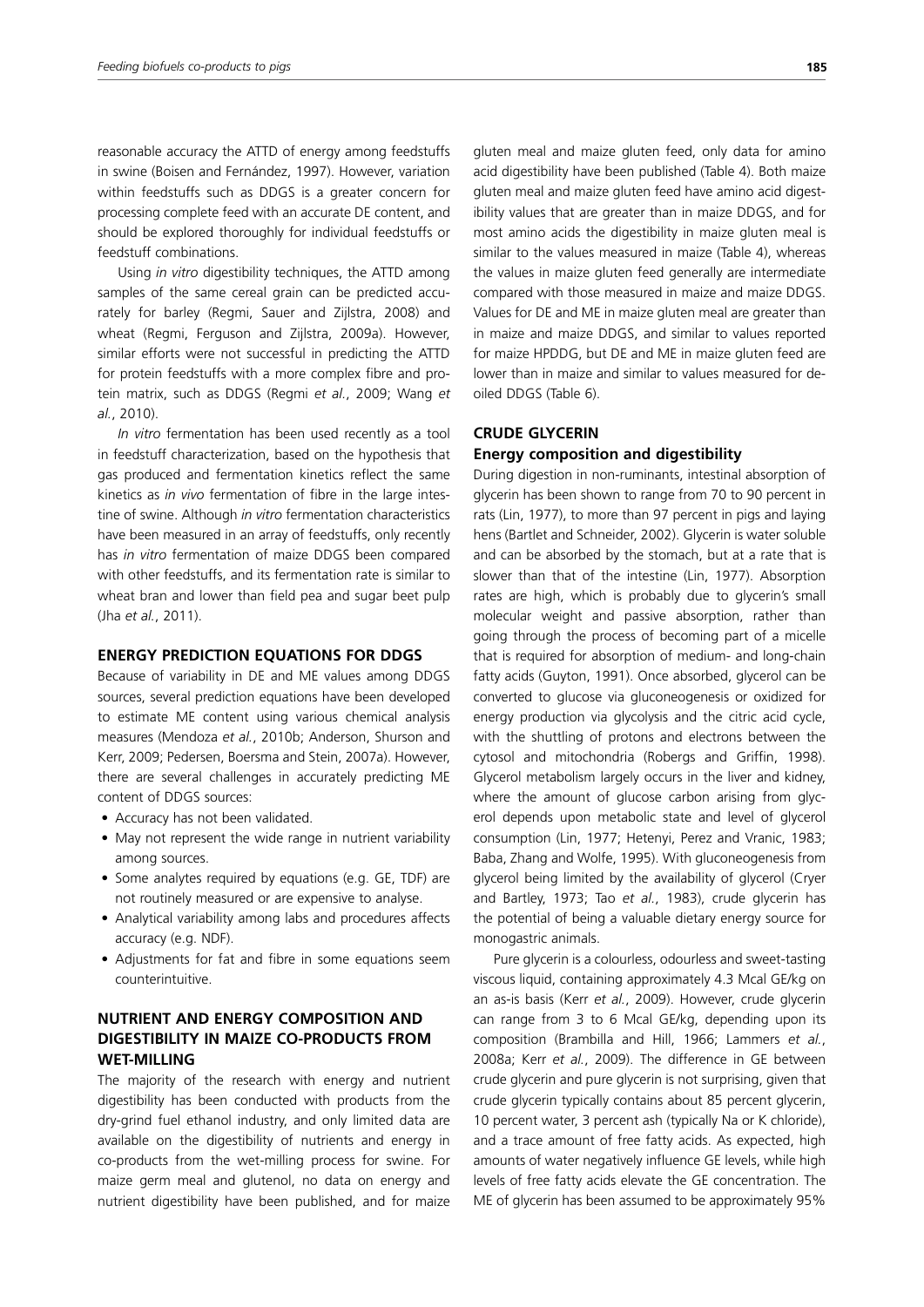reasonable accuracy the ATTD of energy among feedstuffs in swine (Boisen and Fernández, 1997). However, variation within feedstuffs such as DDGS is a greater concern for processing complete feed with an accurate DE content, and should be explored thoroughly for individual feedstuffs or feedstuff combinations.

Using *in vitro* digestibility techniques, the ATTD among samples of the same cereal grain can be predicted accurately for barley (Regmi, Sauer and Zijlstra, 2008) and wheat (Regmi, Ferguson and Zijlstra, 2009a). However, similar efforts were not successful in predicting the ATTD for protein feedstuffs with a more complex fibre and protein matrix, such as DDGS (Regmi *et al.*, 2009; Wang *et al.*, 2010).

*In vitro* fermentation has been used recently as a tool in feedstuff characterization, based on the hypothesis that gas produced and fermentation kinetics reflect the same kinetics as *in vivo* fermentation of fibre in the large intestine of swine. Although *in vitro* fermentation characteristics have been measured in an array of feedstuffs, only recently has *in vitro* fermentation of maize DDGS been compared with other feedstuffs, and its fermentation rate is similar to wheat bran and lower than field pea and sugar beet pulp (Jha *et al.*, 2011).

## ENERGY PREDICTION EQUATIONS FOR DDGS

Because of variability in DE and ME values among DDGS sources, several prediction equations have been developed to estimate ME content using various chemical analysis measures (Mendoza *et al.*, 2010b; Anderson, Shurson and Kerr, 2009; Pedersen, Boersma and Stein, 2007a). However, there are several challenges in accurately predicting ME content of DDGS sources:

- Accuracy has not been validated.
- May not represent the wide range in nutrient variability among sources.
- Some analytes required by equations (e.g. GE, TDF) are not routinely measured or are expensive to analyse.
- Analytical variability among labs and procedures affects accuracy (e.g. NDF).
- Adjustments for fat and fibre in some equations seem counterintuitive.

## NUTRIENT AND ENERGY COMPOSITION AND DIGESTIBILITY IN MAIZE CO-PRODUCTS FROM WET-MILLING

The majority of the research with energy and nutrient digestibility has been conducted with products from the dry-grind fuel ethanol industry, and only limited data are available on the digestibility of nutrients and energy in co-products from the wet-milling process for swine. For maize germ meal and glutenol, no data on energy and nutrient digestibility have been published, and for maize gluten meal and maize gluten feed, only data for amino acid digestibility have been published (Table 4). Both maize gluten meal and maize gluten feed have amino acid digestibility values that are greater than in maize DDGS, and for most amino acids the digestibility in maize gluten meal is similar to the values measured in maize (Table 4), whereas the values in maize gluten feed generally are intermediate compared with those measured in maize and maize DDGS. Values for DE and ME in maize gluten meal are greater than in maize and maize DDGS, and similar to values reported for maize HPDDG, but DE and ME in maize gluten feed are lower than in maize and similar to values measured for de-oiled DDGS (Table 6).

## CRUDE GLYCERIN

### Energy composition and digestibility

During digestion in non-ruminants, intestinal absorption of glycerin has been shown to range from 70 to 90 percent in rats (Lin, 1977), to more than 97 percent in pigs and laying hens (Bartlet and Schneider, 2002). Glycerin is water soluble and can be absorbed by the stomach, but at a rate that is slower than that of the intestine (Lin, 1977). Absorption rates are high, which is probably due to glycerin's small molecular weight and passive absorption, rather than going through the process of becoming part of a micelle that is required for absorption of medium- and long-chain fatty acids (Guyton, 1991). Once absorbed, glycerol can be converted to glucose via gluconeogenesis or oxidized for energy production via glycolysis and the citric acid cycle, with the shuttling of protons and electrons between the cytosol and mitochondria (Robergs and Griffin, 1998). Glycerol metabolism largely occurs in the liver and kidney, where the amount of glucose carbon arising from glycerol depends upon metabolic state and level of glycerol consumption (Lin, 1977; Hetenyi, Perez and Vranic, 1983; Baba, Zhang and Wolfe, 1995). With gluconeogenesis from glycerol being limited by the availability of glycerol (Cryer and Bartley, 1973; Tao *et al.*, 1983), crude glycerin has the potential of being a valuable dietary energy source for monogastric animals.

Pure glycerin is a colourless, odourless and sweet-tasting viscous liquid, containing approximately 4.3 Mcal GE/kg on an as-is basis (Kerr *et al.*, 2009). However, crude glycerin can range from 3 to 6 Mcal GE/kg, depending upon its composition (Brambilla and Hill, 1966; Lammers *et al.*, 2008a; Kerr *et al.*, 2009). The difference in GE between crude glycerin and pure glycerin is not surprising, given that crude glycerin typically contains about 85 percent glycerin, 10 percent water, 3 percent ash (typically Na or K chloride), and a trace amount of free fatty acids. As expected, high amounts of water negatively influence GE levels, while high levels of free fatty acids elevate the GE concentration. The ME of glycerin has been assumed to be approximately 95%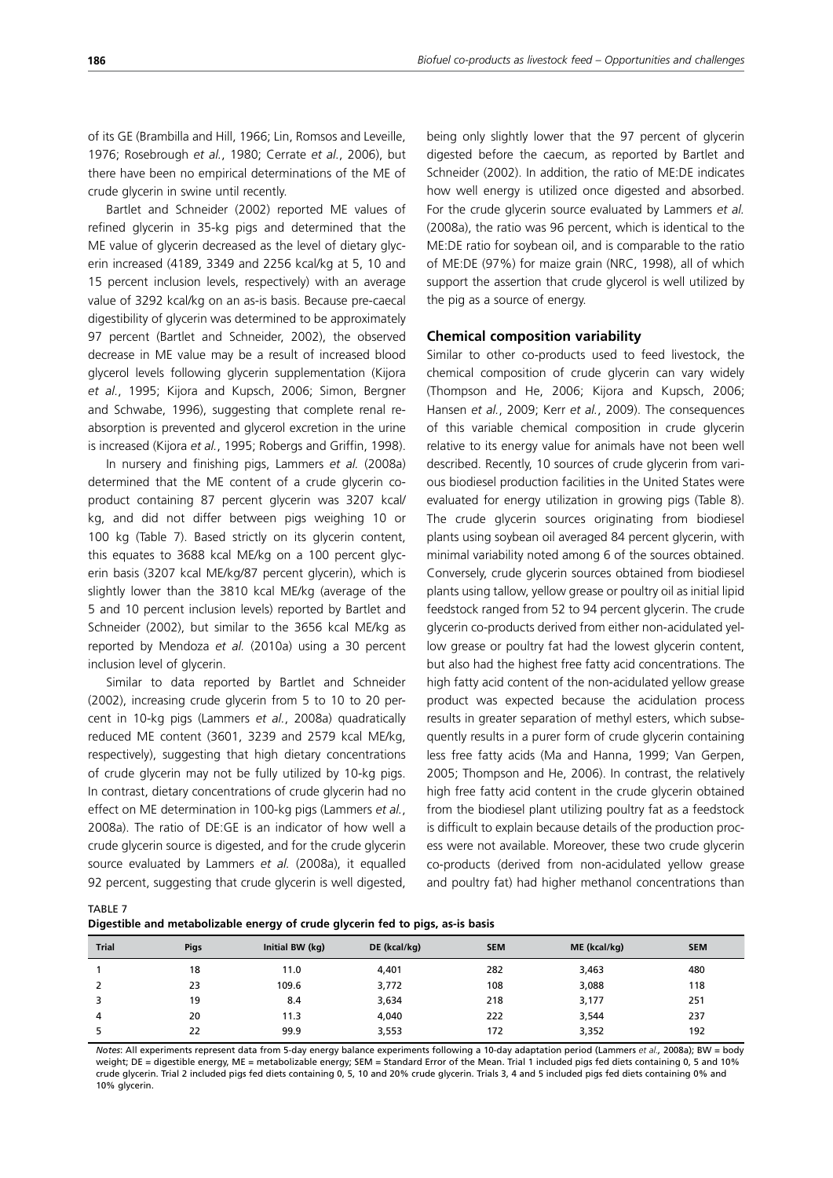of its GE (Brambilla and Hill, 1966; Lin, Romsos and Leveille, 1976; Rosebrough *et al.*, 1980; Cerrate *et al.*, 2006), but there have been no empirical determinations of the ME of crude glycerin in swine until recently.

Bartlet and Schneider (2002) reported ME values of refined glycerin in 35-kg pigs and determined that the ME value of glycerin decreased as the level of dietary glycerin increased (4189, 3349 and 2256 kcal/kg at 5, 10 and 15 percent inclusion levels, respectively) with an average value of 3292 kcal/kg on an as-is basis. Because pre-caecal digestibility of glycerin was determined to be approximately 97 percent (Bartlet and Schneider, 2002), the observed decrease in ME value may be a result of increased blood glycerol levels following glycerin supplementation (Kijora *et al.*, 1995; Kijora and Kupsch, 2006; Simon, Bergner and Schwabe, 1996), suggesting that complete renal re-absorption is prevented and glycerol excretion in the urine is increased (Kijora *et al.*, 1995; Robergs and Griffin, 1998).

In nursery and finishing pigs, Lammers *et al.* (2008a) determined that the ME content of a crude glycerin co-product containing 87 percent glycerin was 3207 kcal/kg, and did not differ between pigs weighing 10 or 100 kg (Table 7). Based strictly on its glycerin content, this equates to 3688 kcal ME/kg on a 100 percent glycerin basis (3207 kcal ME/kg/87 percent glycerin), which is slightly lower than the 3810 kcal ME/kg (average of the 5 and 10 percent inclusion levels) reported by Bartlet and Schneider (2002), but similar to the 3656 kcal ME/kg as reported by Mendoza *et al.* (2010a) using a 30 percent inclusion level of glycerin.

Similar to data reported by Bartlet and Schneider (2002), increasing crude glycerin from 5 to 10 to 20 percent in 10-kg pigs (Lammers *et al.*, 2008a) quadratically reduced ME content (3601, 3239 and 2579 kcal ME/kg, respectively), suggesting that high dietary concentrations of crude glycerin may not be fully utilized by 10-kg pigs. In contrast, dietary concentrations of crude glycerin had no effect on ME determination in 100-kg pigs (Lammers *et al.*, 2008a). The ratio of DE:GE is an indicator of how well a crude glycerin source is digested, and for the crude glycerin source evaluated by Lammers *et al.* (2008a), it equalled 92 percent, suggesting that crude glycerin is well digested, being only slightly lower that the 97 percent of glycerin digested before the caecum, as reported by Bartlet and Schneider (2002). In addition, the ratio of ME:DE indicates how well energy is utilized once digested and absorbed. For the crude glycerin source evaluated by Lammers *et al.* (2008a), the ratio was 96 percent, which is identical to the ME:DE ratio for soybean oil, and is comparable to the ratio of ME:DE (97%) for maize grain (NRC, 1998), all of which support the assertion that crude glycerol is well utilized by the pig as a source of energy.

## Chemical composition variability

Similar to other co-products used to feed livestock, the chemical composition of crude glycerin can vary widely (Thompson and He, 2006; Kijora and Kupsch, 2006; Hansen *et al.*, 2009; Kerr *et al.*, 2009). The consequences of this variable chemical composition in crude glycerin relative to its energy value for animals have not been well described. Recently, 10 sources of crude glycerin from various biodiesel production facilities in the United States were evaluated for energy utilization in growing pigs (Table 8). The crude glycerin sources originating from biodiesel plants using soybean oil averaged 84 percent glycerin, with minimal variability noted among 6 of the sources obtained. Conversely, crude glycerin sources obtained from biodiesel plants using tallow, yellow grease or poultry oil as initial lipid feedstock ranged from 52 to 94 percent glycerin. The crude glycerin co-products derived from either non-acidulated yellow grease or poultry fat had the lowest glycerin content, but also had the highest free fatty acid concentrations. The high fatty acid content of the non-acidulated yellow grease product was expected because the acidulation process results in greater separation of methyl esters, which subsequently results in a purer form of crude glycerin containing less free fatty acids (Ma and Hanna, 1999; Van Gerpen, 2005; Thompson and He, 2006). In contrast, the relatively high free fatty acid content in the crude glycerin obtained from the biodiesel plant utilizing poultry fat as a feedstock is difficult to explain because details of the production process were not available. Moreover, these two crude glycerin co-products (derived from non-acidulated yellow grease and poultry fat) had higher methanol concentrations than

TABLE 7
**Digestible and metabolizable energy of crude glycerin fed to pigs, as-is basis**

| Trial | Pigs | Initial BW (kg) | DE (kcal/kg) | SEM | ME (kcal/kg) | SEM |
|---|---|---|---|---|---|---|
| 1 | 18 | 11.0 | 4,401 | 282 | 3,463 | 480 |
| 2 | 23 | 109.6 | 3,772 | 108 | 3,088 | 118 |
| 3 | 19 | 8.4 | 3,634 | 218 | 3,177 | 251 |
| 4 | 20 | 11.3 | 4,040 | 222 | 3,544 | 237 |
| 5 | 22 | 99.9 | 3,553 | 172 | 3,352 | 192 |

*Notes:* All experiments represent data from 5-day energy balance experiments following a 10-day adaptation period (Lammers *et al.*, 2008a); BW = body weight; DE = digestible energy, ME = metabolizable energy; SEM = Standard Error of the Mean. Trial 1 included pigs fed diets containing 0, 5 and 10% crude glycerin. Trial 2 included pigs fed diets containing 0, 5, 10 and 20% crude glycerin. Trials 3, 4 and 5 included pigs fed diets containing 0% and 10% glycerin.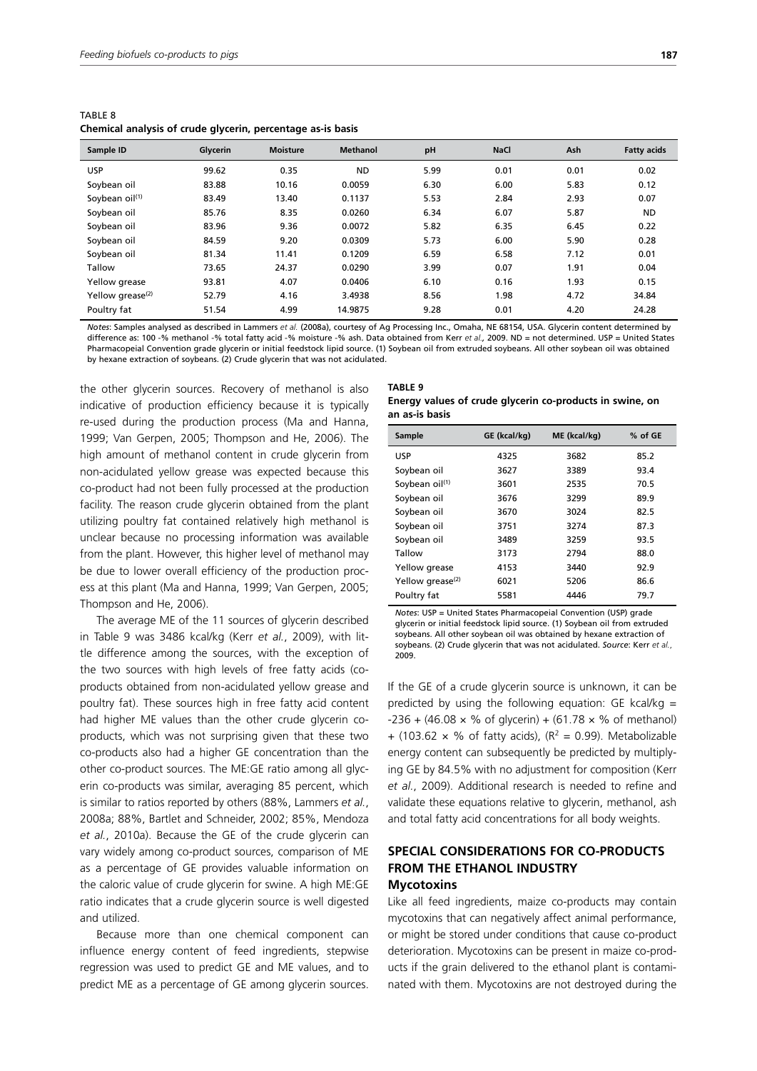TABLE 8
**Chemical analysis of crude glycerin, percentage as-is basis**

| Sample ID | Glycerin | Moisture | Methanol | pH | NaCl | Ash | Fatty acids |
|---|---|---|---|---|---|---|---|
| USP | 99.62 | 0.35 | ND | 5.99 | 0.01 | 0.01 | 0.02 |
| Soybean oil | 83.88 | 10.16 | 0.0059 | 6.30 | 6.00 | 5.83 | 0.12 |
| Soybean oil[(1)] | 83.49 | 13.40 | 0.1137 | 5.53 | 2.84 | 2.93 | 0.07 |
| Soybean oil | 85.76 | 8.35 | 0.0260 | 6.34 | 6.07 | 5.87 | ND |
| Soybean oil | 83.96 | 9.36 | 0.0072 | 5.82 | 6.35 | 6.45 | 0.22 |
| Soybean oil | 84.59 | 9.20 | 0.0309 | 5.73 | 6.00 | 5.90 | 0.28 |
| Soybean oil | 81.34 | 11.41 | 0.1209 | 6.59 | 6.58 | 7.12 | 0.01 |
| Tallow | 73.65 | 24.37 | 0.0290 | 3.99 | 0.07 | 1.91 | 0.04 |
| Yellow grease | 93.81 | 4.07 | 0.0406 | 6.10 | 0.16 | 1.93 | 0.15 |
| Yellow grease[(2)] | 52.79 | 4.16 | 3.4938 | 8.56 | 1.98 | 4.72 | 34.84 |
| Poultry fat | 51.54 | 4.99 | 14.9875 | 9.28 | 0.01 | 4.20 | 24.28 |

*Notes*: Samples analysed as described in Lammers *et al.* (2008a), courtesy of Ag Processing Inc., Omaha, NE 68154, USA. Glycerin content determined by difference as: 100 -% methanol -% total fatty acid -% moisture -% ash. Data obtained from Kerr *et al.*, 2009. ND = not determined. USP = United States Pharmacopeial Convention grade glycerin or initial feedstock lipid source. (1) Soybean oil from extruded soybeans. All other soybean oil was obtained by hexane extraction of soybeans. (2) Crude glycerin that was not acidulated.

the other glycerin sources. Recovery of methanol is also indicative of production efficiency because it is typically re-used during the production process (Ma and Hanna, 1999; Van Gerpen, 2005; Thompson and He, 2006). The high amount of methanol content in crude glycerin from non-acidulated yellow grease was expected because this co-product had not been fully processed at the production facility. The reason crude glycerin obtained from the plant utilizing poultry fat contained relatively high methanol is unclear because no processing information was available from the plant. However, this higher level of methanol may be due to lower overall efficiency of the production process at this plant (Ma and Hanna, 1999; Van Gerpen, 2005; Thompson and He, 2006).

The average ME of the 11 sources of glycerin described in Table 9 was 3486 kcal/kg (Kerr *et al.*, 2009), with little difference among the sources, with the exception of the two sources with high levels of free fatty acids (co-products obtained from non-acidulated yellow grease and poultry fat). These sources high in free fatty acid content had higher ME values than the other crude glycerin co-products, which was not surprising given that these two co-products also had a higher GE concentration than the other co-product sources. The ME:GE ratio among all glycerin co-products was similar, averaging 85 percent, which is similar to ratios reported by others (88%, Lammers *et al.*, 2008a; 88%, Bartlet and Schneider, 2002; 85%, Mendoza *et al.*, 2010a). Because the GE of the crude glycerin can vary widely among co-product sources, comparison of ME as a percentage of GE provides valuable information on the caloric value of crude glycerin for swine. A high ME:GE ratio indicates that a crude glycerin source is well digested and utilized.

Because more than one chemical component can influence energy content of feed ingredients, stepwise regression was used to predict GE and ME values, and to predict ME as a percentage of GE among glycerin sources.

**TABLE 9**
**Energy values of crude glycerin co-products in swine, on an as-is basis**

| Sample | GE (kcal/kg) | ME (kcal/kg) | % of GE |
|---|---|---|---|
| USP | 4325 | 3682 | 85.2 |
| Soybean oil | 3627 | 3389 | 93.4 |
| Soybean oil[(1)] | 3601 | 2535 | 70.5 |
| Soybean oil | 3676 | 3299 | 89.9 |
| Soybean oil | 3670 | 3024 | 82.5 |
| Soybean oil | 3751 | 3274 | 87.3 |
| Soybean oil | 3489 | 3259 | 93.5 |
| Tallow | 3173 | 2794 | 88.0 |
| Yellow grease | 4153 | 3440 | 92.9 |
| Yellow grease[(2)] | 6021 | 5206 | 86.6 |
| Poultry fat | 5581 | 4446 | 79.7 |

*Notes*: USP = United States Pharmacopeial Convention (USP) grade glycerin or initial feedstock lipid source. (1) Soybean oil from extruded soybeans. All other soybean oil was obtained by hexane extraction of soybeans. (2) Crude glycerin that was not acidulated. *Source*: Kerr *et al.*, 2009.

If the GE of a crude glycerin source is unknown, it can be predicted by using the following equation: GE kcal/kg = $-236 + (46.08 \times \%$ of glycerin$) + (61.78 \times \%$ of methanol$) + (103.62 \times \%$ of fatty acids$)$, ($R^2 = 0.99$). Metabolizable energy content can subsequently be predicted by multiplying GE by 84.5% with no adjustment for composition (Kerr *et al.*, 2009). Additional research is needed to refine and validate these equations relative to glycerin, methanol, ash and total fatty acid concentrations for all body weights.

## SPECIAL CONSIDERATIONS FOR CO-PRODUCTS FROM THE ETHANOL INDUSTRY

### Mycotoxins

Like all feed ingredients, maize co-products may contain mycotoxins that can negatively affect animal performance, or might be stored under conditions that cause co-product deterioration. Mycotoxins can be present in maize co-products if the grain delivered to the ethanol plant is contaminated with them. Mycotoxins are not destroyed during the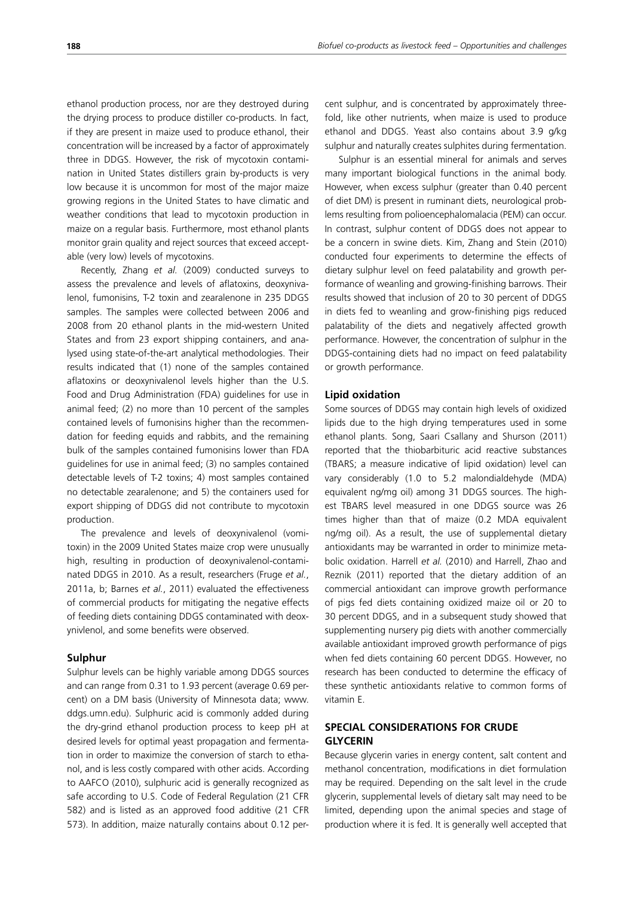ethanol production process, nor are they destroyed during the drying process to produce distiller co-products. In fact, if they are present in maize used to produce ethanol, their concentration will be increased by a factor of approximately three in DDGS. However, the risk of mycotoxin contamination in United States distillers grain by-products is very low because it is uncommon for most of the major maize growing regions in the United States to have climatic and weather conditions that lead to mycotoxin production in maize on a regular basis. Furthermore, most ethanol plants monitor grain quality and reject sources that exceed acceptable (very low) levels of mycotoxins.

Recently, Zhang *et al.* (2009) conducted surveys to assess the prevalence and levels of aflatoxins, deoxynivalenol, fumonisins, T-2 toxin and zearalenone in 235 DDGS samples. The samples were collected between 2006 and 2008 from 20 ethanol plants in the mid-western United States and from 23 export shipping containers, and analysed using state-of-the-art analytical methodologies. Their results indicated that (1) none of the samples contained aflatoxins or deoxynivalenol levels higher than the U.S. Food and Drug Administration (FDA) guidelines for use in animal feed; (2) no more than 10 percent of the samples contained levels of fumonisins higher than the recommendation for feeding equids and rabbits, and the remaining bulk of the samples contained fumonisins lower than FDA guidelines for use in animal feed; (3) no samples contained detectable levels of T-2 toxins; 4) most samples contained no detectable zearalenone; and 5) the containers used for export shipping of DDGS did not contribute to mycotoxin production.

The prevalence and levels of deoxynivalenol (vomitoxin) in the 2009 United States maize crop were unusually high, resulting in production of deoxynivalenol-contaminated DDGS in 2010. As a result, researchers (Fruge *et al.*, 2011a, b; Barnes *et al.*, 2011) evaluated the effectiveness of commercial products for mitigating the negative effects of feeding diets containing DDGS contaminated with deoxynivlenol, and some benefits were observed.

### Sulphur

Sulphur levels can be highly variable among DDGS sources and can range from 0.31 to 1.93 percent (average 0.69 percent) on a DM basis (University of Minnesota data; www.ddgs.umn.edu). Sulphuric acid is commonly added during the dry-grind ethanol production process to keep pH at desired levels for optimal yeast propagation and fermentation in order to maximize the conversion of starch to ethanol, and is less costly compared with other acids. According to AAFCO (2010), sulphuric acid is generally recognized as safe according to U.S. Code of Federal Regulation (21 CFR 582) and is listed as an approved food additive (21 CFR 573). In addition, maize naturally contains about 0.12 percent sulphur, and is concentrated by approximately three-fold, like other nutrients, when maize is used to produce ethanol and DDGS. Yeast also contains about 3.9 g/kg sulphur and naturally creates sulphites during fermentation.

Sulphur is an essential mineral for animals and serves many important biological functions in the animal body. However, when excess sulphur (greater than 0.40 percent of diet DM) is present in ruminant diets, neurological problems resulting from polioencephalomalacia (PEM) can occur. In contrast, sulphur content of DDGS does not appear to be a concern in swine diets. Kim, Zhang and Stein (2010) conducted four experiments to determine the effects of dietary sulphur level on feed palatability and growth performance of weanling and growing-finishing barrows. Their results showed that inclusion of 20 to 30 percent of DDGS in diets fed to weanling and grow-finishing pigs reduced palatability of the diets and negatively affected growth performance. However, the concentration of sulphur in the DDGS-containing diets had no impact on feed palatability or growth performance.

### Lipid oxidation

Some sources of DDGS may contain high levels of oxidized lipids due to the high drying temperatures used in some ethanol plants. Song, Saari Csallany and Shurson (2011) reported that the thiobarbituric acid reactive substances (TBARS; a measure indicative of lipid oxidation) level can vary considerably (1.0 to 5.2 malondialdehyde (MDA) equivalent ng/mg oil) among 31 DDGS sources. The highest TBARS level measured in one DDGS source was 26 times higher than that of maize (0.2 MDA equivalent ng/mg oil). As a result, the use of supplemental dietary antioxidants may be warranted in order to minimize metabolic oxidation. Harrell *et al.* (2010) and Harrell, Zhao and Reznik (2011) reported that the dietary addition of an commercial antioxidant can improve growth performance of pigs fed diets containing oxidized maize oil or 20 to 30 percent DDGS, and in a subsequent study showed that supplementing nursery pig diets with another commercially available antioxidant improved growth performance of pigs when fed diets containing 60 percent DDGS. However, no research has been conducted to determine the efficacy of these synthetic antioxidants relative to common forms of vitamin E.

## SPECIAL CONSIDERATIONS FOR CRUDE GLYCERIN

Because glycerin varies in energy content, salt content and methanol concentration, modifications in diet formulation may be required. Depending on the salt level in the crude glycerin, supplemental levels of dietary salt may need to be limited, depending upon the animal species and stage of production where it is fed. It is generally well accepted that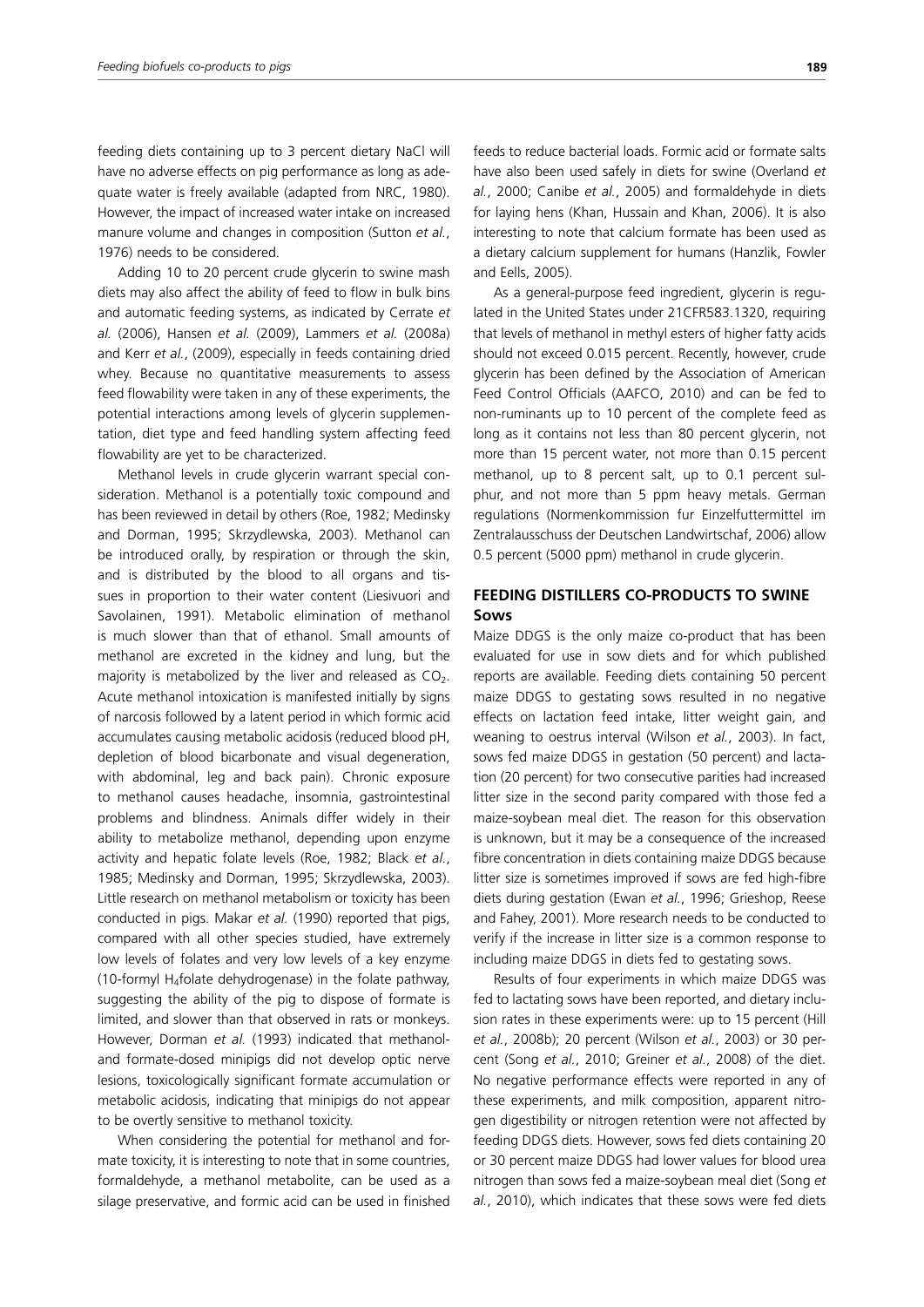feeding diets containing up to 3 percent dietary NaCl will have no adverse effects on pig performance as long as adequate water is freely available (adapted from NRC, 1980). However, the impact of increased water intake on increased manure volume and changes in composition (Sutton *et al.*, 1976) needs to be considered.

Adding 10 to 20 percent crude glycerin to swine mash diets may also affect the ability of feed to flow in bulk bins and automatic feeding systems, as indicated by Cerrate *et al.* (2006), Hansen *et al.* (2009), Lammers *et al.* (2008a) and Kerr *et al.*, (2009), especially in feeds containing dried whey. Because no quantitative measurements to assess feed flowability were taken in any of these experiments, the potential interactions among levels of glycerin supplementation, diet type and feed handling system affecting feed flowability are yet to be characterized.

Methanol levels in crude glycerin warrant special consideration. Methanol is a potentially toxic compound and has been reviewed in detail by others (Roe, 1982; Medinsky and Dorman, 1995; Skrzydlewska, 2003). Methanol can be introduced orally, by respiration or through the skin, and is distributed by the blood to all organs and tissues in proportion to their water content (Liesivuori and Savolainen, 1991). Metabolic elimination of methanol is much slower than that of ethanol. Small amounts of methanol are excreted in the kidney and lung, but the majority is metabolized by the liver and released as $CO_2$. Acute methanol intoxication is manifested initially by signs of narcosis followed by a latent period in which formic acid accumulates causing metabolic acidosis (reduced blood pH, depletion of blood bicarbonate and visual degeneration, with abdominal, leg and back pain). Chronic exposure to methanol causes headache, insomnia, gastrointestinal problems and blindness. Animals differ widely in their ability to metabolize methanol, depending upon enzyme activity and hepatic folate levels (Roe, 1982; Black *et al.*, 1985; Medinsky and Dorman, 1995; Skrzydlewska, 2003). Little research on methanol metabolism or toxicity has been conducted in pigs. Makar *et al.* (1990) reported that pigs, compared with all other species studied, have extremely low levels of folates and very low levels of a key enzyme (10-formyl $H_4$folate dehydrogenase) in the folate pathway, suggesting the ability of the pig to dispose of formate is limited, and slower than that observed in rats or monkeys. However, Dorman *et al.* (1993) indicated that methanol- and formate-dosed minipigs did not develop optic nerve lesions, toxicologically significant formate accumulation or metabolic acidosis, indicating that minipigs do not appear to be overtly sensitive to methanol toxicity.

When considering the potential for methanol and formate toxicity, it is interesting to note that in some countries, formaldehyde, a methanol metabolite, can be used as a silage preservative, and formic acid can be used in finished feeds to reduce bacterial loads. Formic acid or formate salts have also been used safely in diets for swine (Overland *et al.*, 2000; Canibe *et al.*, 2005) and formaldehyde in diets for laying hens (Khan, Hussain and Khan, 2006). It is also interesting to note that calcium formate has been used as a dietary calcium supplement for humans (Hanzlik, Fowler and Eells, 2005).

As a general-purpose feed ingredient, glycerin is regulated in the United States under 21CFR583.1320, requiring that levels of methanol in methyl esters of higher fatty acids should not exceed 0.015 percent. Recently, however, crude glycerin has been defined by the Association of American Feed Control Officials (AAFCO, 2010) and can be fed to non-ruminants up to 10 percent of the complete feed as long as it contains not less than 80 percent glycerin, not more than 15 percent water, not more than 0.15 percent methanol, up to 8 percent salt, up to 0.1 percent sulphur, and not more than 5 ppm heavy metals. German regulations (Normenkommission fur Einzelfuttermittel im Zentralausschuss der Deutschen Landwirtschaf, 2006) allow 0.5 percent (5000 ppm) methanol in crude glycerin.

## FEEDING DISTILLERS CO-PRODUCTS TO SWINE

### Sows

Maize DDGS is the only maize co-product that has been evaluated for use in sow diets and for which published reports are available. Feeding diets containing 50 percent maize DDGS to gestating sows resulted in no negative effects on lactation feed intake, litter weight gain, and weaning to oestrus interval (Wilson *et al.*, 2003). In fact, sows fed maize DDGS in gestation (50 percent) and lactation (20 percent) for two consecutive parities had increased litter size in the second parity compared with those fed a maize-soybean meal diet. The reason for this observation is unknown, but it may be a consequence of the increased fibre concentration in diets containing maize DDGS because litter size is sometimes improved if sows are fed high-fibre diets during gestation (Ewan *et al.*, 1996; Grieshop, Reese and Fahey, 2001). More research needs to be conducted to verify if the increase in litter size is a common response to including maize DDGS in diets fed to gestating sows.

Results of four experiments in which maize DDGS was fed to lactating sows have been reported, and dietary inclusion rates in these experiments were: up to 15 percent (Hill *et al.*, 2008b); 20 percent (Wilson *et al.*, 2003) or 30 percent (Song *et al.*, 2010; Greiner *et al.*, 2008) of the diet. No negative performance effects were reported in any of these experiments, and milk composition, apparent nitrogen digestibility or nitrogen retention were not affected by feeding DDGS diets. However, sows fed diets containing 20 or 30 percent maize DDGS had lower values for blood urea nitrogen than sows fed a maize-soybean meal diet (Song *et al.*, 2010), which indicates that these sows were fed diets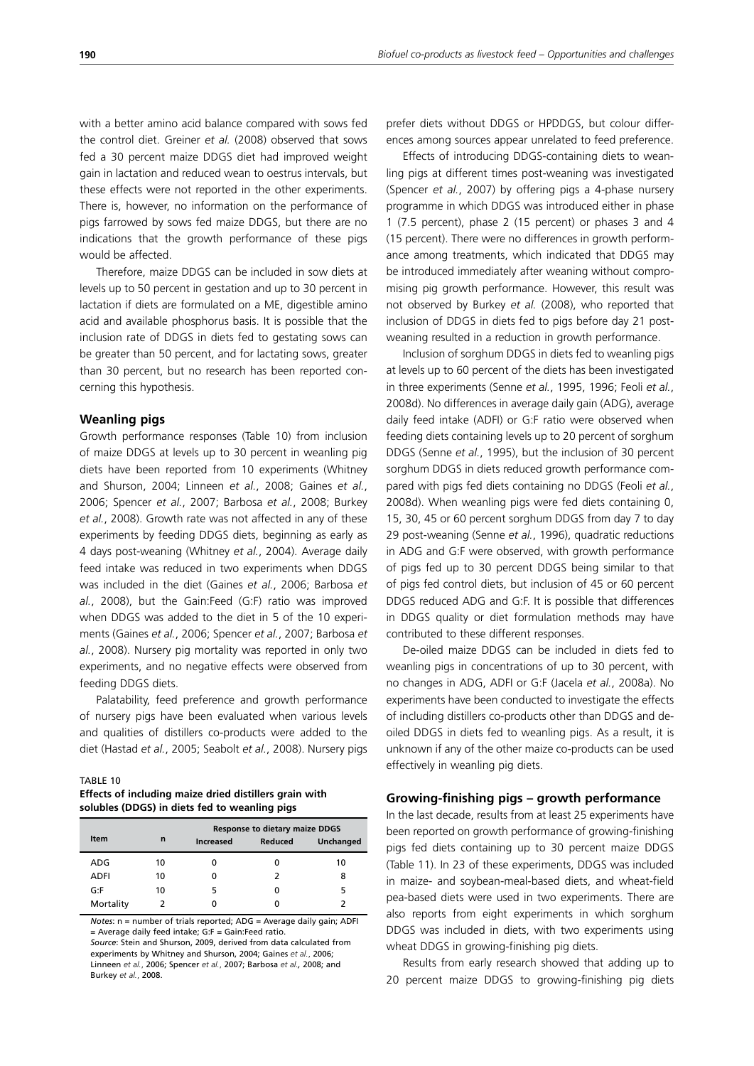with a better amino acid balance compared with sows fed the control diet. Greiner *et al.* (2008) observed that sows fed a 30 percent maize DDGS diet had improved weight gain in lactation and reduced wean to oestrus intervals, but these effects were not reported in the other experiments. There is, however, no information on the performance of pigs farrowed by sows fed maize DDGS, but there are no indications that the growth performance of these pigs would be affected.

Therefore, maize DDGS can be included in sow diets at levels up to 50 percent in gestation and up to 30 percent in lactation if diets are formulated on a ME, digestible amino acid and available phosphorus basis. It is possible that the inclusion rate of DDGS in diets fed to gestating sows can be greater than 50 percent, and for lactating sows, greater than 30 percent, but no research has been reported concerning this hypothesis.

### Weanling pigs

Growth performance responses (Table 10) from inclusion of maize DDGS at levels up to 30 percent in weanling pig diets have been reported from 10 experiments (Whitney and Shurson, 2004; Linneen *et al.*, 2008; Gaines *et al.*, 2006; Spencer *et al.*, 2007; Barbosa *et al.*, 2008; Burkey *et al.*, 2008). Growth rate was not affected in any of these experiments by feeding DDGS diets, beginning as early as 4 days post-weaning (Whitney *et al.*, 2004). Average daily feed intake was reduced in two experiments when DDGS was included in the diet (Gaines *et al.*, 2006; Barbosa *et al.*, 2008), but the Gain:Feed (G:F) ratio was improved when DDGS was added to the diet in 5 of the 10 experiments (Gaines *et al.*, 2006; Spencer *et al.*, 2007; Barbosa *et al.*, 2008). Nursery pig mortality was reported in only two experiments, and no negative effects were observed from feeding DDGS diets.

Palatability, feed preference and growth performance of nursery pigs have been evaluated when various levels and qualities of distillers co-products were added to the diet (Hastad *et al.*, 2005; Seabolt *et al.*, 2008). Nursery pigs prefer diets without DDGS or HPDDGS, but colour differences among sources appear unrelated to feed preference.

TABLE 10
**Effects of including maize dried distillers grain with solubles (DDGS) in diets fed to weanling pigs**

| Item | n | Response to dietary maize DDGS | | |
|---|---|---|---|---|
| | | Increased | Reduced | Unchanged |
| ADG | 10 | 0 | 0 | 10 |
| ADFI | 10 | 0 | 2 | 8 |
| G:F | 10 | 5 | 0 | 5 |
| Mortality | 2 | 0 | 0 | 2 |

*Notes*: n = number of trials reported; ADG = Average daily gain; ADFI = Average daily feed intake; G:F = Gain:Feed ratio.
*Source*: Stein and Shurson, 2009, derived from data calculated from experiments by Whitney and Shurson, 2004; Gaines *et al.*, 2006; Linneen *et al.*, 2006; Spencer *et al.*, 2007; Barbosa *et al.*, 2008; and Burkey *et al.*, 2008.

Effects of introducing DDGS-containing diets to weanling pigs at different times post-weaning was investigated (Spencer *et al.*, 2007) by offering pigs a 4-phase nursery programme in which DDGS was introduced either in phase 1 (7.5 percent), phase 2 (15 percent) or phases 3 and 4 (15 percent). There were no differences in growth performance among treatments, which indicated that DDGS may be introduced immediately after weaning without compromising pig growth performance. However, this result was not observed by Burkey *et al.* (2008), who reported that inclusion of DDGS in diets fed to pigs before day 21 post-weaning resulted in a reduction in growth performance.

Inclusion of sorghum DDGS in diets fed to weanling pigs at levels up to 60 percent of the diets has been investigated in three experiments (Senne *et al.*, 1995, 1996; Feoli *et al.*, 2008d). No differences in average daily gain (ADG), average daily feed intake (ADFI) or G:F ratio were observed when feeding diets containing levels up to 20 percent of sorghum DDGS (Senne *et al.*, 1995), but the inclusion of 30 percent sorghum DDGS in diets reduced growth performance compared with pigs fed diets containing no DDGS (Feoli *et al.*, 2008d). When weanling pigs were fed diets containing 0, 15, 30, 45 or 60 percent sorghum DDGS from day 7 to day 29 post-weaning (Senne *et al.*, 1996), quadratic reductions in ADG and G:F were observed, with growth performance of pigs fed up to 30 percent DDGS being similar to that of pigs fed control diets, but inclusion of 45 or 60 percent DDGS reduced ADG and G:F. It is possible that differences in DDGS quality or diet formulation methods may have contributed to these different responses.

De-oiled maize DDGS can be included in diets fed to weanling pigs in concentrations of up to 30 percent, with no changes in ADG, ADFI or G:F (Jacela *et al.*, 2008a). No experiments have been conducted to investigate the effects of including distillers co-products other than DDGS and de-oiled DDGS in diets fed to weanling pigs. As a result, it is unknown if any of the other maize co-products can be used effectively in weanling pig diets.

### Growing-finishing pigs – growth performance

In the last decade, results from at least 25 experiments have been reported on growth performance of growing-finishing pigs fed diets containing up to 30 percent maize DDGS (Table 11). In 23 of these experiments, DDGS was included in maize- and soybean-meal-based diets, and wheat-field pea-based diets were used in two experiments. There are also reports from eight experiments in which sorghum DDGS was included in diets, with two experiments using wheat DDGS in growing-finishing pig diets.

Results from early research showed that adding up to 20 percent maize DDGS to growing-finishing pig diets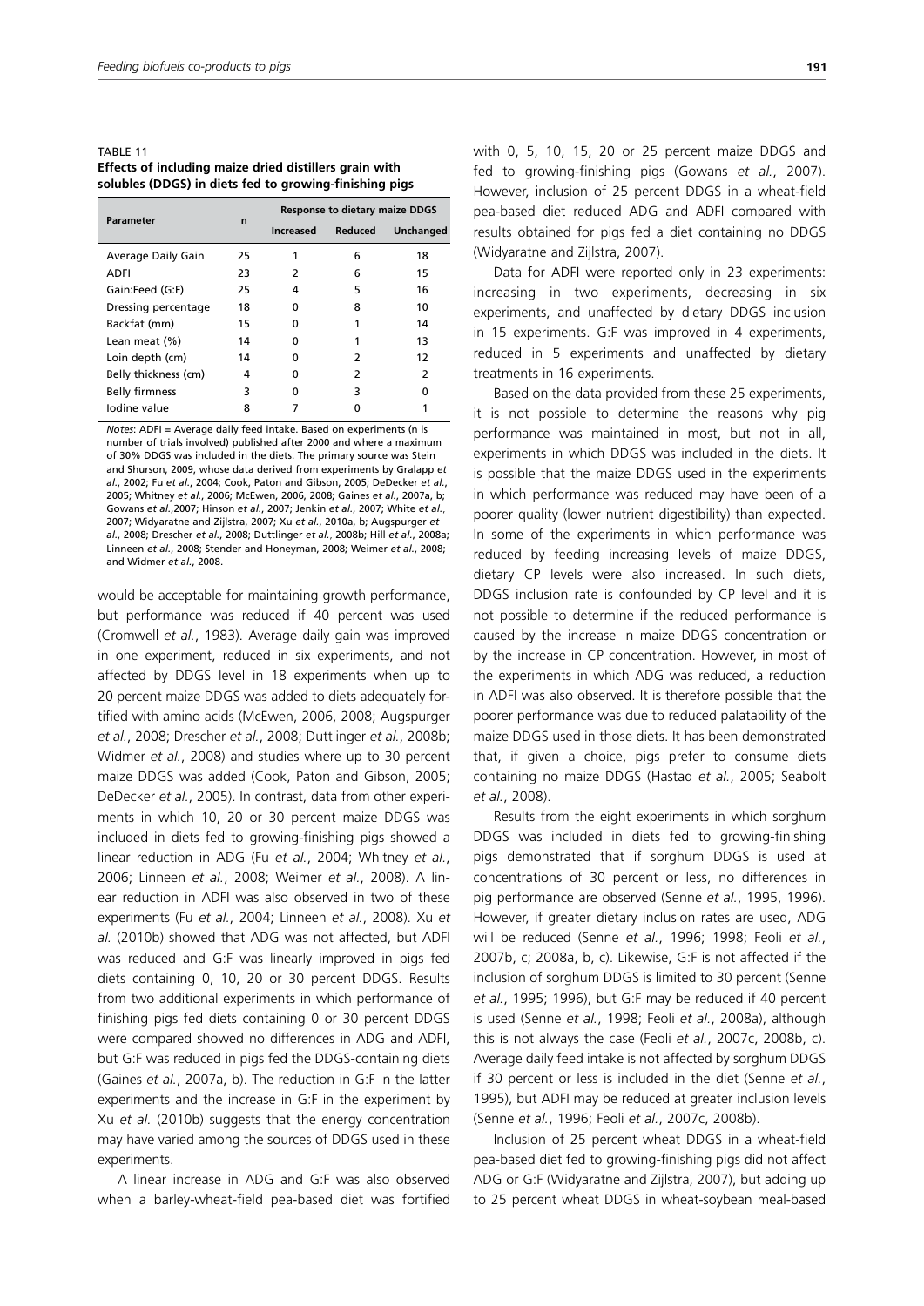TABLE 11
**Effects of including maize dried distillers grain with solubles (DDGS) in diets fed to growing-finishing pigs**

| Parameter | n | Response to dietary maize DDGS | | |
|---|---|---|---|---|
| | | Increased | Reduced | Unchanged |
| Average Daily Gain | 25 | 1 | 6 | 18 |
| ADFI | 23 | 2 | 6 | 15 |
| Gain:Feed (G:F) | 25 | 4 | 5 | 16 |
| Dressing percentage | 18 | 0 | 8 | 10 |
| Backfat (mm) | 15 | 0 | 1 | 14 |
| Lean meat (%) | 14 | 0 | 1 | 13 |
| Loin depth (cm) | 14 | 0 | 2 | 12 |
| Belly thickness (cm) | 4 | 0 | 2 | 2 |
| Belly firmness | 3 | 0 | 3 | 0 |
| Iodine value | 8 | 7 | 0 | 1 |

*Notes:* ADFI = Average daily feed intake. Based on experiments (n is number of trials involved) published after 2000 and where a maximum of 30% DDGS was included in the diets. The primary source was Stein and Shurson, 2009, whose data derived from experiments by Gralapp *et al.*, 2002; Fu *et al.*, 2004; Cook, Paton and Gibson, 2005; DeDecker *et al.*, 2005; Whitney *et al.*, 2006; McEwen, 2006, 2008; Gaines *et al.*, 2007a, b; Gowans *et al.*,2007; Hinson *et al.*, 2007; Jenkin *et al.*, 2007; White *et al.*, 2007; Widyaratne and Zijlstra, 2007; Xu *et al.*, 2010a, b; Augspurger *et al.*, 2008; Drescher *et al.*, 2008; Duttlinger *et al.*, 2008b; Hill *et al.*, 2008a; Linneen *et al.*, 2008; Stender and Honeyman, 2008; Weimer *et al.*, 2008; and Widmer *et al.*, 2008.

would be acceptable for maintaining growth performance, but performance was reduced if 40 percent was used (Cromwell *et al.*, 1983). Average daily gain was improved in one experiment, reduced in six experiments, and not affected by DDGS level in 18 experiments when up to 20 percent maize DDGS was added to diets adequately fortified with amino acids (McEwen, 2006, 2008; Augspurger *et al.*, 2008; Drescher *et al.*, 2008; Duttlinger *et al.*, 2008b; Widmer *et al.*, 2008) and studies where up to 30 percent maize DDGS was added (Cook, Paton and Gibson, 2005; DeDecker *et al.*, 2005). In contrast, data from other experiments in which 10, 20 or 30 percent maize DDGS was included in diets fed to growing-finishing pigs showed a linear reduction in ADG (Fu *et al.*, 2004; Whitney *et al.*, 2006; Linneen *et al.*, 2008; Weimer *et al.*, 2008). A linear reduction in ADFI was also observed in two of these experiments (Fu *et al.*, 2004; Linneen *et al.*, 2008). Xu *et al.* (2010b) showed that ADG was not affected, but ADFI was reduced and G:F was linearly improved in pigs fed diets containing 0, 10, 20 or 30 percent DDGS. Results from two additional experiments in which performance of finishing pigs fed diets containing 0 or 30 percent DDGS were compared showed no differences in ADG and ADFI, but G:F was reduced in pigs fed the DDGS-containing diets (Gaines *et al.*, 2007a, b). The reduction in G:F in the latter experiments and the increase in G:F in the experiment by Xu *et al.* (2010b) suggests that the energy concentration may have varied among the sources of DDGS used in these experiments.

A linear increase in ADG and G:F was also observed when a barley-wheat-field pea-based diet was fortified with 0, 5, 10, 15, 20 or 25 percent maize DDGS and fed to growing-finishing pigs (Gowans *et al.*, 2007). However, inclusion of 25 percent DDGS in a wheat-field pea-based diet reduced ADG and ADFI compared with results obtained for pigs fed a diet containing no DDGS (Widyaratne and Zijlstra, 2007).

Data for ADFI were reported only in 23 experiments: increasing in two experiments, decreasing in six experiments, and unaffected by dietary DDGS inclusion in 15 experiments. G:F was improved in 4 experiments, reduced in 5 experiments and unaffected by dietary treatments in 16 experiments.

Based on the data provided from these 25 experiments, it is not possible to determine the reasons why pig performance was maintained in most, but not in all, experiments in which DDGS was included in the diets. It is possible that the maize DDGS used in the experiments in which performance was reduced may have been of a poorer quality (lower nutrient digestibility) than expected. In some of the experiments in which performance was reduced by feeding increasing levels of maize DDGS, dietary CP levels were also increased. In such diets, DDGS inclusion rate is confounded by CP level and it is not possible to determine if the reduced performance is caused by the increase in maize DDGS concentration or by the increase in CP concentration. However, in most of the experiments in which ADG was reduced, a reduction in ADFI was also observed. It is therefore possible that the poorer performance was due to reduced palatability of the maize DDGS used in those diets. It has been demonstrated that, if given a choice, pigs prefer to consume diets containing no maize DDGS (Hastad *et al.*, 2005; Seabolt *et al.*, 2008).

Results from the eight experiments in which sorghum DDGS was included in diets fed to growing-finishing pigs demonstrated that if sorghum DDGS is used at concentrations of 30 percent or less, no differences in pig performance are observed (Senne *et al.*, 1995, 1996). However, if greater dietary inclusion rates are used, ADG will be reduced (Senne *et al.*, 1996; 1998; Feoli *et al.*, 2007b, c; 2008a, b, c). Likewise, G:F is not affected if the inclusion of sorghum DDGS is limited to 30 percent (Senne *et al.*, 1995; 1996), but G:F may be reduced if 40 percent is used (Senne *et al.*, 1998; Feoli *et al.*, 2008a), although this is not always the case (Feoli *et al.*, 2007c, 2008b, c). Average daily feed intake is not affected by sorghum DDGS if 30 percent or less is included in the diet (Senne *et al.*, 1995), but ADFI may be reduced at greater inclusion levels (Senne *et al.*, 1996; Feoli *et al.*, 2007c, 2008b).

Inclusion of 25 percent wheat DDGS in a wheat-field pea-based diet fed to growing-finishing pigs did not affect ADG or G:F (Widyaratne and Zijlstra, 2007), but adding up to 25 percent wheat DDGS in wheat-soybean meal-based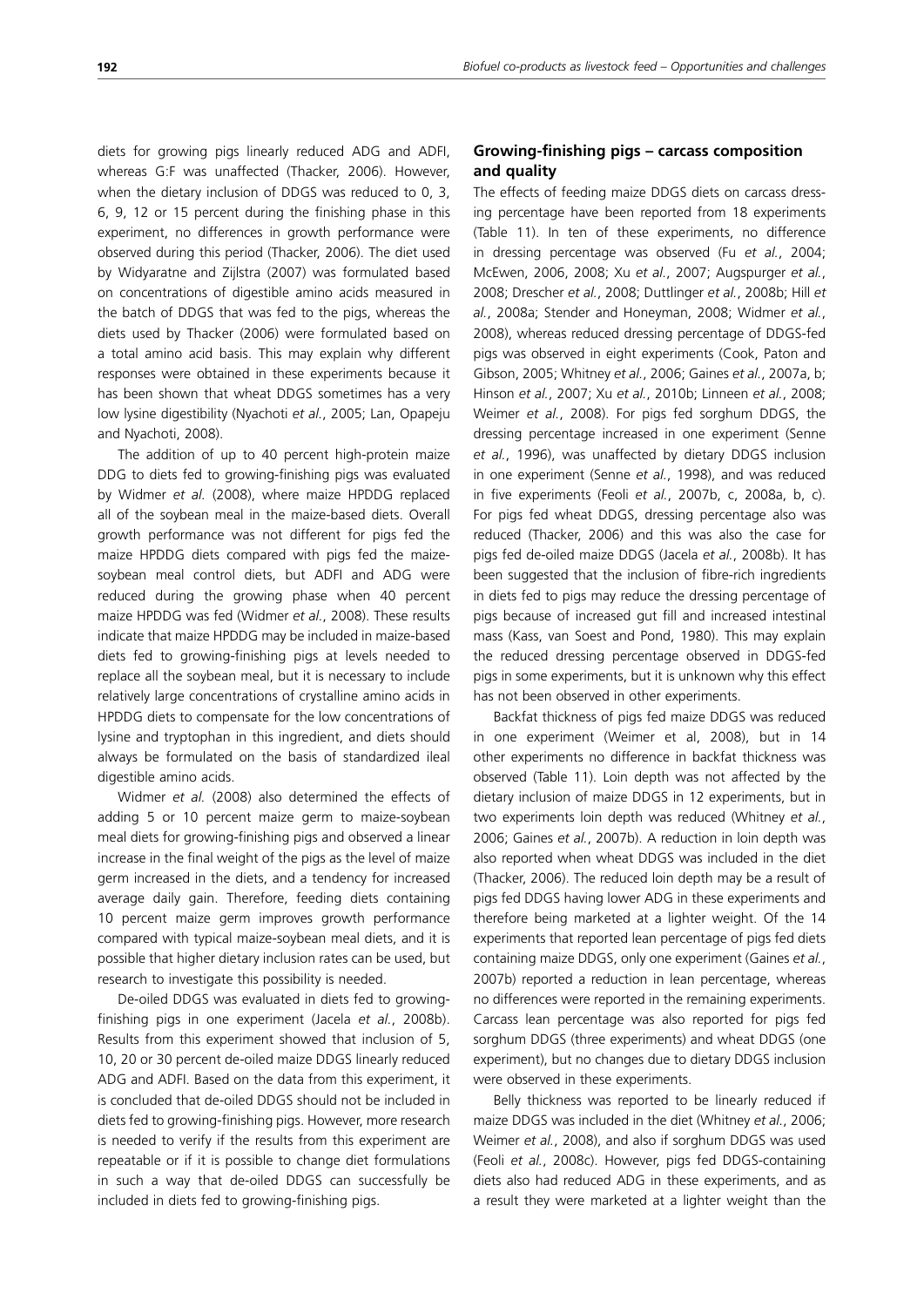diets for growing pigs linearly reduced ADG and ADFI, whereas G:F was unaffected (Thacker, 2006). However, when the dietary inclusion of DDGS was reduced to 0, 3, 6, 9, 12 or 15 percent during the finishing phase in this experiment, no differences in growth performance were observed during this period (Thacker, 2006). The diet used by Widyaratne and Zijlstra (2007) was formulated based on concentrations of digestible amino acids measured in the batch of DDGS that was fed to the pigs, whereas the diets used by Thacker (2006) were formulated based on a total amino acid basis. This may explain why different responses were obtained in these experiments because it has been shown that wheat DDGS sometimes has a very low lysine digestibility (Nyachoti *et al.*, 2005; Lan, Opapeju and Nyachoti, 2008).

The addition of up to 40 percent high-protein maize DDG to diets fed to growing-finishing pigs was evaluated by Widmer *et al.* (2008), where maize HPDDG replaced all of the soybean meal in the maize-based diets. Overall growth performance was not different for pigs fed the maize HPDDG diets compared with pigs fed the maize-soybean meal control diets, but ADFI and ADG were reduced during the growing phase when 40 percent maize HPDDG was fed (Widmer *et al.*, 2008). These results indicate that maize HPDDG may be included in maize-based diets fed to growing-finishing pigs at levels needed to replace all the soybean meal, but it is necessary to include relatively large concentrations of crystalline amino acids in HPDDG diets to compensate for the low concentrations of lysine and tryptophan in this ingredient, and diets should always be formulated on the basis of standardized ileal digestible amino acids.

Widmer *et al.* (2008) also determined the effects of adding 5 or 10 percent maize germ to maize-soybean meal diets for growing-finishing pigs and observed a linear increase in the final weight of the pigs as the level of maize germ increased in the diets, and a tendency for increased average daily gain. Therefore, feeding diets containing 10 percent maize germ improves growth performance compared with typical maize-soybean meal diets, and it is possible that higher dietary inclusion rates can be used, but research to investigate this possibility is needed.

De-oiled DDGS was evaluated in diets fed to growing-finishing pigs in one experiment (Jacela *et al.*, 2008b). Results from this experiment showed that inclusion of 5, 10, 20 or 30 percent de-oiled maize DDGS linearly reduced ADG and ADFI. Based on the data from this experiment, it is concluded that de-oiled DDGS should not be included in diets fed to growing-finishing pigs. However, more research is needed to verify if the results from this experiment are repeatable or if it is possible to change diet formulations in such a way that de-oiled DDGS can successfully be included in diets fed to growing-finishing pigs.

## Growing-finishing pigs – carcass composition and quality

The effects of feeding maize DDGS diets on carcass dressing percentage have been reported from 18 experiments (Table 11). In ten of these experiments, no difference in dressing percentage was observed (Fu *et al.*, 2004; McEwen, 2006, 2008; Xu *et al.*, 2007; Augspurger *et al.*, 2008; Drescher *et al.*, 2008; Duttlinger *et al.*, 2008b; Hill *et al.*, 2008a; Stender and Honeyman, 2008; Widmer *et al.*, 2008), whereas reduced dressing percentage of DDGS-fed pigs was observed in eight experiments (Cook, Paton and Gibson, 2005; Whitney *et al.*, 2006; Gaines *et al.*, 2007a, b; Hinson *et al.*, 2007; Xu *et al.*, 2010b; Linneen *et al.*, 2008; Weimer *et al.*, 2008). For pigs fed sorghum DDGS, the dressing percentage increased in one experiment (Senne *et al.*, 1996), was unaffected by dietary DDGS inclusion in one experiment (Senne *et al.*, 1998), and was reduced in five experiments (Feoli *et al.*, 2007b, c, 2008a, b, c). For pigs fed wheat DDGS, dressing percentage also was reduced (Thacker, 2006) and this was also the case for pigs fed de-oiled maize DDGS (Jacela *et al.*, 2008b). It has been suggested that the inclusion of fibre-rich ingredients in diets fed to pigs may reduce the dressing percentage of pigs because of increased gut fill and increased intestinal mass (Kass, van Soest and Pond, 1980). This may explain the reduced dressing percentage observed in DDGS-fed pigs in some experiments, but it is unknown why this effect has not been observed in other experiments.

Backfat thickness of pigs fed maize DDGS was reduced in one experiment (Weimer et al, 2008), but in 14 other experiments no difference in backfat thickness was observed (Table 11). Loin depth was not affected by the dietary inclusion of maize DDGS in 12 experiments, but in two experiments loin depth was reduced (Whitney *et al.*, 2006; Gaines *et al.*, 2007b). A reduction in loin depth was also reported when wheat DDGS was included in the diet (Thacker, 2006). The reduced loin depth may be a result of pigs fed DDGS having lower ADG in these experiments and therefore being marketed at a lighter weight. Of the 14 experiments that reported lean percentage of pigs fed diets containing maize DDGS, only one experiment (Gaines *et al.*, 2007b) reported a reduction in lean percentage, whereas no differences were reported in the remaining experiments. Carcass lean percentage was also reported for pigs fed sorghum DDGS (three experiments) and wheat DDGS (one experiment), but no changes due to dietary DDGS inclusion were observed in these experiments.

Belly thickness was reported to be linearly reduced if maize DDGS was included in the diet (Whitney *et al.*, 2006; Weimer *et al.*, 2008), and also if sorghum DDGS was used (Feoli *et al.*, 2008c). However, pigs fed DDGS-containing diets also had reduced ADG in these experiments, and as a result they were marketed at a lighter weight than the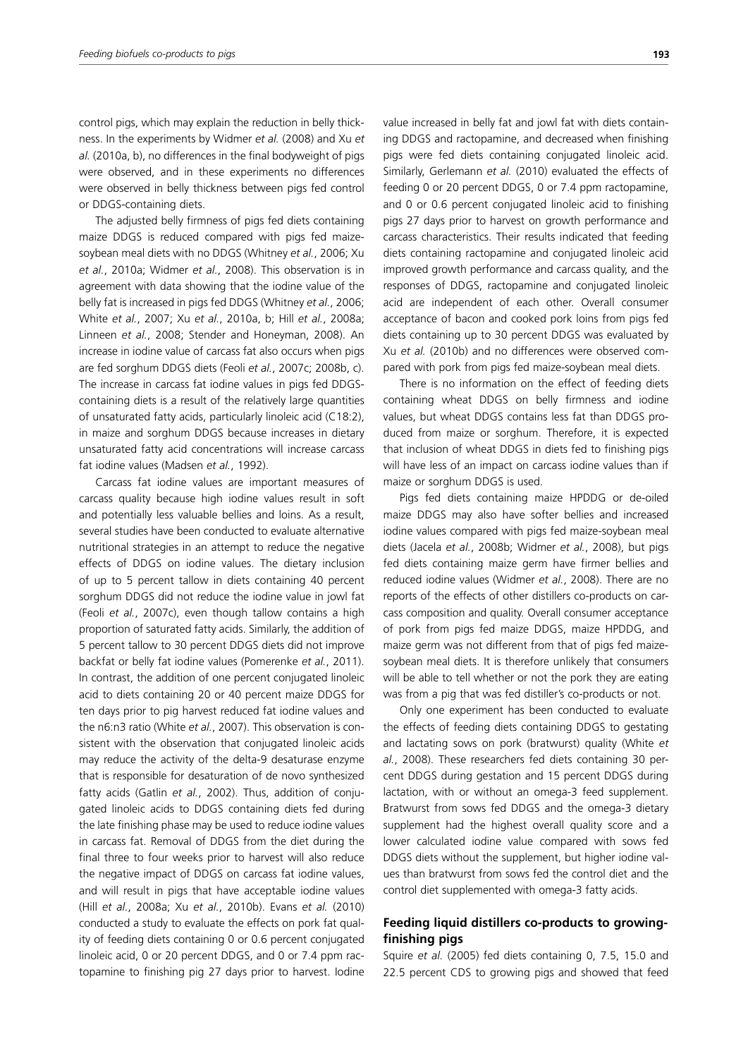control pigs, which may explain the reduction in belly thickness. In the experiments by Widmer *et al.* (2008) and Xu *et al.* (2010a, b), no differences in the final bodyweight of pigs were observed, and in these experiments no differences were observed in belly thickness between pigs fed control or DDGS-containing diets.

The adjusted belly firmness of pigs fed diets containing maize DDGS is reduced compared with pigs fed maize-soybean meal diets with no DDGS (Whitney *et al.*, 2006; Xu *et al.*, 2010a; Widmer *et al.*, 2008). This observation is in agreement with data showing that the iodine value of the belly fat is increased in pigs fed DDGS (Whitney *et al.*, 2006; White *et al.*, 2007; Xu *et al.*, 2010a, b; Hill *et al.*, 2008a; Linneen *et al.*, 2008; Stender and Honeyman, 2008). An increase in iodine value of carcass fat also occurs when pigs are fed sorghum DDGS diets (Feoli *et al.*, 2007c; 2008b, c). The increase in carcass fat iodine values in pigs fed DDGS-containing diets is a result of the relatively large quantities of unsaturated fatty acids, particularly linoleic acid (C18:2), in maize and sorghum DDGS because increases in dietary unsaturated fatty acid concentrations will increase carcass fat iodine values (Madsen *et al.*, 1992).

Carcass fat iodine values are important measures of carcass quality because high iodine values result in soft and potentially less valuable bellies and loins. As a result, several studies have been conducted to evaluate alternative nutritional strategies in an attempt to reduce the negative effects of DDGS on iodine values. The dietary inclusion of up to 5 percent tallow in diets containing 40 percent sorghum DDGS did not reduce the iodine value in jowl fat (Feoli *et al.*, 2007c), even though tallow contains a high proportion of saturated fatty acids. Similarly, the addition of 5 percent tallow to 30 percent DDGS diets did not improve backfat or belly fat iodine values (Pomerenke *et al.*, 2011). In contrast, the addition of one percent conjugated linoleic acid to diets containing 20 or 40 percent maize DDGS for ten days prior to pig harvest reduced fat iodine values and the n6:n3 ratio (White *et al.*, 2007). This observation is consistent with the observation that conjugated linoleic acids may reduce the activity of the delta-9 desaturase enzyme that is responsible for desaturation of de novo synthesized fatty acids (Gatlin *et al.*, 2002). Thus, addition of conjugated linoleic acids to DDGS containing diets fed during the late finishing phase may be used to reduce iodine values in carcass fat. Removal of DDGS from the diet during the final three to four weeks prior to harvest will also reduce the negative impact of DDGS on carcass fat iodine values, and will result in pigs that have acceptable iodine values (Hill *et al.*, 2008a; Xu *et al.*, 2010b). Evans *et al.* (2010) conducted a study to evaluate the effects on pork fat quality of feeding diets containing 0 or 0.6 percent conjugated linoleic acid, 0 or 20 percent DDGS, and 0 or 7.4 ppm ractopamine to finishing pig 27 days prior to harvest. Iodine value increased in belly fat and jowl fat with diets containing DDGS and ractopamine, and decreased when finishing pigs were fed diets containing conjugated linoleic acid. Similarly, Gerlemann *et al.* (2010) evaluated the effects of feeding 0 or 20 percent DDGS, 0 or 7.4 ppm ractopamine, and 0 or 0.6 percent conjugated linoleic acid to finishing pigs 27 days prior to harvest on growth performance and carcass characteristics. Their results indicated that feeding diets containing ractopamine and conjugated linoleic acid improved growth performance and carcass quality, and the responses of DDGS, ractopamine and conjugated linoleic acid are independent of each other. Overall consumer acceptance of bacon and cooked pork loins from pigs fed diets containing up to 30 percent DDGS was evaluated by Xu *et al.* (2010b) and no differences were observed compared with pork from pigs fed maize-soybean meal diets.

There is no information on the effect of feeding diets containing wheat DDGS on belly firmness and iodine values, but wheat DDGS contains less fat than DDGS produced from maize or sorghum. Therefore, it is expected that inclusion of wheat DDGS in diets fed to finishing pigs will have less of an impact on carcass iodine values than if maize or sorghum DDGS is used.

Pigs fed diets containing maize HPDDG or de-oiled maize DDGS may also have softer bellies and increased iodine values compared with pigs fed maize-soybean meal diets (Jacela *et al.*, 2008b; Widmer *et al.*, 2008), but pigs fed diets containing maize germ have firmer bellies and reduced iodine values (Widmer *et al.*, 2008). There are no reports of the effects of other distillers co-products on carcass composition and quality. Overall consumer acceptance of pork from pigs fed maize DDGS, maize HPDDG, and maize germ was not different from that of pigs fed maize-soybean meal diets. It is therefore unlikely that consumers will be able to tell whether or not the pork they are eating was from a pig that was fed distiller's co-products or not.

Only one experiment has been conducted to evaluate the effects of feeding diets containing DDGS to gestating and lactating sows on pork (bratwurst) quality (White *et al.*, 2008). These researchers fed diets containing 30 percent DDGS during gestation and 15 percent DDGS during lactation, with or without an omega-3 feed supplement. Bratwurst from sows fed DDGS and the omega-3 dietary supplement had the highest overall quality score and a lower calculated iodine value compared with sows fed DDGS diets without the supplement, but higher iodine values than bratwurst from sows fed the control diet and the control diet supplemented with omega-3 fatty acids.

### Feeding liquid distillers co-products to growing-finishing pigs

Squire *et al.* (2005) fed diets containing 0, 7.5, 15.0 and 22.5 percent CDS to growing pigs and showed that feed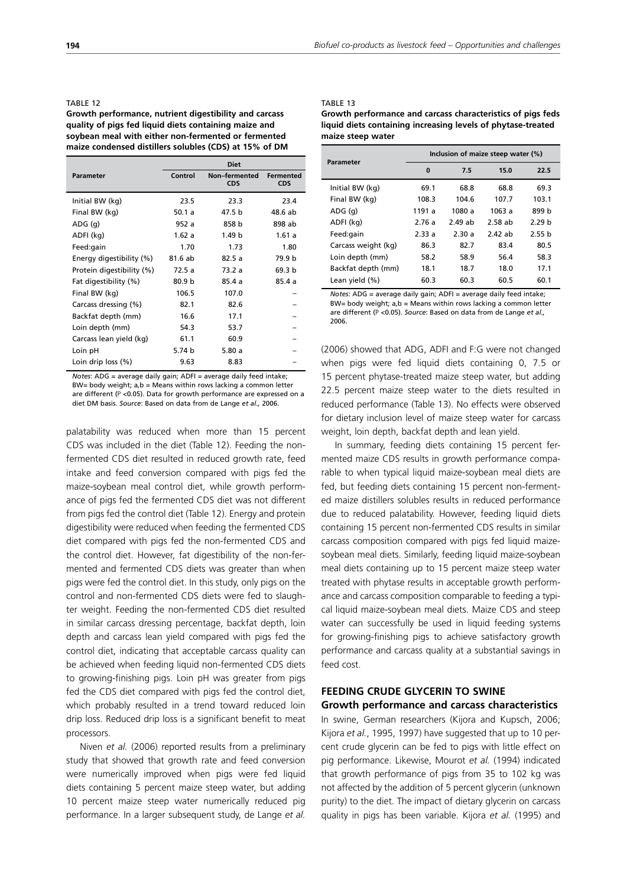TABLE 12

**Growth performance, nutrient digestibility and carcass quality of pigs fed liquid diets containing maize and soybean meal with either non-fermented or fermented maize condensed distillers solubles (CDS) at 15% of DM**

| Parameter | Diet | | |
|---|---|---|---|
| | Control | Non–fermented CDS | Fermented CDS |
| Initial BW (kg) | 23.5 | 23.3 | 23.4 |
| Final BW (kg) | 50.1 a | 47.5 b | 48.6 ab |
| ADG (g) | 952 a | 858 b | 898 ab |
| ADFI (kg) | 1.62 a | 1.49 b | 1.61 a |
| Feed:gain | 1.70 | 1.73 | 1.80 |
| Energy digestibility (%) | 81.6 ab | 82.5 a | 79.9 b |
| Protein digestibility (%) | 72.5 a | 73.2 a | 69.3 b |
| Fat digestibility (%) | 80.9 b | 85.4 a | 85.4 a |
| Final BW (kg) | 106.5 | 107.0 | – |
| Carcass dressing (%) | 82.1 | 82.6 | – |
| Backfat depth (mm) | 16.6 | 17.1 | – |
| Loin depth (mm) | 54.3 | 53.7 | – |
| Carcass lean yield (kg) | 61.1 | 60.9 | – |
| Loin pH | 5.74 b | 5.80 a | – |
| Loin drip loss (%) | 9.63 | 8.83 | – |

*Notes*: ADG = average daily gain; ADFI = average daily feed intake; BW= body weight; a,b = Means within rows lacking a common letter are different ($P < 0.05$). Data for growth performance are expressed on a diet DM basis. *Source*: Based on data from de Lange *et al.,* 2006.

palatability was reduced when more than 15 percent CDS was included in the diet (Table 12). Feeding the non-fermented CDS diet resulted in reduced growth rate, feed intake and feed conversion compared with pigs fed the maize-soybean meal control diet, while growth performance of pigs fed the fermented CDS diet was not different from pigs fed the control diet (Table 12). Energy and protein digestibility were reduced when feeding the fermented CDS diet compared with pigs fed the non-fermented CDS and the control diet. However, fat digestibility of the non-fermented and fermented CDS diets was greater than when pigs were fed the control diet. In this study, only pigs on the control and non-fermented CDS diets were fed to slaughter weight. Feeding the non-fermented CDS diet resulted in similar carcass dressing percentage, backfat depth, loin depth and carcass lean yield compared with pigs fed the control diet, indicating that acceptable carcass quality can be achieved when feeding liquid non-fermented CDS diets to growing-finishing pigs. Loin pH was greater from pigs fed the CDS diet compared with pigs fed the control diet, which probably resulted in a trend toward reduced loin drip loss. Reduced drip loss is a significant benefit to meat processors.

Niven *et al.* (2006) reported results from a preliminary study that showed that growth rate and feed conversion were numerically improved when pigs were fed liquid diets containing 5 percent maize steep water, but adding 10 percent maize steep water numerically reduced pig performance. In a larger subsequent study, de Lange *et al.* (2006) showed that ADG, ADFI and F:G were not changed when pigs were fed liquid diets containing 0, 7.5 or 15 percent phytase-treated maize steep water, but adding 22.5 percent maize steep water to the diets resulted in reduced performance (Table 13). No effects were observed for dietary inclusion level of maize steep water for carcass weight, loin depth, backfat depth and lean yield.

TABLE 13

**Growth performance and carcass characteristics of pigs feds liquid diets containing increasing levels of phytase-treated maize steep water**

| Parameter | Inclusion of maize steep water (%) | | | |
|---|---|---|---|---|
| | 0 | 7.5 | 15.0 | 22.5 |
| Initial BW (kg) | 69.1 | 68.8 | 68.8 | 69.3 |
| Final BW (kg) | 108.3 | 104.6 | 107.7 | 103.1 |
| ADG (g) | 1191 a | 1080 a | 1063 a | 899 b |
| ADFI (kg) | 2.76 a | 2.49 ab | 2.58 ab | 2.29 b |
| Feed:gain | 2.33 a | 2.30 a | 2.42 ab | 2.55 b |
| Carcass weight (kg) | 86.3 | 82.7 | 83.4 | 80.5 |
| Loin depth (mm) | 58.2 | 58.9 | 56.4 | 58.3 |
| Backfat depth (mm) | 18.1 | 18.7 | 18.0 | 17.1 |
| Lean yield (%) | 60.3 | 60.3 | 60.5 | 60.1 |

*Notes*: ADG = average daily gain; ADFI = average daily feed intake; BW= body weight; a,b = Means within rows lacking a common letter are different ($P < 0.05$). *Source*: Based on data from de Lange *et al.,* 2006.

In summary, feeding diets containing 15 percent fermented maize CDS results in growth performance comparable to when typical liquid maize-soybean meal diets are fed, but feeding diets containing 15 percent non-fermented maize distillers solubles results in reduced performance due to reduced palatability. However, feeding liquid diets containing 15 percent non-fermented CDS results in similar carcass composition compared with pigs fed liquid maize-soybean meal diets. Similarly, feeding liquid maize-soybean meal diets containing up to 15 percent maize steep water treated with phytase results in acceptable growth performance and carcass composition comparable to feeding a typical liquid maize-soybean meal diets. Maize CDS and steep water can successfully be used in liquid feeding systems for growing-finishing pigs to achieve satisfactory growth performance and carcass quality at a substantial savings in feed cost.

## FEEDING CRUDE GLYCERIN TO SWINE

### Growth performance and carcass characteristics

In swine, German researchers (Kijora and Kupsch, 2006; Kijora *et al.*, 1995, 1997) have suggested that up to 10 percent crude glycerin can be fed to pigs with little effect on pig performance. Likewise, Mourot *et al.* (1994) indicated that growth performance of pigs from 35 to 102 kg was not affected by the addition of 5 percent glycerin (unknown purity) to the diet. The impact of dietary glycerin on carcass quality in pigs has been variable. Kijora *et al.* (1995) and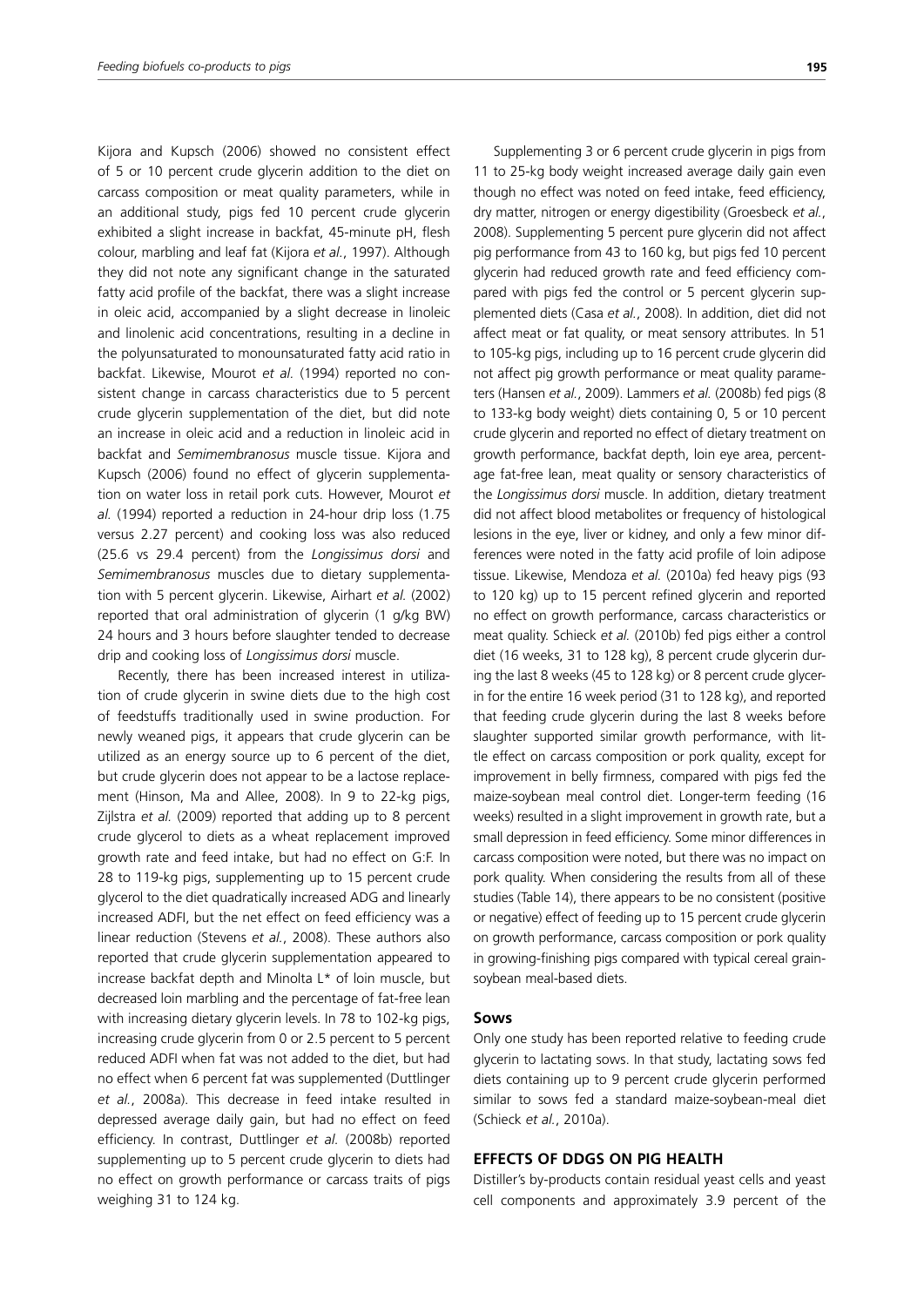Kijora and Kupsch (2006) showed no consistent effect of 5 or 10 percent crude glycerin addition to the diet on carcass composition or meat quality parameters, while in an additional study, pigs fed 10 percent crude glycerin exhibited a slight increase in backfat, 45-minute pH, flesh colour, marbling and leaf fat (Kijora *et al.*, 1997). Although they did not note any significant change in the saturated fatty acid profile of the backfat, there was a slight increase in oleic acid, accompanied by a slight decrease in linoleic and linolenic acid concentrations, resulting in a decline in the polyunsaturated to monounsaturated fatty acid ratio in backfat. Likewise, Mourot *et al.* (1994) reported no consistent change in carcass characteristics due to 5 percent crude glycerin supplementation of the diet, but did note an increase in oleic acid and a reduction in linoleic acid in backfat and *Semimembranosus* muscle tissue. Kijora and Kupsch (2006) found no effect of glycerin supplementation on water loss in retail pork cuts. However, Mourot *et al.* (1994) reported a reduction in 24-hour drip loss (1.75 versus 2.27 percent) and cooking loss was also reduced (25.6 vs 29.4 percent) from the *Longissimus dorsi* and *Semimembranosus* muscles due to dietary supplementation with 5 percent glycerin. Likewise, Airhart *et al.* (2002) reported that oral administration of glycerin (1 g/kg BW) 24 hours and 3 hours before slaughter tended to decrease drip and cooking loss of *Longissimus dorsi* muscle.

Recently, there has been increased interest in utilization of crude glycerin in swine diets due to the high cost of feedstuffs traditionally used in swine production. For newly weaned pigs, it appears that crude glycerin can be utilized as an energy source up to 6 percent of the diet, but crude glycerin does not appear to be a lactose replacement (Hinson, Ma and Allee, 2008). In 9 to 22-kg pigs, Zijlstra *et al.* (2009) reported that adding up to 8 percent crude glycerol to diets as a wheat replacement improved growth rate and feed intake, but had no effect on G:F. In 28 to 119-kg pigs, supplementing up to 15 percent crude glycerol to the diet quadratically increased ADG and linearly increased ADFI, but the net effect on feed efficiency was a linear reduction (Stevens *et al.*, 2008). These authors also reported that crude glycerin supplementation appeared to increase backfat depth and Minolta L* of loin muscle, but decreased loin marbling and the percentage of fat-free lean with increasing dietary glycerin levels. In 78 to 102-kg pigs, increasing crude glycerin from 0 or 2.5 percent to 5 percent reduced ADFI when fat was not added to the diet, but had no effect when 6 percent fat was supplemented (Duttlinger *et al.*, 2008a). This decrease in feed intake resulted in depressed average daily gain, but had no effect on feed efficiency. In contrast, Duttlinger *et al.* (2008b) reported supplementing up to 5 percent crude glycerin to diets had no effect on growth performance or carcass traits of pigs weighing 31 to 124 kg.

Supplementing 3 or 6 percent crude glycerin in pigs from 11 to 25-kg body weight increased average daily gain even though no effect was noted on feed intake, feed efficiency, dry matter, nitrogen or energy digestibility (Groesbeck *et al.*, 2008). Supplementing 5 percent pure glycerin did not affect pig performance from 43 to 160 kg, but pigs fed 10 percent glycerin had reduced growth rate and feed efficiency compared with pigs fed the control or 5 percent glycerin supplemented diets (Casa *et al.*, 2008). In addition, diet did not affect meat or fat quality, or meat sensory attributes. In 51 to 105-kg pigs, including up to 16 percent crude glycerin did not affect pig growth performance or meat quality parameters (Hansen *et al.*, 2009). Lammers *et al.* (2008b) fed pigs (8 to 133-kg body weight) diets containing 0, 5 or 10 percent crude glycerin and reported no effect of dietary treatment on growth performance, backfat depth, loin eye area, percentage fat-free lean, meat quality or sensory characteristics of the *Longissimus dorsi* muscle. In addition, dietary treatment did not affect blood metabolites or frequency of histological lesions in the eye, liver or kidney, and only a few minor differences were noted in the fatty acid profile of loin adipose tissue. Likewise, Mendoza *et al.* (2010a) fed heavy pigs (93 to 120 kg) up to 15 percent refined glycerin and reported no effect on growth performance, carcass characteristics or meat quality. Schieck *et al.* (2010b) fed pigs either a control diet (16 weeks, 31 to 128 kg), 8 percent crude glycerin during the last 8 weeks (45 to 128 kg) or 8 percent crude glycerin for the entire 16 week period (31 to 128 kg), and reported that feeding crude glycerin during the last 8 weeks before slaughter supported similar growth performance, with little effect on carcass composition or pork quality, except for improvement in belly firmness, compared with pigs fed the maize-soybean meal control diet. Longer-term feeding (16 weeks) resulted in a slight improvement in growth rate, but a small depression in feed efficiency. Some minor differences in carcass composition were noted, but there was no impact on pork quality. When considering the results from all of these studies (Table 14), there appears to be no consistent (positive or negative) effect of feeding up to 15 percent crude glycerin on growth performance, carcass composition or pork quality in growing-finishing pigs compared with typical cereal grain-soybean meal-based diets.

### Sows

Only one study has been reported relative to feeding crude glycerin to lactating sows. In that study, lactating sows fed diets containing up to 9 percent crude glycerin performed similar to sows fed a standard maize-soybean-meal diet (Schieck *et al.*, 2010a).

## EFFECTS OF DDGS ON PIG HEALTH

Distiller's by-products contain residual yeast cells and yeast cell components and approximately 3.9 percent of the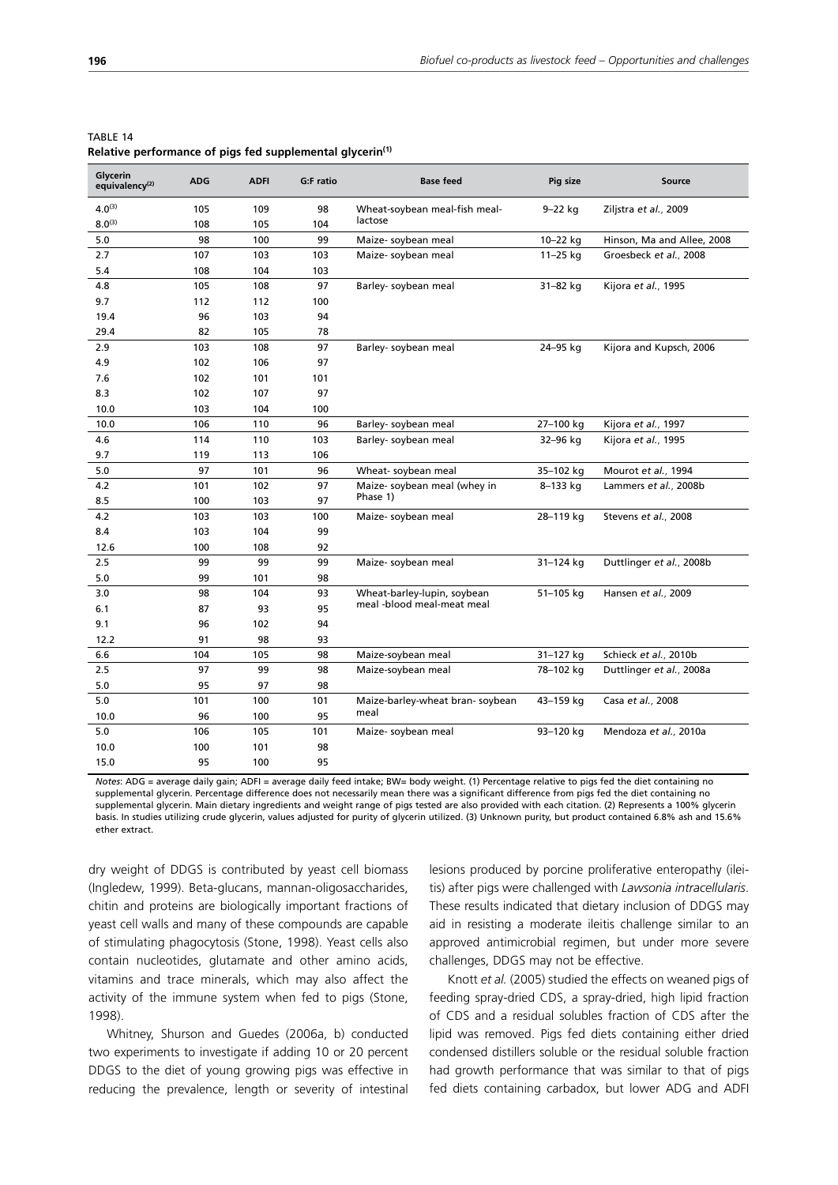TABLE 14
**Relative performance of pigs fed supplemental glycerin[(1)]**

| Glycerin equivalency[(2)] | ADG | ADFI | G:F ratio | Base feed | Pig size | Source |
|---|---|---|---|---|---|---|
| 4.0[(3)] | 105 | 109 | 98 | Wheat-soybean meal-fish meal-lactose | 9–22 kg | Ziljstra *et al.*, 2009 |
| 8.0[(3)] | 108 | 105 | 104 | | | |
| 5.0 | 98 | 100 | 99 | Maize- soybean meal | 10–22 kg | Hinson, Ma and Allee, 2008 |
| 2.7 | 107 | 103 | 103 | Maize- soybean meal | 11–25 kg | Groesbeck *et al.*, 2008 |
| 5.4 | 108 | 104 | 103 | | | |
| 4.8 | 105 | 108 | 97 | Barley- soybean meal | 31–82 kg | Kijora *et al.*, 1995 |
| 9.7 | 112 | 112 | 100 | | | |
| 19.4 | 96 | 103 | 94 | | | |
| 29.4 | 82 | 105 | 78 | | | |
| 2.9 | 103 | 108 | 97 | Barley- soybean meal | 24–95 kg | Kijora and Kupsch, 2006 |
| 4.9 | 102 | 106 | 97 | | | |
| 7.6 | 102 | 101 | 101 | | | |
| 8.3 | 102 | 107 | 97 | | | |
| 10.0 | 103 | 104 | 100 | | | |
| 10.0 | 106 | 110 | 96 | Barley- soybean meal | 27–100 kg | Kijora *et al.*, 1997 |
| 4.6 | 114 | 110 | 103 | Barley- soybean meal | 32–96 kg | Kijora *et al.*, 1995 |
| 9.7 | 119 | 113 | 106 | | | |
| 5.0 | 97 | 101 | 96 | Wheat- soybean meal | 35–102 kg | Mourot *et al.*, 1994 |
| 4.2 | 101 | 102 | 97 | Maize- soybean meal (whey in Phase 1) | 8–133 kg | Lammers *et al.*, 2008b |
| 8.5 | 100 | 103 | 97 | | | |
| 4.2 | 103 | 103 | 100 | Maize- soybean meal | 28–119 kg | Stevens *et al.*, 2008 |
| 8.4 | 103 | 104 | 99 | | | |
| 12.6 | 100 | 108 | 92 | | | |
| 2.5 | 99 | 99 | 99 | Maize- soybean meal | 31–124 kg | Duttlinger *et al.*, 2008b |
| 5.0 | 99 | 101 | 98 | | | |
| 3.0 | 98 | 104 | 93 | Wheat-barley-lupin, soybean meal -blood meal-meat meal | 51–105 kg | Hansen *et al.*, 2009 |
| 6.1 | 87 | 93 | 95 | | | |
| 9.1 | 96 | 102 | 94 | | | |
| 12.2 | 91 | 98 | 93 | | | |
| 6.6 | 104 | 105 | 98 | Maize-soybean meal | 31–127 kg | Schieck *et al.*, 2010b |
| 2.5 | 97 | 99 | 98 | Maize-soybean meal | 78–102 kg | Duttlinger *et al.*, 2008a |
| 5.0 | 95 | 97 | 98 | | | |
| 5.0 | 101 | 100 | 101 | Maize-barley-wheat bran- soybean meal | 43–159 kg | Casa *et al.*, 2008 |
| 10.0 | 96 | 100 | 95 | | | |
| 5.0 | 106 | 105 | 101 | Maize- soybean meal | 93–120 kg | Mendoza *et al.*, 2010a |
| 10.0 | 100 | 101 | 98 | | | |
| 15.0 | 95 | 100 | 95 | | | |

*Notes*: ADG = average daily gain; ADFI = average daily feed intake; BW= body weight. (1) Percentage relative to pigs fed the diet containing no supplemental glycerin. Percentage difference does not necessarily mean there was a significant difference from pigs fed the diet containing no supplemental glycerin. Main dietary ingredients and weight range of pigs tested are also provided with each citation. (2) Represents a 100% glycerin basis. In studies utilizing crude glycerin, values adjusted for purity of glycerin utilized. (3) Unknown purity, but product contained 6.8% ash and 15.6% ether extract.

dry weight of DDGS is contributed by yeast cell biomass (Ingledew, 1999). Beta-glucans, mannan-oligosaccharides, chitin and proteins are biologically important fractions of yeast cell walls and many of these compounds are capable of stimulating phagocytosis (Stone, 1998). Yeast cells also contain nucleotides, glutamate and other amino acids, vitamins and trace minerals, which may also affect the activity of the immune system when fed to pigs (Stone, 1998).

Whitney, Shurson and Guedes (2006a, b) conducted two experiments to investigate if adding 10 or 20 percent DDGS to the diet of young growing pigs was effective in reducing the prevalence, length or severity of intestinal lesions produced by porcine proliferative enteropathy (ileitis) after pigs were challenged with *Lawsonia intracellularis*. These results indicated that dietary inclusion of DDGS may aid in resisting a moderate ileitis challenge similar to an approved antimicrobial regimen, but under more severe challenges, DDGS may not be effective.

Knott *et al.* (2005) studied the effects on weaned pigs of feeding spray-dried CDS, a spray-dried, high lipid fraction of CDS and a residual solubles fraction of CDS after the lipid was removed. Pigs fed diets containing either dried condensed distillers soluble or the residual soluble fraction had growth performance that was similar to that of pigs fed diets containing carbadox, but lower ADG and ADFI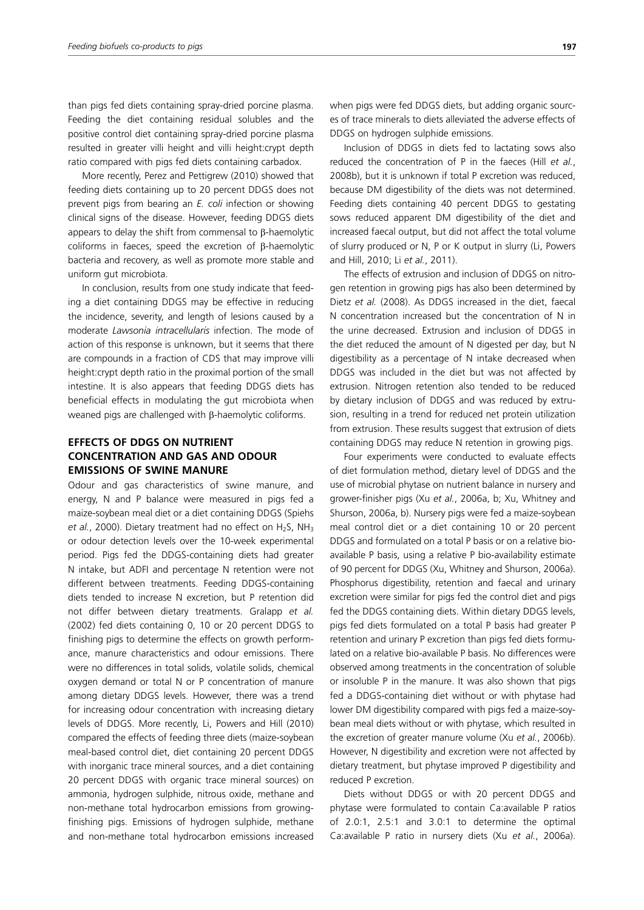than pigs fed diets containing spray-dried porcine plasma. Feeding the diet containing residual solubles and the positive control diet containing spray-dried porcine plasma resulted in greater villi height and villi height:crypt depth ratio compared with pigs fed diets containing carbadox.

More recently, Perez and Pettigrew (2010) showed that feeding diets containing up to 20 percent DDGS does not prevent pigs from bearing an *E. coli* infection or showing clinical signs of the disease. However, feeding DDGS diets appears to delay the shift from commensal to β-haemolytic coliforms in faeces, speed the excretion of β-haemolytic bacteria and recovery, as well as promote more stable and uniform gut microbiota.

In conclusion, results from one study indicate that feeding a diet containing DDGS may be effective in reducing the incidence, severity, and length of lesions caused by a moderate *Lawsonia intracellularis* infection. The mode of action of this response is unknown, but it seems that there are compounds in a fraction of CDS that may improve villi height:crypt depth ratio in the proximal portion of the small intestine. It is also appears that feeding DDGS diets has beneficial effects in modulating the gut microbiota when weaned pigs are challenged with β-haemolytic coliforms.

## EFFECTS OF DDGS ON NUTRIENT CONCENTRATION AND GAS AND ODOUR EMISSIONS OF SWINE MANURE

Odour and gas characteristics of swine manure, and energy, N and P balance were measured in pigs fed a maize-soybean meal diet or a diet containing DDGS (Spiehs *et al.*, 2000). Dietary treatment had no effect on $H_2S$, $NH_3$ or odour detection levels over the 10-week experimental period. Pigs fed the DDGS-containing diets had greater N intake, but ADFI and percentage N retention were not different between treatments. Feeding DDGS-containing diets tended to increase N excretion, but P retention did not differ between dietary treatments. Gralapp *et al.* (2002) fed diets containing 0, 10 or 20 percent DDGS to finishing pigs to determine the effects on growth performance, manure characteristics and odour emissions. There were no differences in total solids, volatile solids, chemical oxygen demand or total N or P concentration of manure among dietary DDGS levels. However, there was a trend for increasing odour concentration with increasing dietary levels of DDGS. More recently, Li, Powers and Hill (2010) compared the effects of feeding three diets (maize-soybean meal-based control diet, diet containing 20 percent DDGS with inorganic trace mineral sources, and a diet containing 20 percent DDGS with organic trace mineral sources) on ammonia, hydrogen sulphide, nitrous oxide, methane and non-methane total hydrocarbon emissions from growing-finishing pigs. Emissions of hydrogen sulphide, methane and non-methane total hydrocarbon emissions increased when pigs were fed DDGS diets, but adding organic sources of trace minerals to diets alleviated the adverse effects of DDGS on hydrogen sulphide emissions.

Inclusion of DDGS in diets fed to lactating sows also reduced the concentration of P in the faeces (Hill *et al.*, 2008b), but it is unknown if total P excretion was reduced, because DM digestibility of the diets was not determined. Feeding diets containing 40 percent DDGS to gestating sows reduced apparent DM digestibility of the diet and increased faecal output, but did not affect the total volume of slurry produced or N, P or K output in slurry (Li, Powers and Hill, 2010; Li *et al.*, 2011).

The effects of extrusion and inclusion of DDGS on nitrogen retention in growing pigs has also been determined by Dietz *et al.* (2008). As DDGS increased in the diet, faecal N concentration increased but the concentration of N in the urine decreased. Extrusion and inclusion of DDGS in the diet reduced the amount of N digested per day, but N digestibility as a percentage of N intake decreased when DDGS was included in the diet but was not affected by extrusion. Nitrogen retention also tended to be reduced by dietary inclusion of DDGS and was reduced by extrusion, resulting in a trend for reduced net protein utilization from extrusion. These results suggest that extrusion of diets containing DDGS may reduce N retention in growing pigs.

Four experiments were conducted to evaluate effects of diet formulation method, dietary level of DDGS and the use of microbial phytase on nutrient balance in nursery and grower-finisher pigs (Xu *et al.*, 2006a, b; Xu, Whitney and Shurson, 2006a, b). Nursery pigs were fed a maize-soybean meal control diet or a diet containing 10 or 20 percent DDGS and formulated on a total P basis or on a relative bio-available P basis, using a relative P bio-availability estimate of 90 percent for DDGS (Xu, Whitney and Shurson, 2006a). Phosphorus digestibility, retention and faecal and urinary excretion were similar for pigs fed the control diet and pigs fed the DDGS containing diets. Within dietary DDGS levels, pigs fed diets formulated on a total P basis had greater P retention and urinary P excretion than pigs fed diets formulated on a relative bio-available P basis. No differences were observed among treatments in the concentration of soluble or insoluble P in the manure. It was also shown that pigs fed a DDGS-containing diet without or with phytase had lower DM digestibility compared with pigs fed a maize-soybean meal diets without or with phytase, which resulted in the excretion of greater manure volume (Xu *et al.*, 2006b). However, N digestibility and excretion were not affected by dietary treatment, but phytase improved P digestibility and reduced P excretion.

Diets without DDGS or with 20 percent DDGS and phytase were formulated to contain Ca:available P ratios of 2.0:1, 2.5:1 and 3.0:1 to determine the optimal Ca:available P ratio in nursery diets (Xu *et al.*, 2006a).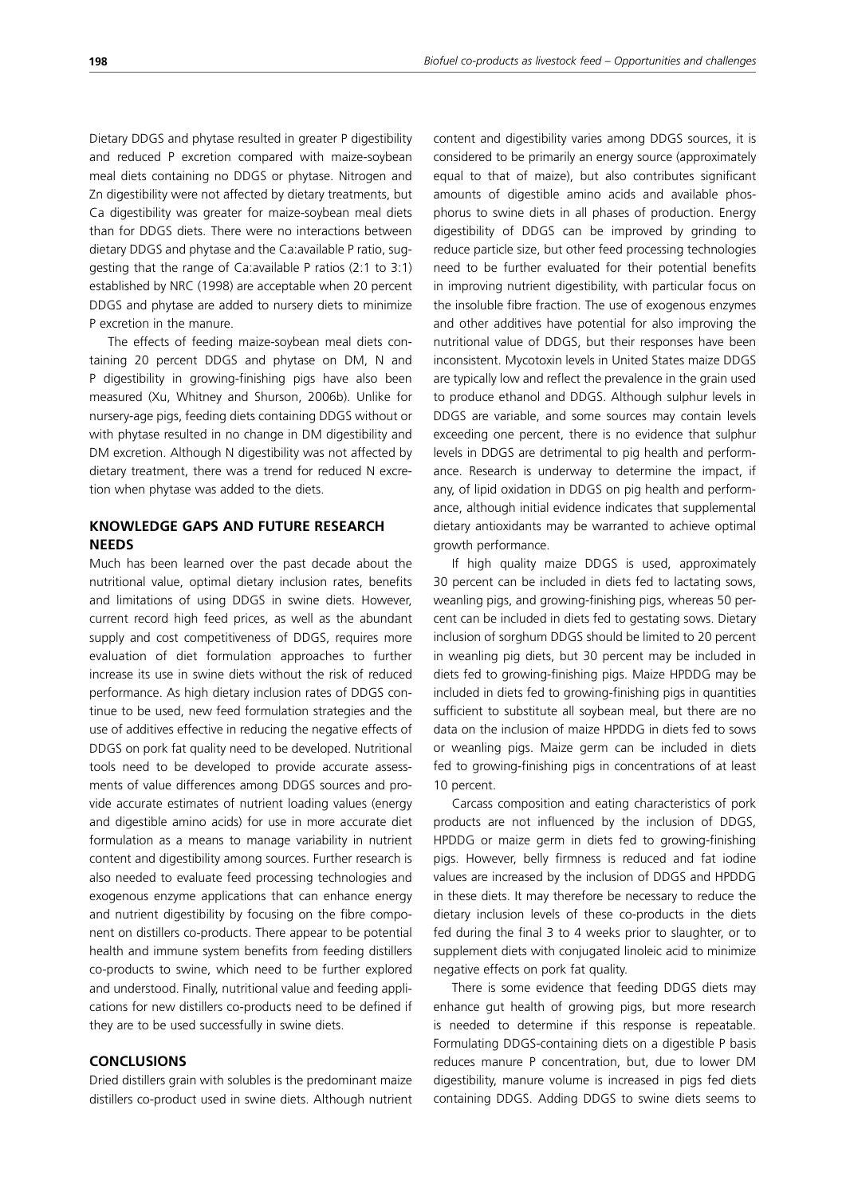Dietary DDGS and phytase resulted in greater P digestibility and reduced P excretion compared with maize-soybean meal diets containing no DDGS or phytase. Nitrogen and Zn digestibility were not affected by dietary treatments, but Ca digestibility was greater for maize-soybean meal diets than for DDGS diets. There were no interactions between dietary DDGS and phytase and the Ca:available P ratio, suggesting that the range of Ca:available P ratios (2:1 to 3:1) established by NRC (1998) are acceptable when 20 percent DDGS and phytase are added to nursery diets to minimize P excretion in the manure.

The effects of feeding maize-soybean meal diets containing 20 percent DDGS and phytase on DM, N and P digestibility in growing-finishing pigs have also been measured (Xu, Whitney and Shurson, 2006b). Unlike for nursery-age pigs, feeding diets containing DDGS without or with phytase resulted in no change in DM digestibility and DM excretion. Although N digestibility was not affected by dietary treatment, there was a trend for reduced N excretion when phytase was added to the diets.

## KNOWLEDGE GAPS AND FUTURE RESEARCH NEEDS

Much has been learned over the past decade about the nutritional value, optimal dietary inclusion rates, benefits and limitations of using DDGS in swine diets. However, current record high feed prices, as well as the abundant supply and cost competitiveness of DDGS, requires more evaluation of diet formulation approaches to further increase its use in swine diets without the risk of reduced performance. As high dietary inclusion rates of DDGS continue to be used, new feed formulation strategies and the use of additives effective in reducing the negative effects of DDGS on pork fat quality need to be developed. Nutritional tools need to be developed to provide accurate assessments of value differences among DDGS sources and provide accurate estimates of nutrient loading values (energy and digestible amino acids) for use in more accurate diet formulation as a means to manage variability in nutrient content and digestibility among sources. Further research is also needed to evaluate feed processing technologies and exogenous enzyme applications that can enhance energy and nutrient digestibility by focusing on the fibre component on distillers co-products. There appear to be potential health and immune system benefits from feeding distillers co-products to swine, which need to be further explored and understood. Finally, nutritional value and feeding applications for new distillers co-products need to be defined if they are to be used successfully in swine diets.

## CONCLUSIONS

Dried distillers grain with solubles is the predominant maize distillers co-product used in swine diets. Although nutrient content and digestibility varies among DDGS sources, it is considered to be primarily an energy source (approximately equal to that of maize), but also contributes significant amounts of digestible amino acids and available phosphorus to swine diets in all phases of production. Energy digestibility of DDGS can be improved by grinding to reduce particle size, but other feed processing technologies need to be further evaluated for their potential benefits in improving nutrient digestibility, with particular focus on the insoluble fibre fraction. The use of exogenous enzymes and other additives have potential for also improving the nutritional value of DDGS, but their responses have been inconsistent. Mycotoxin levels in United States maize DDGS are typically low and reflect the prevalence in the grain used to produce ethanol and DDGS. Although sulphur levels in DDGS are variable, and some sources may contain levels exceeding one percent, there is no evidence that sulphur levels in DDGS are detrimental to pig health and performance. Research is underway to determine the impact, if any, of lipid oxidation in DDGS on pig health and performance, although initial evidence indicates that supplemental dietary antioxidants may be warranted to achieve optimal growth performance.

If high quality maize DDGS is used, approximately 30 percent can be included in diets fed to lactating sows, weanling pigs, and growing-finishing pigs, whereas 50 percent can be included in diets fed to gestating sows. Dietary inclusion of sorghum DDGS should be limited to 20 percent in weanling pig diets, but 30 percent may be included in diets fed to growing-finishing pigs. Maize HPDDG may be included in diets fed to growing-finishing pigs in quantities sufficient to substitute all soybean meal, but there are no data on the inclusion of maize HPDDG in diets fed to sows or weanling pigs. Maize germ can be included in diets fed to growing-finishing pigs in concentrations of at least 10 percent.

Carcass composition and eating characteristics of pork products are not influenced by the inclusion of DDGS, HPDDG or maize germ in diets fed to growing-finishing pigs. However, belly firmness is reduced and fat iodine values are increased by the inclusion of DDGS and HPDDG in these diets. It may therefore be necessary to reduce the dietary inclusion levels of these co-products in the diets fed during the final 3 to 4 weeks prior to slaughter, or to supplement diets with conjugated linoleic acid to minimize negative effects on pork fat quality.

There is some evidence that feeding DDGS diets may enhance gut health of growing pigs, but more research is needed to determine if this response is repeatable. Formulating DDGS-containing diets on a digestible P basis reduces manure P concentration, but, due to lower DM digestibility, manure volume is increased in pigs fed diets containing DDGS. Adding DDGS to swine diets seems to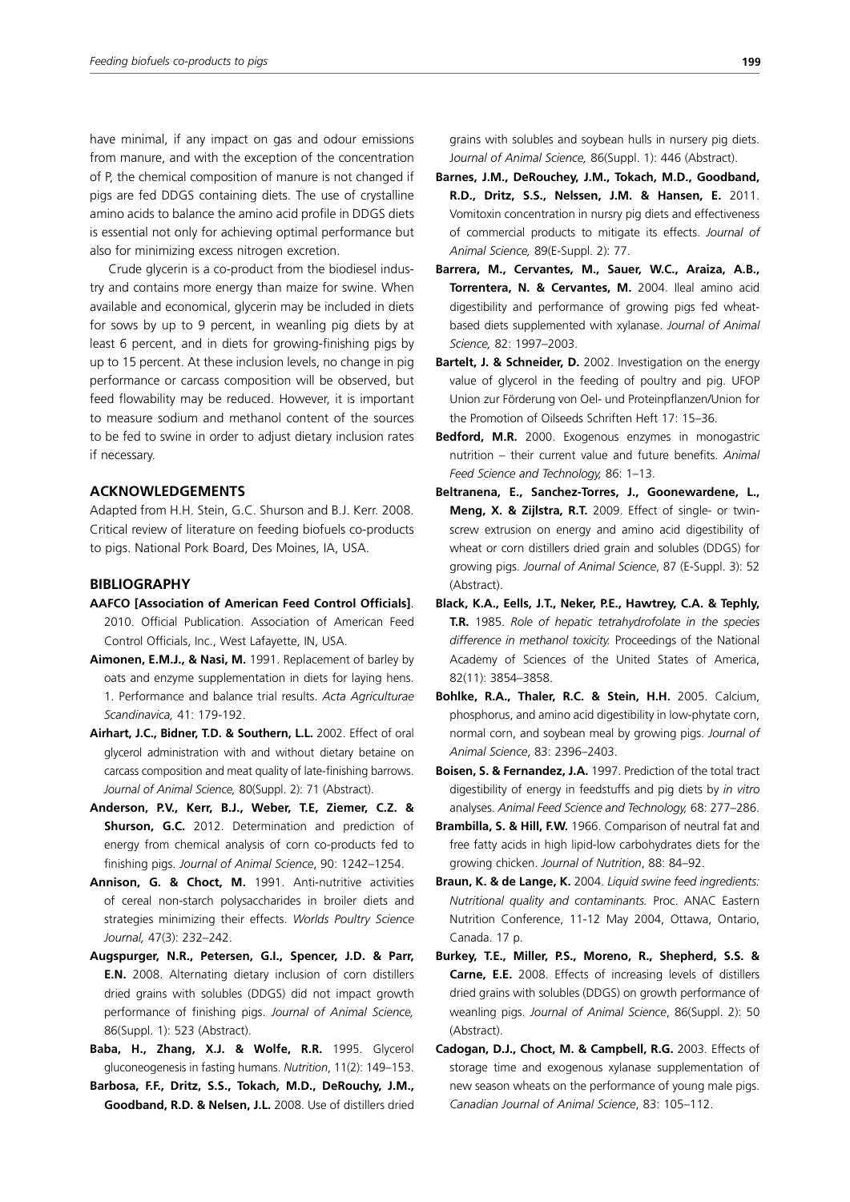have minimal, if any impact on gas and odour emissions from manure, and with the exception of the concentration of P, the chemical composition of manure is not changed if pigs are fed DDGS containing diets. The use of crystalline amino acids to balance the amino acid profile in DDGS diets is essential not only for achieving optimal performance but also for minimizing excess nitrogen excretion.

Crude glycerin is a co-product from the biodiesel industry and contains more energy than maize for swine. When available and economical, glycerin may be included in diets for sows by up to 9 percent, in weanling pig diets by at least 6 percent, and in diets for growing-finishing pigs by up to 15 percent. At these inclusion levels, no change in pig performance or carcass composition will be observed, but feed flowability may be reduced. However, it is important to measure sodium and methanol content of the sources to be fed to swine in order to adjust dietary inclusion rates if necessary.

## ACKNOWLEDGEMENTS

Adapted from H.H. Stein, G.C. Shurson and B.J. Kerr. 2008. Critical review of literature on feeding biofuels co-products to pigs. National Pork Board, Des Moines, IA, USA.

## BIBLIOGRAPHY

**AAFCO [Association of American Feed Control Officials]**. 2010. Official Publication. Association of American Feed Control Officials, Inc., West Lafayette, IN, USA.

**Aimonen, E.M.J., & Nasi, M.** 1991. Replacement of barley by oats and enzyme supplementation in diets for laying hens. 1. Performance and balance trial results. *Acta Agriculturae Scandinavica,* 41: 179-192.

**Airhart, J.C., Bidner, T.D. & Southern, L.L.** 2002. Effect of oral glycerol administration with and without dietary betaine on carcass composition and meat quality of late-finishing barrows. *Journal of Animal Science,* 80(Suppl. 2): 71 (Abstract).

**Anderson, P.V., Kerr, B.J., Weber, T.E, Ziemer, C.Z. & Shurson, G.C.** 2012. Determination and prediction of energy from chemical analysis of corn co-products fed to finishing pigs. *Journal of Animal Science*, 90: 1242–1254.

**Annison, G. & Choct, M.** 1991. Anti-nutritive activities of cereal non-starch polysaccharides in broiler diets and strategies minimizing their effects. *Worlds Poultry Science Journal,* 47(3): 232–242.

**Augspurger, N.R., Petersen, G.I., Spencer, J.D. & Parr, E.N.** 2008. Alternating dietary inclusion of corn distillers dried grains with solubles (DDGS) did not impact growth performance of finishing pigs. *Journal of Animal Science,* 86(Suppl. 1): 523 (Abstract).

**Baba, H., Zhang, X.J. & Wolfe, R.R.** 1995. Glycerol gluconeogenesis in fasting humans. *Nutrition*, 11(2): 149–153.

**Barbosa, F.F., Dritz, S.S., Tokach, M.D., DeRouchy, J.M., Goodband, R.D. & Nelsen, J.L.** 2008. Use of distillers dried grains with solubles and soybean hulls in nursery pig diets. *Journal of Animal Science,* 86(Suppl. 1): 446 (Abstract).

**Barnes, J.M., DeRouchey, J.M., Tokach, M.D., Goodband, R.D., Dritz, S.S., Nelssen, J.M. & Hansen, E.** 2011. Vomitoxin concentration in nursry pig diets and effectiveness of commercial products to mitigate its effects. *Journal of Animal Science,* 89(E-Suppl. 2): 77.

**Barrera, M., Cervantes, M., Sauer, W.C., Araiza, A.B., Torrentera, N. & Cervantes, M.** 2004. Ileal amino acid digestibility and performance of growing pigs fed wheat-based diets supplemented with xylanase. *Journal of Animal Science,* 82: 1997–2003.

**Bartelt, J. & Schneider, D.** 2002. Investigation on the energy value of glycerol in the feeding of poultry and pig. UFOP Union zur Förderung von Oel- und Proteinpflanzen/Union for the Promotion of Oilseeds Schriften Heft 17: 15–36.

**Bedford, M.R.** 2000. Exogenous enzymes in monogastric nutrition – their current value and future benefits. *Animal Feed Science and Technology,* 86: 1–13.

**Beltranena, E., Sanchez-Torres, J., Goonewardene, L., Meng, X. & Zijlstra, R.T.** 2009. Effect of single- or twin-screw extrusion on energy and amino acid digestibility of wheat or corn distillers dried grain and solubles (DDGS) for growing pigs. *Journal of Animal Science*, 87 (E-Suppl. 3): 52 (Abstract).

**Black, K.A., Eells, J.T., Neker, P.E., Hawtrey, C.A. & Tephly, T.R.** 1985. *Role of hepatic tetrahydrofolate in the species difference in methanol toxicity.* Proceedings of the National Academy of Sciences of the United States of America, 82(11): 3854–3858.

**Bohlke, R.A., Thaler, R.C. & Stein, H.H.** 2005. Calcium, phosphorus, and amino acid digestibility in low-phytate corn, normal corn, and soybean meal by growing pigs. *Journal of Animal Science*, 83: 2396–2403.

**Boisen, S. & Fernandez, J.A.** 1997. Prediction of the total tract digestibility of energy in feedstuffs and pig diets by *in vitro* analyses. *Animal Feed Science and Technology,* 68: 277–286.

**Brambilla, S. & Hill, F.W.** 1966. Comparison of neutral fat and free fatty acids in high lipid-low carbohydrates diets for the growing chicken. *Journal of Nutrition*, 88: 84–92.

**Braun, K. & de Lange, K.** 2004. *Liquid swine feed ingredients: Nutritional quality and contaminants.* Proc. ANAC Eastern Nutrition Conference, 11-12 May 2004, Ottawa, Ontario, Canada. 17 p.

**Burkey, T.E., Miller, P.S., Moreno, R., Shepherd, S.S. & Carne, E.E.** 2008. Effects of increasing levels of distillers dried grains with solubles (DDGS) on growth performance of weanling pigs. *Journal of Animal Science*, 86(Suppl. 2): 50 (Abstract).

**Cadogan, D.J., Choct, M. & Campbell, R.G.** 2003. Effects of storage time and exogenous xylanase supplementation of new season wheats on the performance of young male pigs. *Canadian Journal of Animal Science*, 83: 105–112.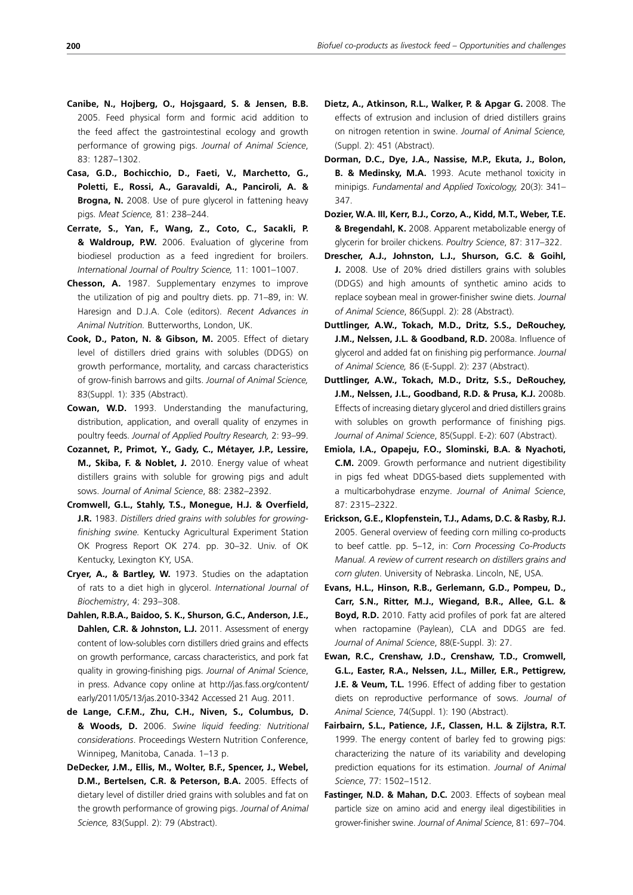**Canibe, N., Hojberg, O., Hojsgaard, S. & Jensen, B.B.** 2005. Feed physical form and formic acid addition to the feed affect the gastrointestinal ecology and growth performance of growing pigs. *Journal of Animal Science*, 83: 1287–1302.

**Casa, G.D., Bochicchio, D., Faeti, V., Marchetto, G., Poletti, E., Rossi, A., Garavaldi, A., Panciroli, A. & Brogna, N.** 2008. Use of pure glycerol in fattening heavy pigs. *Meat Science,* 81: 238–244.

**Cerrate, S., Yan, F., Wang, Z., Coto, C., Sacakli, P. & Waldroup, P.W.** 2006. Evaluation of glycerine from biodiesel production as a feed ingredient for broilers. *International Journal of Poultry Science,* 11: 1001–1007.

**Chesson, A.** 1987. Supplementary enzymes to improve the utilization of pig and poultry diets. pp. 71–89, in: W. Haresign and D.J.A. Cole (editors). *Recent Advances in Animal Nutrition.* Butterworths, London, UK.

**Cook, D., Paton, N. & Gibson, M.** 2005. Effect of dietary level of distillers dried grains with solubles (DDGS) on growth performance, mortality, and carcass characteristics of grow-finish barrows and gilts. *Journal of Animal Science,* 83(Suppl. 1): 335 (Abstract).

**Cowan, W.D.** 1993. Understanding the manufacturing, distribution, application, and overall quality of enzymes in poultry feeds. *Journal of Applied Poultry Research,* 2: 93–99.

**Cozannet, P., Primot, Y., Gady, C., Métayer, J.P., Lessire, M., Skiba, F. & Noblet, J.** 2010. Energy value of wheat distillers grains with soluble for growing pigs and adult sows. *Journal of Animal Science*, 88: 2382–2392.

**Cromwell, G.L., Stahly, T.S., Monegue, H.J. & Overfield, J.R.** 1983. *Distillers dried grains with solubles for growing-finishing swine.* Kentucky Agricultural Experiment Station OK Progress Report OK 274. pp. 30–32. Univ. of OK Kentucky, Lexington KY, USA.

**Cryer, A., & Bartley, W.** 1973. Studies on the adaptation of rats to a diet high in glycerol. *International Journal of Biochemistry*, 4: 293–308.

**Dahlen, R.B.A., Baidoo, S. K., Shurson, G.C., Anderson, J.E., Dahlen, C.R. & Johnston, L.J.** 2011. Assessment of energy content of low-solubles corn distillers dried grains and effects on growth performance, carcass characteristics, and pork fat quality in growing-finishing pigs. *Journal of Animal Science*, in press. Advance copy online at http://jas.fass.org/content/early/2011/05/13/jas.2010-3342 Accessed 21 Aug. 2011.

**de Lange, C.F.M., Zhu, C.H., Niven, S., Columbus, D. & Woods, D.** 2006. *Swine liquid feeding: Nutritional considerations*. Proceedings Western Nutrition Conference, Winnipeg, Manitoba, Canada. 1–13 p.

**DeDecker, J.M., Ellis, M., Wolter, B.F., Spencer, J., Webel, D.M., Bertelsen, C.R. & Peterson, B.A.** 2005. Effects of dietary level of distiller dried grains with solubles and fat on the growth performance of growing pigs. *Journal of Animal Science,* 83(Suppl. 2): 79 (Abstract).

**Dietz, A., Atkinson, R.L., Walker, P. & Apgar G.** 2008. The effects of extrusion and inclusion of dried distillers grains on nitrogen retention in swine. *Journal of Animal Science,* (Suppl. 2): 451 (Abstract).

**Dorman, D.C., Dye, J.A., Nassise, M.P., Ekuta, J., Bolon, B. & Medinsky, M.A.** 1993. Acute methanol toxicity in minipigs. *Fundamental and Applied Toxicology,* 20(3): 341–347.

**Dozier, W.A. III, Kerr, B.J., Corzo, A., Kidd, M.T., Weber, T.E. & Bregendahl, K.** 2008. Apparent metabolizable energy of glycerin for broiler chickens. *Poultry Science*, 87: 317–322.

**Drescher, A.J., Johnston, L.J., Shurson, G.C. & Goihl, J.** 2008. Use of 20% dried distillers grains with solubles (DDGS) and high amounts of synthetic amino acids to replace soybean meal in grower-finisher swine diets. *Journal of Animal Science*, 86(Suppl. 2): 28 (Abstract).

**Duttlinger, A.W., Tokach, M.D., Dritz, S.S., DeRouchey, J.M., Nelssen, J.L. & Goodband, R.D.** 2008a. Influence of glycerol and added fat on finishing pig performance. *Journal of Animal Science,* 86 (E-Suppl. 2): 237 (Abstract).

**Duttlinger, A.W., Tokach, M.D., Dritz, S.S., DeRouchey, J.M., Nelssen, J.L., Goodband, R.D. & Prusa, K.J.** 2008b. Effects of increasing dietary glycerol and dried distillers grains with solubles on growth performance of finishing pigs. *Journal of Animal Science*, 85(Suppl. E-2): 607 (Abstract).

**Emiola, I.A., Opapeju, F.O., Slominski, B.A. & Nyachoti, C.M.** 2009. Growth performance and nutrient digestibility in pigs fed wheat DDGS-based diets supplemented with a multicarbohydrase enzyme. *Journal of Animal Science*, 87: 2315–2322.

**Erickson, G.E., Klopfenstein, T.J., Adams, D.C. & Rasby, R.J.** 2005. General overview of feeding corn milling co-products to beef cattle. pp. 5–12, in: *Corn Processing Co-Products Manual. A review of current research on distillers grains and corn gluten*. University of Nebraska. Lincoln, NE, USA.

**Evans, H.L., Hinson, R.B., Gerlemann, G.D., Pompeu, D., Carr, S.N., Ritter, M.J., Wiegand, B.R., Allee, G.L. & Boyd, R.D.** 2010. Fatty acid profiles of pork fat are altered when ractopamine (Paylean), CLA and DDGS are fed. *Journal of Animal Science*, 88(E-Suppl. 3): 27.

**Ewan, R.C., Crenshaw, J.D., Crenshaw, T.D., Cromwell, G.L., Easter, R.A., Nelssen, J.L., Miller, E.R., Pettigrew, J.E. & Veum, T.L.** 1996. Effect of adding fiber to gestation diets on reproductive performance of sows. *Journal of Animal Science*, 74(Suppl. 1): 190 (Abstract).

**Fairbairn, S.L., Patience, J.F., Classen, H.L. & Zijlstra, R.T.** 1999. The energy content of barley fed to growing pigs: characterizing the nature of its variability and developing prediction equations for its estimation. *Journal of Animal Science*, 77: 1502–1512.

**Fastinger, N.D. & Mahan, D.C.** 2003. Effects of soybean meal particle size on amino acid and energy ileal digestibilities in grower-finisher swine. *Journal of Animal Science*, 81: 697–704.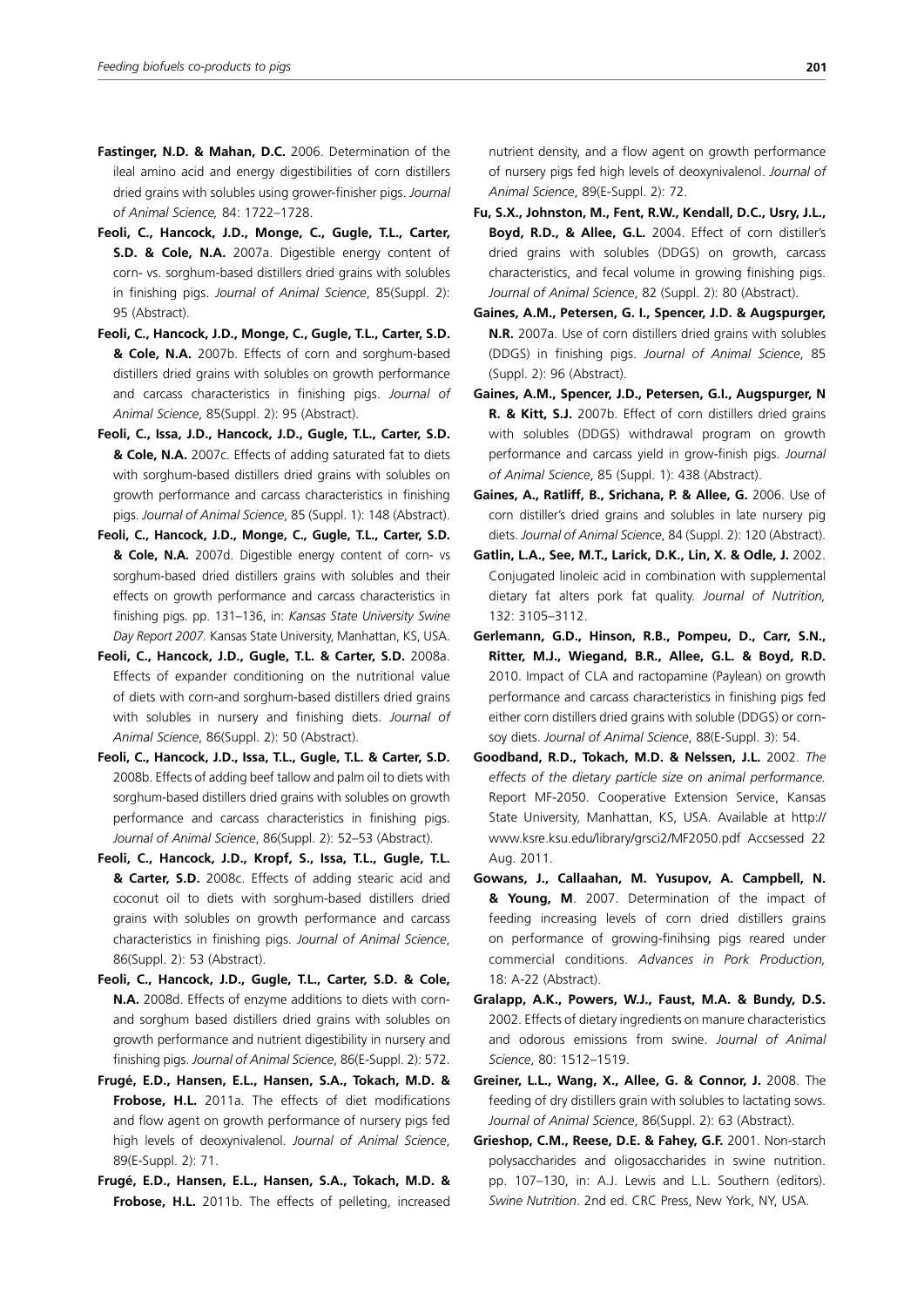**Fastinger, N.D. & Mahan, D.C.** 2006. Determination of the ileal amino acid and energy digestibilities of corn distillers dried grains with solubles using grower-finisher pigs. *Journal of Animal Science,* 84: 1722–1728.

**Feoli, C., Hancock, J.D., Monge, C., Gugle, T.L., Carter, S.D. & Cole, N.A.** 2007a. Digestible energy content of corn- vs. sorghum-based distillers dried grains with solubles in finishing pigs. *Journal of Animal Science*, 85(Suppl. 2): 95 (Abstract).

**Feoli, C., Hancock, J.D., Monge, C., Gugle, T.L., Carter, S.D. & Cole, N.A.** 2007b. Effects of corn and sorghum-based distillers dried grains with solubles on growth performance and carcass characteristics in finishing pigs. *Journal of Animal Science*, 85(Suppl. 2): 95 (Abstract).

**Feoli, C., Issa, J.D., Hancock, J.D., Gugle, T.L., Carter, S.D. & Cole, N.A.** 2007c. Effects of adding saturated fat to diets with sorghum-based distillers dried grains with solubles on growth performance and carcass characteristics in finishing pigs. *Journal of Animal Science*, 85 (Suppl. 1): 148 (Abstract).

**Feoli, C., Hancock, J.D., Monge, C., Gugle, T.L., Carter, S.D. & Cole, N.A.** 2007d. Digestible energy content of corn- vs sorghum-based dried distillers grains with solubles and their effects on growth performance and carcass characteristics in finishing pigs. pp. 131–136, in: *Kansas State University Swine Day Report 2007.* Kansas State University, Manhattan, KS, USA.

**Feoli, C., Hancock, J.D., Gugle, T.L. & Carter, S.D.** 2008a. Effects of expander conditioning on the nutritional value of diets with corn-and sorghum-based distillers dried grains with solubles in nursery and finishing diets. *Journal of Animal Science*, 86(Suppl. 2): 50 (Abstract).

**Feoli, C., Hancock, J.D., Issa, T.L., Gugle, T.L. & Carter, S.D.** 2008b. Effects of adding beef tallow and palm oil to diets with sorghum-based distillers dried grains with solubles on growth performance and carcass characteristics in finishing pigs. *Journal of Animal Science*, 86(Suppl. 2): 52–53 (Abstract).

**Feoli, C., Hancock, J.D., Kropf, S., Issa, T.L., Gugle, T.L. & Carter, S.D.** 2008c. Effects of adding stearic acid and coconut oil to diets with sorghum-based distillers dried grains with solubles on growth performance and carcass characteristics in finishing pigs. *Journal of Animal Science*, 86(Suppl. 2): 53 (Abstract).

**Feoli, C., Hancock, J.D., Gugle, T.L., Carter, S.D. & Cole, N.A.** 2008d. Effects of enzyme additions to diets with corn-and sorghum based distillers dried grains with solubles on growth performance and nutrient digestibility in nursery and finishing pigs. *Journal of Animal Science*, 86(E-Suppl. 2): 572.

**Frugé, E.D., Hansen, E.L., Hansen, S.A., Tokach, M.D. & Frobose, H.L.** 2011a. The effects of diet modifications and flow agent on growth performance of nursery pigs fed high levels of deoxynivalenol. *Journal of Animal Science*, 89(E-Suppl. 2): 71.

**Frugé, E.D., Hansen, E.L., Hansen, S.A., Tokach, M.D. & Frobose, H.L.** 2011b. The effects of pelleting, increased nutrient density, and a flow agent on growth performance of nursery pigs fed high levels of deoxynivalenol. *Journal of Animal Science*, 89(E-Suppl. 2): 72.

**Fu, S.X., Johnston, M., Fent, R.W., Kendall, D.C., Usry, J.L., Boyd, R.D., & Allee, G.L.** 2004. Effect of corn distiller's dried grains with solubles (DDGS) on growth, carcass characteristics, and fecal volume in growing finishing pigs. *Journal of Animal Science*, 82 (Suppl. 2): 80 (Abstract).

**Gaines, A.M., Petersen, G. I., Spencer, J.D. & Augspurger, N.R.** 2007a. Use of corn distillers dried grains with solubles (DDGS) in finishing pigs. *Journal of Animal Science*, 85 (Suppl. 2): 96 (Abstract).

**Gaines, A.M., Spencer, J.D., Petersen, G.I., Augspurger, N R. & Kitt, S.J.** 2007b. Effect of corn distillers dried grains with solubles (DDGS) withdrawal program on growth performance and carcass yield in grow-finish pigs. *Journal of Animal Science*, 85 (Suppl. 1): 438 (Abstract).

**Gaines, A., Ratliff, B., Srichana, P. & Allee, G.** 2006. Use of corn distiller's dried grains and solubles in late nursery pig diets. *Journal of Animal Science*, 84 (Suppl. 2): 120 (Abstract).

**Gatlin, L.A., See, M.T., Larick, D.K., Lin, X. & Odle, J.** 2002. Conjugated linoleic acid in combination with supplemental dietary fat alters pork fat quality. *Journal of Nutrition,* 132: 3105–3112.

**Gerlemann, G.D., Hinson, R.B., Pompeu, D., Carr, S.N., Ritter, M.J., Wiegand, B.R., Allee, G.L. & Boyd, R.D.** 2010. Impact of CLA and ractopamine (Paylean) on growth performance and carcass characteristics in finishing pigs fed either corn distillers dried grains with soluble (DDGS) or corn-soy diets. *Journal of Animal Science*, 88(E-Suppl. 3): 54.

**Goodband, R.D., Tokach, M.D. & Nelssen, J.L.** 2002. *The effects of the dietary particle size on animal performance.* Report MF-2050. Cooperative Extension Service, Kansas State University, Manhattan, KS, USA. Available at http://www.ksre.ksu.edu/library/grsci2/MF2050.pdf Accsessed 22 Aug. 2011.

**Gowans, J., Callaahan, M. Yusupov, A. Campbell, N. & Young, M**. 2007. Determination of the impact of feeding increasing levels of corn dried distillers grains on performance of growing-finihsing pigs reared under commercial conditions. *Advances in Pork Production,* 18: A-22 (Abstract).

**Gralapp, A.K., Powers, W.J., Faust, M.A. & Bundy, D.S.** 2002. Effects of dietary ingredients on manure characteristics and odorous emissions from swine. *Journal of Animal Science*, 80: 1512–1519.

**Greiner, L.L., Wang, X., Allee, G. & Connor, J.** 2008. The feeding of dry distillers grain with solubles to lactating sows. *Journal of Animal Science*, 86(Suppl. 2): 63 (Abstract).

**Grieshop, C.M., Reese, D.E. & Fahey, G.F.** 2001. Non-starch polysaccharides and oligosaccharides in swine nutrition. pp. 107–130, in: A.J. Lewis and L.L. Southern (editors). *Swine Nutrition*. 2nd ed. CRC Press, New York, NY, USA.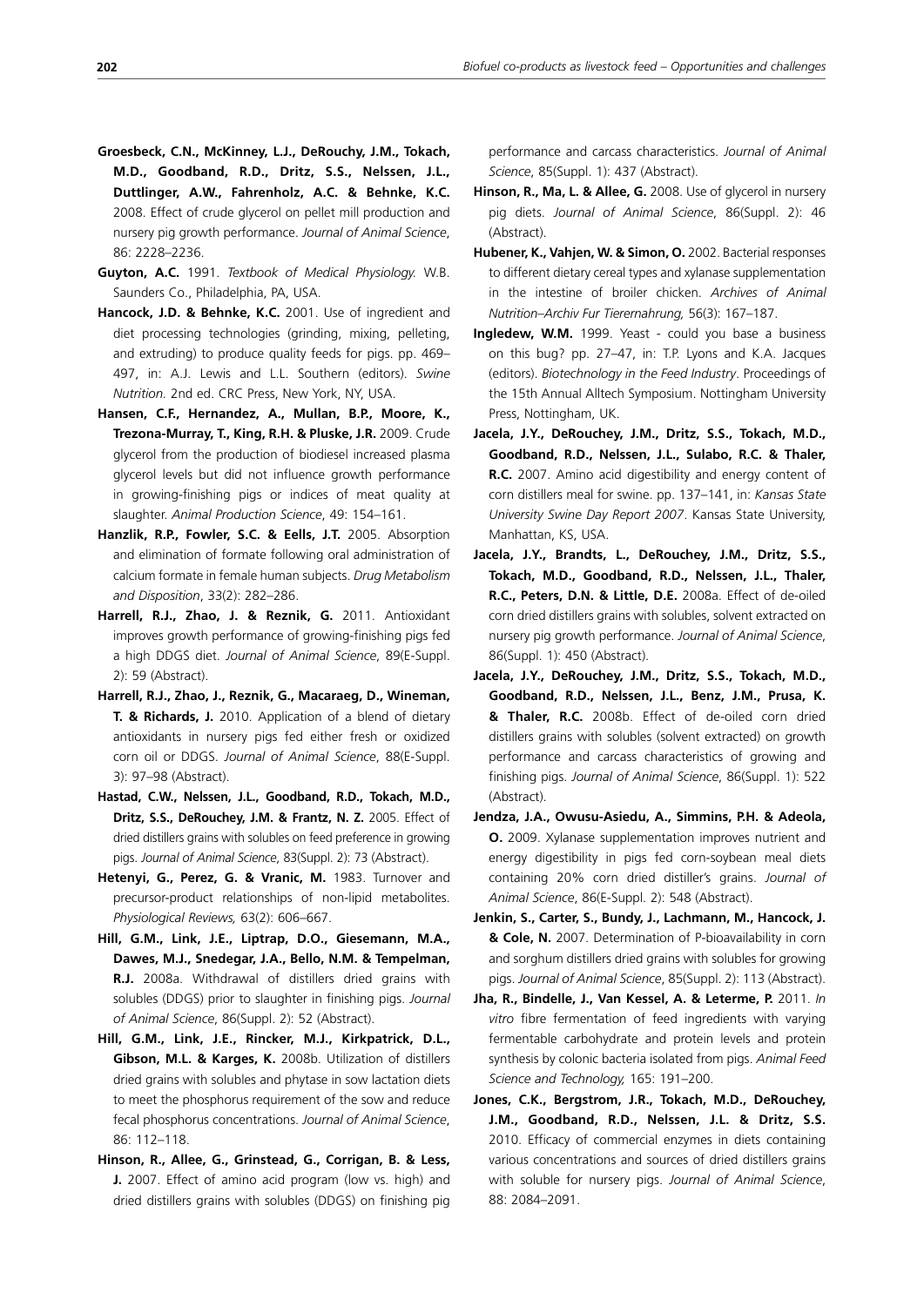**Groesbeck, C.N., McKinney, L.J., DeRouchy, J.M., Tokach, M.D., Goodband, R.D., Dritz, S.S., Nelssen, J.L., Duttlinger, A.W., Fahrenholz, A.C. & Behnke, K.C.** 2008. Effect of crude glycerol on pellet mill production and nursery pig growth performance. *Journal of Animal Science*, 86: 2228–2236.

**Guyton, A.C.** 1991. *Textbook of Medical Physiology.* W.B. Saunders Co., Philadelphia, PA, USA.

**Hancock, J.D. & Behnke, K.C.** 2001. Use of ingredient and diet processing technologies (grinding, mixing, pelleting, and extruding) to produce quality feeds for pigs. pp. 469–497, in: A.J. Lewis and L.L. Southern (editors). *Swine Nutrition*. 2nd ed. CRC Press, New York, NY, USA.

**Hansen, C.F., Hernandez, A., Mullan, B.P., Moore, K., Trezona-Murray, T., King, R.H. & Pluske, J.R.** 2009. Crude glycerol from the production of biodiesel increased plasma glycerol levels but did not influence growth performance in growing-finishing pigs or indices of meat quality at slaughter. *Animal Production Science*, 49: 154–161.

**Hanzlik, R.P., Fowler, S.C. & Eells, J.T.** 2005. Absorption and elimination of formate following oral administration of calcium formate in female human subjects. *Drug Metabolism and Disposition*, 33(2): 282–286.

**Harrell, R.J., Zhao, J. & Reznik, G.** 2011. Antioxidant improves growth performance of growing-finishing pigs fed a high DDGS diet. *Journal of Animal Science*, 89(E-Suppl. 2): 59 (Abstract).

**Harrell, R.J., Zhao, J., Reznik, G., Macaraeg, D., Wineman, T. & Richards, J.** 2010. Application of a blend of dietary antioxidants in nursery pigs fed either fresh or oxidized corn oil or DDGS. *Journal of Animal Science*, 88(E-Suppl. 3): 97–98 (Abstract).

**Hastad, C.W., Nelssen, J.L., Goodband, R.D., Tokach, M.D., Dritz, S.S., DeRouchey, J.M. & Frantz, N. Z.** 2005. Effect of dried distillers grains with solubles on feed preference in growing pigs. *Journal of Animal Science*, 83(Suppl. 2): 73 (Abstract).

**Hetenyi, G., Perez, G. & Vranic, M.** 1983. Turnover and precursor-product relationships of non-lipid metabolites. *Physiological Reviews,* 63(2): 606–667.

**Hill, G.M., Link, J.E., Liptrap, D.O., Giesemann, M.A., Dawes, M.J., Snedegar, J.A., Bello, N.M. & Tempelman, R.J.** 2008a. Withdrawal of distillers dried grains with solubles (DDGS) prior to slaughter in finishing pigs. *Journal of Animal Science*, 86(Suppl. 2): 52 (Abstract).

**Hill, G.M., Link, J.E., Rincker, M.J., Kirkpatrick, D.L., Gibson, M.L. & Karges, K.** 2008b. Utilization of distillers dried grains with solubles and phytase in sow lactation diets to meet the phosphorus requirement of the sow and reduce fecal phosphorus concentrations. *Journal of Animal Science*, 86: 112–118.

**Hinson, R., Allee, G., Grinstead, G., Corrigan, B. & Less, J.** 2007. Effect of amino acid program (low vs. high) and dried distillers grains with solubles (DDGS) on finishing pig performance and carcass characteristics. *Journal of Animal Science*, 85(Suppl. 1): 437 (Abstract).

**Hinson, R., Ma, L. & Allee, G.** 2008. Use of glycerol in nursery pig diets. *Journal of Animal Science*, 86(Suppl. 2): 46 (Abstract).

**Hubener, K., Vahjen, W. & Simon, O.** 2002. Bacterial responses to different dietary cereal types and xylanase supplementation in the intestine of broiler chicken. *Archives of Animal Nutrition–Archiv Fur Tierernahrung,* 56(3): 167–187.

**Ingledew, W.M.** 1999. Yeast - could you base a business on this bug? pp. 27–47, in: T.P. Lyons and K.A. Jacques (editors). *Biotechnology in the Feed Industry*. Proceedings of the 15th Annual Alltech Symposium. Nottingham University Press, Nottingham, UK.

**Jacela, J.Y., DeRouchey, J.M., Dritz, S.S., Tokach, M.D., Goodband, R.D., Nelssen, J.L., Sulabo, R.C. & Thaler, R.C.** 2007. Amino acid digestibility and energy content of corn distillers meal for swine. pp. 137–141, in: *Kansas State University Swine Day Report 2007*. Kansas State University, Manhattan, KS, USA.

**Jacela, J.Y., Brandts, L., DeRouchey, J.M., Dritz, S.S., Tokach, M.D., Goodband, R.D., Nelssen, J.L., Thaler, R.C., Peters, D.N. & Little, D.E.** 2008a. Effect of de-oiled corn dried distillers grains with solubles, solvent extracted on nursery pig growth performance. *Journal of Animal Science*, 86(Suppl. 1): 450 (Abstract).

**Jacela, J.Y., DeRouchey, J.M., Dritz, S.S., Tokach, M.D., Goodband, R.D., Nelssen, J.L., Benz, J.M., Prusa, K. & Thaler, R.C.** 2008b. Effect of de-oiled corn dried distillers grains with solubles (solvent extracted) on growth performance and carcass characteristics of growing and finishing pigs. *Journal of Animal Science*, 86(Suppl. 1): 522 (Abstract).

**Jendza, J.A., Owusu-Asiedu, A., Simmins, P.H. & Adeola, O.** 2009. Xylanase supplementation improves nutrient and energy digestibility in pigs fed corn-soybean meal diets containing 20% corn dried distiller's grains. *Journal of Animal Science*, 86(E-Suppl. 2): 548 (Abstract).

**Jenkin, S., Carter, S., Bundy, J., Lachmann, M., Hancock, J. & Cole, N.** 2007. Determination of P-bioavailability in corn and sorghum distillers dried grains with solubles for growing pigs. *Journal of Animal Science*, 85(Suppl. 2): 113 (Abstract).

**Jha, R., Bindelle, J., Van Kessel, A. & Leterme, P.** 2011. *In vitro* fibre fermentation of feed ingredients with varying fermentable carbohydrate and protein levels and protein synthesis by colonic bacteria isolated from pigs. *Animal Feed Science and Technology,* 165: 191–200.

**Jones, C.K., Bergstrom, J.R., Tokach, M.D., DeRouchey, J.M., Goodband, R.D., Nelssen, J.L. & Dritz, S.S.** 2010. Efficacy of commercial enzymes in diets containing various concentrations and sources of dried distillers grains with soluble for nursery pigs. *Journal of Animal Science*, 88: 2084–2091.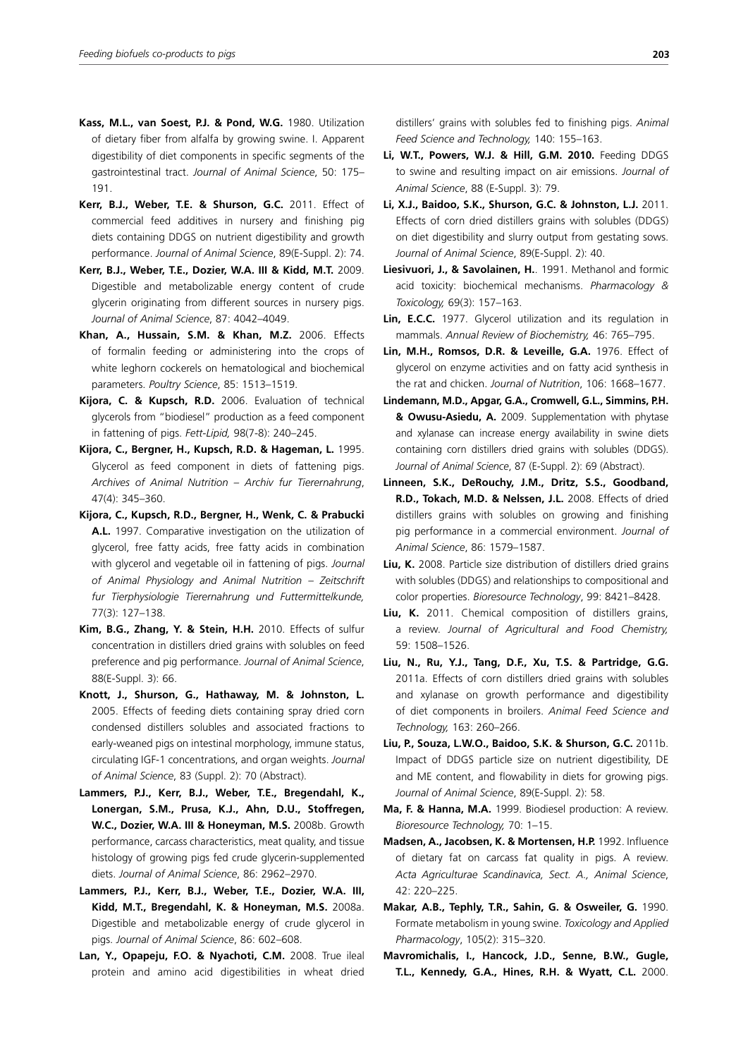**Kass, M.L., van Soest, P.J. & Pond, W.G.** 1980. Utilization of dietary fiber from alfalfa by growing swine. I. Apparent digestibility of diet components in specific segments of the gastrointestinal tract. *Journal of Animal Science*, 50: 175–191.

**Kerr, B.J., Weber, T.E. & Shurson, G.C.** 2011. Effect of commercial feed additives in nursery and finishing pig diets containing DDGS on nutrient digestibility and growth performance. *Journal of Animal Science*, 89(E-Suppl. 2): 74.

**Kerr, B.J., Weber, T.E., Dozier, W.A. III & Kidd, M.T.** 2009. Digestible and metabolizable energy content of crude glycerin originating from different sources in nursery pigs. *Journal of Animal Science*, 87: 4042–4049.

**Khan, A., Hussain, S.M. & Khan, M.Z.** 2006. Effects of formalin feeding or administering into the crops of white leghorn cockerels on hematological and biochemical parameters. *Poultry Science*, 85: 1513–1519.

**Kijora, C. & Kupsch, R.D.** 2006. Evaluation of technical glycerols from "biodiesel" production as a feed component in fattening of pigs. *Fett-Lipid,* 98(7-8): 240–245.

**Kijora, C., Bergner, H., Kupsch, R.D. & Hageman, L.** 1995. Glycerol as feed component in diets of fattening pigs. *Archives of Animal Nutrition – Archiv fur Tierernahrung*, 47(4): 345–360.

**Kijora, C., Kupsch, R.D., Bergner, H., Wenk, C. & Prabucki A.L.** 1997. Comparative investigation on the utilization of glycerol, free fatty acids, free fatty acids in combination with glycerol and vegetable oil in fattening of pigs. *Journal of Animal Physiology and Animal Nutrition – Zeitschrift fur Tierphysiologie Tierernahrung und Futtermittelkunde,* 77(3): 127–138.

**Kim, B.G., Zhang, Y. & Stein, H.H.** 2010. Effects of sulfur concentration in distillers dried grains with solubles on feed preference and pig performance. *Journal of Animal Science*, 88(E-Suppl. 3): 66.

**Knott, J., Shurson, G., Hathaway, M. & Johnston, L.** 2005. Effects of feeding diets containing spray dried corn condensed distillers solubles and associated fractions to early-weaned pigs on intestinal morphology, immune status, circulating IGF-1 concentrations, and organ weights. *Journal of Animal Science*, 83 (Suppl. 2): 70 (Abstract).

**Lammers, P.J., Kerr, B.J., Weber, T.E., Bregendahl, K., Lonergan, S.M., Prusa, K.J., Ahn, D.U., Stoffregen, W.C., Dozier, W.A. III & Honeyman, M.S.** 2008b. Growth performance, carcass characteristics, meat quality, and tissue histology of growing pigs fed crude glycerin-supplemented diets. *Journal of Animal Science*, 86: 2962–2970.

**Lammers, P.J., Kerr, B.J., Weber, T.E., Dozier, W.A. III, Kidd, M.T., Bregendahl, K. & Honeyman, M.S.** 2008a. Digestible and metabolizable energy of crude glycerol in pigs. *Journal of Animal Science*, 86: 602–608.

**Lan, Y., Opapeju, F.O. & Nyachoti, C.M.** 2008. True ileal protein and amino acid digestibilities in wheat dried distillers' grains with solubles fed to finishing pigs. *Animal Feed Science and Technology,* 140: 155–163.

**Li, W.T., Powers, W.J. & Hill, G.M. 2010.** Feeding DDGS to swine and resulting impact on air emissions. *Journal of Animal Science*, 88 (E-Suppl. 3): 79.

**Li, X.J., Baidoo, S.K., Shurson, G.C. & Johnston, L.J.** 2011. Effects of corn dried distillers grains with solubles (DDGS) on diet digestibility and slurry output from gestating sows. *Journal of Animal Science*, 89(E-Suppl. 2): 40.

**Liesivuori, J., & Savolainen, H.**. 1991. Methanol and formic acid toxicity: biochemical mechanisms. *Pharmacology & Toxicology,* 69(3): 157–163.

**Lin, E.C.C.** 1977. Glycerol utilization and its regulation in mammals. *Annual Review of Biochemistry,* 46: 765–795.

**Lin, M.H., Romsos, D.R. & Leveille, G.A.** 1976. Effect of glycerol on enzyme activities and on fatty acid synthesis in the rat and chicken. *Journal of Nutrition*, 106: 1668–1677.

**Lindemann, M.D., Apgar, G.A., Cromwell, G.L., Simmins, P.H. & Owusu-Asiedu, A.** 2009. Supplementation with phytase and xylanase can increase energy availability in swine diets containing corn distillers dried grains with solubles (DDGS). *Journal of Animal Science*, 87 (E-Suppl. 2): 69 (Abstract).

**Linneen, S.K., DeRouchy, J.M., Dritz, S.S., Goodband, R.D., Tokach, M.D. & Nelssen, J.L.** 2008. Effects of dried distillers grains with solubles on growing and finishing pig performance in a commercial environment. *Journal of Animal Science*, 86: 1579–1587.

**Liu, K.** 2008. Particle size distribution of distillers dried grains with solubles (DDGS) and relationships to compositional and color properties. *Bioresource Technology*, 99: 8421–8428.

**Liu, K.** 2011. Chemical composition of distillers grains, a review. *Journal of Agricultural and Food Chemistry,* 59: 1508–1526.

**Liu, N., Ru, Y.J., Tang, D.F., Xu, T.S. & Partridge, G.G.** 2011a. Effects of corn distillers dried grains with solubles and xylanase on growth performance and digestibility of diet components in broilers. *Animal Feed Science and Technology,* 163: 260–266.

**Liu, P., Souza, L.W.O., Baidoo, S.K. & Shurson, G.C.** 2011b. Impact of DDGS particle size on nutrient digestibility, DE and ME content, and flowability in diets for growing pigs. *Journal of Animal Science*, 89(E-Suppl. 2): 58.

**Ma, F. & Hanna, M.A.** 1999. Biodiesel production: A review. *Bioresource Technology,* 70: 1–15.

**Madsen, A., Jacobsen, K. & Mortensen, H.P.** 1992. Influence of dietary fat on carcass fat quality in pigs. A review. *Acta Agriculturae Scandinavica, Sect. A., Animal Science*, 42: 220–225.

**Makar, A.B., Tephly, T.R., Sahin, G. & Osweiler, G.** 1990. Formate metabolism in young swine. *Toxicology and Applied Pharmacology*, 105(2): 315–320.

**Mavromichalis, I., Hancock, J.D., Senne, B.W., Gugle, T.L., Kennedy, G.A., Hines, R.H. & Wyatt, C.L.** 2000.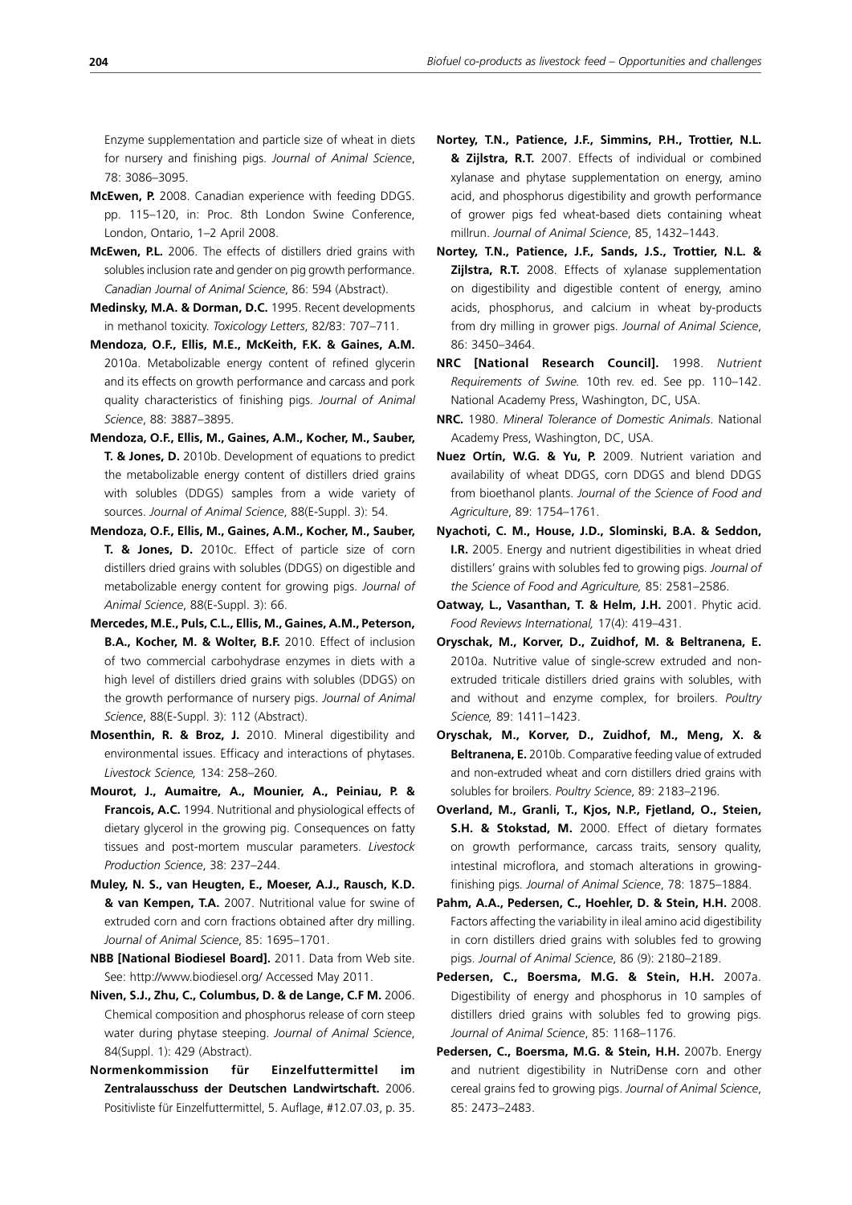Enzyme supplementation and particle size of wheat in diets for nursery and finishing pigs. *Journal of Animal Science*, 78: 3086–3095.

**McEwen, P.** 2008. Canadian experience with feeding DDGS. pp. 115–120, in: Proc. 8th London Swine Conference, London, Ontario, 1–2 April 2008.

**McEwen, P.L.** 2006. The effects of distillers dried grains with solubles inclusion rate and gender on pig growth performance. *Canadian Journal of Animal Science*, 86: 594 (Abstract).

**Medinsky, M.A. & Dorman, D.C.** 1995. Recent developments in methanol toxicity. *Toxicology Letters*, 82/83: 707–711.

**Mendoza, O.F., Ellis, M.E., McKeith, F.K. & Gaines, A.M.** 2010a. Metabolizable energy content of refined glycerin and its effects on growth performance and carcass and pork quality characteristics of finishing pigs. *Journal of Animal Science*, 88: 3887–3895.

**Mendoza, O.F., Ellis, M., Gaines, A.M., Kocher, M., Sauber, T. & Jones, D.** 2010b. Development of equations to predict the metabolizable energy content of distillers dried grains with solubles (DDGS) samples from a wide variety of sources. *Journal of Animal Science*, 88(E-Suppl. 3): 54.

**Mendoza, O.F., Ellis, M., Gaines, A.M., Kocher, M., Sauber, T. & Jones, D.** 2010c. Effect of particle size of corn distillers dried grains with solubles (DDGS) on digestible and metabolizable energy content for growing pigs. *Journal of Animal Science*, 88(E-Suppl. 3): 66.

**Mercedes, M.E., Puls, C.L., Ellis, M., Gaines, A.M., Peterson, B.A., Kocher, M. & Wolter, B.F.** 2010. Effect of inclusion of two commercial carbohydrase enzymes in diets with a high level of distillers dried grains with solubles (DDGS) on the growth performance of nursery pigs. *Journal of Animal Science*, 88(E-Suppl. 3): 112 (Abstract).

**Mosenthin, R. & Broz, J.** 2010. Mineral digestibility and environmental issues. Efficacy and interactions of phytases. *Livestock Science,* 134: 258–260.

**Mourot, J., Aumaitre, A., Mounier, A., Peiniau, P. & Francois, A.C.** 1994. Nutritional and physiological effects of dietary glycerol in the growing pig. Consequences on fatty tissues and post-mortem muscular parameters. *Livestock Production Science*, 38: 237–244.

**Muley, N. S., van Heugten, E., Moeser, A.J., Rausch, K.D. & van Kempen, T.A.** 2007. Nutritional value for swine of extruded corn and corn fractions obtained after dry milling. *Journal of Animal Science*, 85: 1695–1701.

**NBB [National Biodiesel Board].** 2011. Data from Web site. See: http://www.biodiesel.org/ Accessed May 2011.

**Niven, S.J., Zhu, C., Columbus, D. & de Lange, C.F M.** 2006. Chemical composition and phosphorus release of corn steep water during phytase steeping. *Journal of Animal Science*, 84(Suppl. 1): 429 (Abstract).

**Normenkommission für Einzelfuttermittel im Zentralausschuss der Deutschen Landwirtschaft.** 2006. Positivliste für Einzelfuttermittel, 5. Auflage, #12.07.03, p. 35.

**Nortey, T.N., Patience, J.F., Simmins, P.H., Trottier, N.L. & Zijlstra, R.T.** 2007. Effects of individual or combined xylanase and phytase supplementation on energy, amino acid, and phosphorus digestibility and growth performance of grower pigs fed wheat-based diets containing wheat millrun. *Journal of Animal Science*, 85, 1432–1443.

**Nortey, T.N., Patience, J.F., Sands, J.S., Trottier, N.L. & Zijlstra, R.T.** 2008. Effects of xylanase supplementation on digestibility and digestible content of energy, amino acids, phosphorus, and calcium in wheat by-products from dry milling in grower pigs. *Journal of Animal Science*, 86: 3450–3464.

**NRC [National Research Council].** 1998. *Nutrient Requirements of Swine.* 10th rev. ed. See pp. 110–142. National Academy Press, Washington, DC, USA.

**NRC.** 1980. *Mineral Tolerance of Domestic Animals*. National Academy Press, Washington, DC, USA.

**Nuez Ortín, W.G. & Yu, P.** 2009. Nutrient variation and availability of wheat DDGS, corn DDGS and blend DDGS from bioethanol plants. *Journal of the Science of Food and Agriculture*, 89: 1754–1761.

**Nyachoti, C. M., House, J.D., Slominski, B.A. & Seddon, I.R.** 2005. Energy and nutrient digestibilities in wheat dried distillers' grains with solubles fed to growing pigs. *Journal of the Science of Food and Agriculture,* 85: 2581–2586.

**Oatway, L., Vasanthan, T. & Helm, J.H.** 2001. Phytic acid. *Food Reviews International,* 17(4): 419–431.

**Oryschak, M., Korver, D., Zuidhof, M. & Beltranena, E.** 2010a. Nutritive value of single-screw extruded and non-extruded triticale distillers dried grains with solubles, with and without and enzyme complex, for broilers. *Poultry Science,* 89: 1411–1423.

**Oryschak, M., Korver, D., Zuidhof, M., Meng, X. & Beltranena, E.** 2010b. Comparative feeding value of extruded and non-extruded wheat and corn distillers dried grains with solubles for broilers. *Poultry Science*, 89: 2183–2196.

**Overland, M., Granli, T., Kjos, N.P., Fjetland, O., Steien, S.H. & Stokstad, M.** 2000. Effect of dietary formates on growth performance, carcass traits, sensory quality, intestinal microflora, and stomach alterations in growing-finishing pigs. *Journal of Animal Science*, 78: 1875–1884.

**Pahm, A.A., Pedersen, C., Hoehler, D. & Stein, H.H.** 2008. Factors affecting the variability in ileal amino acid digestibility in corn distillers dried grains with solubles fed to growing pigs. *Journal of Animal Science*, 86 (9): 2180–2189.

**Pedersen, C., Boersma, M.G. & Stein, H.H.** 2007a. Digestibility of energy and phosphorus in 10 samples of distillers dried grains with solubles fed to growing pigs. *Journal of Animal Science*, 85: 1168–1176.

**Pedersen, C., Boersma, M.G. & Stein, H.H.** 2007b. Energy and nutrient digestibility in NutriDense corn and other cereal grains fed to growing pigs. *Journal of Animal Science*, 85: 2473–2483.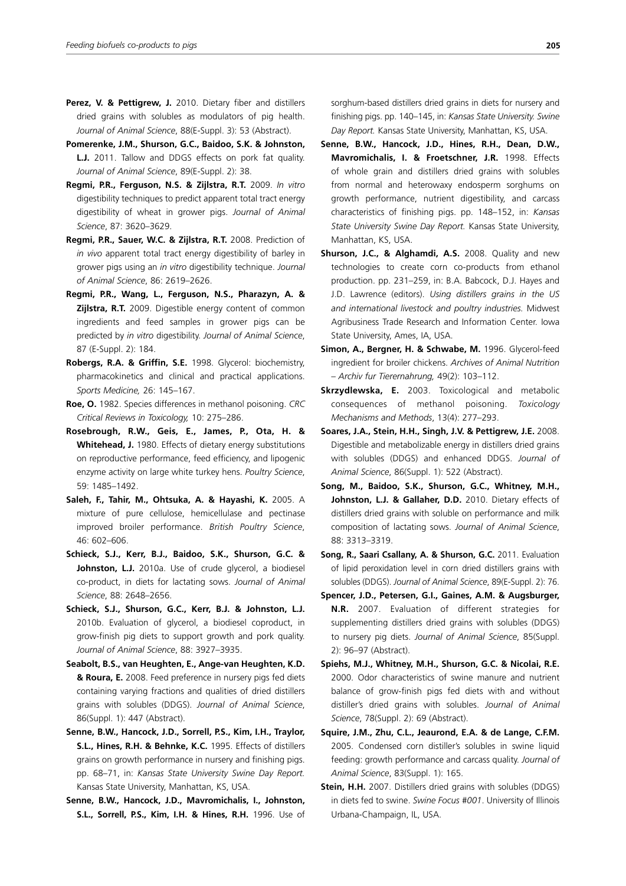**Perez, V. & Pettigrew, J.** 2010. Dietary fiber and distillers dried grains with solubles as modulators of pig health. *Journal of Animal Science*, 88(E-Suppl. 3): 53 (Abstract).

**Pomerenke, J.M., Shurson, G.C., Baidoo, S.K. & Johnston, L.J.** 2011. Tallow and DDGS effects on pork fat quality. *Journal of Animal Science*, 89(E-Suppl. 2): 38.

**Regmi, P.R., Ferguson, N.S. & Zijlstra, R.T.** 2009. *In vitro* digestibility techniques to predict apparent total tract energy digestibility of wheat in grower pigs. *Journal of Animal Science*, 87: 3620–3629.

**Regmi, P.R., Sauer, W.C. & Zijlstra, R.T.** 2008. Prediction of *in vivo* apparent total tract energy digestibility of barley in grower pigs using an *in vitro* digestibility technique. *Journal of Animal Science*, 86: 2619–2626.

**Regmi, P.R., Wang, L., Ferguson, N.S., Pharazyn, A. & Zijlstra, R.T.** 2009. Digestible energy content of common ingredients and feed samples in grower pigs can be predicted by *in vitro* digestibility. *Journal of Animal Science*, 87 (E-Suppl. 2): 184.

**Robergs, R.A. & Griffin, S.E.** 1998. Glycerol: biochemistry, pharmacokinetics and clinical and practical applications. *Sports Medicine,* 26: 145–167.

**Roe, O.** 1982. Species differences in methanol poisoning. *CRC Critical Reviews in Toxicology,* 10: 275–286.

**Rosebrough, R.W., Geis, E., James, P., Ota, H. & Whitehead, J.** 1980. Effects of dietary energy substitutions on reproductive performance, feed efficiency, and lipogenic enzyme activity on large white turkey hens. *Poultry Science*, 59: 1485–1492.

**Saleh, F., Tahir, M., Ohtsuka, A. & Hayashi, K.** 2005. A mixture of pure cellulose, hemicellulase and pectinase improved broiler performance. *British Poultry Science*, 46: 602–606.

**Schieck, S.J., Kerr, B.J., Baidoo, S.K., Shurson, G.C. & Johnston, L.J.** 2010a. Use of crude glycerol, a biodiesel co-product, in diets for lactating sows. *Journal of Animal Science*, 88: 2648–2656.

**Schieck, S.J., Shurson, G.C., Kerr, B.J. & Johnston, L.J.** 2010b. Evaluation of glycerol, a biodiesel coproduct, in grow-finish pig diets to support growth and pork quality. *Journal of Animal Science*, 88: 3927–3935.

**Seabolt, B.S., van Heughten, E., Ange-van Heughten, K.D. & Roura, E.** 2008. Feed preference in nursery pigs fed diets containing varying fractions and qualities of dried distillers grains with solubles (DDGS). *Journal of Animal Science*, 86(Suppl. 1): 447 (Abstract).

**Senne, B.W., Hancock, J.D., Sorrell, P.S., Kim, I.H., Traylor, S.L., Hines, R.H. & Behnke, K.C.** 1995. Effects of distillers grains on growth performance in nursery and finishing pigs. pp. 68–71, in: *Kansas State University Swine Day Report.* Kansas State University, Manhattan, KS, USA.

**Senne, B.W., Hancock, J.D., Mavromichalis, I., Johnston, S.L., Sorrell, P.S., Kim, I.H. & Hines, R.H.** 1996. Use of sorghum-based distillers dried grains in diets for nursery and finishing pigs. pp. 140–145, in: *Kansas State University. Swine Day Report.* Kansas State University, Manhattan, KS, USA.

**Senne, B.W., Hancock, J.D., Hines, R.H., Dean, D.W., Mavromichalis, I. & Froetschner, J.R.** 1998. Effects of whole grain and distillers dried grains with solubles from normal and heterowaxy endosperm sorghums on growth performance, nutrient digestibility, and carcass characteristics of finishing pigs. pp. 148–152, in: *Kansas State University Swine Day Report.* Kansas State University, Manhattan, KS, USA.

**Shurson, J.C., & Alghamdi, A.S.** 2008. Quality and new technologies to create corn co-products from ethanol production. pp. 231–259, in: B.A. Babcock, D.J. Hayes and J.D. Lawrence (editors). *Using distillers grains in the US and international livestock and poultry industries.* Midwest Agribusiness Trade Research and Information Center. Iowa State University, Ames, IA, USA.

**Simon, A., Bergner, H. & Schwabe, M.** 1996. Glycerol-feed ingredient for broiler chickens. *Archives of Animal Nutrition – Archiv fur Tierernahrung,* 49(2): 103–112.

**Skrzydlewska, E.** 2003. Toxicological and metabolic consequences of methanol poisoning. *Toxicology Mechanisms and Methods*, 13(4): 277–293.

**Soares, J.A., Stein, H.H., Singh, J.V. & Pettigrew, J.E.** 2008. Digestible and metabolizable energy in distillers dried grains with solubles (DDGS) and enhanced DDGS. *Journal of Animal Science*, 86(Suppl. 1): 522 (Abstract).

**Song, M., Baidoo, S.K., Shurson, G.C., Whitney, M.H., Johnston, L.J. & Gallaher, D.D.** 2010. Dietary effects of distillers dried grains with soluble on performance and milk composition of lactating sows. *Journal of Animal Science*, 88: 3313–3319.

**Song, R., Saari Csallany, A. & Shurson, G.C.** 2011. Evaluation of lipid peroxidation level in corn dried distillers grains with solubles (DDGS). *Journal of Animal Science*, 89(E-Suppl. 2): 76.

**Spencer, J.D., Petersen, G.I., Gaines, A.M. & Augsburger, N.R.** 2007. Evaluation of different strategies for supplementing distillers dried grains with solubles (DDGS) to nursery pig diets. *Journal of Animal Science*, 85(Suppl. 2): 96–97 (Abstract).

**Spiehs, M.J., Whitney, M.H., Shurson, G.C. & Nicolai, R.E.** 2000. Odor characteristics of swine manure and nutrient balance of grow-finish pigs fed diets with and without distiller's dried grains with solubles. *Journal of Animal Science*, 78(Suppl. 2): 69 (Abstract).

**Squire, J.M., Zhu, C.L., Jeaurond, E.A. & de Lange, C.F.M.** 2005. Condensed corn distiller's solubles in swine liquid feeding: growth performance and carcass quality. *Journal of Animal Science*, 83(Suppl. 1): 165.

**Stein, H.H.** 2007. Distillers dried grains with solubles (DDGS) in diets fed to swine. *Swine Focus #001*. University of Illinois Urbana-Champaign, IL, USA.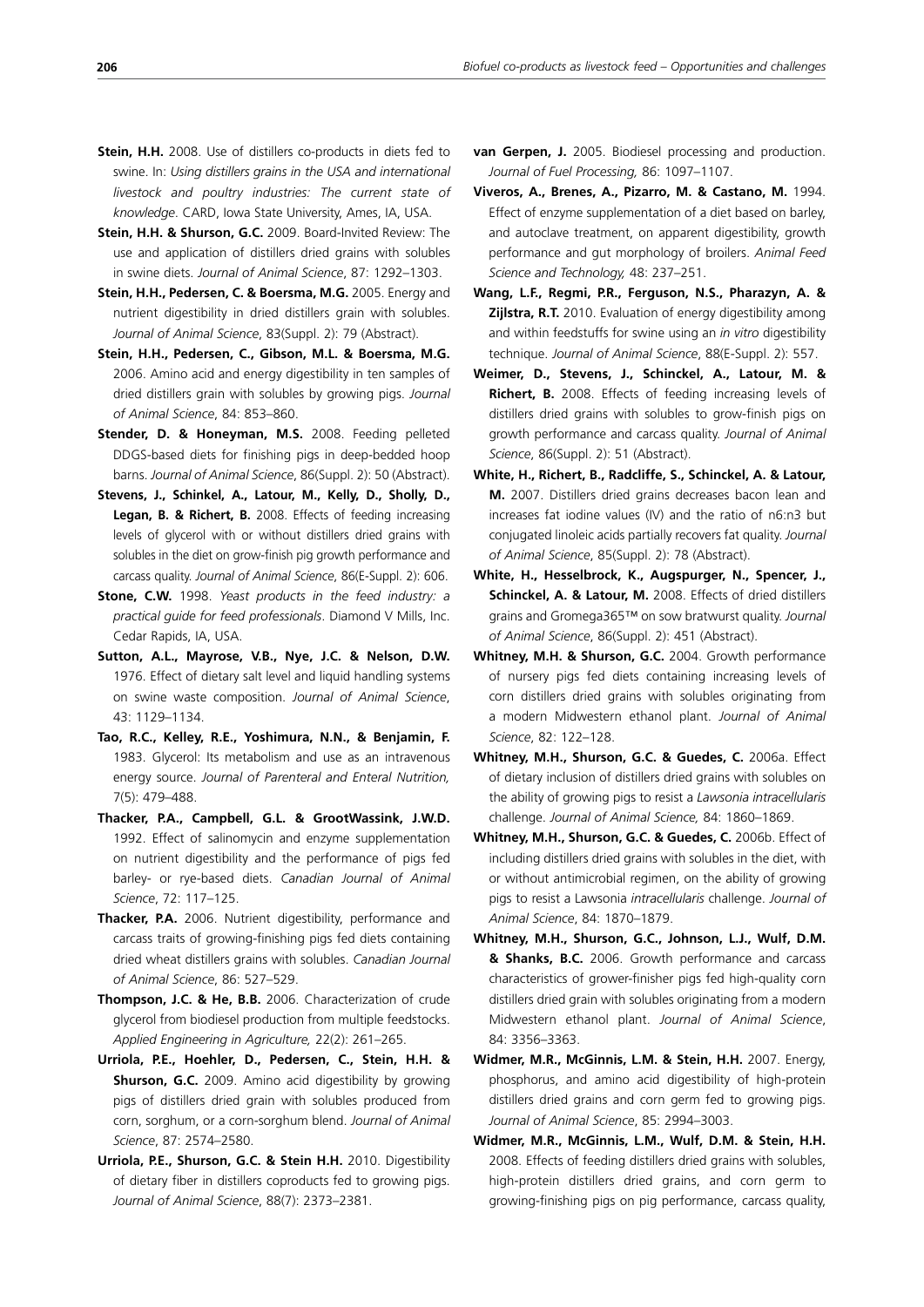**Stein, H.H.** 2008. Use of distillers co-products in diets fed to swine. In: *Using distillers grains in the USA and international livestock and poultry industries: The current state of knowledge*. CARD, Iowa State University, Ames, IA, USA.

**Stein, H.H. & Shurson, G.C.** 2009. Board-Invited Review: The use and application of distillers dried grains with solubles in swine diets. *Journal of Animal Science*, 87: 1292–1303.

**Stein, H.H., Pedersen, C. & Boersma, M.G.** 2005. Energy and nutrient digestibility in dried distillers grain with solubles. *Journal of Animal Science*, 83(Suppl. 2): 79 (Abstract).

**Stein, H.H., Pedersen, C., Gibson, M.L. & Boersma, M.G.** 2006. Amino acid and energy digestibility in ten samples of dried distillers grain with solubles by growing pigs. *Journal of Animal Science*, 84: 853–860.

**Stender, D. & Honeyman, M.S.** 2008. Feeding pelleted DDGS-based diets for finishing pigs in deep-bedded hoop barns. *Journal of Animal Science*, 86(Suppl. 2): 50 (Abstract).

**Stevens, J., Schinkel, A., Latour, M., Kelly, D., Sholly, D., Legan, B. & Richert, B.** 2008. Effects of feeding increasing levels of glycerol with or without distillers dried grains with solubles in the diet on grow-finish pig growth performance and carcass quality. *Journal of Animal Science*, 86(E-Suppl. 2): 606.

**Stone, C.W.** 1998. *Yeast products in the feed industry: a practical guide for feed professionals*. Diamond V Mills, Inc. Cedar Rapids, IA, USA.

**Sutton, A.L., Mayrose, V.B., Nye, J.C. & Nelson, D.W.** 1976. Effect of dietary salt level and liquid handling systems on swine waste composition. *Journal of Animal Science*, 43: 1129–1134.

**Tao, R.C., Kelley, R.E., Yoshimura, N.N., & Benjamin, F.** 1983. Glycerol: Its metabolism and use as an intravenous energy source. *Journal of Parenteral and Enteral Nutrition,* 7(5): 479–488.

**Thacker, P.A., Campbell, G.L. & GrootWassink, J.W.D.** 1992. Effect of salinomycin and enzyme supplementation on nutrient digestibility and the performance of pigs fed barley- or rye-based diets. *Canadian Journal of Animal Science*, 72: 117–125.

**Thacker, P.A.** 2006. Nutrient digestibility, performance and carcass traits of growing-finishing pigs fed diets containing dried wheat distillers grains with solubles. *Canadian Journal of Animal Science*, 86: 527–529.

**Thompson, J.C. & He, B.B.** 2006. Characterization of crude glycerol from biodiesel production from multiple feedstocks. *Applied Engineering in Agriculture,* 22(2): 261–265.

**Urriola, P.E., Hoehler, D., Pedersen, C., Stein, H.H. & Shurson, G.C.** 2009. Amino acid digestibility by growing pigs of distillers dried grain with solubles produced from corn, sorghum, or a corn-sorghum blend. *Journal of Animal Science*, 87: 2574–2580.

**Urriola, P.E., Shurson, G.C. & Stein H.H.** 2010. Digestibility of dietary fiber in distillers coproducts fed to growing pigs. *Journal of Animal Science*, 88(7): 2373–2381.

**van Gerpen, J.** 2005. Biodiesel processing and production. *Journal of Fuel Processing,* 86: 1097–1107.

**Viveros, A., Brenes, A., Pizarro, M. & Castano, M.** 1994. Effect of enzyme supplementation of a diet based on barley, and autoclave treatment, on apparent digestibility, growth performance and gut morphology of broilers. *Animal Feed Science and Technology,* 48: 237–251.

**Wang, L.F., Regmi, P.R., Ferguson, N.S., Pharazyn, A. & Zijlstra, R.T.** 2010. Evaluation of energy digestibility among and within feedstuffs for swine using an *in vitro* digestibility technique. *Journal of Animal Science*, 88(E-Suppl. 2): 557.

**Weimer, D., Stevens, J., Schinckel, A., Latour, M. & Richert, B.** 2008. Effects of feeding increasing levels of distillers dried grains with solubles to grow-finish pigs on growth performance and carcass quality. *Journal of Animal Science*, 86(Suppl. 2): 51 (Abstract).

**White, H., Richert, B., Radcliffe, S., Schinckel, A. & Latour, M.** 2007. Distillers dried grains decreases bacon lean and increases fat iodine values (IV) and the ratio of n6:n3 but conjugated linoleic acids partially recovers fat quality. *Journal of Animal Science*, 85(Suppl. 2): 78 (Abstract).

**White, H., Hesselbrock, K., Augspurger, N., Spencer, J., Schinckel, A. & Latour, M.** 2008. Effects of dried distillers grains and Gromega365™ on sow bratwurst quality. *Journal of Animal Science*, 86(Suppl. 2): 451 (Abstract).

**Whitney, M.H. & Shurson, G.C.** 2004. Growth performance of nursery pigs fed diets containing increasing levels of corn distillers dried grains with solubles originating from a modern Midwestern ethanol plant. *Journal of Animal Science*, 82: 122–128.

**Whitney, M.H., Shurson, G.C. & Guedes, C.** 2006a. Effect of dietary inclusion of distillers dried grains with solubles on the ability of growing pigs to resist a *Lawsonia intracellularis* challenge. *Journal of Animal Science,* 84: 1860–1869.

**Whitney, M.H., Shurson, G.C. & Guedes, C.** 2006b. Effect of including distillers dried grains with solubles in the diet, with or without antimicrobial regimen, on the ability of growing pigs to resist a Lawsonia *intracellularis* challenge. *Journal of Animal Science*, 84: 1870–1879.

**Whitney, M.H., Shurson, G.C., Johnson, L.J., Wulf, D.M. & Shanks, B.C.** 2006. Growth performance and carcass characteristics of grower-finisher pigs fed high-quality corn distillers dried grain with solubles originating from a modern Midwestern ethanol plant. *Journal of Animal Science*, 84: 3356–3363.

**Widmer, M.R., McGinnis, L.M. & Stein, H.H.** 2007. Energy, phosphorus, and amino acid digestibility of high-protein distillers dried grains and corn germ fed to growing pigs. *Journal of Animal Science*, 85: 2994–3003.

**Widmer, M.R., McGinnis, L.M., Wulf, D.M. & Stein, H.H.** 2008. Effects of feeding distillers dried grains with solubles, high-protein distillers dried grains, and corn germ to growing-finishing pigs on pig performance, carcass quality,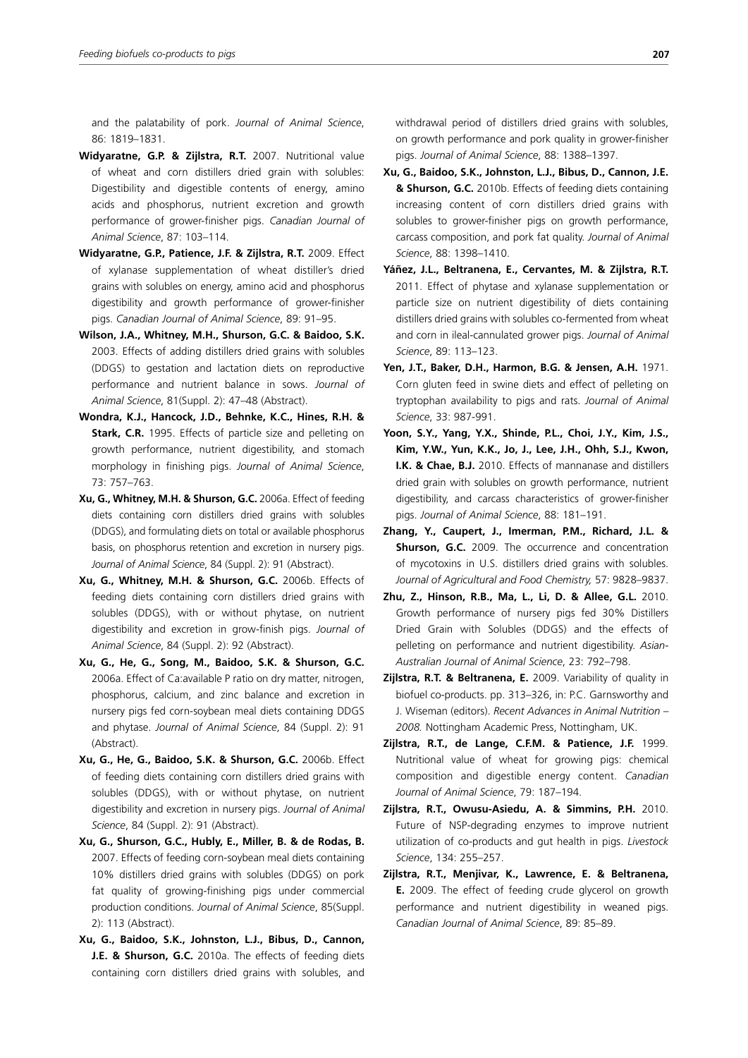and the palatability of pork. *Journal of Animal Science*, 86: 1819–1831.

**Widyaratne, G.P. & Zijlstra, R.T.** 2007. Nutritional value of wheat and corn distillers dried grain with solubles: Digestibility and digestible contents of energy, amino acids and phosphorus, nutrient excretion and growth performance of grower-finisher pigs. *Canadian Journal of Animal Science*, 87: 103–114.

**Widyaratne, G.P., Patience, J.F. & Zijlstra, R.T.** 2009. Effect of xylanase supplementation of wheat distiller's dried grains with solubles on energy, amino acid and phosphorus digestibility and growth performance of grower-finisher pigs. *Canadian Journal of Animal Science*, 89: 91–95.

**Wilson, J.A., Whitney, M.H., Shurson, G.C. & Baidoo, S.K.** 2003. Effects of adding distillers dried grains with solubles (DDGS) to gestation and lactation diets on reproductive performance and nutrient balance in sows. *Journal of Animal Science*, 81(Suppl. 2): 47–48 (Abstract).

**Wondra, K.J., Hancock, J.D., Behnke, K.C., Hines, R.H. & Stark, C.R.** 1995. Effects of particle size and pelleting on growth performance, nutrient digestibility, and stomach morphology in finishing pigs. *Journal of Animal Science*, 73: 757–763.

**Xu, G., Whitney, M.H. & Shurson, G.C.** 2006a. Effect of feeding diets containing corn distillers dried grains with solubles (DDGS), and formulating diets on total or available phosphorus basis, on phosphorus retention and excretion in nursery pigs. *Journal of Animal Science*, 84 (Suppl. 2): 91 (Abstract).

**Xu, G., Whitney, M.H. & Shurson, G.C.** 2006b. Effects of feeding diets containing corn distillers dried grains with solubles (DDGS), with or without phytase, on nutrient digestibility and excretion in grow-finish pigs. *Journal of Animal Science*, 84 (Suppl. 2): 92 (Abstract).

**Xu, G., He, G., Song, M., Baidoo, S.K. & Shurson, G.C.** 2006a. Effect of Ca:available P ratio on dry matter, nitrogen, phosphorus, calcium, and zinc balance and excretion in nursery pigs fed corn-soybean meal diets containing DDGS and phytase. *Journal of Animal Science*, 84 (Suppl. 2): 91 (Abstract).

**Xu, G., He, G., Baidoo, S.K. & Shurson, G.C.** 2006b. Effect of feeding diets containing corn distillers dried grains with solubles (DDGS), with or without phytase, on nutrient digestibility and excretion in nursery pigs. *Journal of Animal Science*, 84 (Suppl. 2): 91 (Abstract).

**Xu, G., Shurson, G.C., Hubly, E., Miller, B. & de Rodas, B.** 2007. Effects of feeding corn-soybean meal diets containing 10% distillers dried grains with solubles (DDGS) on pork fat quality of growing-finishing pigs under commercial production conditions. *Journal of Animal Science*, 85(Suppl. 2): 113 (Abstract).

**Xu, G., Baidoo, S.K., Johnston, L.J., Bibus, D., Cannon, J.E. & Shurson, G.C.** 2010a. The effects of feeding diets containing corn distillers dried grains with solubles, and withdrawal period of distillers dried grains with solubles, on growth performance and pork quality in grower-finisher pigs. *Journal of Animal Science*, 88: 1388–1397.

**Xu, G., Baidoo, S.K., Johnston, L.J., Bibus, D., Cannon, J.E. & Shurson, G.C.** 2010b. Effects of feeding diets containing increasing content of corn distillers dried grains with solubles to grower-finisher pigs on growth performance, carcass composition, and pork fat quality. *Journal of Animal Science*, 88: 1398–1410.

**Yáñez, J.L., Beltranena, E., Cervantes, M. & Zijlstra, R.T.** 2011. Effect of phytase and xylanase supplementation or particle size on nutrient digestibility of diets containing distillers dried grains with solubles co-fermented from wheat and corn in ileal-cannulated grower pigs. *Journal of Animal Science*, 89: 113–123.

**Yen, J.T., Baker, D.H., Harmon, B.G. & Jensen, A.H.** 1971. Corn gluten feed in swine diets and effect of pelleting on tryptophan availability to pigs and rats. *Journal of Animal Science*, 33: 987-991.

**Yoon, S.Y., Yang, Y.X., Shinde, P.L., Choi, J.Y., Kim, J.S., Kim, Y.W., Yun, K.K., Jo, J., Lee, J.H., Ohh, S.J., Kwon, I.K. & Chae, B.J.** 2010. Effects of mannanase and distillers dried grain with solubles on growth performance, nutrient digestibility, and carcass characteristics of grower-finisher pigs. *Journal of Animal Science*, 88: 181–191.

**Zhang, Y., Caupert, J., Imerman, P.M., Richard, J.L. & Shurson, G.C.** 2009. The occurrence and concentration of mycotoxins in U.S. distillers dried grains with solubles. *Journal of Agricultural and Food Chemistry,* 57: 9828–9837.

**Zhu, Z., Hinson, R.B., Ma, L., Li, D. & Allee, G.L.** 2010. Growth performance of nursery pigs fed 30% Distillers Dried Grain with Solubles (DDGS) and the effects of pelleting on performance and nutrient digestibility. *Asian-Australian Journal of Animal Science*, 23: 792–798.

**Zijlstra, R.T. & Beltranena, E.** 2009. Variability of quality in biofuel co-products. pp. 313–326, in: P.C. Garnsworthy and J. Wiseman (editors). *Recent Advances in Animal Nutrition – 2008.* Nottingham Academic Press, Nottingham, UK.

**Zijlstra, R.T., de Lange, C.F.M. & Patience, J.F.** 1999. Nutritional value of wheat for growing pigs: chemical composition and digestible energy content. *Canadian Journal of Animal Science*, 79: 187–194.

**Zijlstra, R.T., Owusu-Asiedu, A. & Simmins, P.H.** 2010. Future of NSP-degrading enzymes to improve nutrient utilization of co-products and gut health in pigs. *Livestock Science*, 134: 255–257.

**Zijlstra, R.T., Menjivar, K., Lawrence, E. & Beltranena, E.** 2009. The effect of feeding crude glycerol on growth performance and nutrient digestibility in weaned pigs. *Canadian Journal of Animal Science*, 89: 85–89.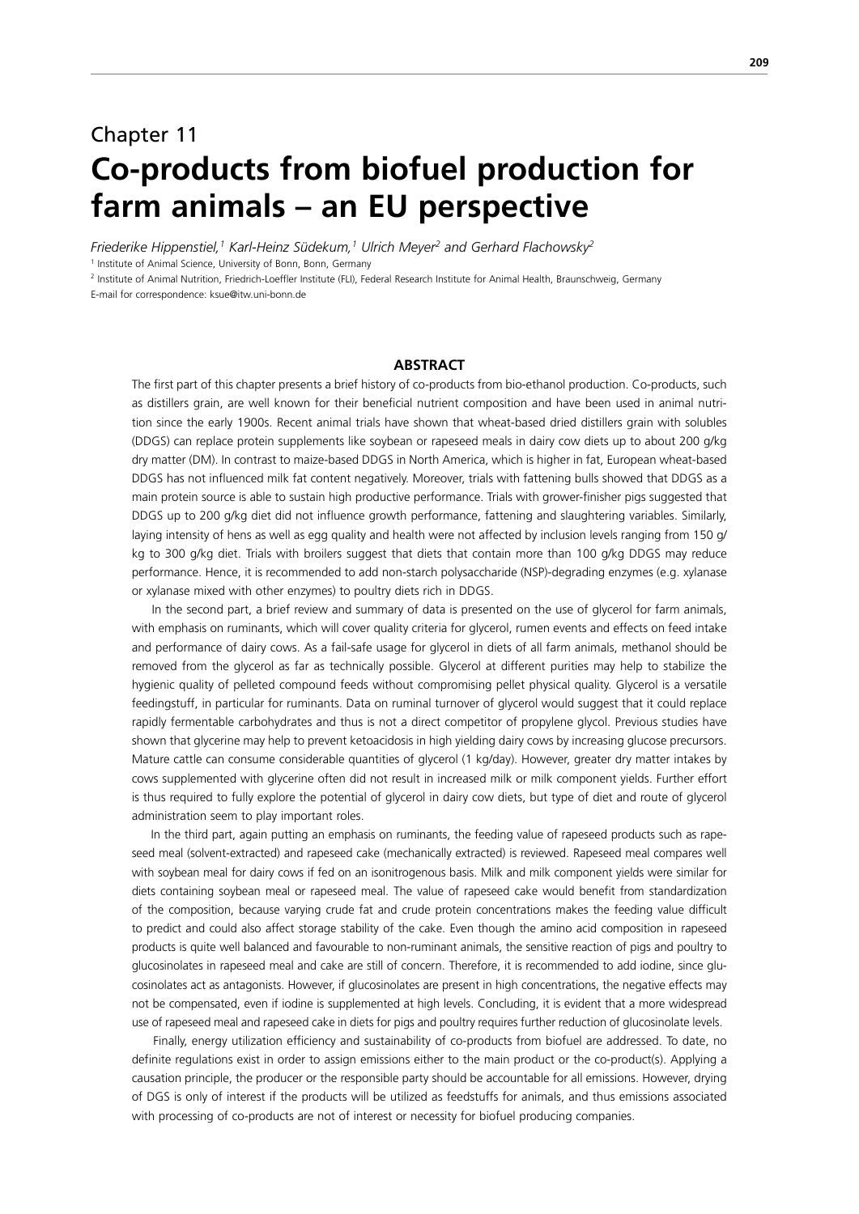# Chapter 11

# Co-products from biofuel production for farm animals – an EU perspective

*Friederike Hippenstiel,[1] Karl-Heinz Südekum,[1] Ulrich Meyer[2] and Gerhard Flachowsky[2]*

[1] Institute of Animal Science, University of Bonn, Bonn, Germany

[2] Institute of Animal Nutrition, Friedrich-Loeffler Institute (FLI), Federal Research Institute for Animal Health, Braunschweig, Germany

E-mail for correspondence: ksue@itw.uni-bonn.de

## ABSTRACT

The first part of this chapter presents a brief history of co-products from bio-ethanol production. Co-products, such as distillers grain, are well known for their beneficial nutrient composition and have been used in animal nutrition since the early 1900s. Recent animal trials have shown that wheat-based dried distillers grain with solubles (DDGS) can replace protein supplements like soybean or rapeseed meals in dairy cow diets up to about 200 g/kg dry matter (DM). In contrast to maize-based DDGS in North America, which is higher in fat, European wheat-based DDGS has not influenced milk fat content negatively. Moreover, trials with fattening bulls showed that DDGS as a main protein source is able to sustain high productive performance. Trials with grower-finisher pigs suggested that DDGS up to 200 g/kg diet did not influence growth performance, fattening and slaughtering variables. Similarly, laying intensity of hens as well as egg quality and health were not affected by inclusion levels ranging from 150 g/kg to 300 g/kg diet. Trials with broilers suggest that diets that contain more than 100 g/kg DDGS may reduce performance. Hence, it is recommended to add non-starch polysaccharide (NSP)-degrading enzymes (e.g. xylanase or xylanase mixed with other enzymes) to poultry diets rich in DDGS.

In the second part, a brief review and summary of data is presented on the use of glycerol for farm animals, with emphasis on ruminants, which will cover quality criteria for glycerol, rumen events and effects on feed intake and performance of dairy cows. As a fail-safe usage for glycerol in diets of all farm animals, methanol should be removed from the glycerol as far as technically possible. Glycerol at different purities may help to stabilize the hygienic quality of pelleted compound feeds without compromising pellet physical quality. Glycerol is a versatile feedingstuff, in particular for ruminants. Data on ruminal turnover of glycerol would suggest that it could replace rapidly fermentable carbohydrates and thus is not a direct competitor of propylene glycol. Previous studies have shown that glycerine may help to prevent ketoacidosis in high yielding dairy cows by increasing glucose precursors. Mature cattle can consume considerable quantities of glycerol (1 kg/day). However, greater dry matter intakes by cows supplemented with glycerine often did not result in increased milk or milk component yields. Further effort is thus required to fully explore the potential of glycerol in dairy cow diets, but type of diet and route of glycerol administration seem to play important roles.

In the third part, again putting an emphasis on ruminants, the feeding value of rapeseed products such as rapeseed meal (solvent-extracted) and rapeseed cake (mechanically extracted) is reviewed. Rapeseed meal compares well with soybean meal for dairy cows if fed on an isonitrogenous basis. Milk and milk component yields were similar for diets containing soybean meal or rapeseed meal. The value of rapeseed cake would benefit from standardization of the composition, because varying crude fat and crude protein concentrations makes the feeding value difficult to predict and could also affect storage stability of the cake. Even though the amino acid composition in rapeseed products is quite well balanced and favourable to non-ruminant animals, the sensitive reaction of pigs and poultry to glucosinolates in rapeseed meal and cake are still of concern. Therefore, it is recommended to add iodine, since glucosinolates act as antagonists. However, if glucosinolates are present in high concentrations, the negative effects may not be compensated, even if iodine is supplemented at high levels. Concluding, it is evident that a more widespread use of rapeseed meal and rapeseed cake in diets for pigs and poultry requires further reduction of glucosinolate levels.

Finally, energy utilization efficiency and sustainability of co-products from biofuel are addressed. To date, no definite regulations exist in order to assign emissions either to the main product or the co-product(s). Applying a causation principle, the producer or the responsible party should be accountable for all emissions. However, drying of DGS is only of interest if the products will be utilized as feedstuffs for animals, and thus emissions associated with processing of co-products are not of interest or necessity for biofuel producing companies.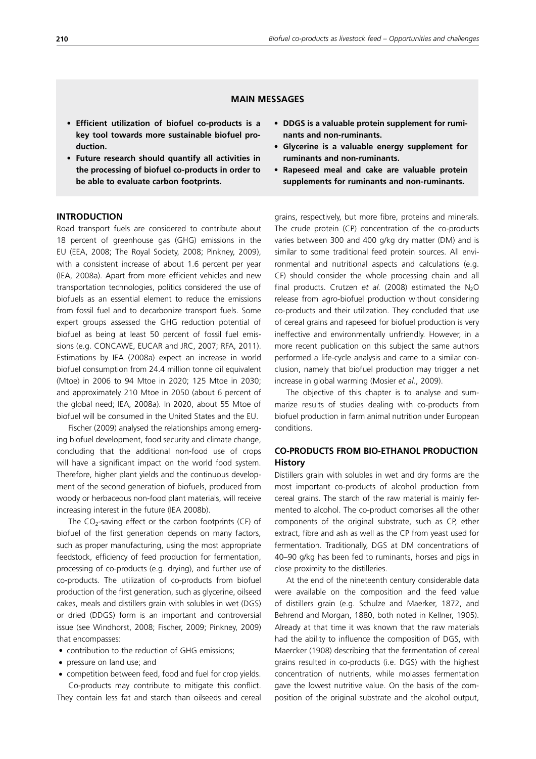## MAIN MESSAGES

- **Efficient utilization of biofuel co-products is a key tool towards more sustainable biofuel production.**
- **Future research should quantify all activities in the processing of biofuel co-products in order to be able to evaluate carbon footprints.**
- **DDGS is a valuable protein supplement for ruminants and non-ruminants.**
- **Glycerine is a valuable energy supplement for ruminants and non-ruminants.**
- **Rapeseed meal and cake are valuable protein supplements for ruminants and non-ruminants.**

## INTRODUCTION

Road transport fuels are considered to contribute about 18 percent of greenhouse gas (GHG) emissions in the EU (EEA, 2008; The Royal Society, 2008; Pinkney, 2009), with a consistent increase of about 1.6 percent per year (IEA, 2008a). Apart from more efficient vehicles and new transportation technologies, politics considered the use of biofuels as an essential element to reduce the emissions from fossil fuel and to decarbonize transport fuels. Some expert groups assessed the GHG reduction potential of biofuel as being at least 50 percent of fossil fuel emissions (e.g. CONCAWE, EUCAR and JRC, 2007; RFA, 2011). Estimations by IEA (2008a) expect an increase in world biofuel consumption from 24.4 million tonne oil equivalent (Mtoe) in 2006 to 94 Mtoe in 2020; 125 Mtoe in 2030; and approximately 210 Mtoe in 2050 (about 6 percent of the global need; IEA, 2008a). In 2020, about 55 Mtoe of biofuel will be consumed in the United States and the EU.

Fischer (2009) analysed the relationships among emerging biofuel development, food security and climate change, concluding that the additional non-food use of crops will have a significant impact on the world food system. Therefore, higher plant yields and the continuous development of the second generation of biofuels, produced from woody or herbaceous non-food plant materials, will receive increasing interest in the future (IEA 2008b).

The $CO_2$-saving effect or the carbon footprints (CF) of biofuel of the first generation depends on many factors, such as proper manufacturing, using the most appropriate feedstock, efficiency of feed production for fermentation, processing of co-products (e.g. drying), and further use of co-products. The utilization of co-products from biofuel production of the first generation, such as glycerine, oilseed cakes, meals and distillers grain with solubles in wet (DGS) or dried (DDGS) form is an important and controversial issue (see Windhorst, 2008; Fischer, 2009; Pinkney, 2009) that encompasses:

- contribution to the reduction of GHG emissions;
- pressure on land use; and
- competition between feed, food and fuel for crop yields.

Co-products may contribute to mitigate this conflict. They contain less fat and starch than oilseeds and cereal grains, respectively, but more fibre, proteins and minerals. The crude protein (CP) concentration of the co-products varies between 300 and 400 g/kg dry matter (DM) and is similar to some traditional feed protein sources. All environmental and nutritional aspects and calculations (e.g. CF) should consider the whole processing chain and all final products. Crutzen *et al.* (2008) estimated the $N_2O$ release from agro-biofuel production without considering co-products and their utilization. They concluded that use of cereal grains and rapeseed for biofuel production is very ineffective and environmentally unfriendly. However, in a more recent publication on this subject the same authors performed a life-cycle analysis and came to a similar conclusion, namely that biofuel production may trigger a net increase in global warming (Mosier *et al.*, 2009).

The objective of this chapter is to analyse and summarize results of studies dealing with co-products from biofuel production in farm animal nutrition under European conditions.

## CO-PRODUCTS FROM BIO-ETHANOL PRODUCTION

### History

Distillers grain with solubles in wet and dry forms are the most important co-products of alcohol production from cereal grains. The starch of the raw material is mainly fermented to alcohol. The co-product comprises all the other components of the original substrate, such as CP, ether extract, fibre and ash as well as the CP from yeast used for fermentation. Traditionally, DGS at DM concentrations of 40–90 g/kg has been fed to ruminants, horses and pigs in close proximity to the distilleries.

At the end of the nineteenth century considerable data were available on the composition and the feed value of distillers grain (e.g. Schulze and Maerker, 1872, and Behrend and Morgan, 1880, both noted in Kellner, 1905). Already at that time it was known that the raw materials had the ability to influence the composition of DGS, with Maercker (1908) describing that the fermentation of cereal grains resulted in co-products (i.e. DGS) with the highest concentration of nutrients, while molasses fermentation gave the lowest nutritive value. On the basis of the composition of the original substrate and the alcohol output,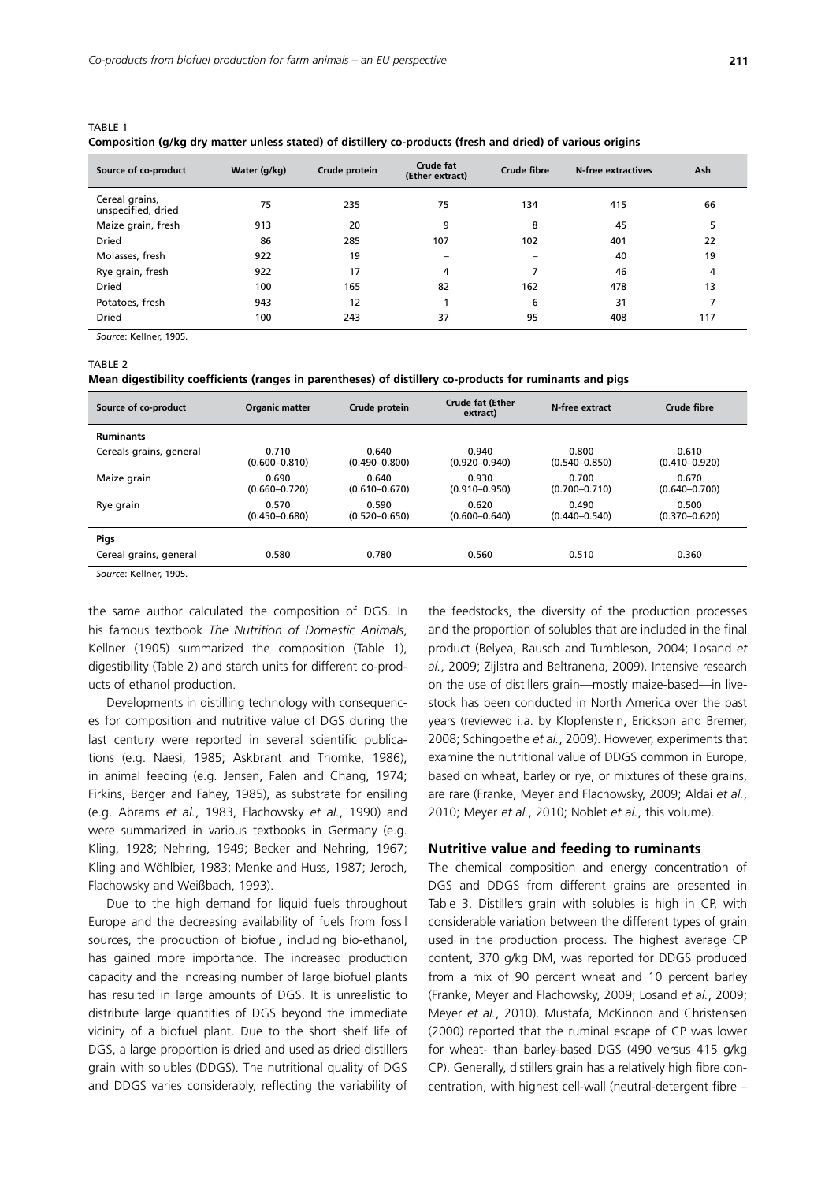TABLE 1
**Composition (g/kg dry matter unless stated) of distillery co-products (fresh and dried) of various origins**

| Source of co-product | Water (g/kg) | Crude protein | Crude fat (Ether extract) | Crude fibre | N-free extractives | Ash |
|---|---|---|---|---|---|---|
| Cereal grains, unspecified, dried | 75 | 235 | 75 | 134 | 415 | 66 |
| Maize grain, fresh | 913 | 20 | 9 | 8 | 45 | 5 |
| Dried | 86 | 285 | 107 | 102 | 401 | 22 |
| Molasses, fresh | 922 | 19 | – | – | 40 | 19 |
| Rye grain, fresh | 922 | 17 | 4 | 7 | 46 | 4 |
| Dried | 100 | 165 | 82 | 162 | 478 | 13 |
| Potatoes, fresh | 943 | 12 | 1 | 6 | 31 | 7 |
| Dried | 100 | 243 | 37 | 95 | 408 | 117 |

*Source*: Kellner, 1905.

TABLE 2
**Mean digestibility coefficients (ranges in parentheses) of distillery co-products for ruminants and pigs**

| Source of co-product | Organic matter | Crude protein | Crude fat (Ether extract) | N-free extract | Crude fibre |
|---|---|---|---|---|---|
| **Ruminants** | | | | | |
| Cereals grains, general | 0.710 (0.600–0.810) | 0.640 (0.490–0.800) | 0.940 (0.920–0.940) | 0.800 (0.540–0.850) | 0.610 (0.410–0.920) |
| Maize grain | 0.690 (0.660–0.720) | 0.640 (0.610–0.670) | 0.930 (0.910–0.950) | 0.700 (0.700–0.710) | 0.670 (0.640–0.700) |
| Rye grain | 0.570 (0.450–0.680) | 0.590 (0.520–0.650) | 0.620 (0.600–0.640) | 0.490 (0.440–0.540) | 0.500 (0.370–0.620) |
| **Pigs** | | | | | |
| Cereal grains, general | 0.580 | 0.780 | 0.560 | 0.510 | 0.360 |

*Source*: Kellner, 1905.

the same author calculated the composition of DGS. In his famous textbook *The Nutrition of Domestic Animals*, Kellner (1905) summarized the composition (Table 1), digestibility (Table 2) and starch units for different co-products of ethanol production.

Developments in distilling technology with consequences for composition and nutritive value of DGS during the last century were reported in several scientific publications (e.g. Naesi, 1985; Askbrant and Thomke, 1986), in animal feeding (e.g. Jensen, Falen and Chang, 1974; Firkins, Berger and Fahey, 1985), as substrate for ensiling (e.g. Abrams *et al.*, 1983, Flachowsky *et al.*, 1990) and were summarized in various textbooks in Germany (e.g. Kling, 1928; Nehring, 1949; Becker and Nehring, 1967; Kling and Wöhlbier, 1983; Menke and Huss, 1987; Jeroch, Flachowsky and Weißbach, 1993).

Due to the high demand for liquid fuels throughout Europe and the decreasing availability of fuels from fossil sources, the production of biofuel, including bio-ethanol, has gained more importance. The increased production capacity and the increasing number of large biofuel plants has resulted in large amounts of DGS. It is unrealistic to distribute large quantities of DGS beyond the immediate vicinity of a biofuel plant. Due to the short shelf life of DGS, a large proportion is dried and used as dried distillers grain with solubles (DDGS). The nutritional quality of DGS and DDGS varies considerably, reflecting the variability of the feedstocks, the diversity of the production processes and the proportion of solubles that are included in the final product (Belyea, Rausch and Tumbleson, 2004; Losand *et al.*, 2009; Zijlstra and Beltranena, 2009). Intensive research on the use of distillers grain—mostly maize-based—in livestock has been conducted in North America over the past years (reviewed i.a. by Klopfenstein, Erickson and Bremer, 2008; Schingoethe *et al.*, 2009). However, experiments that examine the nutritional value of DDGS common in Europe, based on wheat, barley or rye, or mixtures of these grains, are rare (Franke, Meyer and Flachowsky, 2009; Aldai *et al.*, 2010; Meyer *et al.*, 2010; Noblet *et al.*, this volume).

### Nutritive value and feeding to ruminants

The chemical composition and energy concentration of DGS and DDGS from different grains are presented in Table 3. Distillers grain with solubles is high in CP, with considerable variation between the different types of grain used in the production process. The highest average CP content, 370 g/kg DM, was reported for DDGS produced from a mix of 90 percent wheat and 10 percent barley (Franke, Meyer and Flachowsky, 2009; Losand *et al.*, 2009; Meyer *et al.*, 2010). Mustafa, McKinnon and Christensen (2000) reported that the ruminal escape of CP was lower for wheat- than barley-based DGS (490 versus 415 g/kg CP). Generally, distillers grain has a relatively high fibre concentration, with highest cell-wall (neutral-detergent fibre –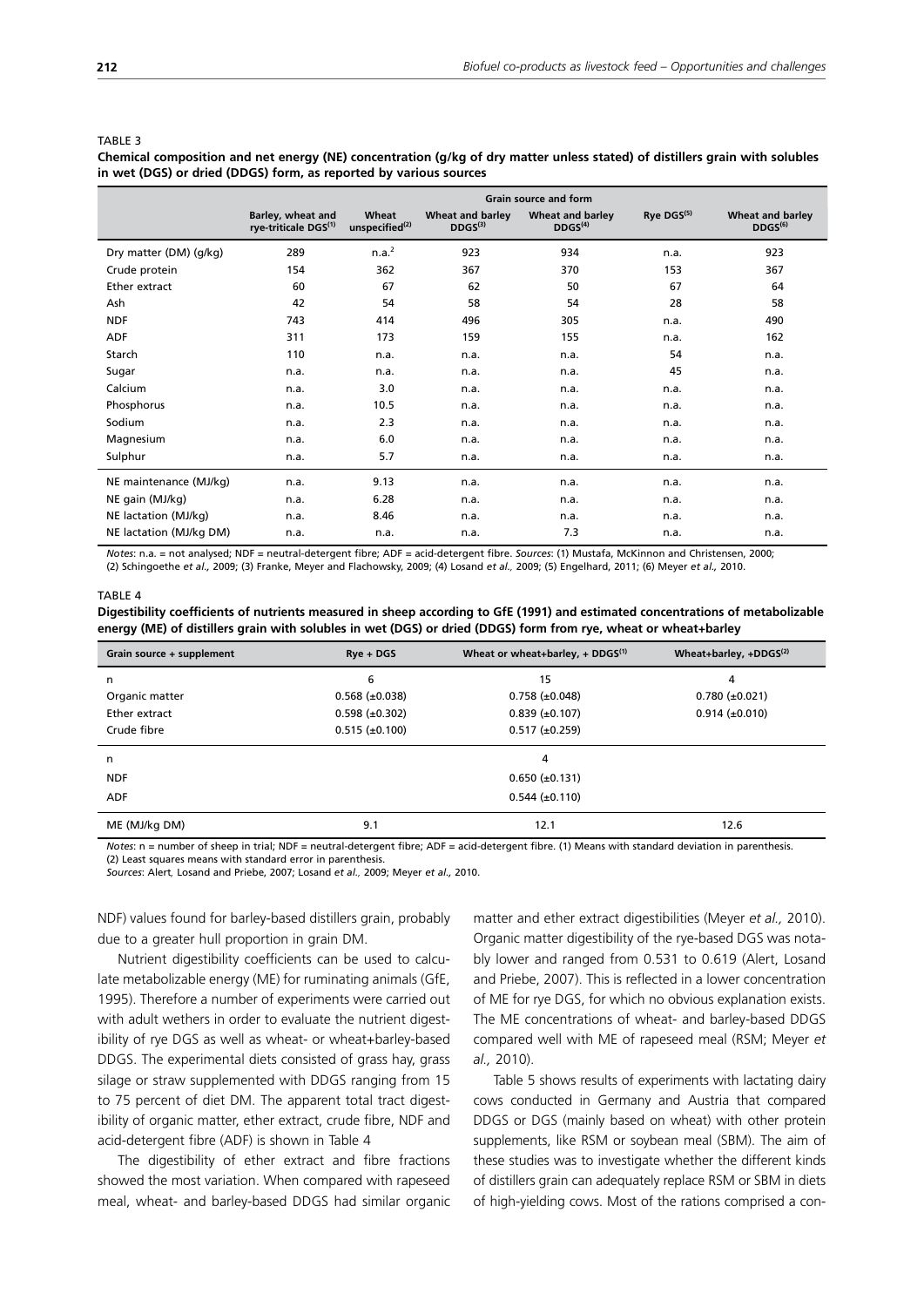TABLE 3

**Chemical composition and net energy (NE) concentration (g/kg of dry matter unless stated) of distillers grain with solubles in wet (DGS) or dried (DDGS) form, as reported by various sources**

| | Grain source and form | | | | | |
|---|---|---|---|---|---|---|
| | Barley, wheat and rye-triticale DGS[(1)] | Wheat unspecified[(2)] | Wheat and barley DDGS[(3)] | Wheat and barley DDGS[(4)] | Rye DGS[(5)] | Wheat and barley DDGS[(6)] |
| Dry matter (DM) (g/kg) | 289 | n.a.[2] | 923 | 934 | n.a. | 923 |
| Crude protein | 154 | 362 | 367 | 370 | 153 | 367 |
| Ether extract | 60 | 67 | 62 | 50 | 67 | 64 |
| Ash | 42 | 54 | 58 | 54 | 28 | 58 |
| NDF | 743 | 414 | 496 | 305 | n.a. | 490 |
| ADF | 311 | 173 | 159 | 155 | n.a. | 162 |
| Starch | 110 | n.a. | n.a. | n.a. | 54 | n.a. |
| Sugar | n.a. | n.a. | n.a. | n.a. | 45 | n.a. |
| Calcium | n.a. | 3.0 | n.a. | n.a. | n.a. | n.a. |
| Phosphorus | n.a. | 10.5 | n.a. | n.a. | n.a. | n.a. |
| Sodium | n.a. | 2.3 | n.a. | n.a. | n.a. | n.a. |
| Magnesium | n.a. | 6.0 | n.a. | n.a. | n.a. | n.a. |
| Sulphur | n.a. | 5.7 | n.a. | n.a. | n.a. | n.a. |
| NE maintenance (MJ/kg) | n.a. | 9.13 | n.a. | n.a. | n.a. | n.a. |
| NE gain (MJ/kg) | n.a. | 6.28 | n.a. | n.a. | n.a. | n.a. |
| NE lactation (MJ/kg) | n.a. | 8.46 | n.a. | n.a. | n.a. | n.a. |
| NE lactation (MJ/kg DM) | n.a. | n.a. | n.a. | 7.3 | n.a. | n.a. |

*Notes*: n.a. = not analysed; NDF = neutral-detergent fibre; ADF = acid-detergent fibre. *Sources*: (1) Mustafa, McKinnon and Christensen, 2000; (2) Schingoethe *et al.,* 2009; (3) Franke, Meyer and Flachowsky, 2009; (4) Losand *et al.,* 2009; (5) Engelhard, 2011; (6) Meyer *et al.,* 2010.

TABLE 4

**Digestibility coefficients of nutrients measured in sheep according to GfE (1991) and estimated concentrations of metabolizable energy (ME) of distillers grain with solubles in wet (DGS) or dried (DDGS) form from rye, wheat or wheat+barley**

| Grain source + supplement | Rye + DGS | Wheat or wheat+barley, + DDGS[(1)] | Wheat+barley, +DDGS[(2)] |
|---|---|---|---|
| n | 6 | 15 | 4 |
| Organic matter | 0.568 (±0.038) | 0.758 (±0.048) | 0.780 (±0.021) |
| Ether extract | 0.598 (±0.302) | 0.839 (±0.107) | 0.914 (±0.010) |
| Crude fibre | 0.515 (±0.100) | 0.517 (±0.259) | |
| n | | 4 | |
| NDF | | 0.650 (±0.131) | |
| ADF | | 0.544 (±0.110) | |
| ME (MJ/kg DM) | 9.1 | 12.1 | 12.6 |

*Notes*: n = number of sheep in trial; NDF = neutral-detergent fibre; ADF = acid-detergent fibre. (1) Means with standard deviation in parenthesis. (2) Least squares means with standard error in parenthesis.
*Sources*: Alert*,* Losand and Priebe, 2007; Losand *et al.,* 2009; Meyer *et al.,* 2010.

NDF) values found for barley-based distillers grain, probably due to a greater hull proportion in grain DM.

Nutrient digestibility coefficients can be used to calculate metabolizable energy (ME) for ruminating animals (GfE, 1995). Therefore a number of experiments were carried out with adult wethers in order to evaluate the nutrient digestibility of rye DGS as well as wheat- or wheat+barley-based DDGS. The experimental diets consisted of grass hay, grass silage or straw supplemented with DDGS ranging from 15 to 75 percent of diet DM. The apparent total tract digestibility of organic matter, ether extract, crude fibre, NDF and acid-detergent fibre (ADF) is shown in Table 4

The digestibility of ether extract and fibre fractions showed the most variation. When compared with rapeseed meal, wheat- and barley-based DDGS had similar organic matter and ether extract digestibilities (Meyer *et al.,* 2010). Organic matter digestibility of the rye-based DGS was notably lower and ranged from 0.531 to 0.619 (Alert, Losand and Priebe, 2007). This is reflected in a lower concentration of ME for rye DGS, for which no obvious explanation exists. The ME concentrations of wheat- and barley-based DDGS compared well with ME of rapeseed meal (RSM; Meyer *et al.,* 2010).

Table 5 shows results of experiments with lactating dairy cows conducted in Germany and Austria that compared DDGS or DGS (mainly based on wheat) with other protein supplements, like RSM or soybean meal (SBM). The aim of these studies was to investigate whether the different kinds of distillers grain can adequately replace RSM or SBM in diets of high-yielding cows. Most of the rations comprised a con-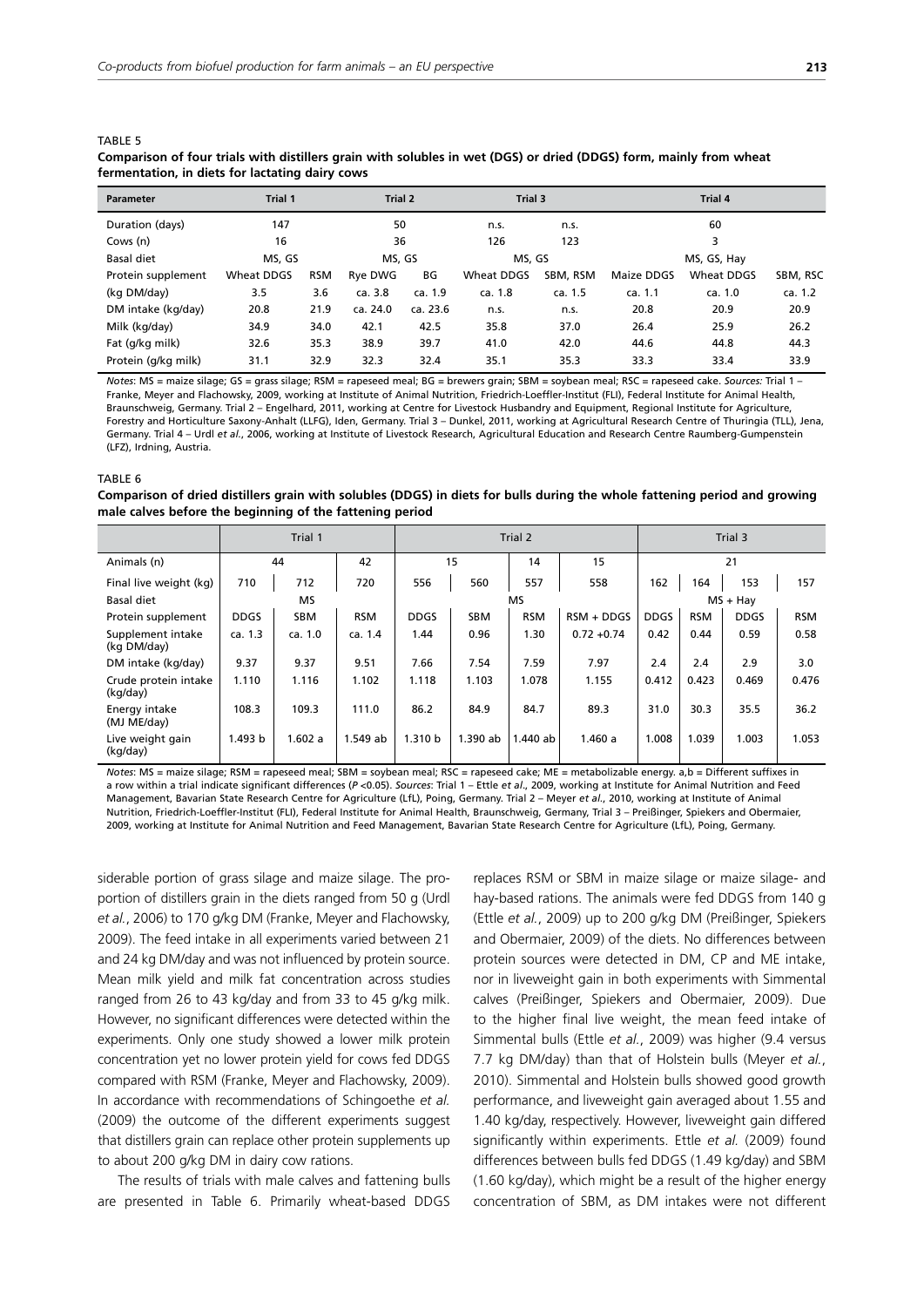TABLE 5

**Comparison of four trials with distillers grain with solubles in wet (DGS) or dried (DDGS) form, mainly from wheat fermentation, in diets for lactating dairy cows**

| Parameter | Trial 1 | | Trial 2 | | Trial 3 | | Trial 4 | | |
|---|---|---|---|---|---|---|---|---|---|
| Duration (days) | 147 | | 50 | | n.s. | n.s. | 60 | | |
| Cows (n) | 16 | | 36 | | 126 | 123 | 3 | | |
| Basal diet | MS, GS | | MS, GS | | MS, GS | | MS, GS, Hay | | |
| Protein supplement | Wheat DDGS | RSM | Rye DWG | BG | Wheat DDGS | SBM, RSM | Maize DDGS | Wheat DDGS | SBM, RSC |
| (kg DM/day) | 3.5 | 3.6 | ca. 3.8 | ca. 1.9 | ca. 1.8 | ca. 1.5 | ca. 1.1 | ca. 1.0 | ca. 1.2 |
| DM intake (kg/day) | 20.8 | 21.9 | ca. 24.0 | ca. 23.6 | n.s. | n.s. | 20.8 | 20.9 | 20.9 |
| Milk (kg/day) | 34.9 | 34.0 | 42.1 | 42.5 | 35.8 | 37.0 | 26.4 | 25.9 | 26.2 |
| Fat (g/kg milk) | 32.6 | 35.3 | 38.9 | 39.7 | 41.0 | 42.0 | 44.6 | 44.8 | 44.3 |
| Protein (g/kg milk) | 31.1 | 32.9 | 32.3 | 32.4 | 35.1 | 35.3 | 33.3 | 33.4 | 33.9 |

*Notes*: MS = maize silage; GS = grass silage; RSM = rapeseed meal; BG = brewers grain; SBM = soybean meal; RSC = rapeseed cake. *Sources:* Trial 1 – Franke, Meyer and Flachowsky, 2009, working at Institute of Animal Nutrition, Friedrich-Loeffler-Institut (FLI), Federal Institute for Animal Health, Braunschweig, Germany. Trial 2 – Engelhard, 2011, working at Centre for Livestock Husbandry and Equipment, Regional Institute for Agriculture, Forestry and Horticulture Saxony-Anhalt (LLFG), Iden, Germany. Trial 3 – Dunkel, 2011, working at Agricultural Research Centre of Thuringia (TLL), Jena, Germany. Trial 4 – Urdl *et al*., 2006, working at Institute of Livestock Research, Agricultural Education and Research Centre Raumberg-Gumpenstein (LFZ), Irdning, Austria.

TABLE 6

**Comparison of dried distillers grain with solubles (DDGS) in diets for bulls during the whole fattening period and growing male calves before the beginning of the fattening period**

| | Trial 1 | | | Trial 2 | | | | Trial 3 | | | |
|---|---|---|---|---|---|---|---|---|---|---|---|
| Animals (n) | 44 | | 42 | 15 | | 14 | 15 | 21 | | | |
| Final live weight (kg) | 710 | 712 | 720 | 556 | 560 | 557 | 558 | 162 | 164 | 153 | 157 |
| Basal diet | MS | | | MS | | | | MS + Hay | | | |
| Protein supplement | DDGS | SBM | RSM | DDGS | SBM | RSM | RSM + DDGS | DDGS | RSM | DDGS | RSM |
| Supplement intake (kg DM/day) | ca. 1.3 | ca. 1.0 | ca. 1.4 | 1.44 | 0.96 | 1.30 | 0.72 +0.74 | 0.42 | 0.44 | 0.59 | 0.58 |
| DM intake (kg/day) | 9.37 | 9.37 | 9.51 | 7.66 | 7.54 | 7.59 | 7.97 | 2.4 | 2.4 | 2.9 | 3.0 |
| Crude protein intake (kg/day) | 1.110 | 1.116 | 1.102 | 1.118 | 1.103 | 1.078 | 1.155 | 0.412 | 0.423 | 0.469 | 0.476 |
| Energy intake (MJ ME/day) | 108.3 | 109.3 | 111.0 | 86.2 | 84.9 | 84.7 | 89.3 | 31.0 | 30.3 | 35.5 | 36.2 |
| Live weight gain (kg/day) | 1.493 b | 1.602 a | 1.549 ab | 1.310 b | 1.390 ab | 1.440 ab | 1.460 a | 1.008 | 1.039 | 1.003 | 1.053 |

*Notes*: MS = maize silage; RSM = rapeseed meal; SBM = soybean meal; RSC = rapeseed cake; ME = metabolizable energy. a,b = Different suffixes in a row within a trial indicate significant differences ($P < 0.05$). *Sources*: Trial 1 – Ettle *et al*., 2009, working at Institute for Animal Nutrition and Feed Management, Bavarian State Research Centre for Agriculture (LfL), Poing, Germany. Trial 2 – Meyer *et al*., 2010, working at Institute of Animal Nutrition, Friedrich-Loeffler-Institut (FLI), Federal Institute for Animal Health, Braunschweig, Germany, Trial 3 – Preißinger, Spiekers and Obermaier, 2009, working at Institute for Animal Nutrition and Feed Management, Bavarian State Research Centre for Agriculture (LfL), Poing, Germany.

siderable portion of grass silage and maize silage. The proportion of distillers grain in the diets ranged from 50 g (Urdl *et al.*, 2006) to 170 g/kg DM (Franke, Meyer and Flachowsky, 2009). The feed intake in all experiments varied between 21 and 24 kg DM/day and was not influenced by protein source. Mean milk yield and milk fat concentration across studies ranged from 26 to 43 kg/day and from 33 to 45 g/kg milk. However, no significant differences were detected within the experiments. Only one study showed a lower milk protein concentration yet no lower protein yield for cows fed DDGS compared with RSM (Franke, Meyer and Flachowsky, 2009). In accordance with recommendations of Schingoethe *et al.* (2009) the outcome of the different experiments suggest that distillers grain can replace other protein supplements up to about 200 g/kg DM in dairy cow rations.

The results of trials with male calves and fattening bulls are presented in Table 6. Primarily wheat-based DDGS replaces RSM or SBM in maize silage or maize silage- and hay-based rations. The animals were fed DDGS from 140 g (Ettle *et al.*, 2009) up to 200 g/kg DM (Preißinger, Spiekers and Obermaier, 2009) of the diets. No differences between protein sources were detected in DM, CP and ME intake, nor in liveweight gain in both experiments with Simmental calves (Preißinger, Spiekers and Obermaier, 2009). Due to the higher final live weight, the mean feed intake of Simmental bulls (Ettle *et al.*, 2009) was higher (9.4 versus 7.7 kg DM/day) than that of Holstein bulls (Meyer *et al.*, 2010). Simmental and Holstein bulls showed good growth performance, and liveweight gain averaged about 1.55 and 1.40 kg/day, respectively. However, liveweight gain differed significantly within experiments. Ettle *et al.* (2009) found differences between bulls fed DDGS (1.49 kg/day) and SBM (1.60 kg/day), which might be a result of the higher energy concentration of SBM, as DM intakes were not different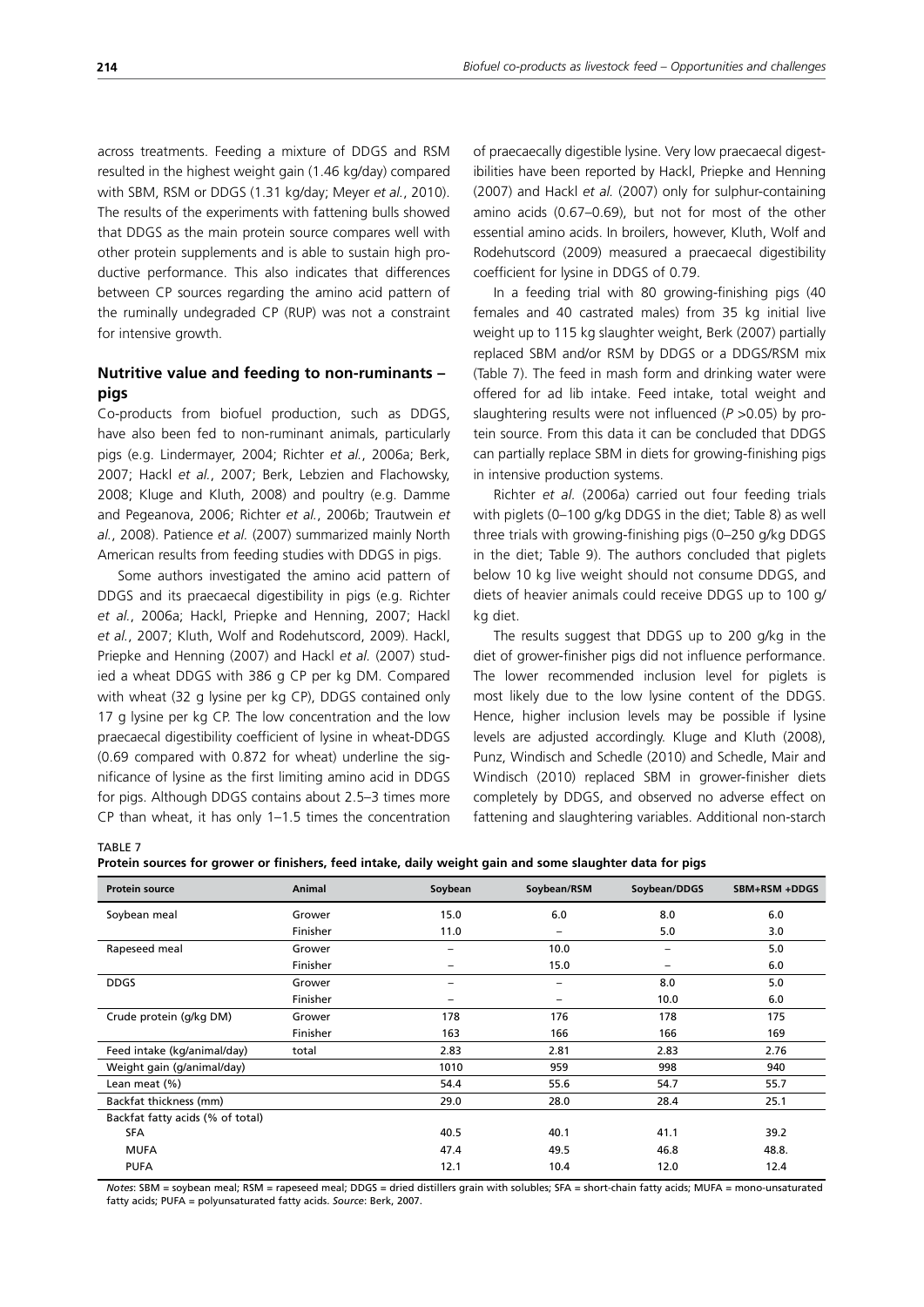across treatments. Feeding a mixture of DDGS and RSM resulted in the highest weight gain (1.46 kg/day) compared with SBM, RSM or DDGS (1.31 kg/day; Meyer *et al.*, 2010). The results of the experiments with fattening bulls showed that DDGS as the main protein source compares well with other protein supplements and is able to sustain high productive performance. This also indicates that differences between CP sources regarding the amino acid pattern of the ruminally undegraded CP (RUP) was not a constraint for intensive growth.

## Nutritive value and feeding to non-ruminants – pigs

Co-products from biofuel production, such as DDGS, have also been fed to non-ruminant animals, particularly pigs (e.g. Lindermayer, 2004; Richter *et al.*, 2006a; Berk, 2007; Hackl *et al.*, 2007; Berk, Lebzien and Flachowsky, 2008; Kluge and Kluth, 2008) and poultry (e.g. Damme and Pegeanova, 2006; Richter *et al.*, 2006b; Trautwein *et al.*, 2008). Patience *et al.* (2007) summarized mainly North American results from feeding studies with DDGS in pigs.

Some authors investigated the amino acid pattern of DDGS and its praecaecal digestibility in pigs (e.g. Richter *et al.*, 2006a; Hackl, Priepke and Henning, 2007; Hackl *et al.*, 2007; Kluth, Wolf and Rodehutscord, 2009). Hackl, Priepke and Henning (2007) and Hackl *et al.* (2007) studied a wheat DDGS with 386 g CP per kg DM. Compared with wheat (32 g lysine per kg CP), DDGS contained only 17 g lysine per kg CP. The low concentration and the low praecaecal digestibility coefficient of lysine in wheat-DDGS (0.69 compared with 0.872 for wheat) underline the significance of lysine as the first limiting amino acid in DDGS for pigs. Although DDGS contains about 2.5–3 times more CP than wheat, it has only 1–1.5 times the concentration of praecaecally digestible lysine. Very low praecaecal digestibilities have been reported by Hackl, Priepke and Henning (2007) and Hackl *et al.* (2007) only for sulphur-containing amino acids (0.67–0.69), but not for most of the other essential amino acids. In broilers, however, Kluth, Wolf and Rodehutscord (2009) measured a praecaecal digestibility coefficient for lysine in DDGS of 0.79.

In a feeding trial with 80 growing-finishing pigs (40 females and 40 castrated males) from 35 kg initial live weight up to 115 kg slaughter weight, Berk (2007) partially replaced SBM and/or RSM by DDGS or a DDGS/RSM mix (Table 7). The feed in mash form and drinking water were offered for ad lib intake. Feed intake, total weight and slaughtering results were not influenced ($P > 0.05$) by protein source. From this data it can be concluded that DDGS can partially replace SBM in diets for growing-finishing pigs in intensive production systems.

Richter *et al.* (2006a) carried out four feeding trials with piglets (0–100 g/kg DDGS in the diet; Table 8) as well three trials with growing-finishing pigs (0–250 g/kg DDGS in the diet; Table 9). The authors concluded that piglets below 10 kg live weight should not consume DDGS, and diets of heavier animals could receive DDGS up to 100 g/kg diet.

The results suggest that DDGS up to 200 g/kg in the diet of grower-finisher pigs did not influence performance. The lower recommended inclusion level for piglets is most likely due to the low lysine content of the DDGS. Hence, higher inclusion levels may be possible if lysine levels are adjusted accordingly. Kluge and Kluth (2008), Punz, Windisch and Schedle (2010) and Schedle, Mair and Windisch (2010) replaced SBM in grower-finisher diets completely by DDGS, and observed no adverse effect on fattening and slaughtering variables. Additional non-starch

TABLE 7
**Protein sources for grower or finishers, feed intake, daily weight gain and some slaughter data for pigs**

| Protein source | Animal | Soybean | Soybean/RSM | Soybean/DDGS | SBM+RSM +DDGS |
|---|---|---|---|---|---|
| Soybean meal | Grower | 15.0 | 6.0 | 8.0 | 6.0 |
| | Finisher | 11.0 | – | 5.0 | 3.0 |
| Rapeseed meal | Grower | – | 10.0 | – | 5.0 |
| | Finisher | – | 15.0 | – | 6.0 |
| DDGS | Grower | – | – | 8.0 | 5.0 |
| | Finisher | – | – | 10.0 | 6.0 |
| Crude protein (g/kg DM) | Grower | 178 | 176 | 178 | 175 |
| | Finisher | 163 | 166 | 166 | 169 |
| Feed intake (kg/animal/day) | total | 2.83 | 2.81 | 2.83 | 2.76 |
| Weight gain (g/animal/day) | | 1010 | 959 | 998 | 940 |
| Lean meat (%) | | 54.4 | 55.6 | 54.7 | 55.7 |
| Backfat thickness (mm) | | 29.0 | 28.0 | 28.4 | 25.1 |
| Backfat fatty acids (% of total) | | | | | |
| SFA | | 40.5 | 40.1 | 41.1 | 39.2 |
| MUFA | | 47.4 | 49.5 | 46.8 | 48.8. |
| PUFA | | 12.1 | 10.4 | 12.0 | 12.4 |

*Notes*: SBM = soybean meal; RSM = rapeseed meal; DDGS = dried distillers grain with solubles; SFA = short-chain fatty acids; MUFA = mono-unsaturated fatty acids; PUFA = polyunsaturated fatty acids. *Source*: Berk, 2007.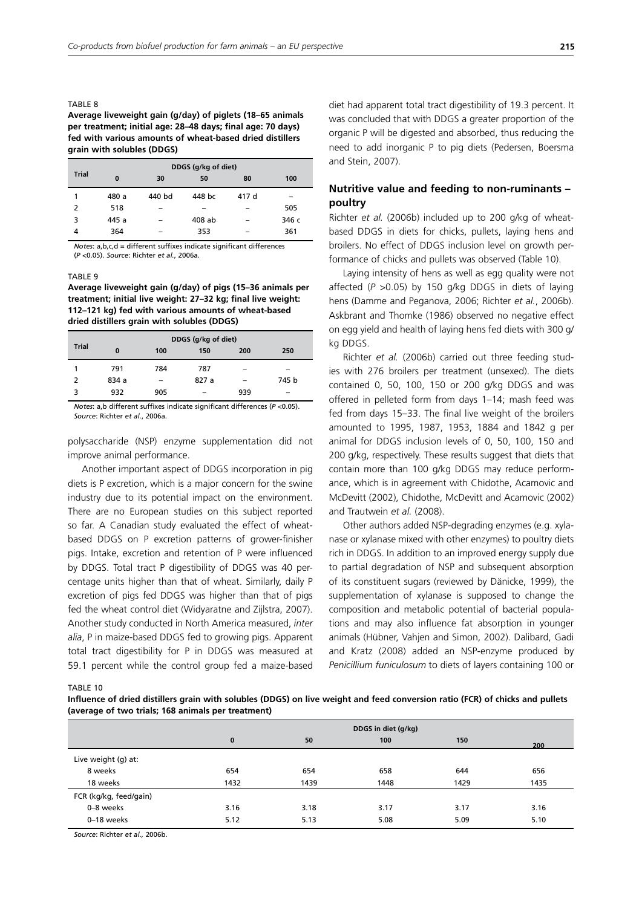TABLE 8

**Average liveweight gain (g/day) of piglets (18–65 animals per treatment; initial age: 28–48 days; final age: 70 days) fed with various amounts of wheat-based dried distillers grain with solubles (DDGS)**

| Trial | DDGS (g/kg of diet) | | | | |
|---|---|---|---|---|---|
| | 0 | 30 | 50 | 80 | 100 |
| 1 | 480 a | 440 bd | 448 bc | 417 d | – |
| 2 | 518 | – | – | – | 505 |
| 3 | 445 a | – | 408 ab | – | 346 c |
| 4 | 364 | – | 353 | – | 361 |

*Notes*: a,b,c,d = different suffixes indicate significant differences ($P$ <0.05). *Source*: Richter *et al*., 2006a.

TABLE 9

**Average liveweight gain (g/day) of pigs (15–36 animals per treatment; initial live weight: 27–32 kg; final live weight: 112–121 kg) fed with various amounts of wheat-based dried distillers grain with solubles (DDGS)**

| Trial | DDGS (g/kg of diet) | | | | |
|---|---|---|---|---|---|
| | 0 | 100 | 150 | 200 | 250 |
| 1 | 791 | 784 | 787 | – | – |
| 2 | 834 a | – | 827 a | – | 745 b |
| 3 | 932 | 905 | – | 939 | – |

*Notes*: a,b different suffixes indicate significant differences ($P$ <0.05). *Source*: Richter *et al*., 2006a.

polysaccharide (NSP) enzyme supplementation did not improve animal performance.

Another important aspect of DDGS incorporation in pig diets is P excretion, which is a major concern for the swine industry due to its potential impact on the environment. There are no European studies on this subject reported so far. A Canadian study evaluated the effect of wheat-based DDGS on P excretion patterns of grower-finisher pigs. Intake, excretion and retention of P were influenced by DDGS. Total tract P digestibility of DDGS was 40 percentage units higher than that of wheat. Similarly, daily P excretion of pigs fed DDGS was higher than that of pigs fed the wheat control diet (Widyaratne and Zijlstra, 2007). Another study conducted in North America measured, *inter alia*, P in maize-based DDGS fed to growing pigs. Apparent total tract digestibility for P in DDGS was measured at 59.1 percent while the control group fed a maize-based diet had apparent total tract digestibility of 19.3 percent. It was concluded that with DDGS a greater proportion of the organic P will be digested and absorbed, thus reducing the need to add inorganic P to pig diets (Pedersen, Boersma and Stein, 2007).

## Nutritive value and feeding to non-ruminants – poultry

Richter *et al.* (2006b) included up to 200 g/kg of wheat-based DDGS in diets for chicks, pullets, laying hens and broilers. No effect of DDGS inclusion level on growth performance of chicks and pullets was observed (Table 10).

Laying intensity of hens as well as egg quality were not affected ($P$ >0.05) by 150 g/kg DDGS in diets of laying hens (Damme and Peganova, 2006; Richter *et al.*, 2006b). Askbrant and Thomke (1986) observed no negative effect on egg yield and health of laying hens fed diets with 300 g/kg DDGS.

Richter *et al.* (2006b) carried out three feeding studies with 276 broilers per treatment (unsexed). The diets contained 0, 50, 100, 150 or 200 g/kg DDGS and was offered in pelleted form from days 1–14; mash feed was fed from days 15–33. The final live weight of the broilers amounted to 1995, 1987, 1953, 1884 and 1842 g per animal for DDGS inclusion levels of 0, 50, 100, 150 and 200 g/kg, respectively. These results suggest that diets that contain more than 100 g/kg DDGS may reduce performance, which is in agreement with Chidothe, Acamovic and McDevitt (2002), Chidothe, McDevitt and Acamovic (2002) and Trautwein *et al.* (2008).

Other authors added NSP-degrading enzymes (e.g. xylanase or xylanase mixed with other enzymes) to poultry diets rich in DDGS. In addition to an improved energy supply due to partial degradation of NSP and subsequent absorption of its constituent sugars (reviewed by Dänicke, 1999), the supplementation of xylanase is supposed to change the composition and metabolic potential of bacterial populations and may also influence fat absorption in younger animals (Hübner, Vahjen and Simon, 2002). Dalibard, Gadi and Kratz (2008) added an NSP-enzyme produced by *Penicillium funiculosum* to diets of layers containing 100 or

TABLE 10

**Influence of dried distillers grain with solubles (DDGS) on live weight and feed conversion ratio (FCR) of chicks and pullets (average of two trials; 168 animals per treatment)**

| | DDGS in diet (g/kg) | | | | |
|---|---|---|---|---|---|
| | 0 | 50 | 100 | 150 | 200 |
| Live weight (g) at: | | | | | |
| 8 weeks | 654 | 654 | 658 | 644 | 656 |
| 18 weeks | 1432 | 1439 | 1448 | 1429 | 1435 |
| FCR (kg/kg, feed/gain) | | | | | |
| 0–8 weeks | 3.16 | 3.18 | 3.17 | 3.17 | 3.16 |
| 0–18 weeks | 5.12 | 5.13 | 5.08 | 5.09 | 5.10 |

*Source*: Richter *et al*., 2006b.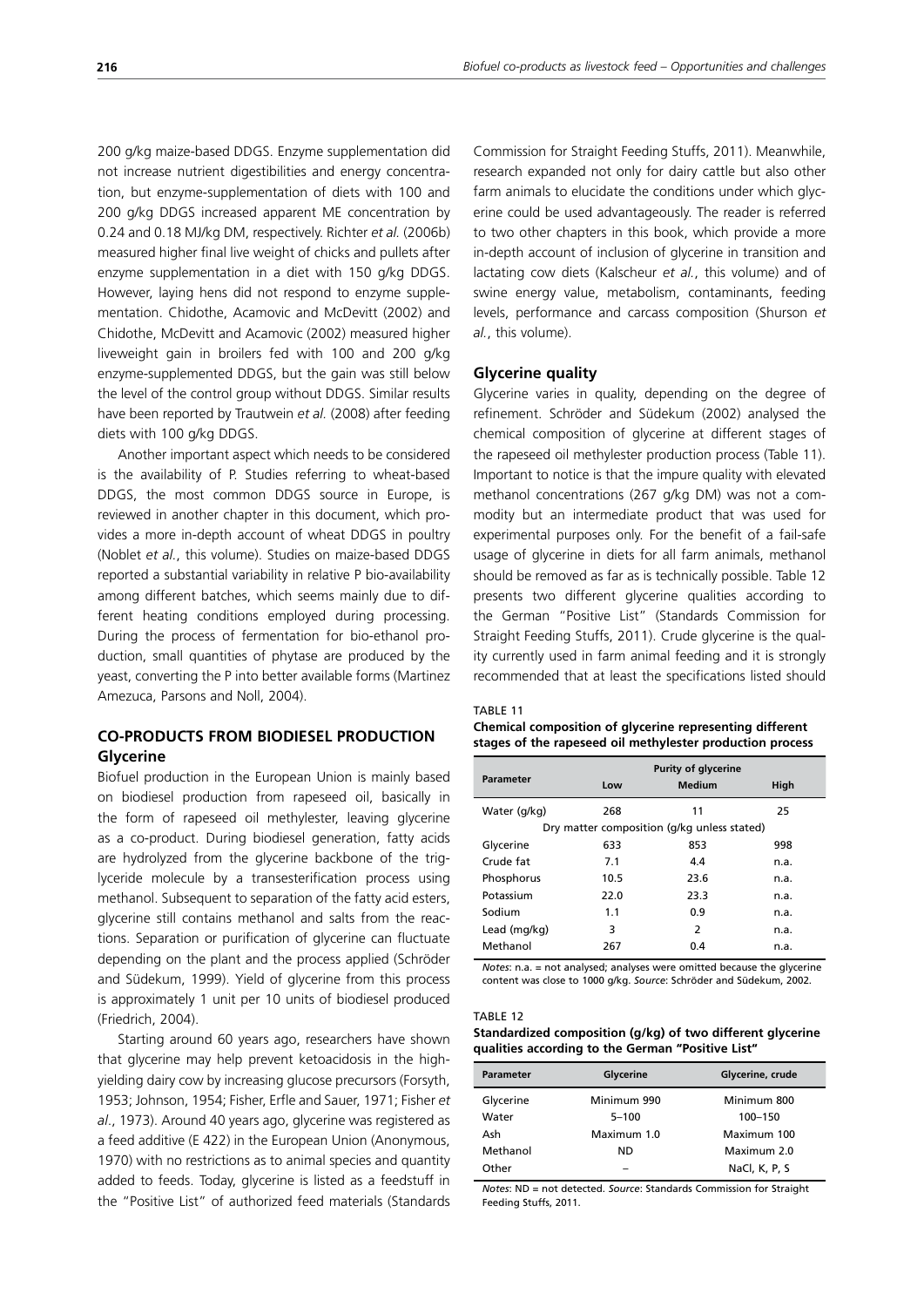200 g/kg maize-based DDGS. Enzyme supplementation did not increase nutrient digestibilities and energy concentration, but enzyme-supplementation of diets with 100 and 200 g/kg DDGS increased apparent ME concentration by 0.24 and 0.18 MJ/kg DM, respectively. Richter *et al.* (2006b) measured higher final live weight of chicks and pullets after enzyme supplementation in a diet with 150 g/kg DDGS. However, laying hens did not respond to enzyme supplementation. Chidothe, Acamovic and McDevitt (2002) and Chidothe, McDevitt and Acamovic (2002) measured higher liveweight gain in broilers fed with 100 and 200 g/kg enzyme-supplemented DDGS, but the gain was still below the level of the control group without DDGS. Similar results have been reported by Trautwein *et al.* (2008) after feeding diets with 100 g/kg DDGS.

Another important aspect which needs to be considered is the availability of P. Studies referring to wheat-based DDGS, the most common DDGS source in Europe, is reviewed in another chapter in this document, which provides a more in-depth account of wheat DDGS in poultry (Noblet *et al.*, this volume). Studies on maize-based DDGS reported a substantial variability in relative P bio-availability among different batches, which seems mainly due to different heating conditions employed during processing. During the process of fermentation for bio-ethanol production, small quantities of phytase are produced by the yeast, converting the P into better available forms (Martinez Amezuca, Parsons and Noll, 2004).

## CO-PRODUCTS FROM BIODIESEL PRODUCTION

### Glycerine

Biofuel production in the European Union is mainly based on biodiesel production from rapeseed oil, basically in the form of rapeseed oil methylester, leaving glycerine as a co-product. During biodiesel generation, fatty acids are hydrolyzed from the glycerine backbone of the triglyceride molecule by a transesterification process using methanol. Subsequent to separation of the fatty acid esters, glycerine still contains methanol and salts from the reactions. Separation or purification of glycerine can fluctuate depending on the plant and the process applied (Schröder and Südekum, 1999). Yield of glycerine from this process is approximately 1 unit per 10 units of biodiesel produced (Friedrich, 2004).

Starting around 60 years ago, researchers have shown that glycerine may help prevent ketoacidosis in the high-yielding dairy cow by increasing glucose precursors (Forsyth, 1953; Johnson, 1954; Fisher, Erfle and Sauer, 1971; Fisher *et al*., 1973). Around 40 years ago, glycerine was registered as a feed additive (E 422) in the European Union (Anonymous, 1970) with no restrictions as to animal species and quantity added to feeds. Today, glycerine is listed as a feedstuff in the "Positive List" of authorized feed materials (Standards Commission for Straight Feeding Stuffs, 2011). Meanwhile, research expanded not only for dairy cattle but also other farm animals to elucidate the conditions under which glycerine could be used advantageously. The reader is referred to two other chapters in this book, which provide a more in-depth account of inclusion of glycerine in transition and lactating cow diets (Kalscheur *et al.*, this volume) and of swine energy value, metabolism, contaminants, feeding levels, performance and carcass composition (Shurson *et al.*, this volume).

### Glycerine quality

Glycerine varies in quality, depending on the degree of refinement. Schröder and Südekum (2002) analysed the chemical composition of glycerine at different stages of the rapeseed oil methylester production process (Table 11). Important to notice is that the impure quality with elevated methanol concentrations (267 g/kg DM) was not a commodity but an intermediate product that was used for experimental purposes only. For the benefit of a fail-safe usage of glycerine in diets for all farm animals, methanol should be removed as far as is technically possible. Table 12 presents two different glycerine qualities according to the German "Positive List" (Standards Commission for Straight Feeding Stuffs, 2011). Crude glycerine is the quality currently used in farm animal feeding and it is strongly recommended that at least the specifications listed should

TABLE 11
**Chemical composition of glycerine representing different stages of the rapeseed oil methylester production process**

| Parameter | Purity of glycerine | | |
|---|---|---|---|
| | Low | Medium | High |
| Water (g/kg) | 268 | 11 | 25 |
| Dry matter composition (g/kg unless stated) | | | |
| Glycerine | 633 | 853 | 998 |
| Crude fat | 7.1 | 4.4 | n.a. |
| Phosphorus | 10.5 | 23.6 | n.a. |
| Potassium | 22.0 | 23.3 | n.a. |
| Sodium | 1.1 | 0.9 | n.a. |
| Lead (mg/kg) | 3 | 2 | n.a. |
| Methanol | 267 | 0.4 | n.a. |

*Notes*: n.a. = not analysed; analyses were omitted because the glycerine content was close to 1000 g/kg. *Source*: Schröder and Südekum, 2002.

TABLE 12
**Standardized composition (g/kg) of two different glycerine qualities according to the German "Positive List"**

| Parameter | Glycerine | Glycerine, crude |
|---|---|---|
| Glycerine | Minimum 990 | Minimum 800 |
| Water | 5–100 | 100–150 |
| Ash | Maximum 1.0 | Maximum 100 |
| Methanol | ND | Maximum 2.0 |
| Other | – | NaCl, K, P, S |

*Notes*: ND = not detected. *Source*: Standards Commission for Straight Feeding Stuffs, 2011.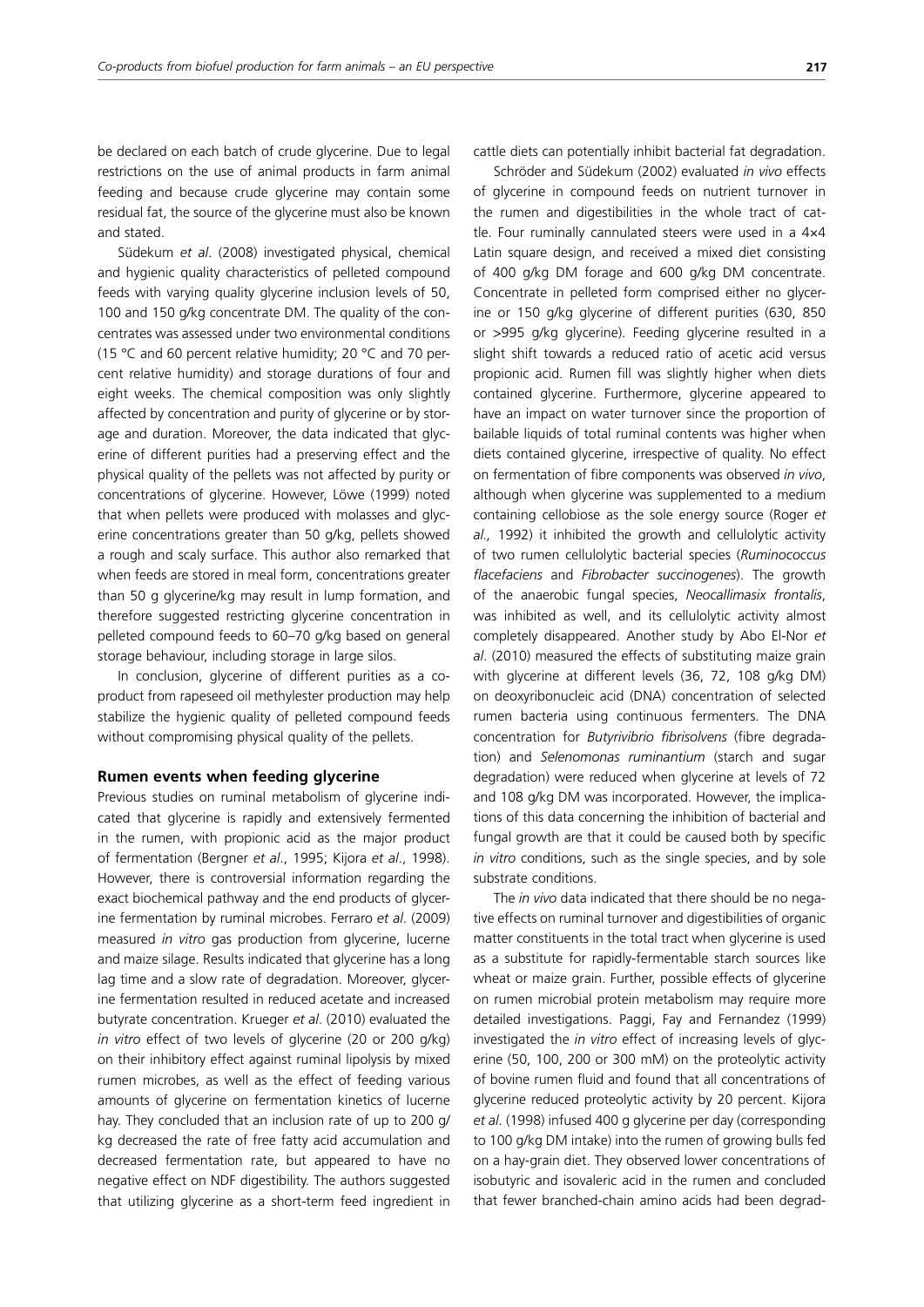be declared on each batch of crude glycerine. Due to legal restrictions on the use of animal products in farm animal feeding and because crude glycerine may contain some residual fat, the source of the glycerine must also be known and stated.

Südekum *et al*. (2008) investigated physical, chemical and hygienic quality characteristics of pelleted compound feeds with varying quality glycerine inclusion levels of 50, 100 and 150 g/kg concentrate DM. The quality of the concentrates was assessed under two environmental conditions (15 °C and 60 percent relative humidity; 20 °C and 70 percent relative humidity) and storage durations of four and eight weeks. The chemical composition was only slightly affected by concentration and purity of glycerine or by storage and duration. Moreover, the data indicated that glycerine of different purities had a preserving effect and the physical quality of the pellets was not affected by purity or concentrations of glycerine. However, Löwe (1999) noted that when pellets were produced with molasses and glycerine concentrations greater than 50 g/kg, pellets showed a rough and scaly surface. This author also remarked that when feeds are stored in meal form, concentrations greater than 50 g glycerine/kg may result in lump formation, and therefore suggested restricting glycerine concentration in pelleted compound feeds to 60–70 g/kg based on general storage behaviour, including storage in large silos.

In conclusion, glycerine of different purities as a co-product from rapeseed oil methylester production may help stabilize the hygienic quality of pelleted compound feeds without compromising physical quality of the pellets.

### Rumen events when feeding glycerine

Previous studies on ruminal metabolism of glycerine indicated that glycerine is rapidly and extensively fermented in the rumen, with propionic acid as the major product of fermentation (Bergner *et al*., 1995; Kijora *et al*., 1998). However, there is controversial information regarding the exact biochemical pathway and the end products of glycerine fermentation by ruminal microbes. Ferraro *et al*. (2009) measured *in vitro* gas production from glycerine, lucerne and maize silage. Results indicated that glycerine has a long lag time and a slow rate of degradation. Moreover, glycerine fermentation resulted in reduced acetate and increased butyrate concentration. Krueger *et al*. (2010) evaluated the *in vitro* effect of two levels of glycerine (20 or 200 g/kg) on their inhibitory effect against ruminal lipolysis by mixed rumen microbes, as well as the effect of feeding various amounts of glycerine on fermentation kinetics of lucerne hay. They concluded that an inclusion rate of up to 200 g/kg decreased the rate of free fatty acid accumulation and decreased fermentation rate, but appeared to have no negative effect on NDF digestibility. The authors suggested that utilizing glycerine as a short-term feed ingredient in cattle diets can potentially inhibit bacterial fat degradation.

Schröder and Südekum (2002) evaluated *in vivo* effects of glycerine in compound feeds on nutrient turnover in the rumen and digestibilities in the whole tract of cattle. Four ruminally cannulated steers were used in a 4×4 Latin square design, and received a mixed diet consisting of 400 g/kg DM forage and 600 g/kg DM concentrate. Concentrate in pelleted form comprised either no glycerine or 150 g/kg glycerine of different purities (630, 850 or >995 g/kg glycerine). Feeding glycerine resulted in a slight shift towards a reduced ratio of acetic acid versus propionic acid. Rumen fill was slightly higher when diets contained glycerine. Furthermore, glycerine appeared to have an impact on water turnover since the proportion of bailable liquids of total ruminal contents was higher when diets contained glycerine, irrespective of quality. No effect on fermentation of fibre components was observed *in vivo*, although when glycerine was supplemented to a medium containing cellobiose as the sole energy source (Roger *et al.,* 1992) it inhibited the growth and cellulolytic activity of two rumen cellulolytic bacterial species (*Ruminococcus flacefaciens* and *Fibrobacter succinogenes*). The growth of the anaerobic fungal species, *Neocallimasix frontalis*, was inhibited as well, and its cellulolytic activity almost completely disappeared. Another study by Abo El-Nor *et al*. (2010) measured the effects of substituting maize grain with glycerine at different levels (36, 72, 108 g/kg DM) on deoxyribonucleic acid (DNA) concentration of selected rumen bacteria using continuous fermenters. The DNA concentration for *Butyrivibrio fibrisolvens* (fibre degradation) and *Selenomonas ruminantium* (starch and sugar degradation) were reduced when glycerine at levels of 72 and 108 g/kg DM was incorporated. However, the implications of this data concerning the inhibition of bacterial and fungal growth are that it could be caused both by specific *in vitro* conditions, such as the single species, and by sole substrate conditions.

The *in vivo* data indicated that there should be no negative effects on ruminal turnover and digestibilities of organic matter constituents in the total tract when glycerine is used as a substitute for rapidly-fermentable starch sources like wheat or maize grain. Further, possible effects of glycerine on rumen microbial protein metabolism may require more detailed investigations. Paggi, Fay and Fernandez (1999) investigated the *in vitro* effect of increasing levels of glycerine (50, 100, 200 or 300 mM) on the proteolytic activity of bovine rumen fluid and found that all concentrations of glycerine reduced proteolytic activity by 20 percent. Kijora *et al*. (1998) infused 400 g glycerine per day (corresponding to 100 g/kg DM intake) into the rumen of growing bulls fed on a hay-grain diet. They observed lower concentrations of isobutyric and isovaleric acid in the rumen and concluded that fewer branched-chain amino acids had been degrad-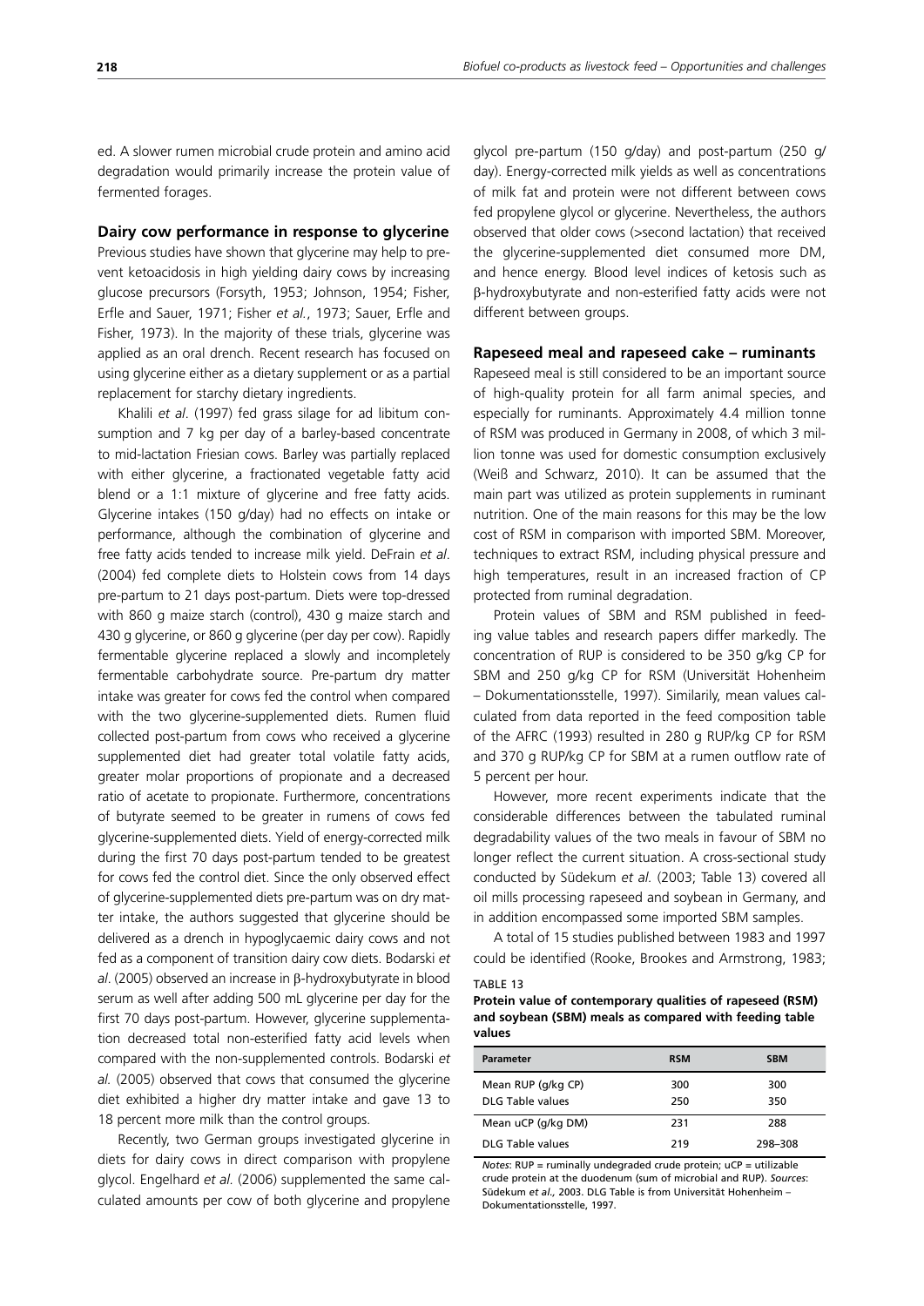ed. A slower rumen microbial crude protein and amino acid degradation would primarily increase the protein value of fermented forages.

### Dairy cow performance in response to glycerine

Previous studies have shown that glycerine may help to prevent ketoacidosis in high yielding dairy cows by increasing glucose precursors (Forsyth, 1953; Johnson, 1954; Fisher, Erfle and Sauer, 1971; Fisher *et al.*, 1973; Sauer, Erfle and Fisher, 1973). In the majority of these trials, glycerine was applied as an oral drench. Recent research has focused on using glycerine either as a dietary supplement or as a partial replacement for starchy dietary ingredients.

Khalili *et al*. (1997) fed grass silage for ad libitum consumption and 7 kg per day of a barley-based concentrate to mid-lactation Friesian cows. Barley was partially replaced with either glycerine, a fractionated vegetable fatty acid blend or a 1:1 mixture of glycerine and free fatty acids. Glycerine intakes (150 g/day) had no effects on intake or performance, although the combination of glycerine and free fatty acids tended to increase milk yield. DeFrain *et al*. (2004) fed complete diets to Holstein cows from 14 days pre-partum to 21 days post-partum. Diets were top-dressed with 860 g maize starch (control), 430 g maize starch and 430 g glycerine, or 860 g glycerine (per day per cow). Rapidly fermentable glycerine replaced a slowly and incompletely fermentable carbohydrate source. Pre-partum dry matter intake was greater for cows fed the control when compared with the two glycerine-supplemented diets. Rumen fluid collected post-partum from cows who received a glycerine supplemented diet had greater total volatile fatty acids, greater molar proportions of propionate and a decreased ratio of acetate to propionate. Furthermore, concentrations of butyrate seemed to be greater in rumens of cows fed glycerine-supplemented diets. Yield of energy-corrected milk during the first 70 days post-partum tended to be greatest for cows fed the control diet. Since the only observed effect of glycerine-supplemented diets pre-partum was on dry matter intake, the authors suggested that glycerine should be delivered as a drench in hypoglycaemic dairy cows and not fed as a component of transition dairy cow diets. Bodarski *et al*. (2005) observed an increase in β-hydroxybutyrate in blood serum as well after adding 500 mL glycerine per day for the first 70 days post-partum. However, glycerine supplementation decreased total non-esterified fatty acid levels when compared with the non-supplemented controls. Bodarski *et al.* (2005) observed that cows that consumed the glycerine diet exhibited a higher dry matter intake and gave 13 to 18 percent more milk than the control groups.

Recently, two German groups investigated glycerine in diets for dairy cows in direct comparison with propylene glycol. Engelhard *et al*. (2006) supplemented the same calculated amounts per cow of both glycerine and propylene glycol pre-partum (150 g/day) and post-partum (250 g/day). Energy-corrected milk yields as well as concentrations of milk fat and protein were not different between cows fed propylene glycol or glycerine. Nevertheless, the authors observed that older cows (>second lactation) that received the glycerine-supplemented diet consumed more DM, and hence energy. Blood level indices of ketosis such as β-hydroxybutyrate and non-esterified fatty acids were not different between groups.

### Rapeseed meal and rapeseed cake – ruminants

Rapeseed meal is still considered to be an important source of high-quality protein for all farm animal species, and especially for ruminants. Approximately 4.4 million tonne of RSM was produced in Germany in 2008, of which 3 million tonne was used for domestic consumption exclusively (Weiß and Schwarz, 2010). It can be assumed that the main part was utilized as protein supplements in ruminant nutrition. One of the main reasons for this may be the low cost of RSM in comparison with imported SBM. Moreover, techniques to extract RSM, including physical pressure and high temperatures, result in an increased fraction of CP protected from ruminal degradation.

Protein values of SBM and RSM published in feeding value tables and research papers differ markedly. The concentration of RUP is considered to be 350 g/kg CP for SBM and 250 g/kg CP for RSM (Universität Hohenheim – Dokumentationsstelle, 1997). Similarily, mean values calculated from data reported in the feed composition table of the AFRC (1993) resulted in 280 g RUP/kg CP for RSM and 370 g RUP/kg CP for SBM at a rumen outflow rate of 5 percent per hour.

However, more recent experiments indicate that the considerable differences between the tabulated ruminal degradability values of the two meals in favour of SBM no longer reflect the current situation. A cross-sectional study conducted by Südekum *et al.* (2003; Table 13) covered all oil mills processing rapeseed and soybean in Germany, and in addition encompassed some imported SBM samples.

A total of 15 studies published between 1983 and 1997 could be identified (Rooke, Brookes and Armstrong, 1983;

TABLE 13

**Protein value of contemporary qualities of rapeseed (RSM) and soybean (SBM) meals as compared with feeding table values**

| Parameter | RSM | SBM |
|---|---|---|
| Mean RUP (g/kg CP) | 300 | 300 |
| DLG Table values | 250 | 350 |
| Mean uCP (g/kg DM) | 231 | 288 |
| DLG Table values | 219 | 298–308 |

*Notes*: RUP = ruminally undegraded crude protein; uCP = utilizable crude protein at the duodenum (sum of microbial and RUP). *Sources*: Südekum *et al.*, 2003. DLG Table is from Universität Hohenheim – Dokumentationsstelle, 1997.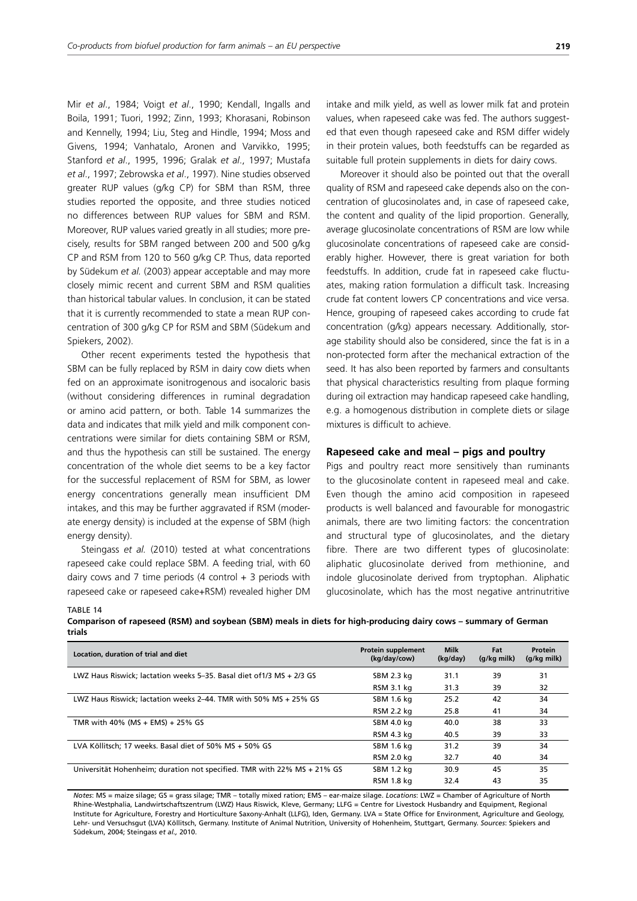Mir *et al*., 1984; Voigt *et al*., 1990; Kendall, Ingalls and Boila, 1991; Tuori, 1992; Zinn, 1993; Khorasani, Robinson and Kennelly, 1994; Liu, Steg and Hindle, 1994; Moss and Givens, 1994; Vanhatalo, Aronen and Varvikko, 1995; Stanford *et al*., 1995, 1996; Gralak *et al*., 1997; Mustafa *et al*., 1997; Zebrowska *et al*., 1997). Nine studies observed greater RUP values (g/kg CP) for SBM than RSM, three studies reported the opposite, and three studies noticed no differences between RUP values for SBM and RSM. Moreover, RUP values varied greatly in all studies; more precisely, results for SBM ranged between 200 and 500 g/kg CP and RSM from 120 to 560 g/kg CP. Thus, data reported by Südekum *et al.* (2003) appear acceptable and may more closely mimic recent and current SBM and RSM qualities than historical tabular values. In conclusion, it can be stated that it is currently recommended to state a mean RUP concentration of 300 g/kg CP for RSM and SBM (Südekum and Spiekers, 2002).

Other recent experiments tested the hypothesis that SBM can be fully replaced by RSM in dairy cow diets when fed on an approximate isonitrogenous and isocaloric basis (without considering differences in ruminal degradation or amino acid pattern, or both. Table 14 summarizes the data and indicates that milk yield and milk component concentrations were similar for diets containing SBM or RSM, and thus the hypothesis can still be sustained. The energy concentration of the whole diet seems to be a key factor for the successful replacement of RSM for SBM, as lower energy concentrations generally mean insufficient DM intakes, and this may be further aggravated if RSM (moderate energy density) is included at the expense of SBM (high energy density).

Steingass *et al.* (2010) tested at what concentrations rapeseed cake could replace SBM. A feeding trial, with 60 dairy cows and 7 time periods (4 control + 3 periods with rapeseed cake or rapeseed cake+RSM) revealed higher DM intake and milk yield, as well as lower milk fat and protein values, when rapeseed cake was fed. The authors suggested that even though rapeseed cake and RSM differ widely in their protein values, both feedstuffs can be regarded as suitable full protein supplements in diets for dairy cows.

Moreover it should also be pointed out that the overall quality of RSM and rapeseed cake depends also on the concentration of glucosinolates and, in case of rapeseed cake, the content and quality of the lipid proportion. Generally, average glucosinolate concentrations of RSM are low while glucosinolate concentrations of rapeseed cake are considerably higher. However, there is great variation for both feedstuffs. In addition, crude fat in rapeseed cake fluctuates, making ration formulation a difficult task. Increasing crude fat content lowers CP concentrations and vice versa. Hence, grouping of rapeseed cakes according to crude fat concentration (g/kg) appears necessary. Additionally, storage stability should also be considered, since the fat is in a non-protected form after the mechanical extraction of the seed. It has also been reported by farmers and consultants that physical characteristics resulting from plaque forming during oil extraction may handicap rapeseed cake handling, e.g. a homogenous distribution in complete diets or silage mixtures is difficult to achieve.

## Rapeseed cake and meal – pigs and poultry

Pigs and poultry react more sensitively than ruminants to the glucosinolate content in rapeseed meal and cake. Even though the amino acid composition in rapeseed products is well balanced and favourable for monogastric animals, there are two limiting factors: the concentration and structural type of glucosinolates, and the dietary fibre. There are two different types of glucosinolate: aliphatic glucosinolate derived from methionine, and indole glucosinolate derived from tryptophan. Aliphatic glucosinolate, which has the most negative antinutritive

TABLE 14
**Comparison of rapeseed (RSM) and soybean (SBM) meals in diets for high-producing dairy cows – summary of German trials**

| Location, duration of trial and diet | Protein supplement (kg/day/cow) | Milk (kg/day) | Fat (g/kg milk) | Protein (g/kg milk) |
|---|---|---|---|---|
| LWZ Haus Riswick; lactation weeks 5–35. Basal diet of1/3 MS + 2/3 GS | SBM 2.3 kg | 31.1 | 39 | 31 |
| | RSM 3.1 kg | 31.3 | 39 | 32 |
| LWZ Haus Riswick; lactation weeks 2–44. TMR with 50% MS + 25% GS | SBM 1.6 kg | 25.2 | 42 | 34 |
| | RSM 2.2 kg | 25.8 | 41 | 34 |
| TMR with 40% (MS + EMS) + 25% GS | SBM 4.0 kg | 40.0 | 38 | 33 |
| | RSM 4.3 kg | 40.5 | 39 | 33 |
| LVA Köllitsch; 17 weeks. Basal diet of 50% MS + 50% GS | SBM 1.6 kg | 31.2 | 39 | 34 |
| | RSM 2.0 kg | 32.7 | 40 | 34 |
| Universität Hohenheim; duration not specified. TMR with 22% MS + 21% GS | SBM 1.2 kg | 30.9 | 45 | 35 |
| | RSM 1.8 kg | 32.4 | 43 | 35 |

*Notes*: MS = maize silage; GS = grass silage; TMR – totally mixed ration; EMS – ear-maize silage. *Locations*: LWZ = Chamber of Agriculture of North Rhine-Westphalia, Landwirtschaftszentrum (LWZ) Haus Riswick, Kleve, Germany; LLFG = Centre for Livestock Husbandry and Equipment, Regional Institute for Agriculture, Forestry and Horticulture Saxony-Anhalt (LLFG), Iden, Germany. LVA = State Office for Environment, Agriculture and Geology, Lehr- und Versuchsgut (LVA) Köllitsch, Germany. Institute of Animal Nutrition, University of Hohenheim, Stuttgart, Germany. *Sources*: Spiekers and Südekum, 2004; Steingass *et al.,* 2010.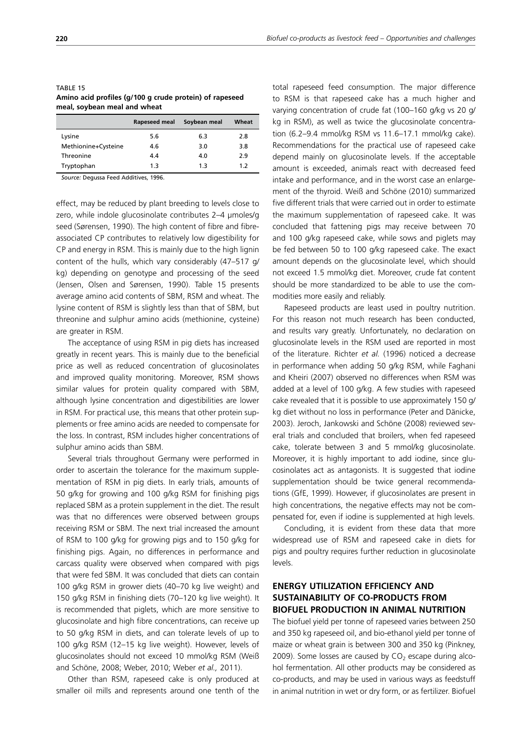TABLE 15
**Amino acid profiles (g/100 g crude protein) of rapeseed meal, soybean meal and wheat**

| | Rapeseed meal | Soybean meal | Wheat |
|---|---|---|---|
| Lysine | 5.6 | 6.3 | 2.8 |
| Methionine+Cysteine | 4.6 | 3.0 | 3.8 |
| Threonine | 4.4 | 4.0 | 2.9 |
| Tryptophan | 1.3 | 1.3 | 1.2 |

*Source:* Degussa Feed Additives, 1996.

effect, may be reduced by plant breeding to levels close to zero, while indole glucosinolate contributes 2–4 µmoles/g seed (Sørensen, 1990). The high content of fibre and fibre-associated CP contributes to relatively low digestibility for CP and energy in RSM. This is mainly due to the high lignin content of the hulls, which vary considerably (47–517 g/kg) depending on genotype and processing of the seed (Jensen, Olsen and Sørensen, 1990). Table 15 presents average amino acid contents of SBM, RSM and wheat. The lysine content of RSM is slightly less than that of SBM, but threonine and sulphur amino acids (methionine, cysteine) are greater in RSM.

The acceptance of using RSM in pig diets has increased greatly in recent years. This is mainly due to the beneficial price as well as reduced concentration of glucosinolates and improved quality monitoring. Moreover, RSM shows similar values for protein quality compared with SBM, although lysine concentration and digestibilities are lower in RSM. For practical use, this means that other protein supplements or free amino acids are needed to compensate for the loss. In contrast, RSM includes higher concentrations of sulphur amino acids than SBM.

Several trials throughout Germany were performed in order to ascertain the tolerance for the maximum supplementation of RSM in pig diets. In early trials, amounts of 50 g/kg for growing and 100 g/kg RSM for finishing pigs replaced SBM as a protein supplement in the diet. The result was that no differences were observed between groups receiving RSM or SBM. The next trial increased the amount of RSM to 100 g/kg for growing pigs and to 150 g/kg for finishing pigs. Again, no differences in performance and carcass quality were observed when compared with pigs that were fed SBM. It was concluded that diets can contain 100 g/kg RSM in grower diets (40–70 kg live weight) and 150 g/kg RSM in finishing diets (70–120 kg live weight). It is recommended that piglets, which are more sensitive to glucosinolate and high fibre concentrations, can receive up to 50 g/kg RSM in diets, and can tolerate levels of up to 100 g/kg RSM (12–15 kg live weight). However, levels of glucosinolates should not exceed 10 mmol/kg RSM (Weiß and Schöne, 2008; Weber, 2010; Weber *et al.,* 2011).

Other than RSM, rapeseed cake is only produced at smaller oil mills and represents around one tenth of the total rapeseed feed consumption. The major difference to RSM is that rapeseed cake has a much higher and varying concentration of crude fat (100–160 g/kg vs 20 g/kg in RSM), as well as twice the glucosinolate concentration (6.2–9.4 mmol/kg RSM vs 11.6–17.1 mmol/kg cake). Recommendations for the practical use of rapeseed cake depend mainly on glucosinolate levels. If the acceptable amount is exceeded, animals react with decreased feed intake and performance, and in the worst case an enlargement of the thyroid. Weiß and Schöne (2010) summarized five different trials that were carried out in order to estimate the maximum supplementation of rapeseed cake. It was concluded that fattening pigs may receive between 70 and 100 g/kg rapeseed cake, while sows and piglets may be fed between 50 to 100 g/kg rapeseed cake. The exact amount depends on the glucosinolate level, which should not exceed 1.5 mmol/kg diet. Moreover, crude fat content should be more standardized to be able to use the commodities more easily and reliably.

Rapeseed products are least used in poultry nutrition. For this reason not much research has been conducted, and results vary greatly. Unfortunately, no declaration on glucosinolate levels in the RSM used are reported in most of the literature. Richter *et al.* (1996) noticed a decrease in performance when adding 50 g/kg RSM, while Faghani and Kheiri (2007) observed no differences when RSM was added at a level of 100 g/kg. A few studies with rapeseed cake revealed that it is possible to use approximately 150 g/kg diet without no loss in performance (Peter and Dänicke, 2003). Jeroch, Jankowski and Schöne (2008) reviewed several trials and concluded that broilers, when fed rapeseed cake, tolerate between 3 and 5 mmol/kg glucosinolate. Moreover, it is highly important to add iodine, since glucosinolates act as antagonists. It is suggested that iodine supplementation should be twice general recommendations (GfE, 1999). However, if glucosinolates are present in high concentrations, the negative effects may not be compensated for, even if iodine is supplemented at high levels.

Concluding, it is evident from these data that more widespread use of RSM and rapeseed cake in diets for pigs and poultry requires further reduction in glucosinolate levels.

## ENERGY UTILIZATION EFFICIENCY AND SUSTAINABILITY OF CO-PRODUCTS FROM BIOFUEL PRODUCTION IN ANIMAL NUTRITION

The biofuel yield per tonne of rapeseed varies between 250 and 350 kg rapeseed oil, and bio-ethanol yield per tonne of maize or wheat grain is between 300 and 350 kg (Pinkney, 2009). Some losses are caused by $CO_2$ escape during alcohol fermentation. All other products may be considered as co-products, and may be used in various ways as feedstuff in animal nutrition in wet or dry form, or as fertilizer. Biofuel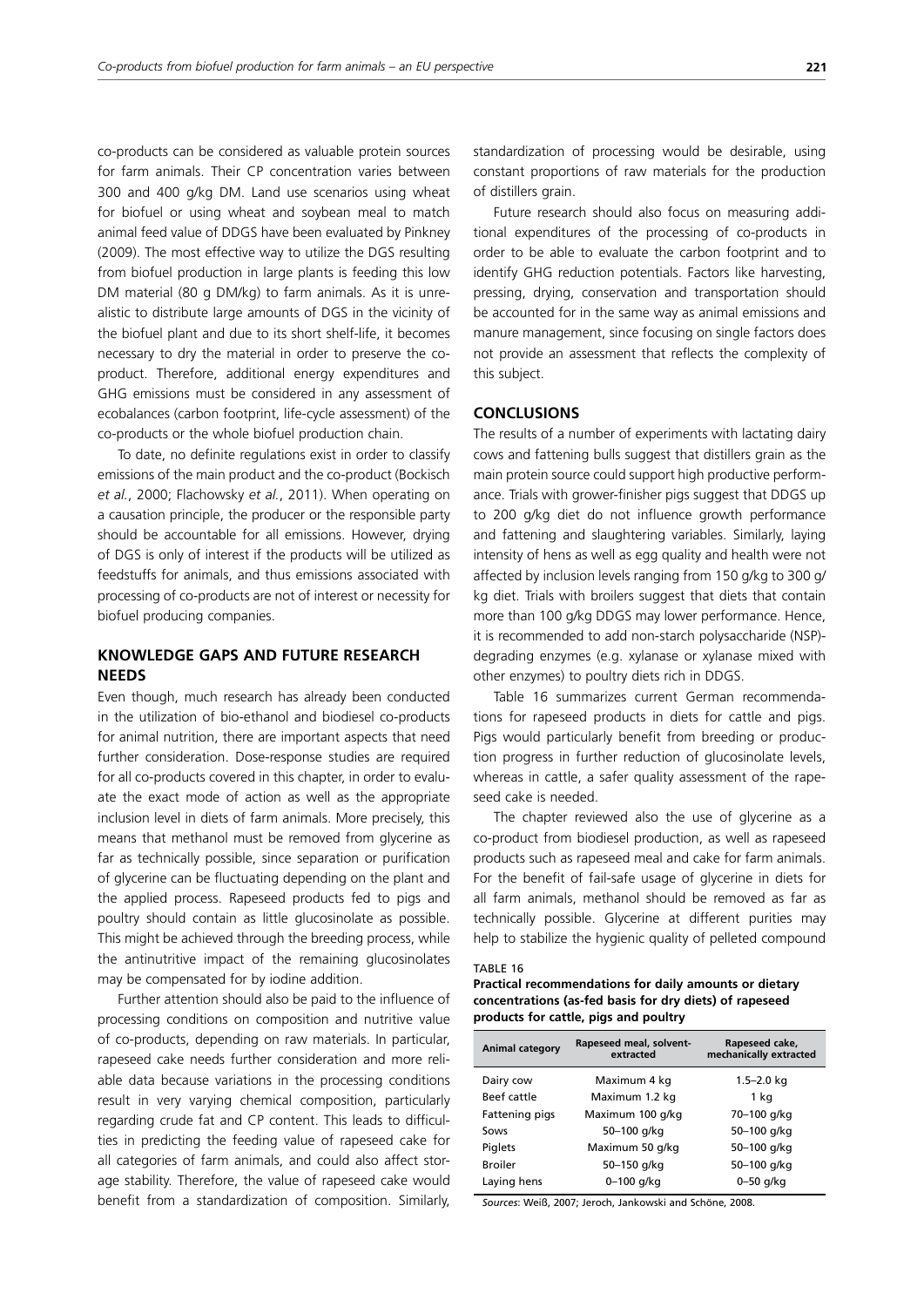co-products can be considered as valuable protein sources for farm animals. Their CP concentration varies between 300 and 400 g/kg DM. Land use scenarios using wheat for biofuel or using wheat and soybean meal to match animal feed value of DDGS have been evaluated by Pinkney (2009). The most effective way to utilize the DGS resulting from biofuel production in large plants is feeding this low DM material (80 g DM/kg) to farm animals. As it is unrealistic to distribute large amounts of DGS in the vicinity of the biofuel plant and due to its short shelf-life, it becomes necessary to dry the material in order to preserve the co-product. Therefore, additional energy expenditures and GHG emissions must be considered in any assessment of ecobalances (carbon footprint, life-cycle assessment) of the co-products or the whole biofuel production chain.

To date, no definite regulations exist in order to classify emissions of the main product and the co-product (Bockisch *et al.*, 2000; Flachowsky *et al.*, 2011). When operating on a causation principle, the producer or the responsible party should be accountable for all emissions. However, drying of DGS is only of interest if the products will be utilized as feedstuffs for animals, and thus emissions associated with processing of co-products are not of interest or necessity for biofuel producing companies.

## KNOWLEDGE GAPS AND FUTURE RESEARCH NEEDS

Even though, much research has already been conducted in the utilization of bio-ethanol and biodiesel co-products for animal nutrition, there are important aspects that need further consideration. Dose-response studies are required for all co-products covered in this chapter, in order to evaluate the exact mode of action as well as the appropriate inclusion level in diets of farm animals. More precisely, this means that methanol must be removed from glycerine as far as technically possible, since separation or purification of glycerine can be fluctuating depending on the plant and the applied process. Rapeseed products fed to pigs and poultry should contain as little glucosinolate as possible. This might be achieved through the breeding process, while the antinutritive impact of the remaining glucosinolates may be compensated for by iodine addition.

Further attention should also be paid to the influence of processing conditions on composition and nutritive value of co-products, depending on raw materials. In particular, rapeseed cake needs further consideration and more reliable data because variations in the processing conditions result in very varying chemical composition, particularly regarding crude fat and CP content. This leads to difficulties in predicting the feeding value of rapeseed cake for all categories of farm animals, and could also affect storage stability. Therefore, the value of rapeseed cake would benefit from a standardization of composition. Similarly, standardization of processing would be desirable, using constant proportions of raw materials for the production of distillers grain.

Future research should also focus on measuring additional expenditures of the processing of co-products in order to be able to evaluate the carbon footprint and to identify GHG reduction potentials. Factors like harvesting, pressing, drying, conservation and transportation should be accounted for in the same way as animal emissions and manure management, since focusing on single factors does not provide an assessment that reflects the complexity of this subject.

## CONCLUSIONS

The results of a number of experiments with lactating dairy cows and fattening bulls suggest that distillers grain as the main protein source could support high productive performance. Trials with grower-finisher pigs suggest that DDGS up to 200 g/kg diet do not influence growth performance and fattening and slaughtering variables. Similarly, laying intensity of hens as well as egg quality and health were not affected by inclusion levels ranging from 150 g/kg to 300 g/kg diet. Trials with broilers suggest that diets that contain more than 100 g/kg DDGS may lower performance. Hence, it is recommended to add non-starch polysaccharide (NSP)-degrading enzymes (e.g. xylanase or xylanase mixed with other enzymes) to poultry diets rich in DDGS.

Table 16 summarizes current German recommendations for rapeseed products in diets for cattle and pigs. Pigs would particularly benefit from breeding or production progress in further reduction of glucosinolate levels, whereas in cattle, a safer quality assessment of the rapeseed cake is needed.

The chapter reviewed also the use of glycerine as a co-product from biodiesel production, as well as rapeseed products such as rapeseed meal and cake for farm animals. For the benefit of fail-safe usage of glycerine in diets for all farm animals, methanol should be removed as far as technically possible. Glycerine at different purities may help to stabilize the hygienic quality of pelleted compound

TABLE 16
**Practical recommendations for daily amounts or dietary concentrations (as-fed basis for dry diets) of rapeseed products for cattle, pigs and poultry**

| Animal category | Rapeseed meal, solvent-extracted | Rapeseed cake, mechanically extracted |
|---|---|---|
| Dairy cow | Maximum 4 kg | 1.5–2.0 kg |
| Beef cattle | Maximum 1.2 kg | 1 kg |
| Fattening pigs | Maximum 100 g/kg | 70–100 g/kg |
| Sows | 50–100 g/kg | 50–100 g/kg |
| Piglets | Maximum 50 g/kg | 50–100 g/kg |
| Broiler | 50–150 g/kg | 50–100 g/kg |
| Laying hens | 0–100 g/kg | 0–50 g/kg |

*Sources*: Weiß, 2007; Jeroch, Jankowski and Schöne, 2008.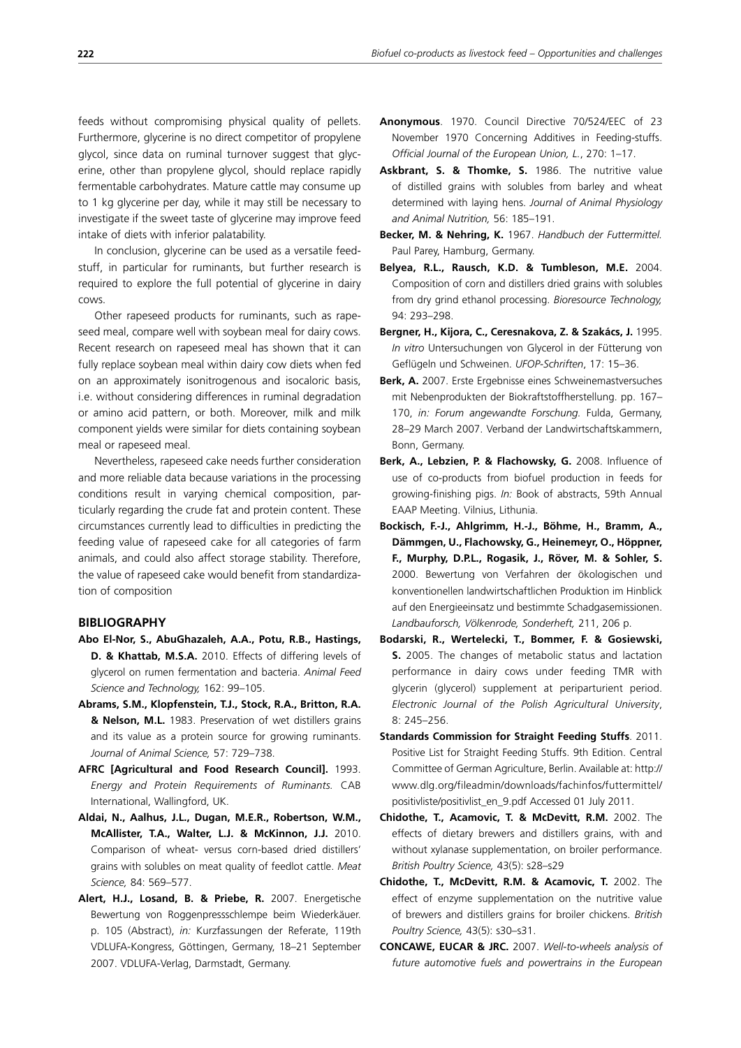feeds without compromising physical quality of pellets. Furthermore, glycerine is no direct competitor of propylene glycol, since data on ruminal turnover suggest that glycerine, other than propylene glycol, should replace rapidly fermentable carbohydrates. Mature cattle may consume up to 1 kg glycerine per day, while it may still be necessary to investigate if the sweet taste of glycerine may improve feed intake of diets with inferior palatability.

In conclusion, glycerine can be used as a versatile feedstuff, in particular for ruminants, but further research is required to explore the full potential of glycerine in dairy cows.

Other rapeseed products for ruminants, such as rapeseed meal, compare well with soybean meal for dairy cows. Recent research on rapeseed meal has shown that it can fully replace soybean meal within dairy cow diets when fed on an approximately isonitrogenous and isocaloric basis, i.e. without considering differences in ruminal degradation or amino acid pattern, or both. Moreover, milk and milk component yields were similar for diets containing soybean meal or rapeseed meal.

Nevertheless, rapeseed cake needs further consideration and more reliable data because variations in the processing conditions result in varying chemical composition, particularly regarding the crude fat and protein content. These circumstances currently lead to difficulties in predicting the feeding value of rapeseed cake for all categories of farm animals, and could also affect storage stability. Therefore, the value of rapeseed cake would benefit from standardization of composition

## BIBLIOGRAPHY

**Abo El-Nor, S., AbuGhazaleh, A.A., Potu, R.B., Hastings, D. & Khattab, M.S.A.** 2010. Effects of differing levels of glycerol on rumen fermentation and bacteria. *Animal Feed Science and Technology,* 162: 99–105.

**Abrams, S.M., Klopfenstein, T.J., Stock, R.A., Britton, R.A. & Nelson, M.L.** 1983. Preservation of wet distillers grains and its value as a protein source for growing ruminants. *Journal of Animal Science,* 57: 729–738.

**AFRC [Agricultural and Food Research Council].** 1993. *Energy and Protein Requirements of Ruminants.* CAB International, Wallingford, UK.

**Aldai, N., Aalhus, J.L., Dugan, M.E.R., Robertson, W.M., McAllister, T.A., Walter, L.J. & McKinnon, J.J.** 2010. Comparison of wheat- versus corn-based dried distillers' grains with solubles on meat quality of feedlot cattle. *Meat Science,* 84: 569–577.

**Alert, H.J., Losand, B. & Priebe, R.** 2007. Energetische Bewertung von Roggenpressschlempe beim Wiederkäuer. p. 105 (Abstract), *in:* Kurzfassungen der Referate, 119th VDLUFA-Kongress, Göttingen, Germany, 18–21 September 2007. VDLUFA-Verlag, Darmstadt, Germany.

**Anonymous**. 1970. Council Directive 70/524/EEC of 23 November 1970 Concerning Additives in Feeding-stuffs. *Official Journal of the European Union, L.*, 270: 1–17.

**Askbrant, S. & Thomke, S.** 1986. The nutritive value of distilled grains with solubles from barley and wheat determined with laying hens. *Journal of Animal Physiology and Animal Nutrition,* 56: 185–191.

**Becker, M. & Nehring, K.** 1967. *Handbuch der Futtermittel.* Paul Parey, Hamburg, Germany.

**Belyea, R.L., Rausch, K.D. & Tumbleson, M.E.** 2004. Composition of corn and distillers dried grains with solubles from dry grind ethanol processing. *Bioresource Technology,* 94: 293–298.

**Bergner, H., Kijora, C., Ceresnakova, Z. & Szakács, J.** 1995. *In vitro* Untersuchungen von Glycerol in der Fütterung von Geflügeln und Schweinen. *UFOP-Schriften*, 17: 15–36.

**Berk, A.** 2007. Erste Ergebnisse eines Schweinemastversuches mit Nebenprodukten der Biokraftstoffherstellung. pp. 167–170, *in: Forum angewandte Forschung.* Fulda, Germany, 28–29 March 2007. Verband der Landwirtschaftskammern, Bonn, Germany.

**Berk, A., Lebzien, P. & Flachowsky, G.** 2008. Influence of use of co-products from biofuel production in feeds for growing-finishing pigs. *In:* Book of abstracts, 59th Annual EAAP Meeting. Vilnius, Lithunia.

**Bockisch, F.-J., Ahlgrimm, H.-J., Böhme, H., Bramm, A., Dämmgen, U., Flachowsky, G., Heinemeyr, O., Höppner, F., Murphy, D.P.L., Rogasik, J., Röver, M. & Sohler, S.** 2000. Bewertung von Verfahren der ökologischen und konventionellen landwirtschaftlichen Produktion im Hinblick auf den Energieeinsatz und bestimmte Schadgasemissionen. *Landbauforsch, Völkenrode, Sonderheft,* 211, 206 p.

**Bodarski, R., Wertelecki, T., Bommer, F. & Gosiewski, S.** 2005. The changes of metabolic status and lactation performance in dairy cows under feeding TMR with glycerin (glycerol) supplement at periparturient period. *Electronic Journal of the Polish Agricultural University*, 8: 245–256.

**Standards Commission for Straight Feeding Stuffs**. 2011. Positive List for Straight Feeding Stuffs. 9th Edition. Central Committee of German Agriculture, Berlin. Available at: http://www.dlg.org/fileadmin/downloads/fachinfos/futtermittel/positivliste/positivlist_en_9.pdf Accessed 01 July 2011.

**Chidothe, T., Acamovic, T. & McDevitt, R.M.** 2002. The effects of dietary brewers and distillers grains, with and without xylanase supplementation, on broiler performance. *British Poultry Science,* 43(5): s28–s29

**Chidothe, T., McDevitt, R.M. & Acamovic, T.** 2002. The effect of enzyme supplementation on the nutritive value of brewers and distillers grains for broiler chickens. *British Poultry Science,* 43(5): s30–s31.

**CONCAWE, EUCAR & JRC.** 2007. *Well-to-wheels analysis of future automotive fuels and powertrains in the European*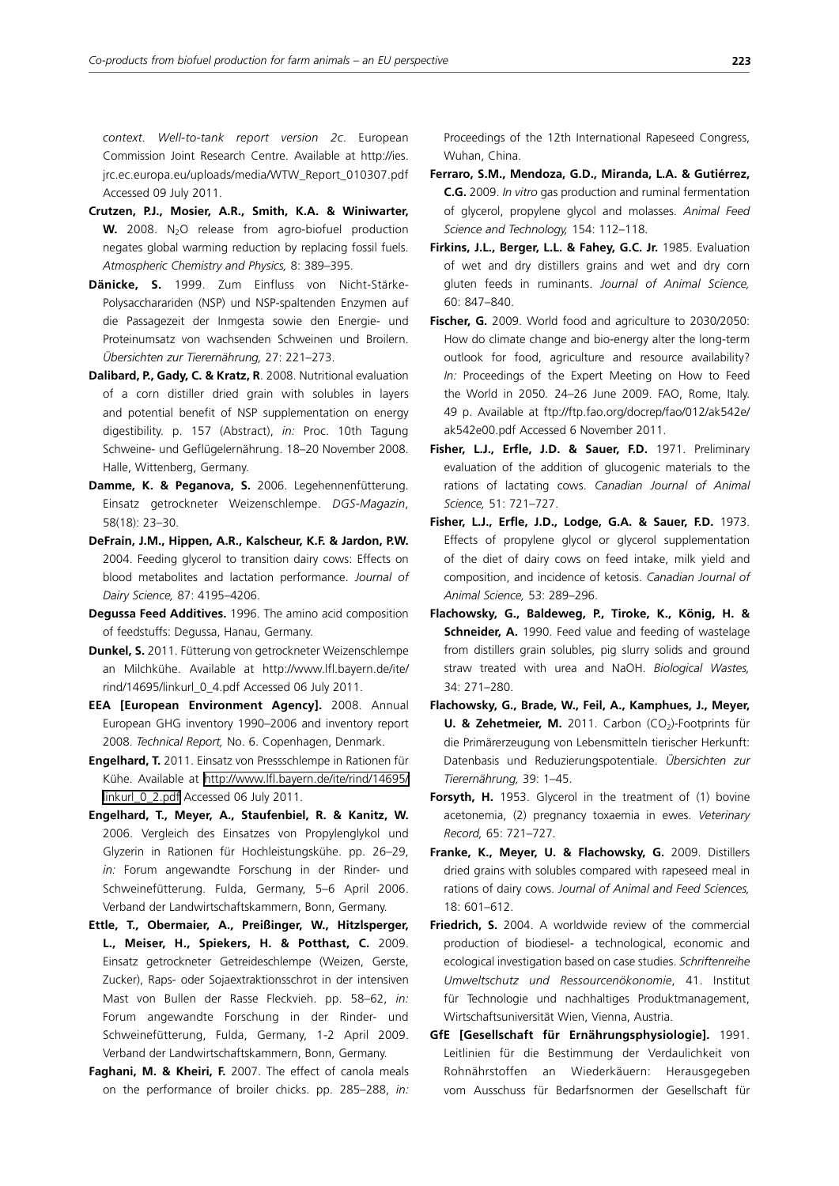*context. Well-to-tank report version 2c*. European Commission Joint Research Centre. Available at http://ies.jrc.ec.europa.eu/uploads/media/WTW_Report_010307.pdf Accessed 09 July 2011.

**Crutzen, P.J., Mosier, A.R., Smith, K.A. & Winiwarter, W.** 2008. $N_2O$ release from agro-biofuel production negates global warming reduction by replacing fossil fuels. *Atmospheric Chemistry and Physics,* 8: 389–395.

**Dänicke, S.** 1999. Zum Einfluss von Nicht-Stärke-Polysacchararíden (NSP) und NSP-spaltenden Enzymen auf die Passagezeit der Inmgesta sowie den Energie- und Proteinumsatz von wachsenden Schweinen und Broilern. *Übersichten zur Tierernährung,* 27: 221–273.

**Dalibard, P., Gady, C. & Kratz, R**. 2008. Nutritional evaluation of a corn distiller dried grain with solubles in layers and potential benefit of NSP supplementation on energy digestibility. p. 157 (Abstract), *in:* Proc. 10th Tagung Schweine- und Geflügelernährung. 18–20 November 2008. Halle, Wittenberg, Germany.

**Damme, K. & Peganova, S.** 2006. Legehennenfütterung. Einsatz getrockneter Weizenschlempe. *DGS-Magazin*, 58(18): 23–30.

**DeFrain, J.M., Hippen, A.R., Kalscheur, K.F. & Jardon, P.W.** 2004. Feeding glycerol to transition dairy cows: Effects on blood metabolites and lactation performance. *Journal of Dairy Science,* 87: 4195–4206.

**Degussa Feed Additives.** 1996. The amino acid composition of feedstuffs: Degussa, Hanau, Germany.

**Dunkel, S.** 2011. Fütterung von getrockneter Weizenschlempe an Milchkühe. Available at http://www.lfl.bayern.de/ite/rind/14695/linkurl_0_4.pdf Accessed 06 July 2011.

**EEA [European Environment Agency].** 2008. Annual European GHG inventory 1990–2006 and inventory report 2008. *Technical Report,* No. 6. Copenhagen, Denmark.

**Engelhard, T.** 2011. Einsatz von Pressschlempe in Rationen für Kühe. Available at http://www.lfl.bayern.de/ite/rind/14695/linkurl_0_2.pdf Accessed 06 July 2011.

**Engelhard, T., Meyer, A., Staufenbiel, R. & Kanitz, W.** 2006. Vergleich des Einsatzes von Propylenglykol und Glyzerin in Rationen für Hochleistungskühe. pp. 26–29, *in:* Forum angewandte Forschung in der Rinder- und Schweinefütterung. Fulda, Germany, 5–6 April 2006. Verband der Landwirtschaftskammern, Bonn, Germany.

**Ettle, T., Obermaier, A., Preißinger, W., Hitzlsperger, L., Meiser, H., Spiekers, H. & Potthast, C.** 2009. Einsatz getrockneter Getreideschlempe (Weizen, Gerste, Zucker), Raps- oder Sojaextraktionsschrot in der intensiven Mast von Bullen der Rasse Fleckvieh. pp. 58–62, *in:* Forum angewandte Forschung in der Rinder- und Schweinefütterung, Fulda, Germany, 1-2 April 2009. Verband der Landwirtschaftskammern, Bonn, Germany.

**Faghani, M. & Kheiri, F.** 2007. The effect of canola meals on the performance of broiler chicks. pp. 285–288, *in:* Proceedings of the 12th International Rapeseed Congress, Wuhan, China.

**Ferraro, S.M., Mendoza, G.D., Miranda, L.A. & Gutiérrez, C.G.** 2009. *In vitro* gas production and ruminal fermentation of glycerol, propylene glycol and molasses. *Animal Feed Science and Technology,* 154: 112–118.

**Firkins, J.L., Berger, L.L. & Fahey, G.C. Jr.** 1985. Evaluation of wet and dry distillers grains and wet and dry corn gluten feeds in ruminants. *Journal of Animal Science,* 60: 847–840.

**Fischer, G.** 2009. World food and agriculture to 2030/2050: How do climate change and bio-energy alter the long-term outlook for food, agriculture and resource availability? *In:* Proceedings of the Expert Meeting on How to Feed the World in 2050. 24–26 June 2009. FAO, Rome, Italy. 49 p. Available at ftp://ftp.fao.org/docrep/fao/012/ak542e/ak542e00.pdf Accessed 6 November 2011.

**Fisher, L.J., Erfle, J.D. & Sauer, F.D.** 1971. Preliminary evaluation of the addition of glucogenic materials to the rations of lactating cows. *Canadian Journal of Animal Science,* 51: 721–727.

**Fisher, L.J., Erfle, J.D., Lodge, G.A. & Sauer, F.D.** 1973. Effects of propylene glycol or glycerol supplementation of the diet of dairy cows on feed intake, milk yield and composition, and incidence of ketosis. *Canadian Journal of Animal Science,* 53: 289–296.

**Flachowsky, G., Baldeweg, P., Tiroke, K., König, H. & Schneider, A.** 1990. Feed value and feeding of wastelage from distillers grain solubles, pig slurry solids and ground straw treated with urea and NaOH. *Biological Wastes,* 34: 271–280.

**Flachowsky, G., Brade, W., Feil, A., Kamphues, J., Meyer, U. & Zehetmeier, M.** 2011. Carbon ($CO_2$)-Footprints für die Primärerzeugung von Lebensmitteln tierischer Herkunft: Datenbasis und Reduzierungspotentiale. *Übersichten zur Tierernährung,* 39: 1–45.

**Forsyth, H.** 1953. Glycerol in the treatment of (1) bovine acetonemia, (2) pregnancy toxaemia in ewes. *Veterinary Record,* 65: 721–727.

**Franke, K., Meyer, U. & Flachowsky, G.** 2009. Distillers dried grains with solubles compared with rapeseed meal in rations of dairy cows. *Journal of Animal and Feed Sciences,* 18: 601–612.

**Friedrich, S.** 2004. A worldwide review of the commercial production of biodiesel- a technological, economic and ecological investigation based on case studies. *Schriftenreihe Umweltschutz und Ressourcenökonomie*, 41. Institut für Technologie und nachhaltiges Produktmanagement, Wirtschaftsuniversität Wien, Vienna, Austria.

**GfE [Gesellschaft für Ernährungsphysiologie].** 1991. Leitlinien für die Bestimmung der Verdaulichkeit von Rohnährstoffen an Wiederkäuern: Herausgegeben vom Ausschuss für Bedarfsnormen der Gesellschaft für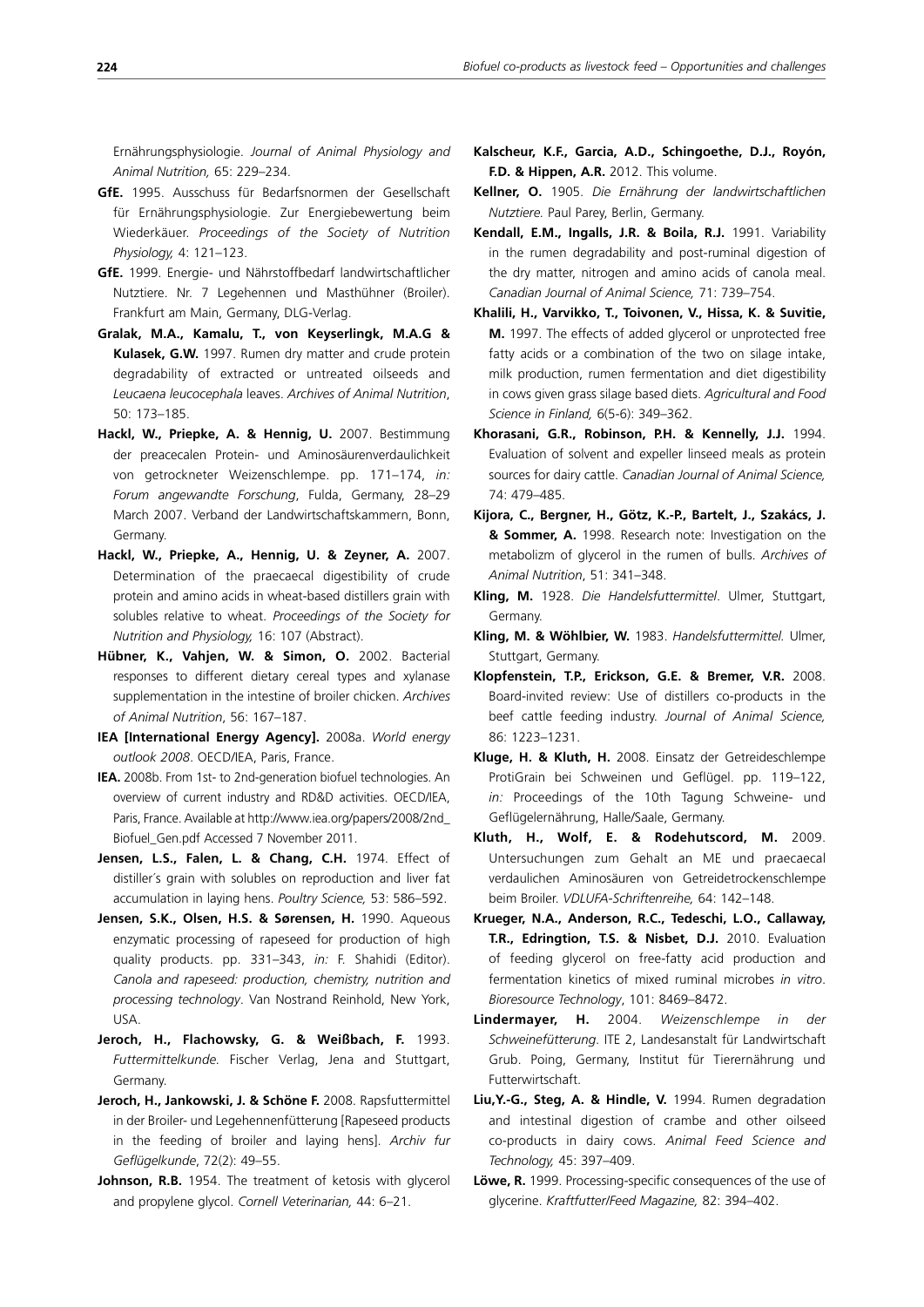Ernährungsphysiologie. *Journal of Animal Physiology and Animal Nutrition,* 65: 229–234.

**GfE.** 1995. Ausschuss für Bedarfsnormen der Gesellschaft für Ernährungsphysiologie. Zur Energiebewertung beim Wiederkäuer. *Proceedings of the Society of Nutrition Physiology,* 4: 121–123.

**GfE.** 1999. Energie- und Nährstoffbedarf landwirtschaftlicher Nutztiere. Nr. 7 Legehennen und Masthühner (Broiler). Frankfurt am Main, Germany, DLG-Verlag.

**Gralak, M.A., Kamalu, T., von Keyserlingk, M.A.G & Kulasek, G.W.** 1997. Rumen dry matter and crude protein degradability of extracted or untreated oilseeds and *Leucaena leucocephala* leaves. *Archives of Animal Nutrition*, 50: 173–185.

**Hackl, W., Priepke, A. & Hennig, U.** 2007. Bestimmung der preacecalen Protein- und Aminosäurenverdaulichkeit von getrockneter Weizenschlempe. pp. 171–174, *in: Forum angewandte Forschung*, Fulda, Germany, 28–29 March 2007. Verband der Landwirtschaftskammern, Bonn, Germany.

**Hackl, W., Priepke, A., Hennig, U. & Zeyner, A.** 2007. Determination of the praecaecal digestibility of crude protein and amino acids in wheat-based distillers grain with solubles relative to wheat. *Proceedings of the Society for Nutrition and Physiology,* 16: 107 (Abstract).

**Hübner, K., Vahjen, W. & Simon, O.** 2002. Bacterial responses to different dietary cereal types and xylanase supplementation in the intestine of broiler chicken. *Archives of Animal Nutrition*, 56: 167–187.

**IEA [International Energy Agency].** 2008a. *World energy outlook 2008*. OECD/IEA, Paris, France.

**IEA.** 2008b. From 1st- to 2nd-generation biofuel technologies. An overview of current industry and RD&D activities. OECD/IEA, Paris, France. Available at http://www.iea.org/papers/2008/2nd_Biofuel_Gen.pdf Accessed 7 November 2011.

**Jensen, L.S., Falen, L. & Chang, C.H.** 1974. Effect of distiller´s grain with solubles on reproduction and liver fat accumulation in laying hens. *Poultry Science,* 53: 586–592.

**Jensen, S.K., Olsen, H.S. & Sørensen, H.** 1990. Aqueous enzymatic processing of rapeseed for production of high quality products. pp. 331–343, *in:* F. Shahidi (Editor). *Canola and rapeseed: production, chemistry, nutrition and processing technology*. Van Nostrand Reinhold, New York, USA.

**Jeroch, H., Flachowsky, G. & Weißbach, F.** 1993. *Futtermittelkunde.* Fischer Verlag, Jena and Stuttgart, Germany.

**Jeroch, H., Jankowski, J. & Schöne F.** 2008. Rapsfuttermittel in der Broiler- und Legehennenfütterung [Rapeseed products in the feeding of broiler and laying hens]. *Archiv fur Geflügelkunde*, 72(2): 49–55.

**Johnson, R.B.** 1954. The treatment of ketosis with glycerol and propylene glycol. *Cornell Veterinarian,* 44: 6–21.

**Kalscheur, K.F., Garcia, A.D., Schingoethe, D.J., Royón, F.D. & Hippen, A.R.** 2012. This volume.

**Kellner, O.** 1905. *Die Ernährung der landwirtschaftlichen Nutztiere.* Paul Parey, Berlin, Germany.

**Kendall, E.M., Ingalls, J.R. & Boila, R.J.** 1991. Variability in the rumen degradability and post-ruminal digestion of the dry matter, nitrogen and amino acids of canola meal. *Canadian Journal of Animal Science,* 71: 739–754.

**Khalili, H., Varvikko, T., Toivonen, V., Hissa, K. & Suvitie, M.** 1997. The effects of added glycerol or unprotected free fatty acids or a combination of the two on silage intake, milk production, rumen fermentation and diet digestibility in cows given grass silage based diets. *Agricultural and Food Science in Finland,* 6(5-6): 349–362.

**Khorasani, G.R., Robinson, P.H. & Kennelly, J.J.** 1994. Evaluation of solvent and expeller linseed meals as protein sources for dairy cattle. *Canadian Journal of Animal Science,* 74: 479–485.

**Kijora, C., Bergner, H., Götz, K.-P., Bartelt, J., Szakács, J. & Sommer, A.** 1998. Research note: Investigation on the metabolizm of glycerol in the rumen of bulls. *Archives of Animal Nutrition*, 51: 341–348.

**Kling, M.** 1928. *Die Handelsfuttermittel*. Ulmer, Stuttgart, Germany.

**Kling, M. & Wöhlbier, W.** 1983. *Handelsfuttermittel.* Ulmer, Stuttgart, Germany.

**Klopfenstein, T.P., Erickson, G.E. & Bremer, V.R.** 2008. Board-invited review: Use of distillers co-products in the beef cattle feeding industry. *Journal of Animal Science,* 86: 1223–1231.

**Kluge, H. & Kluth, H.** 2008. Einsatz der Getreideschlempe ProtiGrain bei Schweinen und Geflügel. pp. 119–122, *in:* Proceedings of the 10th Tagung Schweine- und Geflügelernährung, Halle/Saale, Germany.

**Kluth, H., Wolf, E. & Rodehutscord, M.** 2009. Untersuchungen zum Gehalt an ME und praecaecal verdaulichen Aminosäuren von Getreidetrockenschlempe beim Broiler. *VDLUFA-Schriftenreihe,* 64: 142–148.

**Krueger, N.A., Anderson, R.C., Tedeschi, L.O., Callaway, T.R., Edrington, T.S. & Nisbet, D.J.** 2010. Evaluation of feeding glycerol on free-fatty acid production and fermentation kinetics of mixed ruminal microbes *in vitro*. *Bioresource Technology*, 101: 8469–8472.

**Lindermayer, H.** 2004. *Weizenschlempe in der Schweinefütterung*. ITE 2, Landesanstalt für Landwirtschaft Grub. Poing, Germany, Institut für Tierernährung und Futterwirtschaft.

**Liu,Y.-G., Steg, A. & Hindle, V.** 1994. Rumen degradation and intestinal digestion of crambe and other oilseed co-products in dairy cows. *Animal Feed Science and Technology,* 45: 397–409.

**Löwe, R.** 1999. Processing-specific consequences of the use of glycerine. *Kraftfutter/Feed Magazine,* 82: 394–402.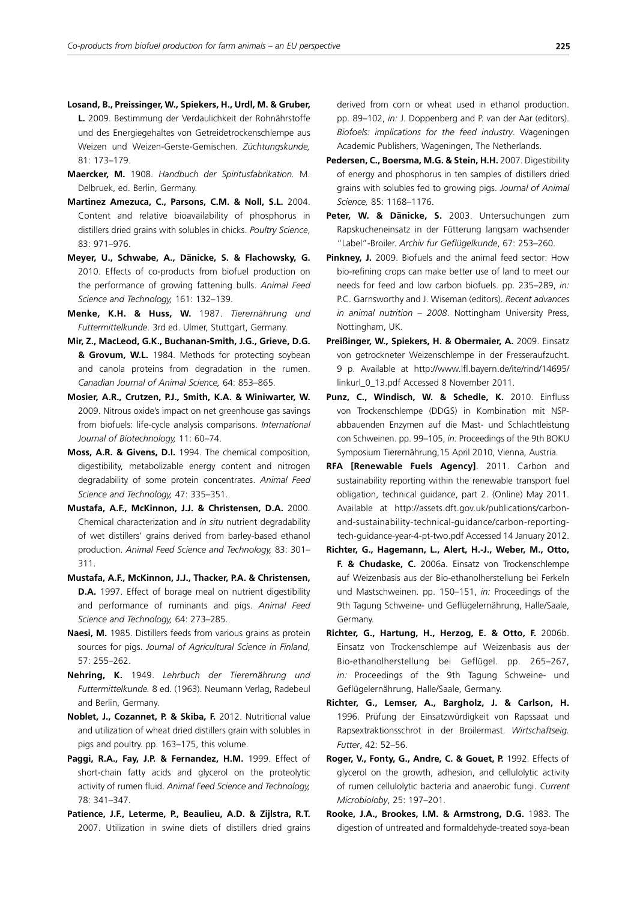**Losand, B., Preissinger, W., Spiekers, H., Urdl, M. & Gruber, L.** 2009. Bestimmung der Verdaulichkeit der Rohnährstoffe und des Energiegehaltes von Getreidetrockenschlempe aus Weizen und Weizen-Gerste-Gemischen. *Züchtungskunde,* 81: 173–179.

**Maercker, M.** 1908. *Handbuch der Spiritusfabrikation.* M. Delbruek, ed. Berlin, Germany.

**Martinez Amezuca, C., Parsons, C.M. & Noll, S.L.** 2004. Content and relative bioavailability of phosphorus in distillers dried grains with solubles in chicks. *Poultry Science*, 83: 971–976.

**Meyer, U., Schwabe, A., Dänicke, S. & Flachowsky, G.** 2010. Effects of co-products from biofuel production on the performance of growing fattening bulls. *Animal Feed Science and Technology,* 161: 132–139.

**Menke, K.H. & Huss, W.** 1987. *Tierernährung und Futtermittelkunde*. 3rd ed. Ulmer, Stuttgart, Germany.

**Mir, Z., MacLeod, G.K., Buchanan-Smith, J.G., Grieve, D.G. & Grovum, W.L.** 1984. Methods for protecting soybean and canola proteins from degradation in the rumen. *Canadian Journal of Animal Science,* 64: 853–865.

**Mosier, A.R., Crutzen, P.J., Smith, K.A. & Winiwarter, W.** 2009. Nitrous oxide's impact on net greenhouse gas savings from biofuels: life-cycle analysis comparisons. *International Journal of Biotechnology,* 11: 60–74.

**Moss, A.R. & Givens, D.I.** 1994. The chemical composition, digestibility, metabolizable energy content and nitrogen degradability of some protein concentrates. *Animal Feed Science and Technology,* 47: 335–351.

**Mustafa, A.F., McKinnon, J.J. & Christensen, D.A.** 2000. Chemical characterization and *in situ* nutrient degradability of wet distillers' grains derived from barley-based ethanol production. *Animal Feed Science and Technology,* 83: 301–311.

**Mustafa, A.F., McKinnon, J.J., Thacker, P.A. & Christensen, D.A.** 1997. Effect of borage meal on nutrient digestibility and performance of ruminants and pigs. *Animal Feed Science and Technology,* 64: 273–285.

**Naesi, M.** 1985. Distillers feeds from various grains as protein sources for pigs. *Journal of Agricultural Science in Finland*, 57: 255–262.

**Nehring, K.** 1949. *Lehrbuch der Tierernährung und Futtermittelkunde.* 8 ed. (1963). Neumann Verlag, Radebeul and Berlin, Germany.

**Noblet, J., Cozannet, P. & Skiba, F.** 2012. Nutritional value and utilization of wheat dried distillers grain with solubles in pigs and poultry. pp. 163–175, this volume.

**Paggi, R.A., Fay, J.P. & Fernandez, H.M.** 1999. Effect of short-chain fatty acids and glycerol on the proteolytic activity of rumen fluid. *Animal Feed Science and Technology,* 78: 341–347.

**Patience, J.F., Leterme, P., Beaulieu, A.D. & Zijlstra, R.T.** 2007. Utilization in swine diets of distillers dried grains derived from corn or wheat used in ethanol production. pp. 89–102, *in:* J. Doppenberg and P. van der Aar (editors). *Biofoels: implications for the feed industry*. Wageningen Academic Publishers, Wageningen, The Netherlands.

**Pedersen, C., Boersma, M.G. & Stein, H.H.** 2007. Digestibility of energy and phosphorus in ten samples of distillers dried grains with solubles fed to growing pigs. *Journal of Animal Science,* 85: 1168–1176.

**Peter, W. & Dänicke, S.** 2003. Untersuchungen zum Rapskucheneinsatz in der Fütterung langsam wachsender "Label"-Broiler. *Archiv fur Geflügelkunde*, 67: 253–260.

**Pinkney, J.** 2009. Biofuels and the animal feed sector: How bio-refining crops can make better use of land to meet our needs for feed and low carbon biofuels. pp. 235–289, *in:* P.C. Garnsworthy and J. Wiseman (editors). *Recent advances in animal nutrition – 2008*. Nottingham University Press, Nottingham, UK.

**Preißinger, W., Spiekers, H. & Obermaier, A.** 2009. Einsatz von getrockneter Weizenschlempe in der Fresseraufzucht. 9 p. Available at http://www.lfl.bayern.de/ite/rind/14695/linkurl_0_13.pdf Accessed 8 November 2011.

**Punz, C., Windisch, W. & Schedle, K.** 2010. Einfluss von Trockenschlempe (DDGS) in Kombination mit NSP-abbauenden Enzymen auf die Mast- und Schlachtleistung con Schweinen. pp. 99–105, *in:* Proceedings of the 9th BOKU Symposium Tierernährung,15 April 2010, Vienna, Austria.

**RFA [Renewable Fuels Agency]**. 2011. Carbon and sustainability reporting within the renewable transport fuel obligation, technical guidance, part 2. (Online) May 2011. Available at http://assets.dft.gov.uk/publications/carbon-and-sustainability-technical-guidance/carbon-reporting-tech-guidance-year-4-pt-two.pdf Accessed 14 January 2012.

**Richter, G., Hagemann, L., Alert, H.-J., Weber, M., Otto, F. & Chudaske, C.** 2006a. Einsatz von Trockenschlempe auf Weizenbasis aus der Bio-ethanolherstellung bei Ferkeln und Mastschweinen. pp. 150–151, *in:* Proceedings of the 9th Tagung Schweine- und Geflügelernährung, Halle/Saale, Germany.

**Richter, G., Hartung, H., Herzog, E. & Otto, F.** 2006b. Einsatz von Trockenschlempe auf Weizenbasis aus der Bio-ethanolherstellung bei Geflügel. pp. 265–267, *in:* Proceedings of the 9th Tagung Schweine- und Geflügelernährung, Halle/Saale, Germany.

**Richter, G., Lemser, A., Bargholz, J. & Carlson, H.** 1996. Prüfung der Einsatzwürdigkeit von Rapssaat und Rapsextraktionsschrot in der Broilermast. *Wirtschaftseig. Futter*, 42: 52–56.

**Roger, V., Fonty, G., Andre, C. & Gouet, P.** 1992. Effects of glycerol on the growth, adhesion, and cellulolytic activity of rumen cellulolytic bacteria and anaerobic fungi. *Current Microbioloby*, 25: 197–201.

**Rooke, J.A., Brookes, I.M. & Armstrong, D.G.** 1983. The digestion of untreated and formaldehyde-treated soya-bean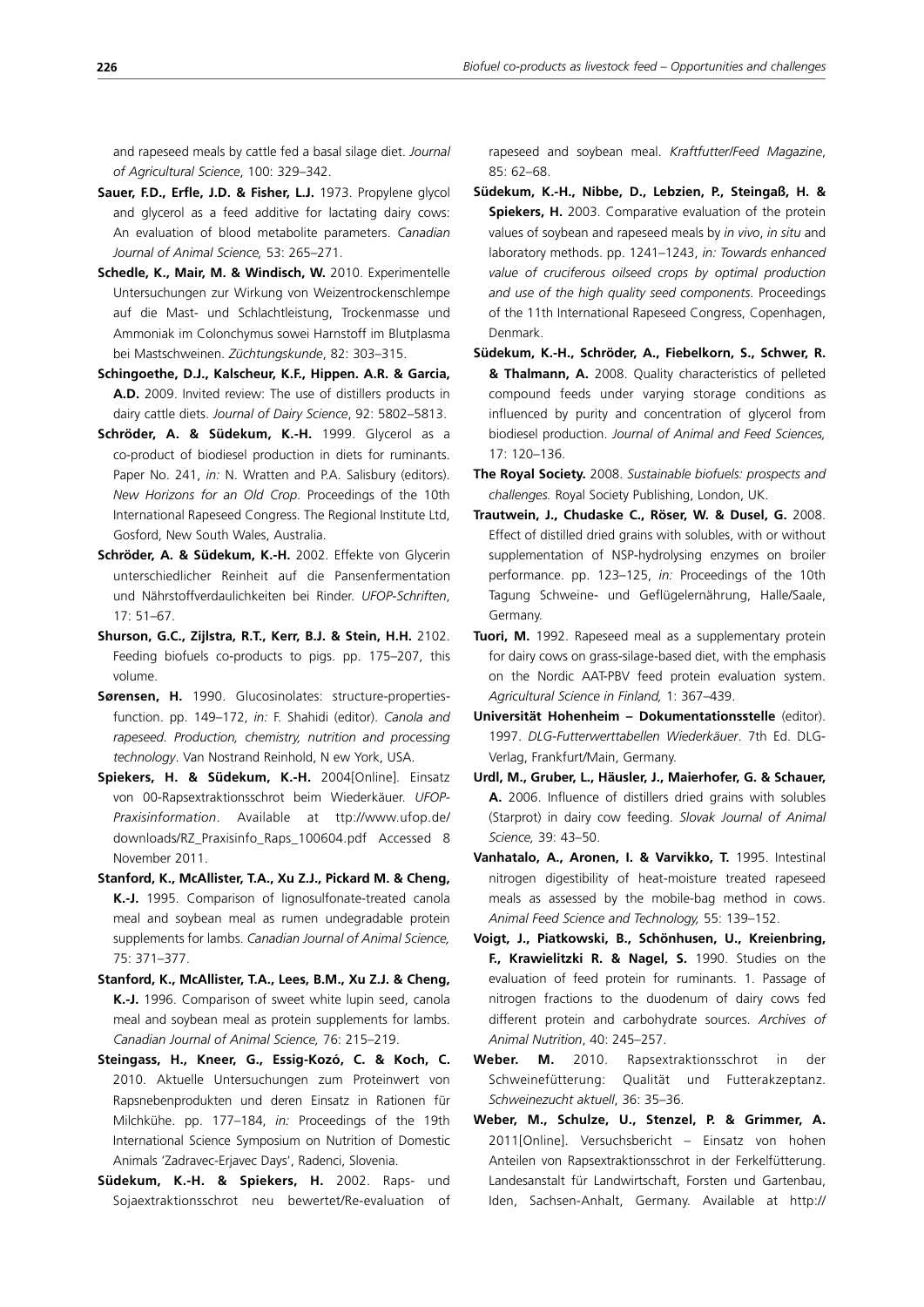and rapeseed meals by cattle fed a basal silage diet. *Journal of Agricultural Science*, 100: 329–342.

**Sauer, F.D., Erfle, J.D. & Fisher, L.J.** 1973. Propylene glycol and glycerol as a feed additive for lactating dairy cows: An evaluation of blood metabolite parameters. *Canadian Journal of Animal Science,* 53: 265–271.

**Schedle, K., Mair, M. & Windisch, W.** 2010. Experimentelle Untersuchungen zur Wirkung von Weizentrockenschlempe auf die Mast- und Schlachtleistung, Trockenmasse und Ammoniak im Colonchymus sowei Harnstoff im Blutplasma bei Mastschweinen. *Züchtungskunde*, 82: 303–315.

**Schingoethe, D.J., Kalscheur, K.F., Hippen. A.R. & Garcia, A.D.** 2009. Invited review: The use of distillers products in dairy cattle diets. *Journal of Dairy Science*, 92: 5802–5813.

**Schröder, A. & Südekum, K.-H.** 1999. Glycerol as a co-product of biodiesel production in diets for ruminants. Paper No. 241, *in:* N. Wratten and P.A. Salisbury (editors). *New Horizons for an Old Crop*. Proceedings of the 10th International Rapeseed Congress. The Regional Institute Ltd, Gosford, New South Wales, Australia.

**Schröder, A. & Südekum, K.-H.** 2002. Effekte von Glycerin unterschiedlicher Reinheit auf die Pansenfermentation und Nährstoffverdaulichkeiten bei Rinder. *UFOP-Schriften*, 17: 51–67.

**Shurson, G.C., Zijlstra, R.T., Kerr, B.J. & Stein, H.H.** 2102. Feeding biofuels co-products to pigs. pp. 175–207, this volume.

**Sørensen, H.** 1990. Glucosinolates: structure-properties-function. pp. 149–172, *in:* F. Shahidi (editor). *Canola and rapeseed. Production, chemistry, nutrition and processing technology*. Van Nostrand Reinhold, N ew York, USA.

**Spiekers, H. & Südekum, K.-H.** 2004[Online]. Einsatz von 00-Rapsextraktionsschrot beim Wiederkäuer. *UFOP-Praxisinformation*. Available at ttp://www.ufop.de/downloads/RZ_Praxisinfo_Raps_100604.pdf Accessed 8 November 2011.

**Stanford, K., McAllister, T.A., Xu Z.J., Pickard M. & Cheng, K.-J.** 1995. Comparison of lignosulfonate-treated canola meal and soybean meal as rumen undegradable protein supplements for lambs. *Canadian Journal of Animal Science,* 75: 371–377.

**Stanford, K., McAllister, T.A., Lees, B.M., Xu Z.J. & Cheng, K.-J.** 1996. Comparison of sweet white lupin seed, canola meal and soybean meal as protein supplements for lambs. *Canadian Journal of Animal Science,* 76: 215–219.

**Steingass, H., Kneer, G., Essig-Kozó, C. & Koch, C.** 2010. Aktuelle Untersuchungen zum Proteinwert von Rapsnebenprodukten und deren Einsatz in Rationen für Milchkühe. pp. 177–184, *in:* Proceedings of the 19th International Science Symposium on Nutrition of Domestic Animals 'Zadravec-Erjavec Days', Radenci, Slovenia.

**Südekum, K.-H. & Spiekers, H.** 2002. Raps- und Sojaextraktionsschrot neu bewertet/Re-evaluation of rapeseed and soybean meal. *Kraftfutter/Feed Magazine*, 85: 62–68.

**Südekum, K.-H., Nibbe, D., Lebzien, P., Steingaß, H. & Spiekers, H.** 2003. Comparative evaluation of the protein values of soybean and rapeseed meals by *in vivo*, *in situ* and laboratory methods. pp. 1241–1243, *in: Towards enhanced value of cruciferous oilseed crops by optimal production and use of the high quality seed components*. Proceedings of the 11th International Rapeseed Congress, Copenhagen, Denmark.

**Südekum, K.-H., Schröder, A., Fiebelkorn, S., Schwer, R. & Thalmann, A.** 2008. Quality characteristics of pelleted compound feeds under varying storage conditions as influenced by purity and concentration of glycerol from biodiesel production. *Journal of Animal and Feed Sciences,* 17: 120–136.

**The Royal Society.** 2008. *Sustainable biofuels: prospects and challenges.* Royal Society Publishing, London, UK.

**Trautwein, J., Chudaske C., Röser, W. & Dusel, G.** 2008. Effect of distilled dried grains with solubles, with or without supplementation of NSP-hydrolysing enzymes on broiler performance. pp. 123–125, *in:* Proceedings of the 10th Tagung Schweine- und Geflügelernährung, Halle/Saale, Germany.

**Tuori, M.** 1992. Rapeseed meal as a supplementary protein for dairy cows on grass-silage-based diet, with the emphasis on the Nordic AAT-PBV feed protein evaluation system. *Agricultural Science in Finland,* 1: 367–439.

**Universität Hohenheim – Dokumentationsstelle** (editor). 1997. *DLG-Futterwerttabellen Wiederkäuer*. 7th Ed. DLG-Verlag, Frankfurt/Main, Germany.

**Urdl, M., Gruber, L., Häusler, J., Maierhofer, G. & Schauer, A.** 2006. Influence of distillers dried grains with solubles (Starprot) in dairy cow feeding. *Slovak Journal of Animal Science,* 39: 43–50.

**Vanhatalo, A., Aronen, I. & Varvikko, T.** 1995. Intestinal nitrogen digestibility of heat-moisture treated rapeseed meals as assessed by the mobile-bag method in cows. *Animal Feed Science and Technology,* 55: 139–152.

**Voigt, J., Piatkowski, B., Schönhusen, U., Kreienbring, F., Krawielitzki R. & Nagel, S.** 1990. Studies on the evaluation of feed protein for ruminants. 1. Passage of nitrogen fractions to the duodenum of dairy cows fed different protein and carbohydrate sources. *Archives of Animal Nutrition*, 40: 245–257.

**Weber. M.** 2010. Rapsextraktionsschrot in der Schweinefütterung: Qualität und Futterakzeptanz. *Schweinezucht aktuell*, 36: 35–36.

**Weber, M., Schulze, U., Stenzel, P. & Grimmer, A.** 2011[Online]. Versuchsbericht – Einsatz von hohen Anteilen von Rapsextraktionsschrot in der Ferkelfütterung. Landesanstalt für Landwirtschaft, Forsten und Gartenbau, Iden, Sachsen-Anhalt, Germany. Available at http://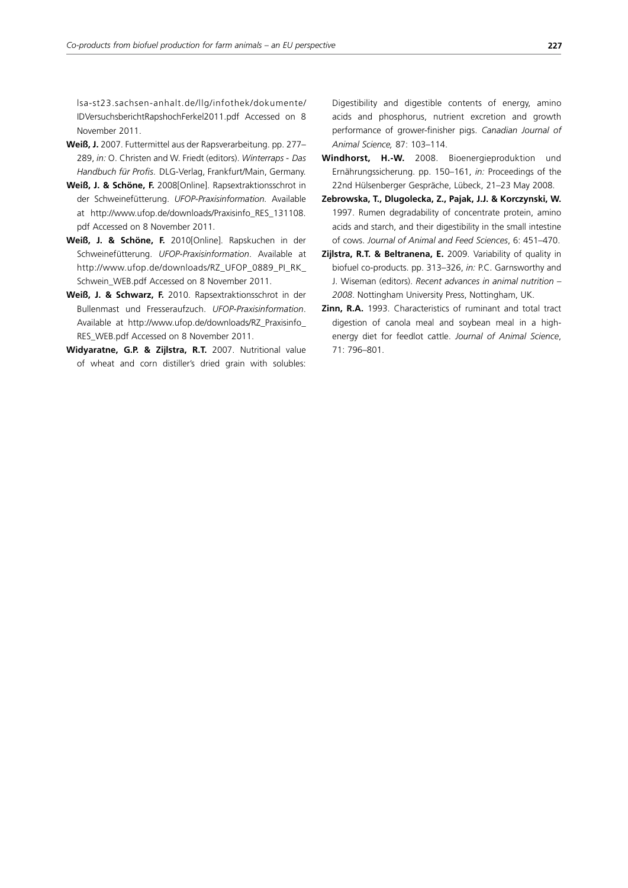lsa-st23.sachsen-anhalt.de/llg/infothek/dokumente/IDVersuchsberichtRapshochFerkel2011.pdf Accessed on 8 November 2011.

**Weiß, J.** 2007. Futtermittel aus der Rapsverarbeitung. pp. 277–289, *in:* O. Christen and W. Friedt (editors). *Winterraps - Das Handbuch für Profis.* DLG-Verlag, Frankfurt/Main, Germany.

**Weiß, J. & Schöne, F.** 2008[Online]. Rapsextraktionsschrot in der Schweinefütterung. *UFOP-Praxisinformation.* Available at http://www.ufop.de/downloads/Praxisinfo_RES_131108.pdf Accessed on 8 November 2011.

**Weiß, J. & Schöne, F.** 2010[Online]. Rapskuchen in der Schweinefütterung. *UFOP-Praxisinformation*. Available at http://www.ufop.de/downloads/RZ_UFOP_0889_PI_RK_Schwein_WEB.pdf Accessed on 8 November 2011.

**Weiß, J. & Schwarz, F.** 2010. Rapsextraktionsschrot in der Bullenmast und Fresseraufzuch. *UFOP-Praxisinformation*. Available at http://www.ufop.de/downloads/RZ_Praxisinfo_RES_WEB.pdf Accessed on 8 November 2011.

**Widyaratne, G.P. & Zijlstra, R.T.** 2007. Nutritional value of wheat and corn distiller's dried grain with solubles: Digestibility and digestible contents of energy, amino acids and phosphorus, nutrient excretion and growth performance of grower-finisher pigs. *Canadian Journal of Animal Science,* 87: 103–114.

**Windhorst, H.-W.** 2008. Bioenergieproduktion und Ernährungssicherung. pp. 150–161, *in:* Proceedings of the 22nd Hülsenberger Gespräche, Lübeck, 21–23 May 2008.

**Zebrowska, T., Dlugolecka, Z., Pajak, J.J. & Korczynski, W.** 1997. Rumen degradability of concentrate protein, amino acids and starch, and their digestibility in the small intestine of cows. *Journal of Animal and Feed Sciences*, 6: 451–470.

**Zijlstra, R.T. & Beltranena, E.** 2009. Variability of quality in biofuel co-products. pp. 313–326, *in:* P.C. Garnsworthy and J. Wiseman (editors). *Recent advances in animal nutrition – 2008*. Nottingham University Press, Nottingham, UK.

**Zinn, R.A.** 1993. Characteristics of ruminant and total tract digestion of canola meal and soybean meal in a high-energy diet for feedlot cattle. *Journal of Animal Science*, 71: 796–801.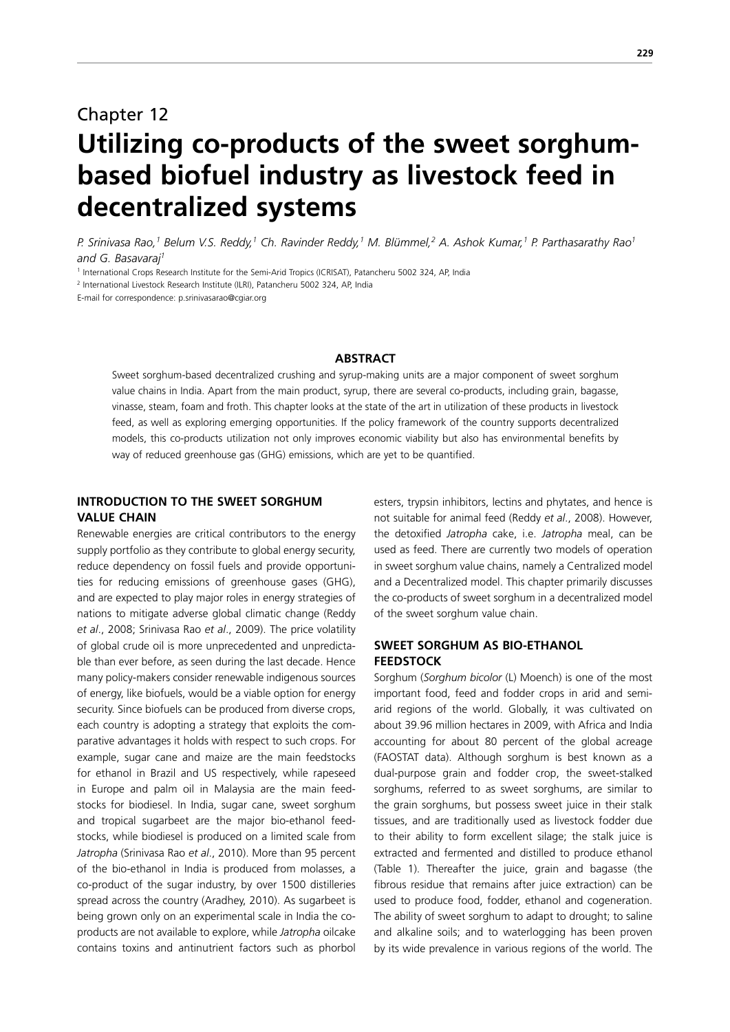Chapter 12

# Utilizing co-products of the sweet sorghum-based biofuel industry as livestock feed in decentralized systems

*P. Srinivasa Rao,[1] Belum V.S. Reddy,[1] Ch. Ravinder Reddy,[1] M. Blümmel,[2] A. Ashok Kumar,[1] P. Parthasarathy Rao[1] and G. Basavaraj[1]*

[1] International Crops Research Institute for the Semi-Arid Tropics (ICRISAT), Patancheru 5002 324, AP, India

[2] International Livestock Research Institute (ILRI), Patancheru 5002 324, AP, India

E-mail for correspondence: p.srinivasarao@cgiar.org

## ABSTRACT

Sweet sorghum-based decentralized crushing and syrup-making units are a major component of sweet sorghum value chains in India. Apart from the main product, syrup, there are several co-products, including grain, bagasse, vinasse, steam, foam and froth. This chapter looks at the state of the art in utilization of these products in livestock feed, as well as exploring emerging opportunities. If the policy framework of the country supports decentralized models, this co-products utilization not only improves economic viability but also has environmental benefits by way of reduced greenhouse gas (GHG) emissions, which are yet to be quantified.

## INTRODUCTION TO THE SWEET SORGHUM VALUE CHAIN

Renewable energies are critical contributors to the energy supply portfolio as they contribute to global energy security, reduce dependency on fossil fuels and provide opportunities for reducing emissions of greenhouse gases (GHG), and are expected to play major roles in energy strategies of nations to mitigate adverse global climatic change (Reddy *et al*., 2008; Srinivasa Rao *et al*., 2009). The price volatility of global crude oil is more unprecedented and unpredictable than ever before, as seen during the last decade. Hence many policy-makers consider renewable indigenous sources of energy, like biofuels, would be a viable option for energy security. Since biofuels can be produced from diverse crops, each country is adopting a strategy that exploits the comparative advantages it holds with respect to such crops. For example, sugar cane and maize are the main feedstocks for ethanol in Brazil and US respectively, while rapeseed in Europe and palm oil in Malaysia are the main feedstocks for biodiesel. In India, sugar cane, sweet sorghum and tropical sugarbeet are the major bio-ethanol feedstocks, while biodiesel is produced on a limited scale from *Jatropha* (Srinivasa Rao *et al*., 2010). More than 95 percent of the bio-ethanol in India is produced from molasses, a co-product of the sugar industry, by over 1500 distilleries spread across the country (Aradhey, 2010). As sugarbeet is being grown only on an experimental scale in India the co-products are not available to explore, while *Jatropha* oilcake contains toxins and antinutrient factors such as phorbol esters, trypsin inhibitors, lectins and phytates, and hence is not suitable for animal feed (Reddy *et al*., 2008). However, the detoxified *Jatropha* cake, i.e. *Jatropha* meal, can be used as feed. There are currently two models of operation in sweet sorghum value chains, namely a Centralized model and a Decentralized model. This chapter primarily discusses the co-products of sweet sorghum in a decentralized model of the sweet sorghum value chain.

## SWEET SORGHUM AS BIO-ETHANOL FEEDSTOCK

Sorghum (*Sorghum bicolor* (L) Moench) is one of the most important food, feed and fodder crops in arid and semi-arid regions of the world. Globally, it was cultivated on about 39.96 million hectares in 2009, with Africa and India accounting for about 80 percent of the global acreage (FAOSTAT data). Although sorghum is best known as a dual-purpose grain and fodder crop, the sweet-stalked sorghums, referred to as sweet sorghums, are similar to the grain sorghums, but possess sweet juice in their stalk tissues, and are traditionally used as livestock fodder due to their ability to form excellent silage; the stalk juice is extracted and fermented and distilled to produce ethanol (Table 1). Thereafter the juice, grain and bagasse (the fibrous residue that remains after juice extraction) can be used to produce food, fodder, ethanol and cogeneration. The ability of sweet sorghum to adapt to drought; to saline and alkaline soils; and to waterlogging has been proven by its wide prevalence in various regions of the world. The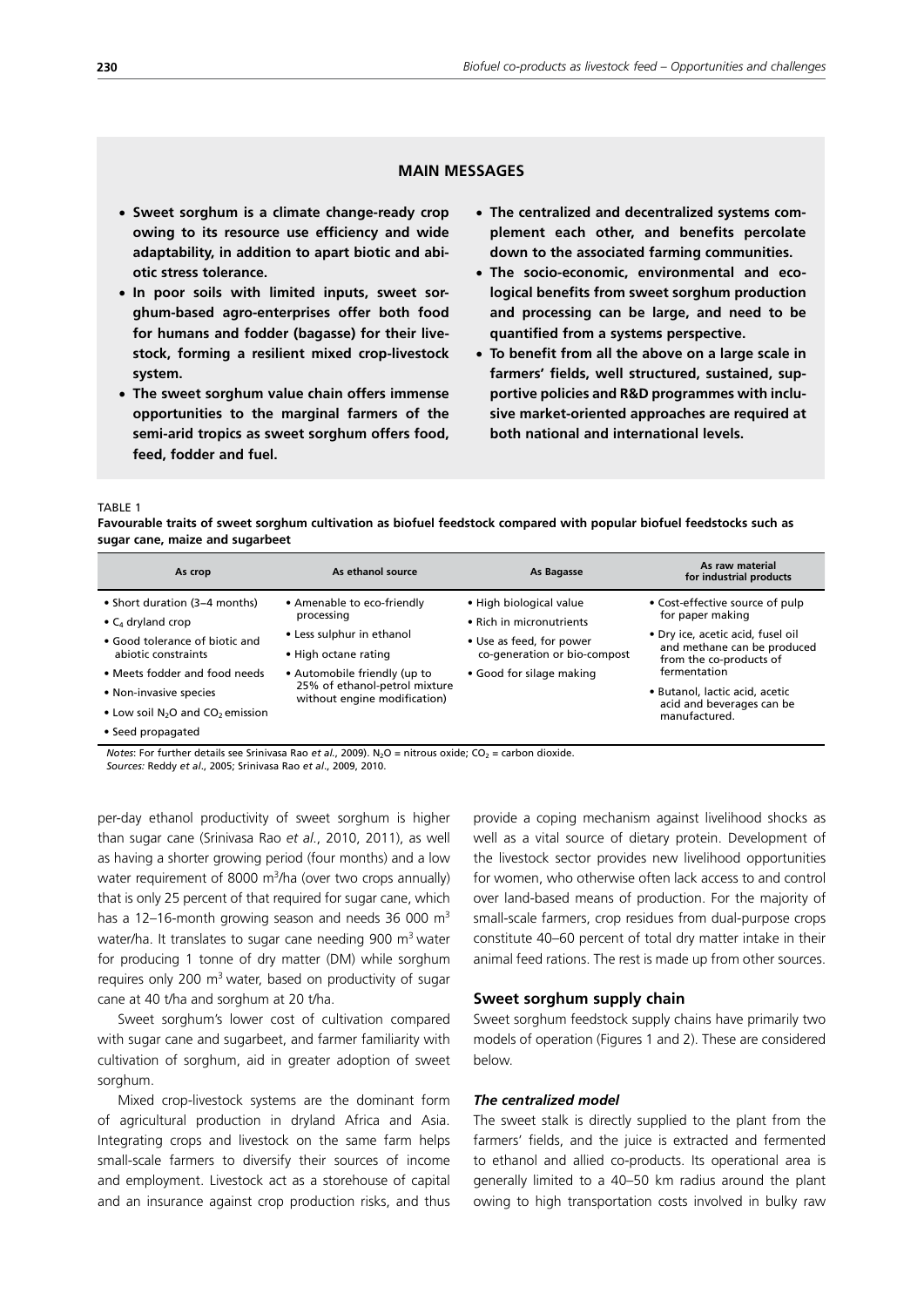## MAIN MESSAGES

- **Sweet sorghum is a climate change-ready crop owing to its resource use efficiency and wide adaptability, in addition to apart biotic and abiotic stress tolerance.**
- **In poor soils with limited inputs, sweet sorghum-based agro-enterprises offer both food for humans and fodder (bagasse) for their livestock, forming a resilient mixed crop-livestock system.**
- **The sweet sorghum value chain offers immense opportunities to the marginal farmers of the semi-arid tropics as sweet sorghum offers food, feed, fodder and fuel.**
- **The centralized and decentralized systems complement each other, and benefits percolate down to the associated farming communities.**
- **The socio-economic, environmental and ecological benefits from sweet sorghum production and processing can be large, and need to be quantified from a systems perspective.**
- **To benefit from all the above on a large scale in farmers' fields, well structured, sustained, supportive policies and R&D programmes with inclusive market-oriented approaches are required at both national and international levels.**

TABLE 1

**Favourable traits of sweet sorghum cultivation as biofuel feedstock compared with popular biofuel feedstocks such as sugar cane, maize and sugarbeet**

| As crop | As ethanol source | As Bagasse | As raw material for industrial products |
|---|---|---|---|
| • Short duration (3–4 months)<br>• $C_4$ dryland crop<br>• Good tolerance of biotic and abiotic constraints<br>• Meets fodder and food needs<br>• Non-invasive species<br>• Low soil $N_2O$ and $CO_2$ emission<br>• Seed propagated | • Amenable to eco-friendly processing<br>• Less sulphur in ethanol<br>• High octane rating<br>• Automobile friendly (up to 25% of ethanol-petrol mixture without engine modification) | • High biological value<br>• Rich in micronutrients<br>• Use as feed, for power co-generation or bio-compost<br>• Good for silage making | • Cost-effective source of pulp for paper making<br>• Dry ice, acetic acid, fusel oil and methane can be produced from the co-products of fermentation<br>• Butanol, lactic acid, acetic acid and beverages can be manufactured. |

*Notes*: For further details see Srinivasa Rao *et al*., 2009). $N_2O$ = nitrous oxide; $CO_2$ = carbon dioxide.
*Sources:* Reddy *et al*., 2005; Srinivasa Rao *et al*., 2009, 2010.

per-day ethanol productivity of sweet sorghum is higher than sugar cane (Srinivasa Rao *et al*., 2010, 2011), as well as having a shorter growing period (four months) and a low water requirement of 8000 $m^3$/ha (over two crops annually) that is only 25 percent of that required for sugar cane, which has a 12–16-month growing season and needs 36 000 $m^3$ water/ha. It translates to sugar cane needing 900 $m^3$ water for producing 1 tonne of dry matter (DM) while sorghum requires only 200 $m^3$ water, based on productivity of sugar cane at 40 t/ha and sorghum at 20 t/ha.

Sweet sorghum's lower cost of cultivation compared with sugar cane and sugarbeet, and farmer familiarity with cultivation of sorghum, aid in greater adoption of sweet sorghum.

Mixed crop-livestock systems are the dominant form of agricultural production in dryland Africa and Asia. Integrating crops and livestock on the same farm helps small-scale farmers to diversify their sources of income and employment. Livestock act as a storehouse of capital and an insurance against crop production risks, and thus provide a coping mechanism against livelihood shocks as well as a vital source of dietary protein. Development of the livestock sector provides new livelihood opportunities for women, who otherwise often lack access to and control over land-based means of production. For the majority of small-scale farmers, crop residues from dual-purpose crops constitute 40–60 percent of total dry matter intake in their animal feed rations. The rest is made up from other sources.

### Sweet sorghum supply chain

Sweet sorghum feedstock supply chains have primarily two models of operation (Figures 1 and 2). These are considered below.

#### *The centralized model*

The sweet stalk is directly supplied to the plant from the farmers' fields, and the juice is extracted and fermented to ethanol and allied co-products. Its operational area is generally limited to a 40–50 km radius around the plant owing to high transportation costs involved in bulky raw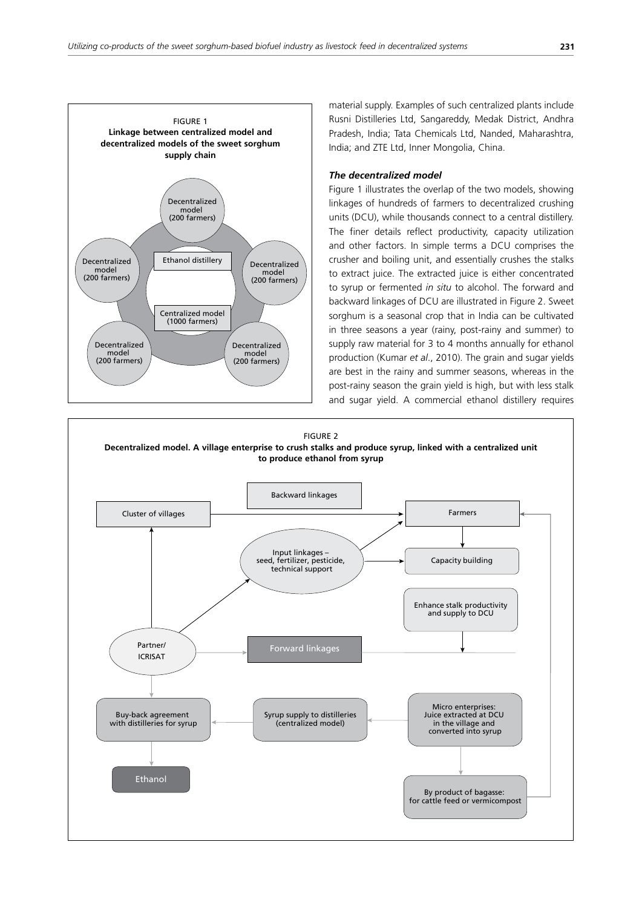FIGURE 1
**Linkage between centralized model and decentralized models of the sweet sorghum supply chain**

Decentralized model (200 farmers)

Decentralized model (200 farmers)

Decentralized model (200 farmers)

Decentralized model (200 farmers)

Decentralized model (200 farmers)

Ethanol distillery

Centralized model (1000 farmers)

material supply. Examples of such centralized plants include Rusni Distilleries Ltd, Sangareddy, Medak District, Andhra Pradesh, India; Tata Chemicals Ltd, Nanded, Maharashtra, India; and ZTE Ltd, Inner Mongolia, China.

### *The decentralized model*

Figure 1 illustrates the overlap of the two models, showing linkages of hundreds of farmers to decentralized crushing units (DCU), while thousands connect to a central distillery. The finer details reflect productivity, capacity utilization and other factors. In simple terms a DCU comprises the crusher and boiling unit, and essentially crushes the stalks to extract juice. The extracted juice is either concentrated to syrup or fermented *in situ* to alcohol. The forward and backward linkages of DCU are illustrated in Figure 2. Sweet sorghum is a seasonal crop that in India can be cultivated in three seasons a year (rainy, post-rainy and summer) to supply raw material for 3 to 4 months annually for ethanol production (Kumar *et al*., 2010). The grain and sugar yields are best in the rainy and summer seasons, whereas in the post-rainy season the grain yield is high, but with less stalk and sugar yield. A commercial ethanol distillery requires

FIGURE 2
**Decentralized model. A village enterprise to crush stalks and produce syrup, linked with a centralized unit to produce ethanol from syrup**

Backward linkages

Cluster of villages

Farmers

Input linkages – seed, fertilizer, pesticide, technical support

Capacity building

Enhance stalk productivity and supply to DCU

Partner/ ICRISAT

Forward linkages

Buy-back agreement with distilleries for syrup

Syrup supply to distilleries (centralized model)

Micro enterprises: Juice extracted at DCU in the village and converted into syrup

Ethanol

By product of bagasse: for cattle feed or vermicompost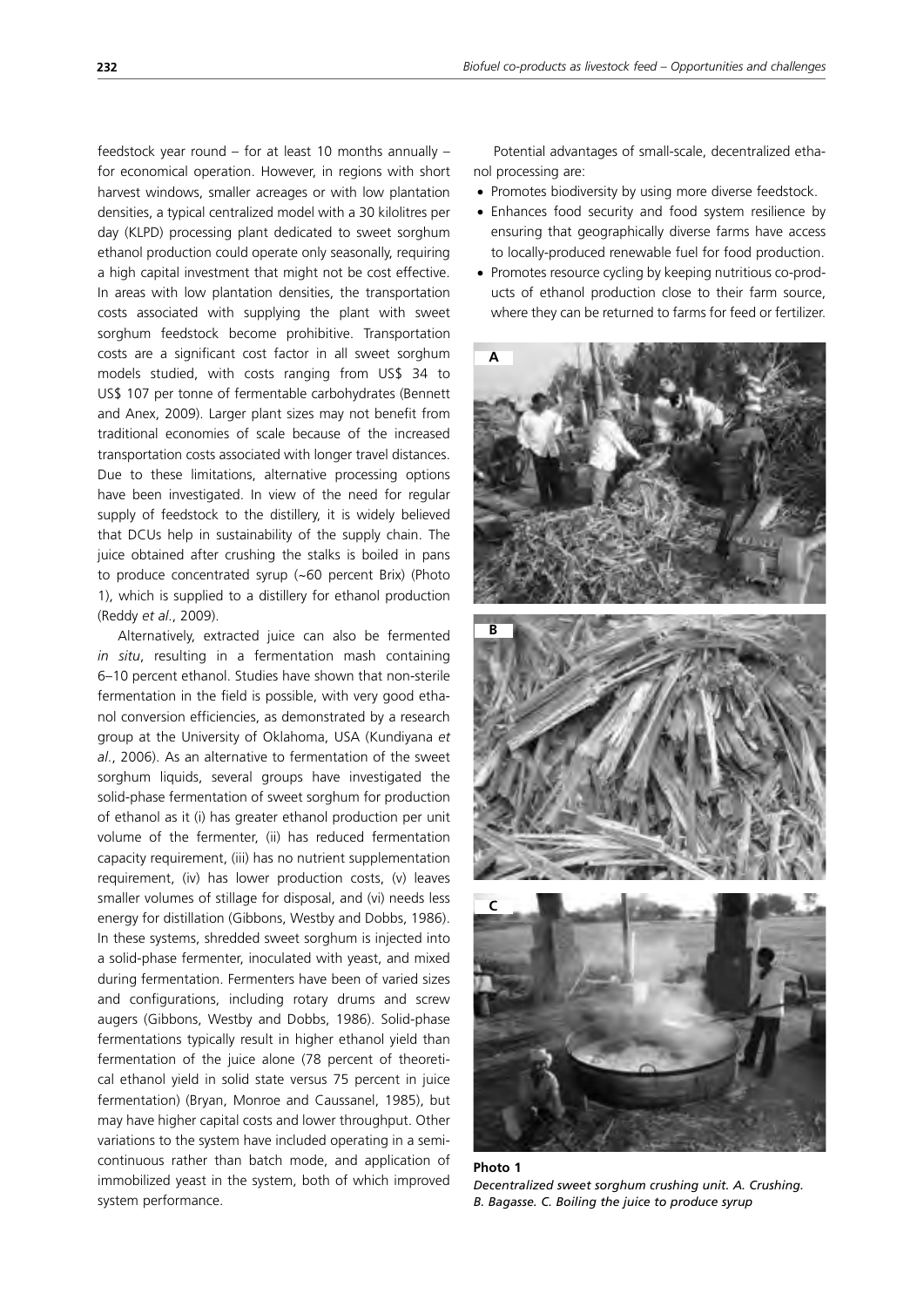feedstock year round – for at least 10 months annually – for economical operation. However, in regions with short harvest windows, smaller acreages or with low plantation densities, a typical centralized model with a 30 kilolitres per day (KLPD) processing plant dedicated to sweet sorghum ethanol production could operate only seasonally, requiring a high capital investment that might not be cost effective. In areas with low plantation densities, the transportation costs associated with supplying the plant with sweet sorghum feedstock become prohibitive. Transportation costs are a significant cost factor in all sweet sorghum models studied, with costs ranging from US$ 34 to US$ 107 per tonne of fermentable carbohydrates (Bennett and Anex, 2009). Larger plant sizes may not benefit from traditional economies of scale because of the increased transportation costs associated with longer travel distances. Due to these limitations, alternative processing options have been investigated. In view of the need for regular supply of feedstock to the distillery, it is widely believed that DCUs help in sustainability of the supply chain. The juice obtained after crushing the stalks is boiled in pans to produce concentrated syrup (~60 percent Brix) (Photo 1), which is supplied to a distillery for ethanol production (Reddy *et al*., 2009).

Alternatively, extracted juice can also be fermented *in situ*, resulting in a fermentation mash containing 6–10 percent ethanol. Studies have shown that non-sterile fermentation in the field is possible, with very good ethanol conversion efficiencies, as demonstrated by a research group at the University of Oklahoma, USA (Kundiyana *et al*., 2006). As an alternative to fermentation of the sweet sorghum liquids, several groups have investigated the solid-phase fermentation of sweet sorghum for production of ethanol as it (i) has greater ethanol production per unit volume of the fermenter, (ii) has reduced fermentation capacity requirement, (iii) has no nutrient supplementation requirement, (iv) has lower production costs, (v) leaves smaller volumes of stillage for disposal, and (vi) needs less energy for distillation (Gibbons, Westby and Dobbs, 1986). In these systems, shredded sweet sorghum is injected into a solid-phase fermenter, inoculated with yeast, and mixed during fermentation. Fermenters have been of varied sizes and configurations, including rotary drums and screw augers (Gibbons, Westby and Dobbs, 1986). Solid-phase fermentations typically result in higher ethanol yield than fermentation of the juice alone (78 percent of theoretical ethanol yield in solid state versus 75 percent in juice fermentation) (Bryan, Monroe and Caussanel, 1985), but may have higher capital costs and lower throughput. Other variations to the system have included operating in a semi-continuous rather than batch mode, and application of immobilized yeast in the system, both of which improved system performance.

Potential advantages of small-scale, decentralized ethanol processing are:

- Promotes biodiversity by using more diverse feedstock.
- Enhances food security and food system resilience by ensuring that geographically diverse farms have access to locally-produced renewable fuel for food production.
- Promotes resource cycling by keeping nutritious co-products of ethanol production close to their farm source, where they can be returned to farms for feed or fertilizer.

**Photo 1**
*Decentralized sweet sorghum crushing unit. A. Crushing. B. Bagasse. C. Boiling the juice to produce syrup*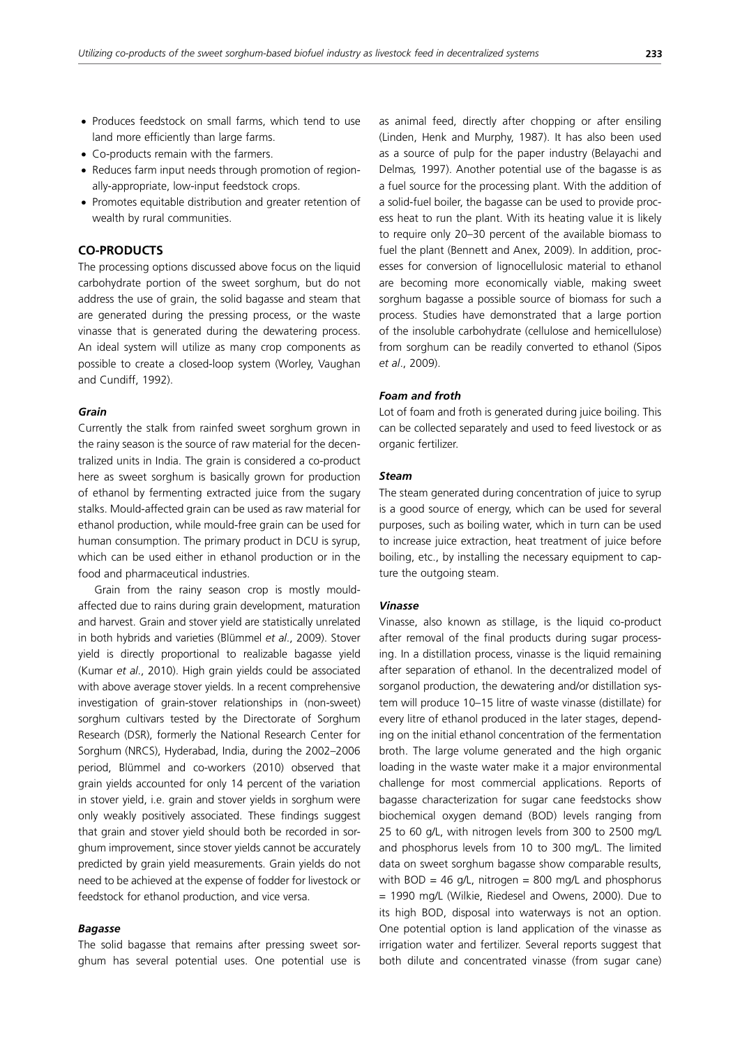- Produces feedstock on small farms, which tend to use land more efficiently than large farms.
- Co-products remain with the farmers.
- Reduces farm input needs through promotion of regionally-appropriate, low-input feedstock crops.
- Promotes equitable distribution and greater retention of wealth by rural communities.

## CO-PRODUCTS

The processing options discussed above focus on the liquid carbohydrate portion of the sweet sorghum, but do not address the use of grain, the solid bagasse and steam that are generated during the pressing process, or the waste vinasse that is generated during the dewatering process. An ideal system will utilize as many crop components as possible to create a closed-loop system (Worley, Vaughan and Cundiff, 1992).

### *Grain*

Currently the stalk from rainfed sweet sorghum grown in the rainy season is the source of raw material for the decentralized units in India. The grain is considered a co-product here as sweet sorghum is basically grown for production of ethanol by fermenting extracted juice from the sugary stalks. Mould-affected grain can be used as raw material for ethanol production, while mould-free grain can be used for human consumption. The primary product in DCU is syrup, which can be used either in ethanol production or in the food and pharmaceutical industries.

Grain from the rainy season crop is mostly mould-affected due to rains during grain development, maturation and harvest. Grain and stover yield are statistically unrelated in both hybrids and varieties (Blümmel *et al*., 2009). Stover yield is directly proportional to realizable bagasse yield (Kumar *et al*., 2010). High grain yields could be associated with above average stover yields. In a recent comprehensive investigation of grain-stover relationships in (non-sweet) sorghum cultivars tested by the Directorate of Sorghum Research (DSR), formerly the National Research Center for Sorghum (NRCS), Hyderabad, India, during the 2002–2006 period, Blümmel and co-workers (2010) observed that grain yields accounted for only 14 percent of the variation in stover yield, i.e. grain and stover yields in sorghum were only weakly positively associated. These findings suggest that grain and stover yield should both be recorded in sorghum improvement, since stover yields cannot be accurately predicted by grain yield measurements. Grain yields do not need to be achieved at the expense of fodder for livestock or feedstock for ethanol production, and vice versa.

### *Bagasse*

The solid bagasse that remains after pressing sweet sorghum has several potential uses. One potential use is as animal feed, directly after chopping or after ensiling (Linden, Henk and Murphy, 1987). It has also been used as a source of pulp for the paper industry (Belayachi and Delmas*,* 1997). Another potential use of the bagasse is as a fuel source for the processing plant. With the addition of a solid-fuel boiler, the bagasse can be used to provide process heat to run the plant. With its heating value it is likely to require only 20–30 percent of the available biomass to fuel the plant (Bennett and Anex, 2009). In addition, processes for conversion of lignocellulosic material to ethanol are becoming more economically viable, making sweet sorghum bagasse a possible source of biomass for such a process. Studies have demonstrated that a large portion of the insoluble carbohydrate (cellulose and hemicellulose) from sorghum can be readily converted to ethanol (Sipos *et al*., 2009).

### *Foam and froth*

Lot of foam and froth is generated during juice boiling. This can be collected separately and used to feed livestock or as organic fertilizer.

### *Steam*

The steam generated during concentration of juice to syrup is a good source of energy, which can be used for several purposes, such as boiling water, which in turn can be used to increase juice extraction, heat treatment of juice before boiling, etc., by installing the necessary equipment to capture the outgoing steam.

### *Vinasse*

Vinasse, also known as stillage, is the liquid co-product after removal of the final products during sugar processing. In a distillation process, vinasse is the liquid remaining after separation of ethanol. In the decentralized model of sorganol production, the dewatering and/or distillation system will produce 10–15 litre of waste vinasse (distillate) for every litre of ethanol produced in the later stages, depending on the initial ethanol concentration of the fermentation broth. The large volume generated and the high organic loading in the waste water make it a major environmental challenge for most commercial applications. Reports of bagasse characterization for sugar cane feedstocks show biochemical oxygen demand (BOD) levels ranging from 25 to 60 g/L, with nitrogen levels from 300 to 2500 mg/L and phosphorus levels from 10 to 300 mg/L. The limited data on sweet sorghum bagasse show comparable results, with BOD = 46 g/L, nitrogen = 800 mg/L and phosphorus = 1990 mg/L (Wilkie, Riedesel and Owens, 2000). Due to its high BOD, disposal into waterways is not an option. One potential option is land application of the vinasse as irrigation water and fertilizer. Several reports suggest that both dilute and concentrated vinasse (from sugar cane)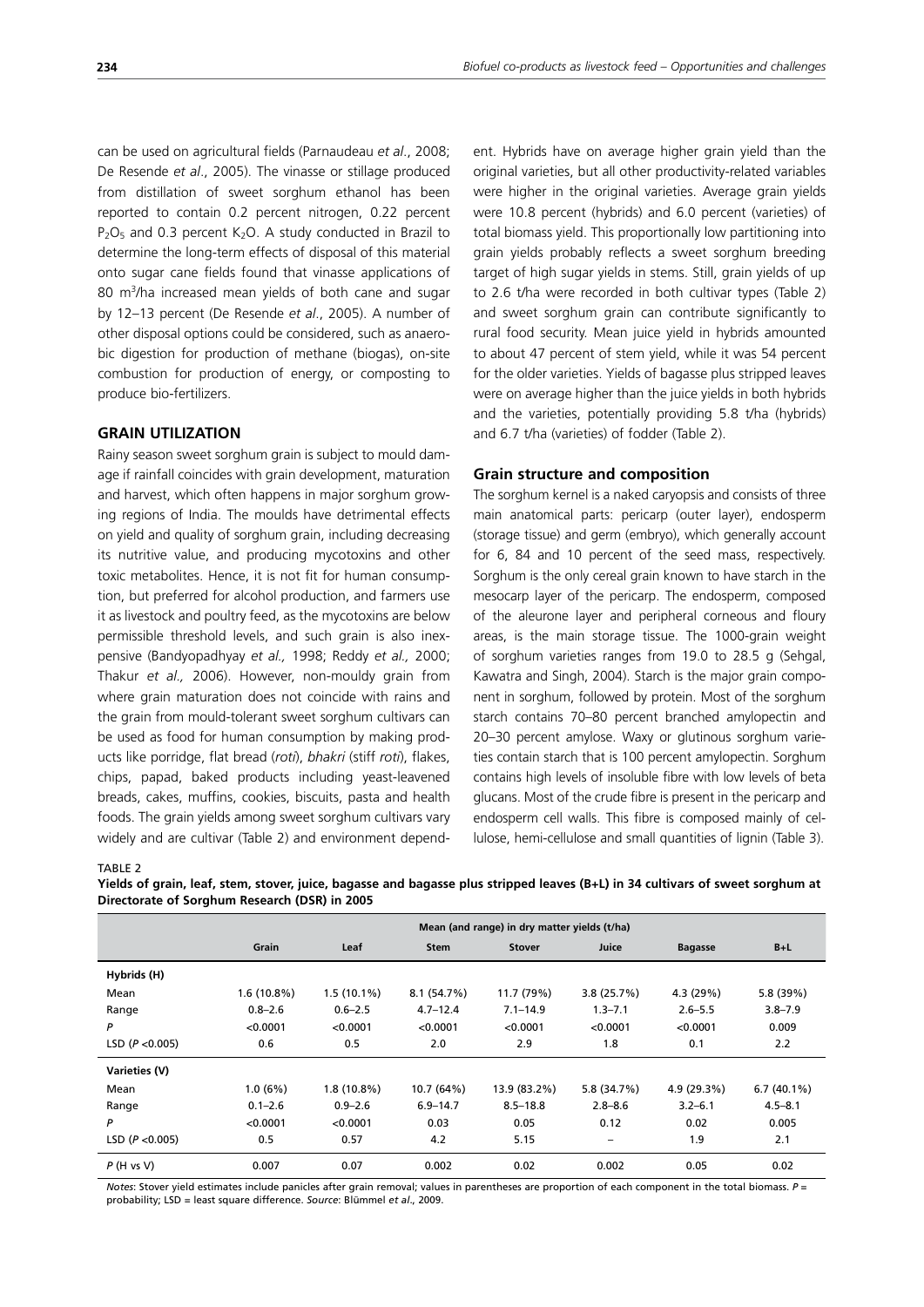can be used on agricultural fields (Parnaudeau *et al*., 2008; De Resende *et al*., 2005). The vinasse or stillage produced from distillation of sweet sorghum ethanol has been reported to contain 0.2 percent nitrogen, 0.22 percent $P_2O_5$ and 0.3 percent $K_2O$. A study conducted in Brazil to determine the long-term effects of disposal of this material onto sugar cane fields found that vinasse applications of 80 $m^3$/ha increased mean yields of both cane and sugar by 12–13 percent (De Resende *et al*., 2005). A number of other disposal options could be considered, such as anaerobic digestion for production of methane (biogas), on-site combustion for production of energy, or composting to produce bio-fertilizers.

## GRAIN UTILIZATION

Rainy season sweet sorghum grain is subject to mould damage if rainfall coincides with grain development, maturation and harvest, which often happens in major sorghum growing regions of India. The moulds have detrimental effects on yield and quality of sorghum grain, including decreasing its nutritive value, and producing mycotoxins and other toxic metabolites. Hence, it is not fit for human consumption, but preferred for alcohol production, and farmers use it as livestock and poultry feed, as the mycotoxins are below permissible threshold levels, and such grain is also inexpensive (Bandyopadhyay *et al.,* 1998; Reddy *et al.,* 2000; Thakur *et al.,* 2006). However, non-mouldy grain from where grain maturation does not coincide with rains and the grain from mould-tolerant sweet sorghum cultivars can be used as food for human consumption by making products like porridge, flat bread (*roti*), *bhakri* (stiff *roti*), flakes, chips, papad, baked products including yeast-leavened breads, cakes, muffins, cookies, biscuits, pasta and health foods. The grain yields among sweet sorghum cultivars vary widely and are cultivar (Table 2) and environment dependent. Hybrids have on average higher grain yield than the original varieties, but all other productivity-related variables were higher in the original varieties. Average grain yields were 10.8 percent (hybrids) and 6.0 percent (varieties) of total biomass yield. This proportionally low partitioning into grain yields probably reflects a sweet sorghum breeding target of high sugar yields in stems. Still, grain yields of up to 2.6 t/ha were recorded in both cultivar types (Table 2) and sweet sorghum grain can contribute significantly to rural food security. Mean juice yield in hybrids amounted to about 47 percent of stem yield, while it was 54 percent for the older varieties. Yields of bagasse plus stripped leaves were on average higher than the juice yields in both hybrids and the varieties, potentially providing 5.8 t/ha (hybrids) and 6.7 t/ha (varieties) of fodder (Table 2).

### Grain structure and composition

The sorghum kernel is a naked caryopsis and consists of three main anatomical parts: pericarp (outer layer), endosperm (storage tissue) and germ (embryo), which generally account for 6, 84 and 10 percent of the seed mass, respectively. Sorghum is the only cereal grain known to have starch in the mesocarp layer of the pericarp. The endosperm, composed of the aleurone layer and peripheral corneous and floury areas, is the main storage tissue. The 1000-grain weight of sorghum varieties ranges from 19.0 to 28.5 g (Sehgal, Kawatra and Singh, 2004). Starch is the major grain component in sorghum, followed by protein. Most of the sorghum starch contains 70–80 percent branched amylopectin and 20–30 percent amylose. Waxy or glutinous sorghum varieties contain starch that is 100 percent amylopectin. Sorghum contains high levels of insoluble fibre with low levels of beta glucans. Most of the crude fibre is present in the pericarp and endosperm cell walls. This fibre is composed mainly of cellulose, hemi-cellulose and small quantities of lignin (Table 3).

TABLE 2
**Yields of grain, leaf, stem, stover, juice, bagasse and bagasse plus stripped leaves (B+L) in 34 cultivars of sweet sorghum at Directorate of Sorghum Research (DSR) in 2005**

| | Mean (and range) in dry matter yields (t/ha) | | | | | | |
|---|---|---|---|---|---|---|---|
| | Grain | Leaf | Stem | Stover | Juice | Bagasse | B+L |
| **Hybrids (H)** | | | | | | | |
| Mean | 1.6 (10.8%) | 1.5 (10.1%) | 8.1 (54.7%) | 11.7 (79%) | 3.8 (25.7%) | 4.3 (29%) | 5.8 (39%) |
| Range | 0.8–2.6 | 0.6–2.5 | 4.7–12.4 | 7.1–14.9 | 1.3–7.1 | 2.6–5.5 | 3.8–7.9 |
| *P* | <0.0001 | <0.0001 | <0.0001 | <0.0001 | <0.0001 | <0.0001 | 0.009 |
| LSD ($P$ <0.005) | 0.6 | 0.5 | 2.0 | 2.9 | 1.8 | 0.1 | 2.2 |
| **Varieties (V)** | | | | | | | |
| Mean | 1.0 (6%) | 1.8 (10.8%) | 10.7 (64%) | 13.9 (83.2%) | 5.8 (34.7%) | 4.9 (29.3%) | 6.7 (40.1%) |
| Range | 0.1–2.6 | 0.9–2.6 | 6.9–14.7 | 8.5–18.8 | 2.8–8.6 | 3.2–6.1 | 4.5–8.1 |
| *P* | <0.0001 | <0.0001 | 0.03 | 0.05 | 0.12 | 0.02 | 0.005 |
| LSD ($P$ <0.005) | 0.5 | 0.57 | 4.2 | 5.15 | – | 1.9 | 2.1 |
| $P$ (H vs V) | 0.007 | 0.07 | 0.002 | 0.02 | 0.002 | 0.05 | 0.02 |

*Notes*: Stover yield estimates include panicles after grain removal; values in parentheses are proportion of each component in the total biomass. *P* = probability; LSD = least square difference. *Source*: Blümmel *et al*., 2009.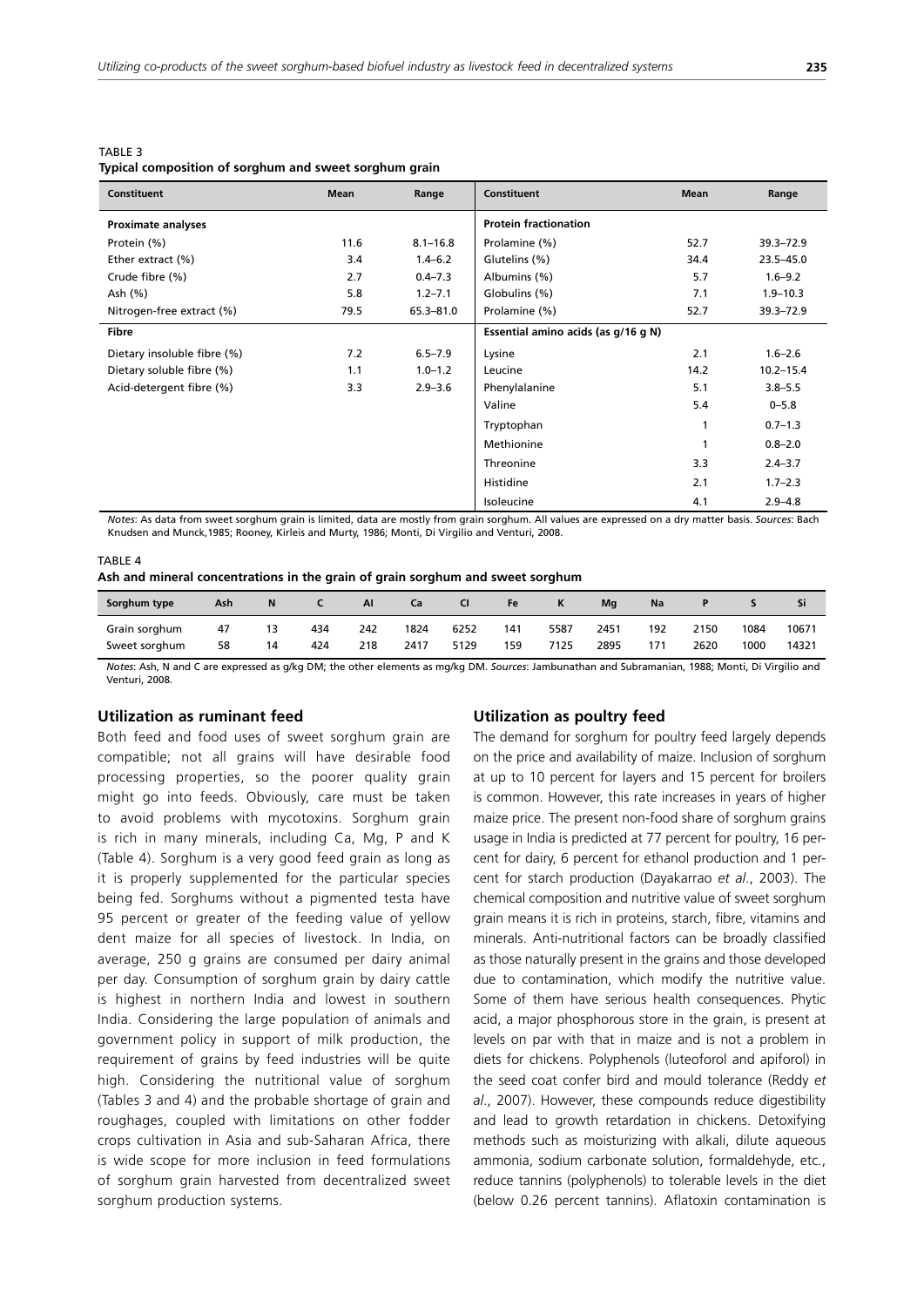TABLE 3
**Typical composition of sorghum and sweet sorghum grain**

| Constituent | Mean | Range | Constituent | Mean | Range |
|---|---|---|---|---|---|
| **Proximate analyses** | | | **Protein fractionation** | | |
| Protein (%) | 11.6 | 8.1–16.8 | Prolamine (%) | 52.7 | 39.3–72.9 |
| Ether extract (%) | 3.4 | 1.4–6.2 | Glutelins (%) | 34.4 | 23.5–45.0 |
| Crude fibre (%) | 2.7 | 0.4–7.3 | Albumins (%) | 5.7 | 1.6–9.2 |
| Ash (%) | 5.8 | 1.2–7.1 | Globulins (%) | 7.1 | 1.9–10.3 |
| Nitrogen-free extract (%) | 79.5 | 65.3–81.0 | Prolamine (%) | 52.7 | 39.3–72.9 |
| **Fibre** | | | **Essential amino acids (as g/16 g N)** | | |
| Dietary insoluble fibre (%) | 7.2 | 6.5–7.9 | Lysine | 2.1 | 1.6–2.6 |
| Dietary soluble fibre (%) | 1.1 | 1.0–1.2 | Leucine | 14.2 | 10.2–15.4 |
| Acid-detergent fibre (%) | 3.3 | 2.9–3.6 | Phenylalanine | 5.1 | 3.8–5.5 |
| | | | Valine | 5.4 | 0–5.8 |
| | | | Tryptophan | 1 | 0.7–1.3 |
| | | | Methionine | 1 | 0.8–2.0 |
| | | | Threonine | 3.3 | 2.4–3.7 |
| | | | Histidine | 2.1 | 1.7–2.3 |
| | | | Isoleucine | 4.1 | 2.9–4.8 |

*Notes*: As data from sweet sorghum grain is limited, data are mostly from grain sorghum. All values are expressed on a dry matter basis. *Sources*: Bach Knudsen and Munck,1985; Rooney, Kirleis and Murty, 1986; Monti, Di Virgilio and Venturi, 2008.

TABLE 4
**Ash and mineral concentrations in the grain of grain sorghum and sweet sorghum**

| Sorghum type | Ash | N | C | Al | Ca | Cl | Fe | K | Mg | Na | P | S | Si |
|---|---|---|---|---|---|---|---|---|---|---|---|---|---|
| Grain sorghum | 47 | 13 | 434 | 242 | 1824 | 6252 | 141 | 5587 | 2451 | 192 | 2150 | 1084 | 10671 |
| Sweet sorghum | 58 | 14 | 424 | 218 | 2417 | 5129 | 159 | 7125 | 2895 | 171 | 2620 | 1000 | 14321 |

*Notes*: Ash, N and C are expressed as g/kg DM; the other elements as mg/kg DM. *Sources*: Jambunathan and Subramanian, 1988; Monti, Di Virgilio and Venturi, 2008.

### Utilization as ruminant feed

Both feed and food uses of sweet sorghum grain are compatible; not all grains will have desirable food processing properties, so the poorer quality grain might go into feeds. Obviously, care must be taken to avoid problems with mycotoxins. Sorghum grain is rich in many minerals, including Ca, Mg, P and K (Table 4). Sorghum is a very good feed grain as long as it is properly supplemented for the particular species being fed. Sorghums without a pigmented testa have 95 percent or greater of the feeding value of yellow dent maize for all species of livestock. In India, on average, 250 g grains are consumed per dairy animal per day. Consumption of sorghum grain by dairy cattle is highest in northern India and lowest in southern India. Considering the large population of animals and government policy in support of milk production, the requirement of grains by feed industries will be quite high. Considering the nutritional value of sorghum (Tables 3 and 4) and the probable shortage of grain and roughages, coupled with limitations on other fodder crops cultivation in Asia and sub-Saharan Africa, there is wide scope for more inclusion in feed formulations of sorghum grain harvested from decentralized sweet sorghum production systems.

### Utilization as poultry feed

The demand for sorghum for poultry feed largely depends on the price and availability of maize. Inclusion of sorghum at up to 10 percent for layers and 15 percent for broilers is common. However, this rate increases in years of higher maize price. The present non-food share of sorghum grains usage in India is predicted at 77 percent for poultry, 16 percent for dairy, 6 percent for ethanol production and 1 percent for starch production (Dayakarrao *et al*., 2003). The chemical composition and nutritive value of sweet sorghum grain means it is rich in proteins, starch, fibre, vitamins and minerals. Anti-nutritional factors can be broadly classified as those naturally present in the grains and those developed due to contamination, which modify the nutritive value. Some of them have serious health consequences. Phytic acid, a major phosphorous store in the grain, is present at levels on par with that in maize and is not a problem in diets for chickens. Polyphenols (luteoforol and apiforol) in the seed coat confer bird and mould tolerance (Reddy *et al*., 2007). However, these compounds reduce digestibility and lead to growth retardation in chickens. Detoxifying methods such as moisturizing with alkali, dilute aqueous ammonia, sodium carbonate solution, formaldehyde, etc., reduce tannins (polyphenols) to tolerable levels in the diet (below 0.26 percent tannins). Aflatoxin contamination is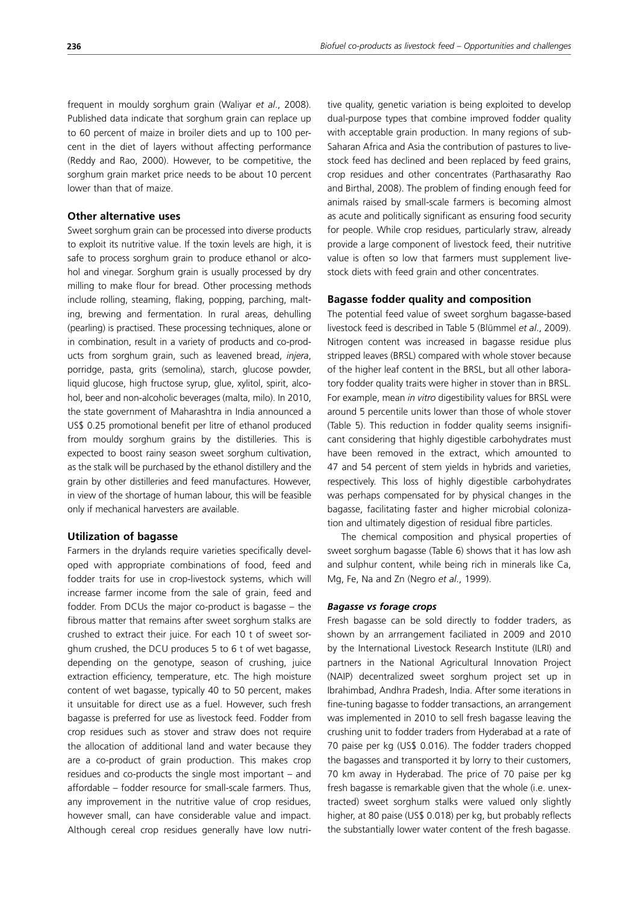frequent in mouldy sorghum grain (Waliyar *et al*., 2008). Published data indicate that sorghum grain can replace up to 60 percent of maize in broiler diets and up to 100 percent in the diet of layers without affecting performance (Reddy and Rao, 2000). However, to be competitive, the sorghum grain market price needs to be about 10 percent lower than that of maize.

### Other alternative uses

Sweet sorghum grain can be processed into diverse products to exploit its nutritive value. If the toxin levels are high, it is safe to process sorghum grain to produce ethanol or alcohol and vinegar. Sorghum grain is usually processed by dry milling to make flour for bread. Other processing methods include rolling, steaming, flaking, popping, parching, malting, brewing and fermentation. In rural areas, dehulling (pearling) is practised. These processing techniques, alone or in combination, result in a variety of products and co-products from sorghum grain, such as leavened bread, *injera*, porridge, pasta, grits (semolina), starch, glucose powder, liquid glucose, high fructose syrup, glue, xylitol, spirit, alcohol, beer and non-alcoholic beverages (malta, milo). In 2010, the state government of Maharashtra in India announced a US$ 0.25 promotional benefit per litre of ethanol produced from mouldy sorghum grains by the distilleries. This is expected to boost rainy season sweet sorghum cultivation, as the stalk will be purchased by the ethanol distillery and the grain by other distilleries and feed manufactures. However, in view of the shortage of human labour, this will be feasible only if mechanical harvesters are available.

### Utilization of bagasse

Farmers in the drylands require varieties specifically developed with appropriate combinations of food, feed and fodder traits for use in crop-livestock systems, which will increase farmer income from the sale of grain, feed and fodder. From DCUs the major co-product is bagasse – the fibrous matter that remains after sweet sorghum stalks are crushed to extract their juice. For each 10 t of sweet sorghum crushed, the DCU produces 5 to 6 t of wet bagasse, depending on the genotype, season of crushing, juice extraction efficiency, temperature, etc. The high moisture content of wet bagasse, typically 40 to 50 percent, makes it unsuitable for direct use as a fuel. However, such fresh bagasse is preferred for use as livestock feed. Fodder from crop residues such as stover and straw does not require the allocation of additional land and water because they are a co-product of grain production. This makes crop residues and co-products the single most important – and affordable – fodder resource for small-scale farmers. Thus, any improvement in the nutritive value of crop residues, however small, can have considerable value and impact. Although cereal crop residues generally have low nutritive quality, genetic variation is being exploited to develop dual-purpose types that combine improved fodder quality with acceptable grain production. In many regions of sub-Saharan Africa and Asia the contribution of pastures to livestock feed has declined and been replaced by feed grains, crop residues and other concentrates (Parthasarathy Rao and Birthal, 2008). The problem of finding enough feed for animals raised by small-scale farmers is becoming almost as acute and politically significant as ensuring food security for people. While crop residues, particularly straw, already provide a large component of livestock feed, their nutritive value is often so low that farmers must supplement livestock diets with feed grain and other concentrates.

### Bagasse fodder quality and composition

The potential feed value of sweet sorghum bagasse-based livestock feed is described in Table 5 (Blümmel *et al*., 2009). Nitrogen content was increased in bagasse residue plus stripped leaves (BRSL) compared with whole stover because of the higher leaf content in the BRSL, but all other laboratory fodder quality traits were higher in stover than in BRSL. For example, mean *in vitro* digestibility values for BRSL were around 5 percentile units lower than those of whole stover (Table 5). This reduction in fodder quality seems insignificant considering that highly digestible carbohydrates must have been removed in the extract, which amounted to 47 and 54 percent of stem yields in hybrids and varieties, respectively. This loss of highly digestible carbohydrates was perhaps compensated for by physical changes in the bagasse, facilitating faster and higher microbial colonization and ultimately digestion of residual fibre particles.

The chemical composition and physical properties of sweet sorghum bagasse (Table 6) shows that it has low ash and sulphur content, while being rich in minerals like Ca, Mg, Fe, Na and Zn (Negro *et al*., 1999).

#### *Bagasse vs forage crops*

Fresh bagasse can be sold directly to fodder traders, as shown by an arrrangement faciliated in 2009 and 2010 by the International Livestock Research Institute (ILRI) and partners in the National Agricultural Innovation Project (NAIP) decentralized sweet sorghum project set up in Ibrahimbad, Andhra Pradesh, India. After some iterations in fine-tuning bagasse to fodder transactions, an arrangement was implemented in 2010 to sell fresh bagasse leaving the crushing unit to fodder traders from Hyderabad at a rate of 70 paise per kg (US$ 0.016). The fodder traders chopped the bagasses and transported it by lorry to their customers, 70 km away in Hyderabad. The price of 70 paise per kg fresh bagasse is remarkable given that the whole (i.e. unextracted) sweet sorghum stalks were valued only slightly higher, at 80 paise (US$ 0.018) per kg, but probably reflects the substantially lower water content of the fresh bagasse.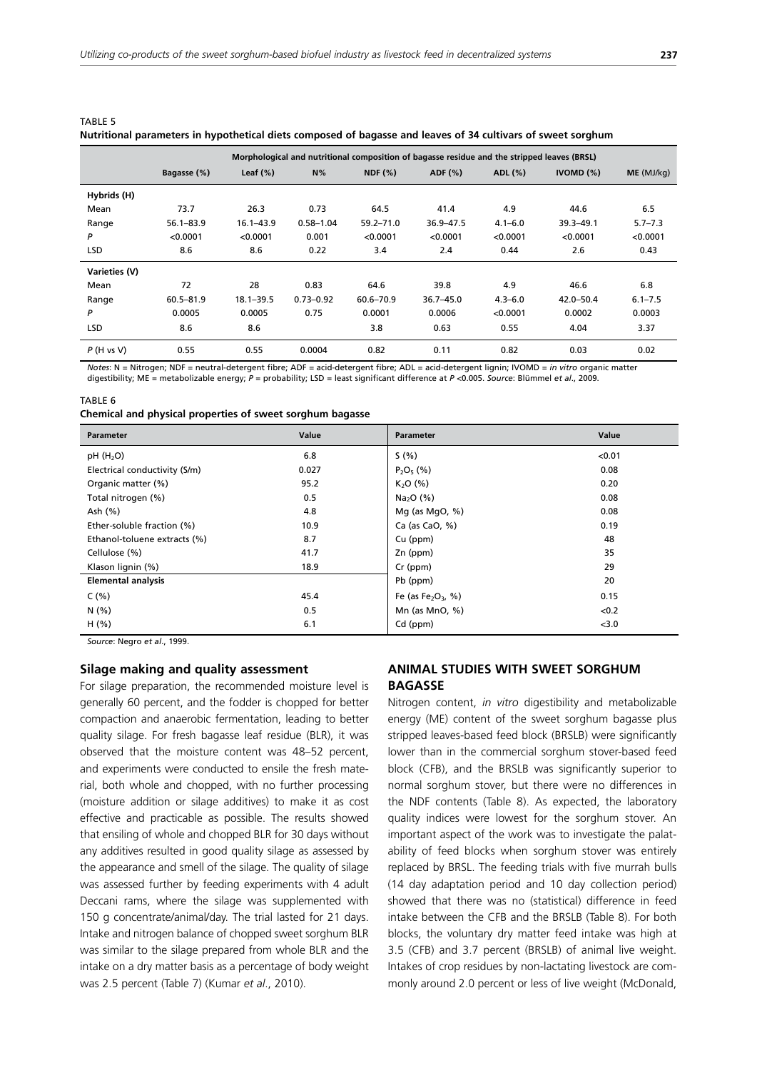TABLE 5

**Nutritional parameters in hypothetical diets composed of bagasse and leaves of 34 cultivars of sweet sorghum**

| | Morphological and nutritional composition of bagasse residue and the stripped leaves (BRSL) | | | | | | | |
|---|---|---|---|---|---|---|---|---|
| | **Bagasse (%)** | **Leaf (%)** | **N%** | **NDF (%)** | **ADF (%)** | **ADL (%)** | **IVOMD (%)** | **ME (MJ/kg)** |
| **Hybrids (H)** | | | | | | | | |
| Mean | 73.7 | 26.3 | 0.73 | 64.5 | 41.4 | 4.9 | 44.6 | 6.5 |
| Range | 56.1–83.9 | 16.1–43.9 | 0.58–1.04 | 59.2–71.0 | 36.9–47.5 | 4.1–6.0 | 39.3–49.1 | 5.7–7.3 |
| *P* | <0.0001 | <0.0001 | 0.001 | <0.0001 | <0.0001 | <0.0001 | <0.0001 | <0.0001 |
| LSD | 8.6 | 8.6 | 0.22 | 3.4 | 2.4 | 0.44 | 2.6 | 0.43 |
| **Varieties (V)** | | | | | | | | |
| Mean | 72 | 28 | 0.83 | 64.6 | 39.8 | 4.9 | 46.6 | 6.8 |
| Range | 60.5–81.9 | 18.1–39.5 | 0.73–0.92 | 60.6–70.9 | 36.7–45.0 | 4.3–6.0 | 42.0–50.4 | 6.1–7.5 |
| *P* | 0.0005 | 0.0005 | 0.75 | 0.0001 | 0.0006 | <0.0001 | 0.0002 | 0.0003 |
| LSD | 8.6 | 8.6 | | 3.8 | 0.63 | 0.55 | 4.04 | 3.37 |
| *P* (H vs V) | 0.55 | 0.55 | 0.0004 | 0.82 | 0.11 | 0.82 | 0.03 | 0.02 |

*Notes*: N = Nitrogen; NDF = neutral-detergent fibre; ADF = acid-detergent fibre; ADL = acid-detergent lignin; IVOMD = *in vitro* organic matter digestibility; ME = metabolizable energy; *P* = probability; LSD = least significant difference at *P* <0.005. *Source*: Blümmel *et al*., 2009.

TABLE 6

**Chemical and physical properties of sweet sorghum bagasse**

| Parameter | Value | Parameter | Value |
|---|---|---|---|
| pH ($H_2O$) | 6.8 | S (%) | <0.01 |
| Electrical conductivity (S/m) | 0.027 | $P_2O_5$ (%) | 0.08 |
| Organic matter (%) | 95.2 | $K_2O$ (%) | 0.20 |
| Total nitrogen (%) | 0.5 | $Na_2O$ (%) | 0.08 |
| Ash (%) | 4.8 | Mg (as MgO, %) | 0.08 |
| Ether-soluble fraction (%) | 10.9 | Ca (as CaO, %) | 0.19 |
| Ethanol-toluene extracts (%) | 8.7 | Cu (ppm) | 48 |
| Cellulose (%) | 41.7 | Zn (ppm) | 35 |
| Klason lignin (%) | 18.9 | Cr (ppm) | 29 |
| **Elemental analysis** | | Pb (ppm) | 20 |
| C (%) | 45.4 | Fe (as $Fe_2O_3$, %) | 0.15 |
| N (%) | 0.5 | Mn (as MnO, %) | <0.2 |
| H (%) | 6.1 | Cd (ppm) | <3.0 |

*Source*: Negro *et al*., 1999.

### Silage making and quality assessment

For silage preparation, the recommended moisture level is generally 60 percent, and the fodder is chopped for better compaction and anaerobic fermentation, leading to better quality silage. For fresh bagasse leaf residue (BLR), it was observed that the moisture content was 48–52 percent, and experiments were conducted to ensile the fresh material, both whole and chopped, with no further processing (moisture addition or silage additives) to make it as cost effective and practicable as possible. The results showed that ensiling of whole and chopped BLR for 30 days without any additives resulted in good quality silage as assessed by the appearance and smell of the silage. The quality of silage was assessed further by feeding experiments with 4 adult Deccani rams, where the silage was supplemented with 150 g concentrate/animal/day. The trial lasted for 21 days. Intake and nitrogen balance of chopped sweet sorghum BLR was similar to the silage prepared from whole BLR and the intake on a dry matter basis as a percentage of body weight was 2.5 percent (Table 7) (Kumar *et al*., 2010).

## ANIMAL STUDIES WITH SWEET SORGHUM BAGASSE

Nitrogen content, *in vitro* digestibility and metabolizable energy (ME) content of the sweet sorghum bagasse plus stripped leaves-based feed block (BRSLB) were significantly lower than in the commercial sorghum stover-based feed block (CFB), and the BRSLB was significantly superior to normal sorghum stover, but there were no differences in the NDF contents (Table 8). As expected, the laboratory quality indices were lowest for the sorghum stover. An important aspect of the work was to investigate the palatability of feed blocks when sorghum stover was entirely replaced by BRSL. The feeding trials with five murrah bulls (14 day adaptation period and 10 day collection period) showed that there was no (statistical) difference in feed intake between the CFB and the BRSLB (Table 8). For both blocks, the voluntary dry matter feed intake was high at 3.5 (CFB) and 3.7 percent (BRSLB) of animal live weight. Intakes of crop residues by non-lactating livestock are commonly around 2.0 percent or less of live weight (McDonald,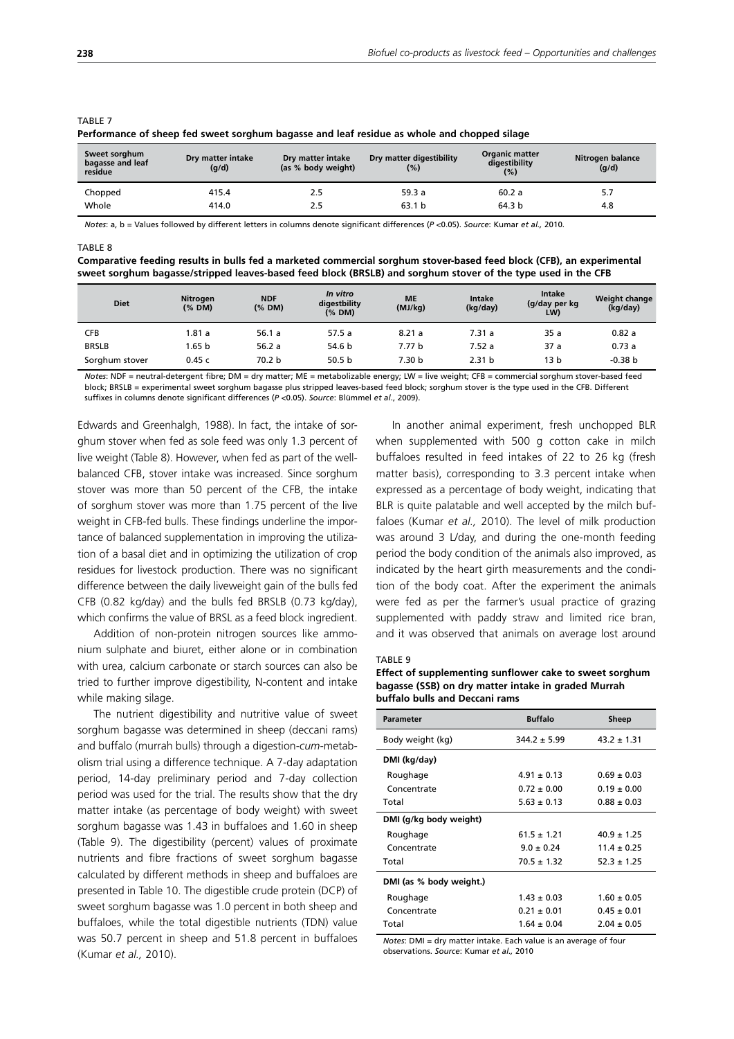TABLE 7

**Performance of sheep fed sweet sorghum bagasse and leaf residue as whole and chopped silage**

| Sweet sorghum bagasse and leaf residue | Dry matter intake (g/d) | Dry matter intake (as % body weight) | Dry matter digestibility (%) | Organic matter digestibility (%) | Nitrogen balance (g/d) |
|---|---|---|---|---|---|
| Chopped | 415.4 | 2.5 | 59.3 a | 60.2 a | 5.7 |
| Whole | 414.0 | 2.5 | 63.1 b | 64.3 b | 4.8 |

*Notes*: a, b = Values followed by different letters in columns denote significant differences ($P < 0.05$). *Source*: Kumar *et al.*, 2010.

TABLE 8

**Comparative feeding results in bulls fed a marketed commercial sorghum stover-based feed block (CFB), an experimental sweet sorghum bagasse/stripped leaves-based feed block (BRSLB) and sorghum stover of the type used in the CFB**

| Diet | Nitrogen (% DM) | NDF (% DM) | *In vitro* digestbility (% DM) | ME (MJ/kg) | Intake (kg/day) | Intake (g/day per kg LW) | Weight change (kg/day) |
|---|---|---|---|---|---|---|---|
| CFB | 1.81 a | 56.1 a | 57.5 a | 8.21 a | 7.31 a | 35 a | 0.82 a |
| BRSLB | 1.65 b | 56.2 a | 54.6 b | 7.77 b | 7.52 a | 37 a | 0.73 a |
| Sorghum stover | 0.45 c | 70.2 b | 50.5 b | 7.30 b | 2.31 b | 13 b | -0.38 b |

*Notes*: NDF = neutral-detergent fibre; DM = dry matter; ME = metabolizable energy; LW = live weight; CFB = commercial sorghum stover-based feed block; BRSLB = experimental sweet sorghum bagasse plus stripped leaves-based feed block; sorghum stover is the type used in the CFB. Different suffixes in columns denote significant differences ($P < 0.05$). *Source*: Blümmel *et al*., 2009).

Edwards and Greenhalgh, 1988). In fact, the intake of sorghum stover when fed as sole feed was only 1.3 percent of live weight (Table 8). However, when fed as part of the well-balanced CFB, stover intake was increased. Since sorghum stover was more than 50 percent of the CFB, the intake of sorghum stover was more than 1.75 percent of the live weight in CFB-fed bulls. These findings underline the importance of balanced supplementation in improving the utilization of a basal diet and in optimizing the utilization of crop residues for livestock production. There was no significant difference between the daily liveweight gain of the bulls fed CFB (0.82 kg/day) and the bulls fed BRSLB (0.73 kg/day), which confirms the value of BRSL as a feed block ingredient.

Addition of non-protein nitrogen sources like ammonium sulphate and biuret, either alone or in combination with urea, calcium carbonate or starch sources can also be tried to further improve digestibility, N-content and intake while making silage.

The nutrient digestibility and nutritive value of sweet sorghum bagasse was determined in sheep (deccani rams) and buffalo (murrah bulls) through a digestion-*cum*-metabolism trial using a difference technique. A 7-day adaptation period, 14-day preliminary period and 7-day collection period was used for the trial. The results show that the dry matter intake (as percentage of body weight) with sweet sorghum bagasse was 1.43 in buffaloes and 1.60 in sheep (Table 9). The digestibility (percent) values of proximate nutrients and fibre fractions of sweet sorghum bagasse calculated by different methods in sheep and buffaloes are presented in Table 10. The digestible crude protein (DCP) of sweet sorghum bagasse was 1.0 percent in both sheep and buffaloes, while the total digestible nutrients (TDN) value was 50.7 percent in sheep and 51.8 percent in buffaloes (Kumar *et al.,* 2010).

In another animal experiment, fresh unchopped BLR when supplemented with 500 g cotton cake in milch buffaloes resulted in feed intakes of 22 to 26 kg (fresh matter basis), corresponding to 3.3 percent intake when expressed as a percentage of body weight, indicating that BLR is quite palatable and well accepted by the milch buffaloes (Kumar *et al.,* 2010). The level of milk production was around 3 L/day, and during the one-month feeding period the body condition of the animals also improved, as indicated by the heart girth measurements and the condition of the body coat. After the experiment the animals were fed as per the farmer's usual practice of grazing supplemented with paddy straw and limited rice bran, and it was observed that animals on average lost around

TABLE 9

**Effect of supplementing sunflower cake to sweet sorghum bagasse (SSB) on dry matter intake in graded Murrah buffalo bulls and Deccani rams**

| Parameter | Buffalo | Sheep |
|---|---|---|
| Body weight (kg) | 344.2 ± 5.99 | 43.2 ± 1.31 |
| **DMI (kg/day)** | | |
| Roughage | 4.91 ± 0.13 | 0.69 ± 0.03 |
| Concentrate | 0.72 ± 0.00 | 0.19 ± 0.00 |
| Total | 5.63 ± 0.13 | 0.88 ± 0.03 |
| **DMI (g/kg body weight)** | | |
| Roughage | 61.5 ± 1.21 | 40.9 ± 1.25 |
| Concentrate | 9.0 ± 0.24 | 11.4 ± 0.25 |
| Total | 70.5 ± 1.32 | 52.3 ± 1.25 |
| **DMI (as % body weight.)** | | |
| Roughage | 1.43 ± 0.03 | 1.60 ± 0.05 |
| Concentrate | 0.21 ± 0.01 | 0.45 ± 0.01 |
| Total | 1.64 ± 0.04 | 2.04 ± 0.05 |

*Notes*: DMI = dry matter intake. Each value is an average of four observations. *Source*: Kumar *et al.,* 2010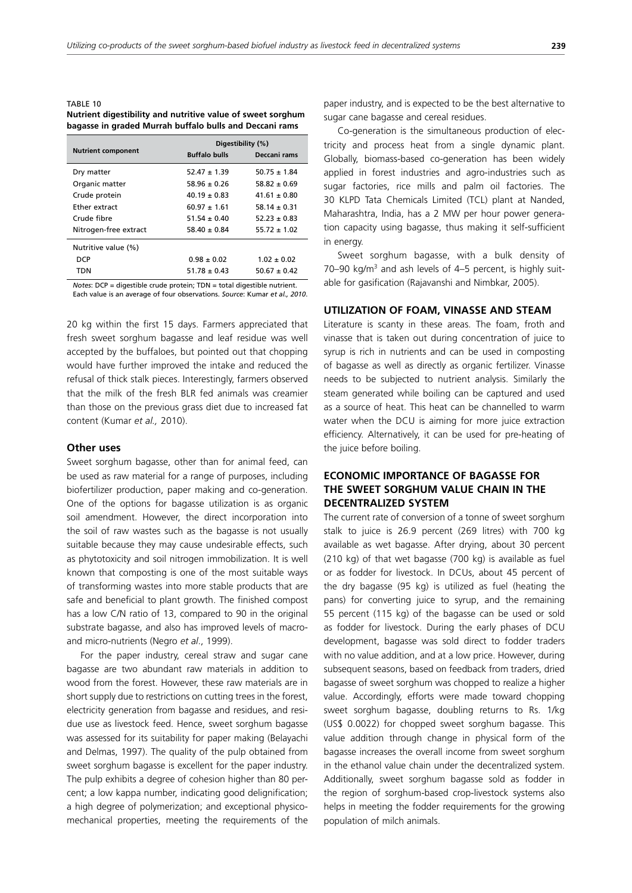TABLE 10
**Nutrient digestibility and nutritive value of sweet sorghum bagasse in graded Murrah buffalo bulls and Deccani rams**

| Nutrient component | Digestibility (%) | |
|---|---|---|
| | Buffalo bulls | Deccani rams |
| Dry matter | 52.47 ± 1.39 | 50.75 ± 1.84 |
| Organic matter | 58.96 ± 0.26 | 58.82 ± 0.69 |
| Crude protein | 40.19 ± 0.83 | 41.61 ± 0.80 |
| Ether extract | 60.97 ± 1.61 | 58.14 ± 0.31 |
| Crude fibre | 51.54 ± 0.40 | 52.23 ± 0.83 |
| Nitrogen-free extract | 58.40 ± 0.84 | 55.72 ± 1.02 |
| Nutritive value (%) | | |
| DCP | 0.98 ± 0.02 | 1.02 ± 0.02 |
| TDN | 51.78 ± 0.43 | 50.67 ± 0.42 |

*Notes*: DCP = digestible crude protein; TDN = total digestible nutrient. Each value is an average of four observations. *Source*: Kumar *et al., 2010*.

20 kg within the first 15 days. Farmers appreciated that fresh sweet sorghum bagasse and leaf residue was well accepted by the buffaloes, but pointed out that chopping would have further improved the intake and reduced the refusal of thick stalk pieces. Interestingly, farmers observed that the milk of the fresh BLR fed animals was creamier than those on the previous grass diet due to increased fat content (Kumar *et al.,* 2010).

### Other uses

Sweet sorghum bagasse, other than for animal feed, can be used as raw material for a range of purposes, including biofertilizer production, paper making and co-generation. One of the options for bagasse utilization is as organic soil amendment. However, the direct incorporation into the soil of raw wastes such as the bagasse is not usually suitable because they may cause undesirable effects, such as phytotoxicity and soil nitrogen immobilization. It is well known that composting is one of the most suitable ways of transforming wastes into more stable products that are safe and beneficial to plant growth. The finished compost has a low C/N ratio of 13, compared to 90 in the original substrate bagasse, and also has improved levels of macro- and micro-nutrients (Negro *et al*., 1999).

For the paper industry, cereal straw and sugar cane bagasse are two abundant raw materials in addition to wood from the forest. However, these raw materials are in short supply due to restrictions on cutting trees in the forest, electricity generation from bagasse and residues, and residue use as livestock feed. Hence, sweet sorghum bagasse was assessed for its suitability for paper making (Belayachi and Delmas, 1997). The quality of the pulp obtained from sweet sorghum bagasse is excellent for the paper industry. The pulp exhibits a degree of cohesion higher than 80 percent; a low kappa number, indicating good delignification; a high degree of polymerization; and exceptional physico-mechanical properties, meeting the requirements of the paper industry, and is expected to be the best alternative to sugar cane bagasse and cereal residues.

Co-generation is the simultaneous production of electricity and process heat from a single dynamic plant. Globally, biomass-based co-generation has been widely applied in forest industries and agro-industries such as sugar factories, rice mills and palm oil factories. The 30 KLPD Tata Chemicals Limited (TCL) plant at Nanded, Maharashtra, India, has a 2 MW per hour power generation capacity using bagasse, thus making it self-sufficient in energy.

Sweet sorghum bagasse, with a bulk density of 70–90 kg/m$^3$ and ash levels of 4–5 percent, is highly suitable for gasification (Rajavanshi and Nimbkar, 2005).

## UTILIZATION OF FOAM, VINASSE AND STEAM

Literature is scanty in these areas. The foam, froth and vinasse that is taken out during concentration of juice to syrup is rich in nutrients and can be used in composting of bagasse as well as directly as organic fertilizer. Vinasse needs to be subjected to nutrient analysis. Similarly the steam generated while boiling can be captured and used as a source of heat. This heat can be channelled to warm water when the DCU is aiming for more juice extraction efficiency. Alternatively, it can be used for pre-heating of the juice before boiling.

## ECONOMIC IMPORTANCE OF BAGASSE FOR THE SWEET SORGHUM VALUE CHAIN IN THE DECENTRALIZED SYSTEM

The current rate of conversion of a tonne of sweet sorghum stalk to juice is 26.9 percent (269 litres) with 700 kg available as wet bagasse. After drying, about 30 percent (210 kg) of that wet bagasse (700 kg) is available as fuel or as fodder for livestock. In DCUs, about 45 percent of the dry bagasse (95 kg) is utilized as fuel (heating the pans) for converting juice to syrup, and the remaining 55 percent (115 kg) of the bagasse can be used or sold as fodder for livestock. During the early phases of DCU development, bagasse was sold direct to fodder traders with no value addition, and at a low price. However, during subsequent seasons, based on feedback from traders, dried bagasse of sweet sorghum was chopped to realize a higher value. Accordingly, efforts were made toward chopping sweet sorghum bagasse, doubling returns to Rs. 1/kg (US$ 0.0022) for chopped sweet sorghum bagasse. This value addition through change in physical form of the bagasse increases the overall income from sweet sorghum in the ethanol value chain under the decentralized system. Additionally, sweet sorghum bagasse sold as fodder in the region of sorghum-based crop-livestock systems also helps in meeting the fodder requirements for the growing population of milch animals.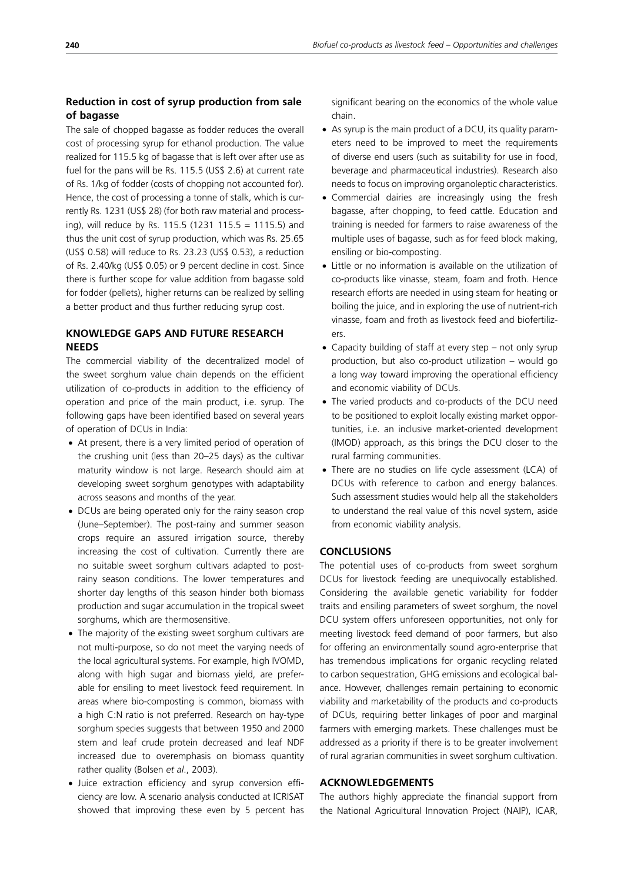### Reduction in cost of syrup production from sale of bagasse

The sale of chopped bagasse as fodder reduces the overall cost of processing syrup for ethanol production. The value realized for 115.5 kg of bagasse that is left over after use as fuel for the pans will be Rs. 115.5 (US$ 2.6) at current rate of Rs. 1/kg of fodder (costs of chopping not accounted for). Hence, the cost of processing a tonne of stalk, which is currently Rs. 1231 (US$ 28) (for both raw material and processing), will reduce by Rs. 115.5 (1231 115.5 = 1115.5) and thus the unit cost of syrup production, which was Rs. 25.65 (US$ 0.58) will reduce to Rs. 23.23 (US$ 0.53), a reduction of Rs. 2.40/kg (US$ 0.05) or 9 percent decline in cost. Since there is further scope for value addition from bagasse sold for fodder (pellets), higher returns can be realized by selling a better product and thus further reducing syrup cost.

## KNOWLEDGE GAPS AND FUTURE RESEARCH NEEDS

The commercial viability of the decentralized model of the sweet sorghum value chain depends on the efficient utilization of co-products in addition to the efficiency of operation and price of the main product, i.e. syrup. The following gaps have been identified based on several years of operation of DCUs in India:

- At present, there is a very limited period of operation of the crushing unit (less than 20–25 days) as the cultivar maturity window is not large. Research should aim at developing sweet sorghum genotypes with adaptability across seasons and months of the year.
- DCUs are being operated only for the rainy season crop (June–September). The post-rainy and summer season crops require an assured irrigation source, thereby increasing the cost of cultivation. Currently there are no suitable sweet sorghum cultivars adapted to post-rainy season conditions. The lower temperatures and shorter day lengths of this season hinder both biomass production and sugar accumulation in the tropical sweet sorghums, which are thermosensitive.
- The majority of the existing sweet sorghum cultivars are not multi-purpose, so do not meet the varying needs of the local agricultural systems. For example, high IVOMD, along with high sugar and biomass yield, are preferable for ensiling to meet livestock feed requirement. In areas where bio-composting is common, biomass with a high C:N ratio is not preferred. Research on hay-type sorghum species suggests that between 1950 and 2000 stem and leaf crude protein decreased and leaf NDF increased due to overemphasis on biomass quantity rather quality (Bolsen *et al*., 2003).
- Juice extraction efficiency and syrup conversion efficiency are low. A scenario analysis conducted at ICRISAT showed that improving these even by 5 percent has significant bearing on the economics of the whole value chain.
- As syrup is the main product of a DCU, its quality parameters need to be improved to meet the requirements of diverse end users (such as suitability for use in food, beverage and pharmaceutical industries). Research also needs to focus on improving organoleptic characteristics.
- Commercial dairies are increasingly using the fresh bagasse, after chopping, to feed cattle. Education and training is needed for farmers to raise awareness of the multiple uses of bagasse, such as for feed block making, ensiling or bio-composting.
- Little or no information is available on the utilization of co-products like vinasse, steam, foam and froth. Hence research efforts are needed in using steam for heating or boiling the juice, and in exploring the use of nutrient-rich vinasse, foam and froth as livestock feed and biofertilizers.
- Capacity building of staff at every step – not only syrup production, but also co-product utilization – would go a long way toward improving the operational efficiency and economic viability of DCUs.
- The varied products and co-products of the DCU need to be positioned to exploit locally existing market opportunities, i.e. an inclusive market-oriented development (IMOD) approach, as this brings the DCU closer to the rural farming communities.
- There are no studies on life cycle assessment (LCA) of DCUs with reference to carbon and energy balances. Such assessment studies would help all the stakeholders to understand the real value of this novel system, aside from economic viability analysis.

## CONCLUSIONS

The potential uses of co-products from sweet sorghum DCUs for livestock feeding are unequivocally established. Considering the available genetic variability for fodder traits and ensiling parameters of sweet sorghum, the novel DCU system offers unforeseen opportunities, not only for meeting livestock feed demand of poor farmers, but also for offering an environmentally sound agro-enterprise that has tremendous implications for organic recycling related to carbon sequestration, GHG emissions and ecological balance. However, challenges remain pertaining to economic viability and marketability of the products and co-products of DCUs, requiring better linkages of poor and marginal farmers with emerging markets. These challenges must be addressed as a priority if there is to be greater involvement of rural agrarian communities in sweet sorghum cultivation.

## ACKNOWLEDGEMENTS

The authors highly appreciate the financial support from the National Agricultural Innovation Project (NAIP), ICAR,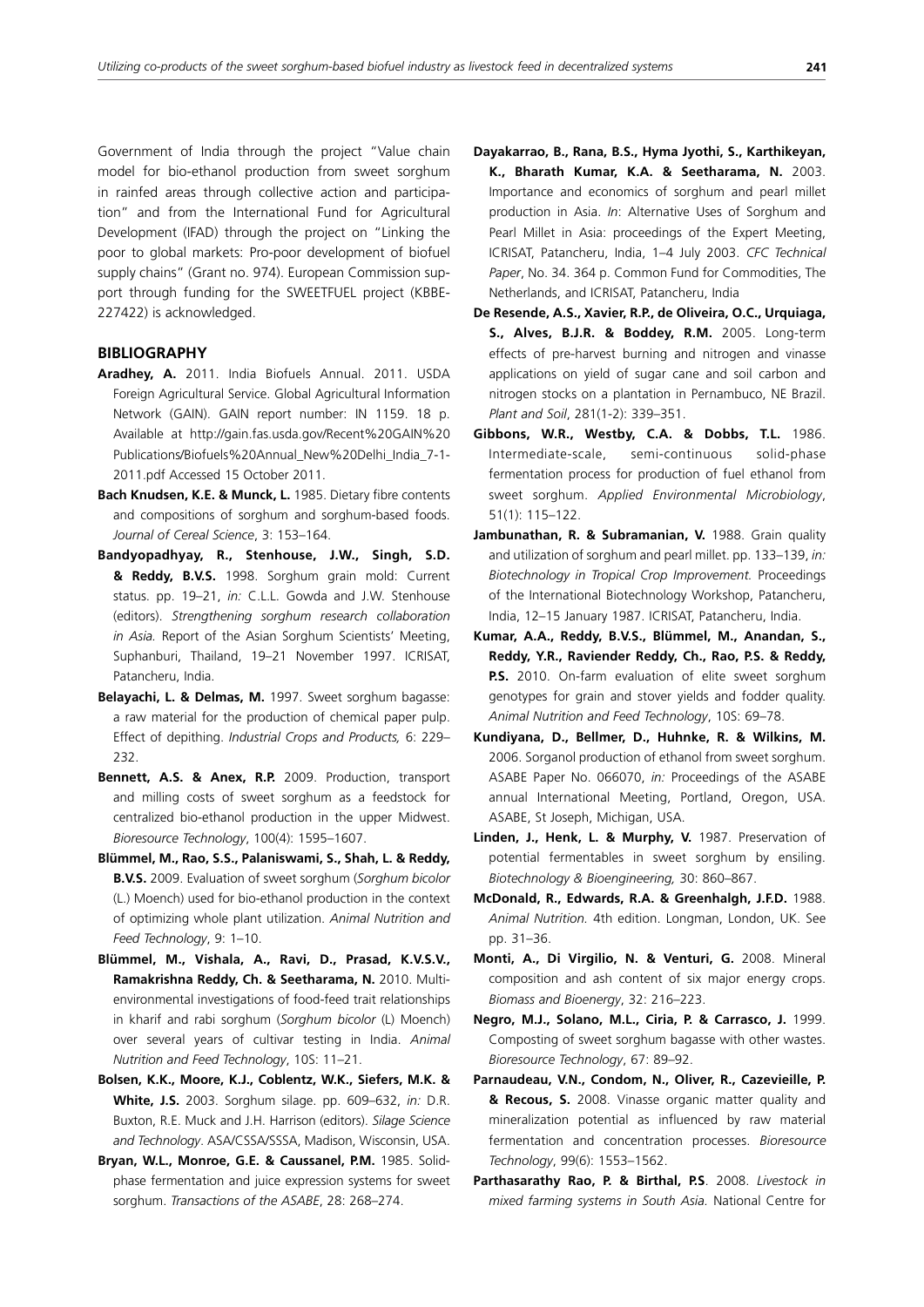Government of India through the project "Value chain model for bio-ethanol production from sweet sorghum in rainfed areas through collective action and participation" and from the International Fund for Agricultural Development (IFAD) through the project on "Linking the poor to global markets: Pro-poor development of biofuel supply chains" (Grant no. 974). European Commission support through funding for the SWEETFUEL project (KBBE-227422) is acknowledged.

## BIBLIOGRAPHY

**Aradhey, A.** 2011. India Biofuels Annual. 2011. USDA Foreign Agricultural Service. Global Agricultural Information Network (GAIN). GAIN report number: IN 1159. 18 p. Available at http://gain.fas.usda.gov/Recent%20GAIN%20 Publications/Biofuels%20Annual_New%20Delhi_India_7-1-2011.pdf Accessed 15 October 2011.

**Bach Knudsen, K.E. & Munck, L.** 1985. Dietary fibre contents and compositions of sorghum and sorghum-based foods. *Journal of Cereal Science*, 3: 153–164.

**Bandyopadhyay, R., Stenhouse, J.W., Singh, S.D. & Reddy, B.V.S.** 1998. Sorghum grain mold: Current status. pp. 19–21, *in:* C.L.L. Gowda and J.W. Stenhouse (editors). *Strengthening sorghum research collaboration in Asia.* Report of the Asian Sorghum Scientists' Meeting, Suphanburi, Thailand, 19–21 November 1997. ICRISAT, Patancheru, India.

**Belayachi, L. & Delmas, M.** 1997. Sweet sorghum bagasse: a raw material for the production of chemical paper pulp. Effect of depithing. *Industrial Crops and Products,* 6: 229–232.

**Bennett, A.S. & Anex, R.P.** 2009. Production, transport and milling costs of sweet sorghum as a feedstock for centralized bio-ethanol production in the upper Midwest. *Bioresource Technology*, 100(4): 1595–1607.

**Blümmel, M., Rao, S.S., Palaniswami, S., Shah, L. & Reddy, B.V.S.** 2009. Evaluation of sweet sorghum (*Sorghum bicolor* (L.) Moench) used for bio-ethanol production in the context of optimizing whole plant utilization. *Animal Nutrition and Feed Technology*, 9: 1–10.

**Blümmel, M., Vishala, A., Ravi, D., Prasad, K.V.S.V., Ramakrishna Reddy, Ch. & Seetharama, N.** 2010. Multi-environmental investigations of food-feed trait relationships in kharif and rabi sorghum (*Sorghum bicolor* (L) Moench) over several years of cultivar testing in India. *Animal Nutrition and Feed Technology*, 10S: 11–21.

**Bolsen, K.K., Moore, K.J., Coblentz, W.K., Siefers, M.K. & White, J.S.** 2003. Sorghum silage. pp. 609–632, *in:* D.R. Buxton, R.E. Muck and J.H. Harrison (editors). *Silage Science and Technology*. ASA/CSSA/SSSA, Madison, Wisconsin, USA.

**Bryan, W.L., Monroe, G.E. & Caussanel, P.M.** 1985. Solid-phase fermentation and juice expression systems for sweet sorghum. *Transactions of the ASABE*, 28: 268–274.

**Dayakarrao, B., Rana, B.S., Hyma Jyothi, S., Karthikeyan, K., Bharath Kumar, K.A. & Seetharama, N.** 2003. Importance and economics of sorghum and pearl millet production in Asia. *In*: Alternative Uses of Sorghum and Pearl Millet in Asia: proceedings of the Expert Meeting, ICRISAT, Patancheru, India, 1–4 July 2003. *CFC Technical Paper*, No. 34. 364 p. Common Fund for Commodities, The Netherlands, and ICRISAT, Patancheru, India

**De Resende, A.S., Xavier, R.P., de Oliveira, O.C., Urquiaga, S., Alves, B.J.R. & Boddey, R.M.** 2005. Long-term effects of pre-harvest burning and nitrogen and vinasse applications on yield of sugar cane and soil carbon and nitrogen stocks on a plantation in Pernambuco, NE Brazil. *Plant and Soil*, 281(1-2): 339–351.

**Gibbons, W.R., Westby, C.A. & Dobbs, T.L.** 1986. Intermediate-scale, semi-continuous solid-phase fermentation process for production of fuel ethanol from sweet sorghum. *Applied Environmental Microbiology*, 51(1): 115–122.

**Jambunathan, R. & Subramanian, V.** 1988. Grain quality and utilization of sorghum and pearl millet. pp. 133–139, *in: Biotechnology in Tropical Crop Improvement.* Proceedings of the International Biotechnology Workshop, Patancheru, India, 12–15 January 1987. ICRISAT, Patancheru, India.

**Kumar, A.A., Reddy, B.V.S., Blümmel, M., Anandan, S., Reddy, Y.R., Raviender Reddy, Ch., Rao, P.S. & Reddy, P.S.** 2010. On-farm evaluation of elite sweet sorghum genotypes for grain and stover yields and fodder quality. *Animal Nutrition and Feed Technology*, 10S: 69–78.

**Kundiyana, D., Bellmer, D., Huhnke, R. & Wilkins, M.** 2006. Sorganol production of ethanol from sweet sorghum. ASABE Paper No. 066070, *in:* Proceedings of the ASABE annual International Meeting, Portland, Oregon, USA. ASABE, St Joseph, Michigan, USA.

**Linden, J., Henk, L. & Murphy, V.** 1987. Preservation of potential fermentables in sweet sorghum by ensiling. *Biotechnology & Bioengineering,* 30: 860–867.

**McDonald, R., Edwards, R.A. & Greenhalgh, J.F.D.** 1988. *Animal Nutrition.* 4th edition. Longman, London, UK. See pp. 31–36.

**Monti, A., Di Virgilio, N. & Venturi, G.** 2008. Mineral composition and ash content of six major energy crops. *Biomass and Bioenergy*, 32: 216–223.

**Negro, M.J., Solano, M.L., Ciria, P. & Carrasco, J.** 1999. Composting of sweet sorghum bagasse with other wastes. *Bioresource Technology*, 67: 89–92.

**Parnaudeau, V.N., Condom, N., Oliver, R., Cazevieille, P. & Recous, S.** 2008. Vinasse organic matter quality and mineralization potential as influenced by raw material fermentation and concentration processes. *Bioresource Technology*, 99(6): 1553–1562.

**Parthasarathy Rao, P. & Birthal, P.S**. 2008. *Livestock in mixed farming systems in South Asia.* National Centre for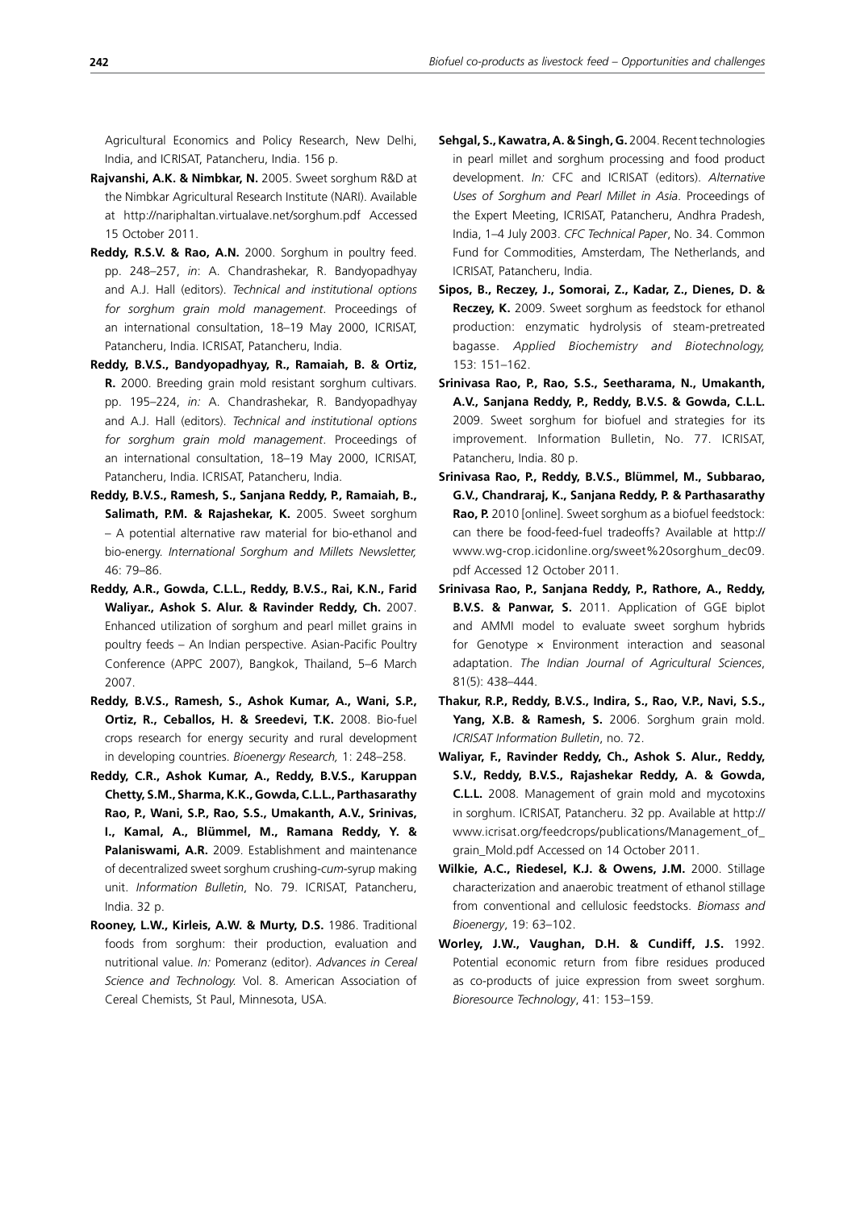Agricultural Economics and Policy Research, New Delhi, India, and ICRISAT, Patancheru, India. 156 p.

**Rajvanshi, A.K. & Nimbkar, N.** 2005. Sweet sorghum R&D at the Nimbkar Agricultural Research Institute (NARI). Available at http://nariphaltan.virtualave.net/sorghum.pdf Accessed 15 October 2011.

**Reddy, R.S.V. & Rao, A.N.** 2000. Sorghum in poultry feed. pp. 248–257, *in*: A. Chandrashekar, R. Bandyopadhyay and A.J. Hall (editors). *Technical and institutional options for sorghum grain mold management*. Proceedings of an international consultation, 18–19 May 2000, ICRISAT, Patancheru, India. ICRISAT, Patancheru, India.

**Reddy, B.V.S., Bandyopadhyay, R., Ramaiah, B. & Ortiz, R.** 2000. Breeding grain mold resistant sorghum cultivars. pp. 195–224, *in:* A. Chandrashekar, R. Bandyopadhyay and A.J. Hall (editors). *Technical and institutional options for sorghum grain mold management*. Proceedings of an international consultation, 18–19 May 2000, ICRISAT, Patancheru, India. ICRISAT, Patancheru, India.

**Reddy, B.V.S., Ramesh, S., Sanjana Reddy, P., Ramaiah, B., Salimath, P.M. & Rajashekar, K.** 2005. Sweet sorghum – A potential alternative raw material for bio-ethanol and bio-energy. *International Sorghum and Millets Newsletter,* 46: 79–86.

**Reddy, A.R., Gowda, C.L.L., Reddy, B.V.S., Rai, K.N., Farid Waliyar., Ashok S. Alur. & Ravinder Reddy, Ch.** 2007. Enhanced utilization of sorghum and pearl millet grains in poultry feeds – An Indian perspective. Asian-Pacific Poultry Conference (APPC 2007), Bangkok, Thailand, 5–6 March 2007.

**Reddy, B.V.S., Ramesh, S., Ashok Kumar, A., Wani, S.P., Ortiz, R., Ceballos, H. & Sreedevi, T.K.** 2008. Bio-fuel crops research for energy security and rural development in developing countries. *Bioenergy Research,* 1: 248–258.

**Reddy, C.R., Ashok Kumar, A., Reddy, B.V.S., Karuppan Chetty, S.M., Sharma, K.K., Gowda, C.L.L., Parthasarathy Rao, P., Wani, S.P., Rao, S.S., Umakanth, A.V., Srinivas, I., Kamal, A., Blümmel, M., Ramana Reddy, Y. & Palaniswami, A.R.** 2009. Establishment and maintenance of decentralized sweet sorghum crushing-*cum*-syrup making unit. *Information Bulletin*, No. 79. ICRISAT, Patancheru, India. 32 p.

**Rooney, L.W., Kirleis, A.W. & Murty, D.S.** 1986. Traditional foods from sorghum: their production, evaluation and nutritional value. *In:* Pomeranz (editor). *Advances in Cereal Science and Technology.* Vol. 8. American Association of Cereal Chemists, St Paul, Minnesota, USA.

**Sehgal, S., Kawatra, A. & Singh, G.** 2004. Recent technologies in pearl millet and sorghum processing and food product development. *In:* CFC and ICRISAT (editors). *Alternative Uses of Sorghum and Pearl Millet in Asia*. Proceedings of the Expert Meeting, ICRISAT, Patancheru, Andhra Pradesh, India, 1–4 July 2003. *CFC Technical Paper*, No. 34. Common Fund for Commodities, Amsterdam, The Netherlands, and ICRISAT, Patancheru, India.

**Sipos, B., Reczey, J., Somorai, Z., Kadar, Z., Dienes, D. & Reczey, K.** 2009. Sweet sorghum as feedstock for ethanol production: enzymatic hydrolysis of steam-pretreated bagasse. *Applied Biochemistry and Biotechnology,* 153: 151–162.

**Srinivasa Rao, P., Rao, S.S., Seetharama, N., Umakanth, A.V., Sanjana Reddy, P., Reddy, B.V.S. & Gowda, C.L.L.** 2009. Sweet sorghum for biofuel and strategies for its improvement. Information Bulletin, No. 77. ICRISAT, Patancheru, India. 80 p.

**Srinivasa Rao, P., Reddy, B.V.S., Blümmel, M., Subbarao, G.V., Chandraraj, K., Sanjana Reddy, P. & Parthasarathy Rao, P.** 2010 [online]. Sweet sorghum as a biofuel feedstock: can there be food-feed-fuel tradeoffs? Available at http://www.wg-crop.icidonline.org/sweet%20sorghum_dec09.pdf Accessed 12 October 2011.

**Srinivasa Rao, P., Sanjana Reddy, P., Rathore, A., Reddy, B.V.S. & Panwar, S.** 2011. Application of GGE biplot and AMMI model to evaluate sweet sorghum hybrids for Genotype × Environment interaction and seasonal adaptation. *The Indian Journal of Agricultural Sciences*, 81(5): 438–444.

**Thakur, R.P., Reddy, B.V.S., Indira, S., Rao, V.P., Navi, S.S., Yang, X.B. & Ramesh, S.** 2006. Sorghum grain mold. *ICRISAT Information Bulletin*, no. 72.

**Waliyar, F., Ravinder Reddy, Ch., Ashok S. Alur., Reddy, S.V., Reddy, B.V.S., Rajashekar Reddy, A. & Gowda, C.L.L.** 2008. Management of grain mold and mycotoxins in sorghum. ICRISAT, Patancheru. 32 pp. Available at http://www.icrisat.org/feedcrops/publications/Management_of_grain_Mold.pdf Accessed on 14 October 2011.

**Wilkie, A.C., Riedesel, K.J. & Owens, J.M.** 2000. Stillage characterization and anaerobic treatment of ethanol stillage from conventional and cellulosic feedstocks. *Biomass and Bioenergy*, 19: 63–102.

**Worley, J.W., Vaughan, D.H. & Cundiff, J.S.** 1992. Potential economic return from fibre residues produced as co-products of juice expression from sweet sorghum. *Bioresource Technology*, 41: 153–159.